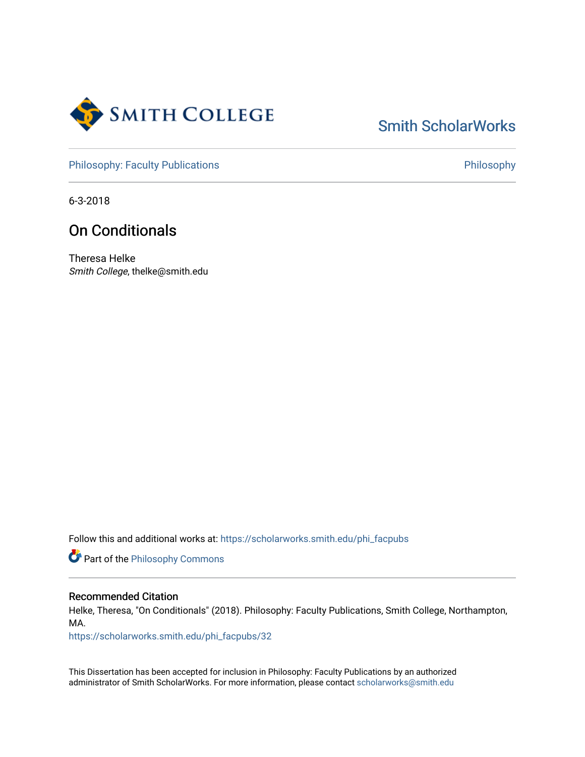Smith ScholarWorks

Philosophy: Faculty Publications

Philosophy

6-3-2018

# On Conditionals

Theresa Helke
*Smith College*, thelke@smith.edu

Follow this and additional works at: https://scholarworks.smith.edu/phi_facpubs

Part of the Philosophy Commons

## Recommended Citation

Helke, Theresa, "On Conditionals" (2018). Philosophy: Faculty Publications, Smith College, Northampton, MA.
https://scholarworks.smith.edu/phi_facpubs/32

This Dissertation has been accepted for inclusion in Philosophy: Faculty Publications by an authorized administrator of Smith ScholarWorks. For more information, please contact scholarworks@smith.edu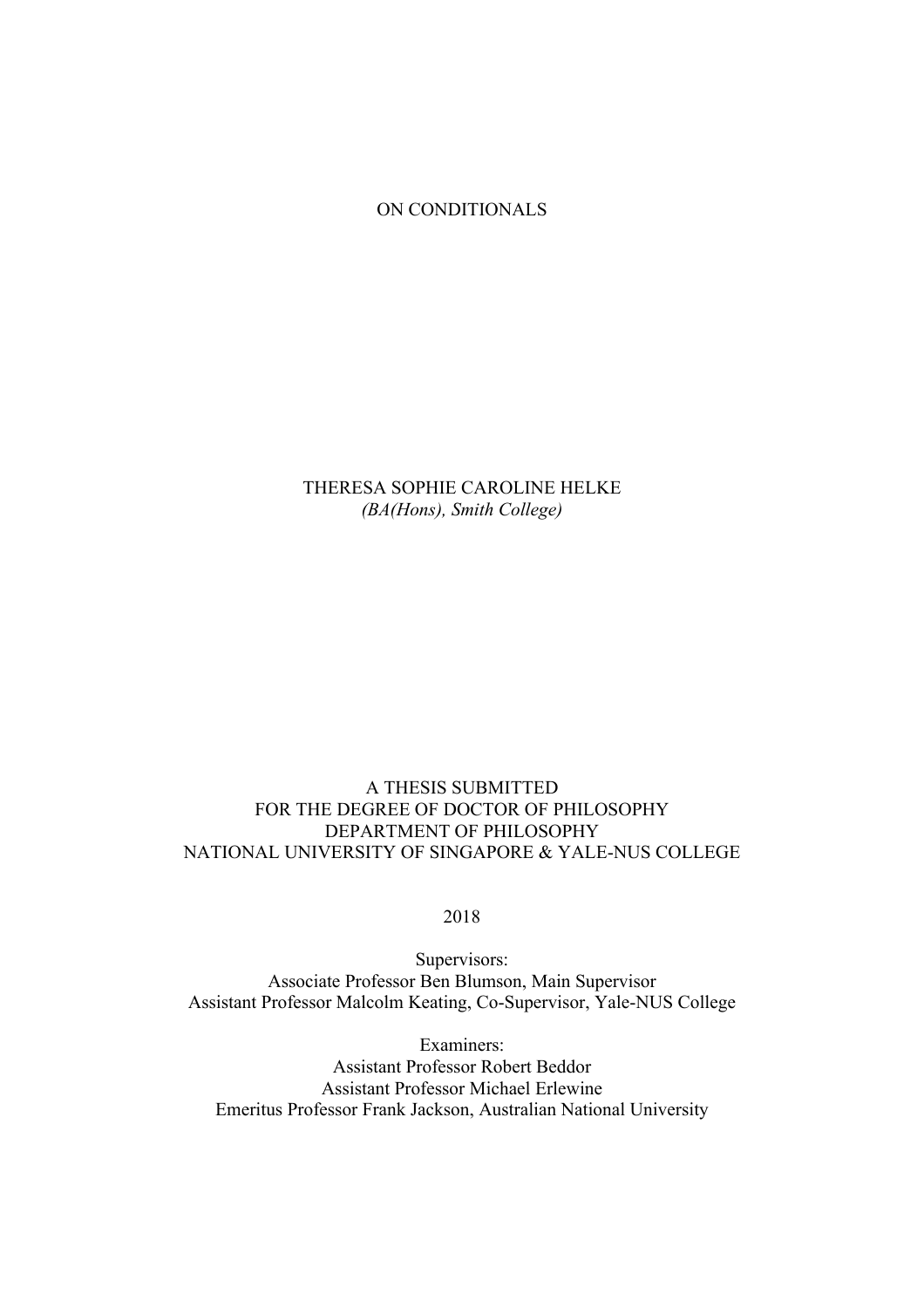# ON CONDITIONALS

THERESA SOPHIE CAROLINE HELKE
*(BA(Hons), Smith College)*

A THESIS SUBMITTED
FOR THE DEGREE OF DOCTOR OF PHILOSOPHY
DEPARTMENT OF PHILOSOPHY
NATIONAL UNIVERSITY OF SINGAPORE & YALE-NUS COLLEGE

2018

Supervisors:
Associate Professor Ben Blumson, Main Supervisor
Assistant Professor Malcolm Keating, Co-Supervisor, Yale-NUS College

Examiners:
Assistant Professor Robert Beddor
Assistant Professor Michael Erlewine
Emeritus Professor Frank Jackson, Australian National University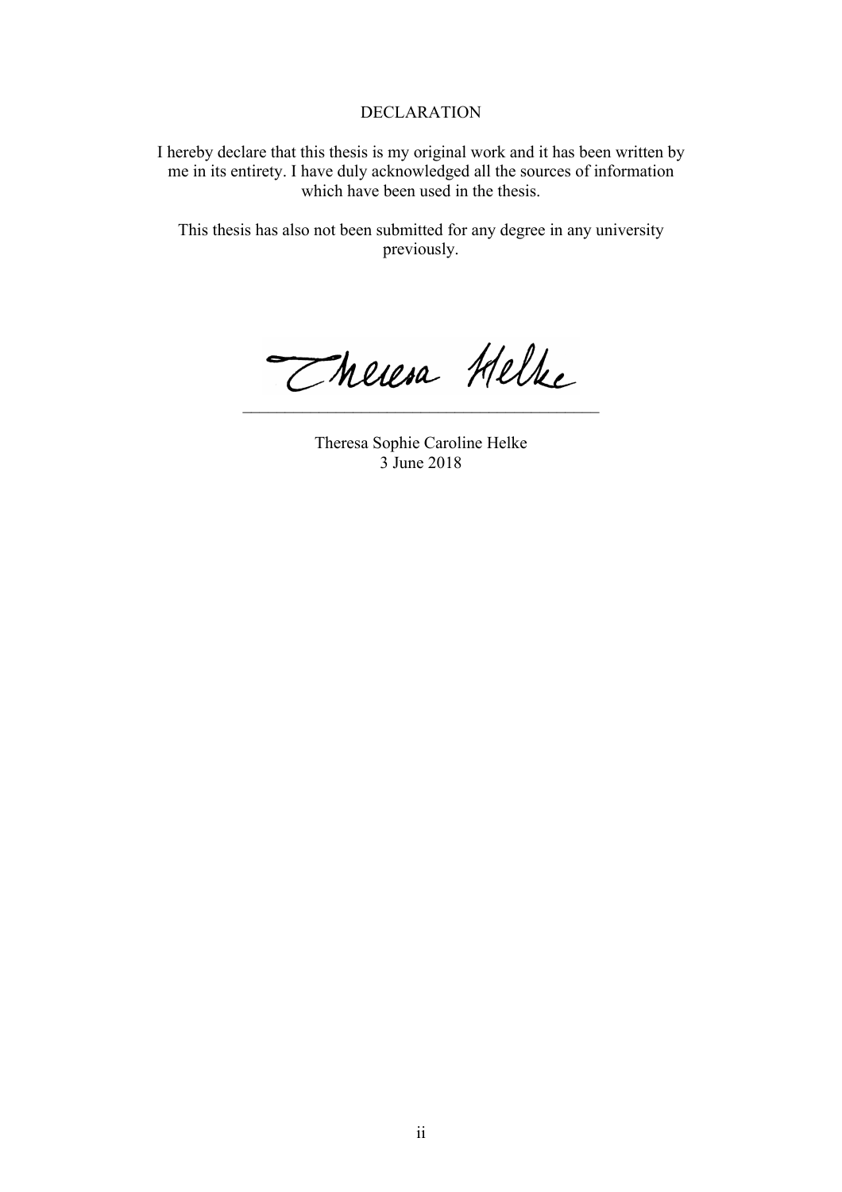# DECLARATION

I hereby declare that this thesis is my original work and it has been written by me in its entirety. I have duly acknowledged all the sources of information which have been used in the thesis.

This thesis has also not been submitted for any degree in any university previously.

Theresa Helke

\_\_\_\_\_\_\_\_\_\_\_\_\_\_\_\_\_\_\_\_\_\_\_\_\_\_\_\_\_\_\_\_\_\_\_\_\_\_\_\_\_\_\_\_

Theresa Sophie Caroline Helke
3 June 2018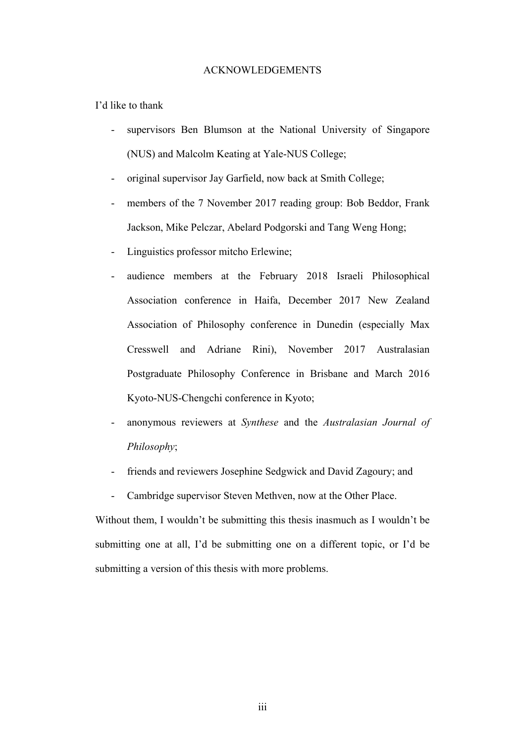# ACKNOWLEDGEMENTS

I'd like to thank

- supervisors Ben Blumson at the National University of Singapore (NUS) and Malcolm Keating at Yale-NUS College;
- original supervisor Jay Garfield, now back at Smith College;
- members of the 7 November 2017 reading group: Bob Beddor, Frank Jackson, Mike Pelczar, Abelard Podgorski and Tang Weng Hong;
- Linguistics professor mitcho Erlewine;
- audience members at the February 2018 Israeli Philosophical Association conference in Haifa, December 2017 New Zealand Association of Philosophy conference in Dunedin (especially Max Cresswell and Adriane Rini), November 2017 Australasian Postgraduate Philosophy Conference in Brisbane and March 2016 Kyoto-NUS-Chengchi conference in Kyoto;
- anonymous reviewers at *Synthese* and the *Australasian Journal of Philosophy*;
- friends and reviewers Josephine Sedgwick and David Zagoury; and
- Cambridge supervisor Steven Methven, now at the Other Place.

Without them, I wouldn't be submitting this thesis inasmuch as I wouldn't be submitting one at all, I'd be submitting one on a different topic, or I'd be submitting a version of this thesis with more problems.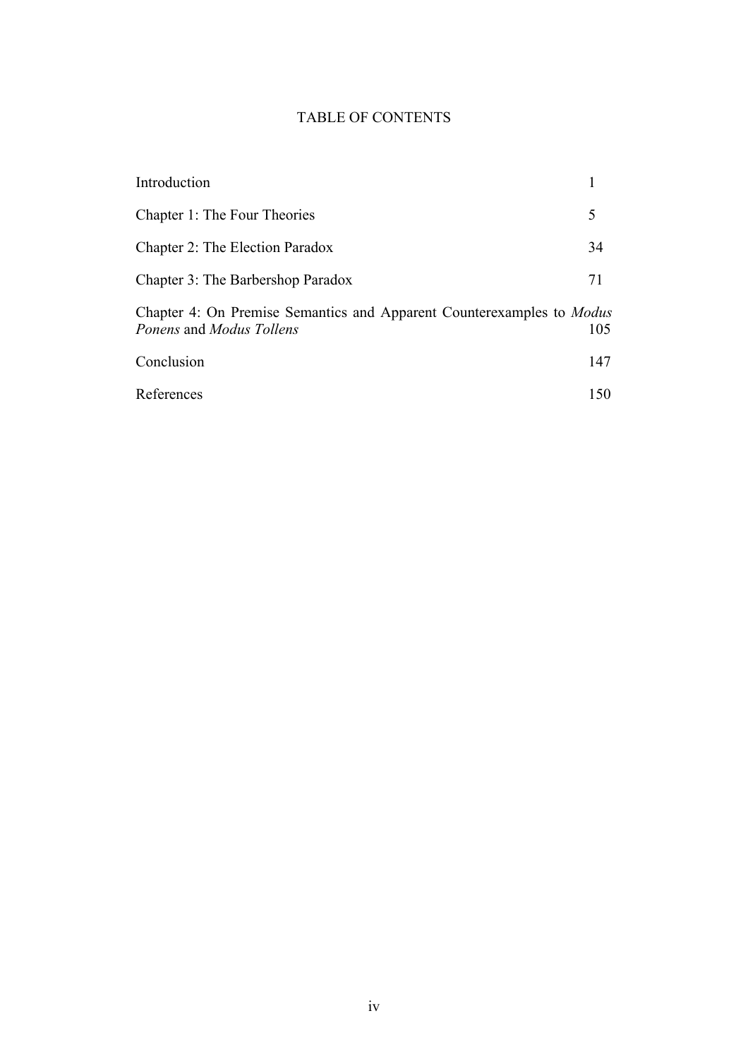# TABLE OF CONTENTS

| | |
|---|---|
| Introduction | 1 |
| Chapter 1: The Four Theories | 5 |
| Chapter 2: The Election Paradox | 34 |
| Chapter 3: The Barbershop Paradox | 71 |
| Chapter 4: On Premise Semantics and Apparent Counterexamples to *Modus Ponens* and *Modus Tollens* | 105 |
| Conclusion | 147 |
| References | 150 |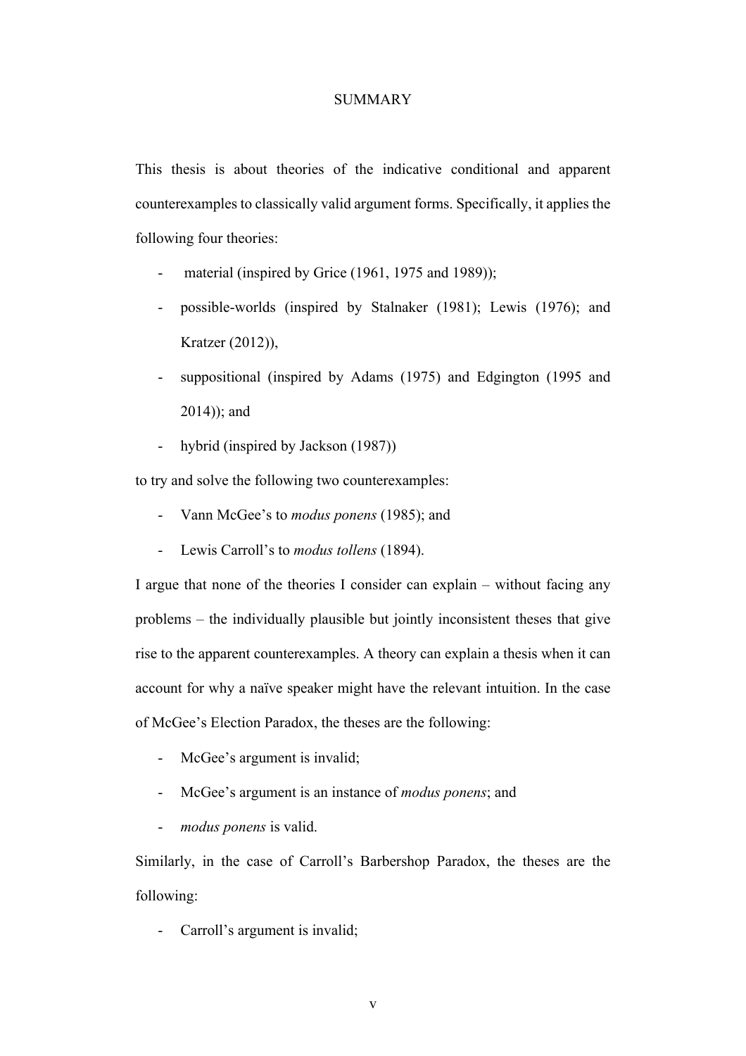# SUMMARY

This thesis is about theories of the indicative conditional and apparent counterexamples to classically valid argument forms. Specifically, it applies the following four theories:

- material (inspired by Grice (1961, 1975 and 1989));
- possible-worlds (inspired by Stalnaker (1981); Lewis (1976); and Kratzer (2012)),
- suppositional (inspired by Adams (1975) and Edgington (1995 and 2014)); and
- hybrid (inspired by Jackson (1987))

to try and solve the following two counterexamples:

- Vann McGee's to *modus ponens* (1985); and
- Lewis Carroll's to *modus tollens* (1894).

I argue that none of the theories I consider can explain – without facing any problems – the individually plausible but jointly inconsistent theses that give rise to the apparent counterexamples. A theory can explain a thesis when it can account for why a naïve speaker might have the relevant intuition. In the case of McGee's Election Paradox, the theses are the following:

- McGee's argument is invalid;
- McGee's argument is an instance of *modus ponens*; and
- *modus ponens* is valid.

Similarly, in the case of Carroll's Barbershop Paradox, the theses are the following:

- Carroll's argument is invalid;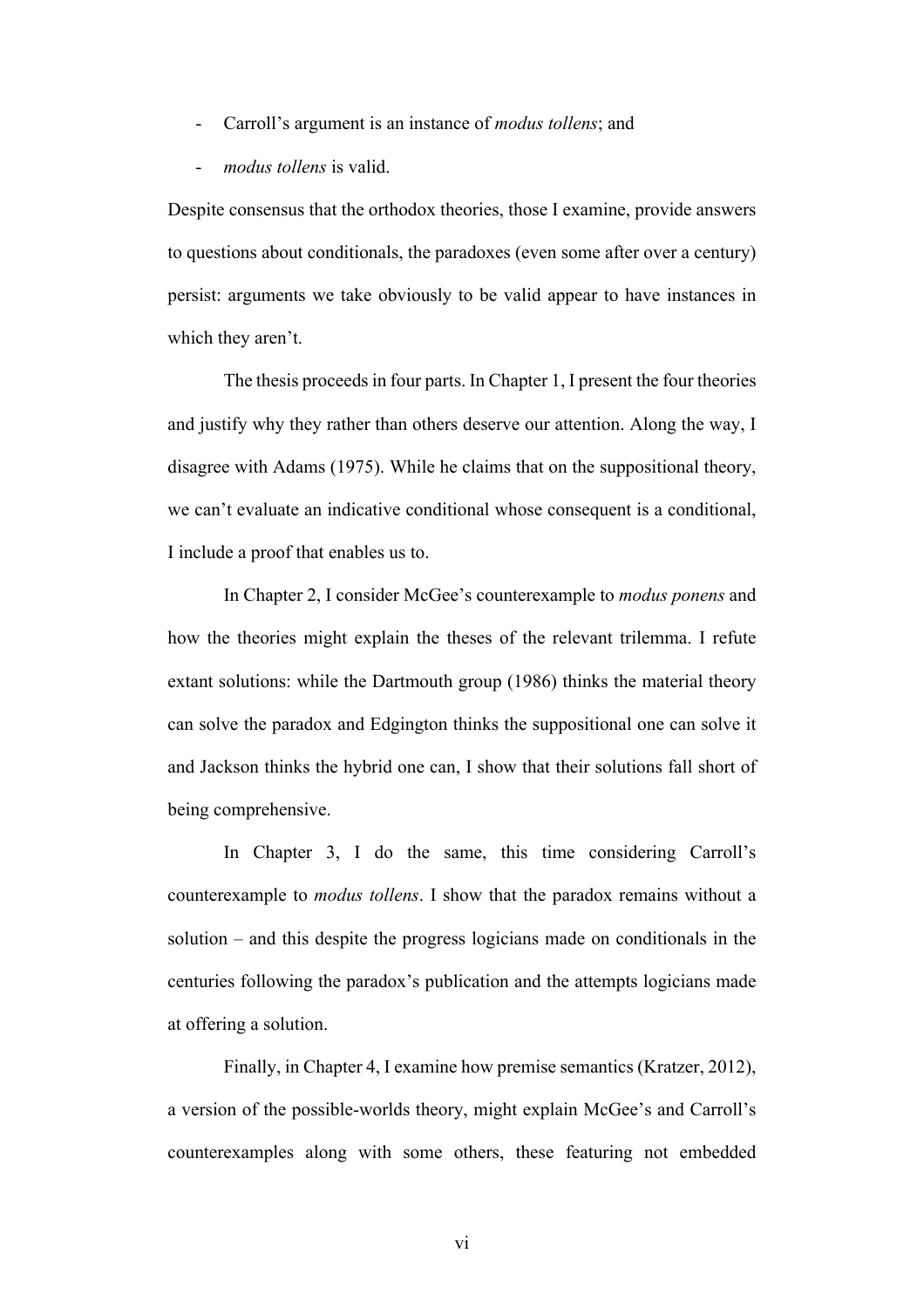- Carroll's argument is an instance of *modus tollens*; and
- *modus tollens* is valid.

Despite consensus that the orthodox theories, those I examine, provide answers to questions about conditionals, the paradoxes (even some after over a century) persist: arguments we take obviously to be valid appear to have instances in which they aren't.

The thesis proceeds in four parts. In Chapter 1, I present the four theories and justify why they rather than others deserve our attention. Along the way, I disagree with Adams (1975). While he claims that on the suppositional theory, we can't evaluate an indicative conditional whose consequent is a conditional, I include a proof that enables us to.

In Chapter 2, I consider McGee's counterexample to *modus ponens* and how the theories might explain the theses of the relevant trilemma. I refute extant solutions: while the Dartmouth group (1986) thinks the material theory can solve the paradox and Edgington thinks the suppositional one can solve it and Jackson thinks the hybrid one can, I show that their solutions fall short of being comprehensive.

In Chapter 3, I do the same, this time considering Carroll's counterexample to *modus tollens*. I show that the paradox remains without a solution – and this despite the progress logicians made on conditionals in the centuries following the paradox's publication and the attempts logicians made at offering a solution.

Finally, in Chapter 4, I examine how premise semantics (Kratzer, 2012), a version of the possible-worlds theory, might explain McGee's and Carroll's counterexamples along with some others, these featuring not embedded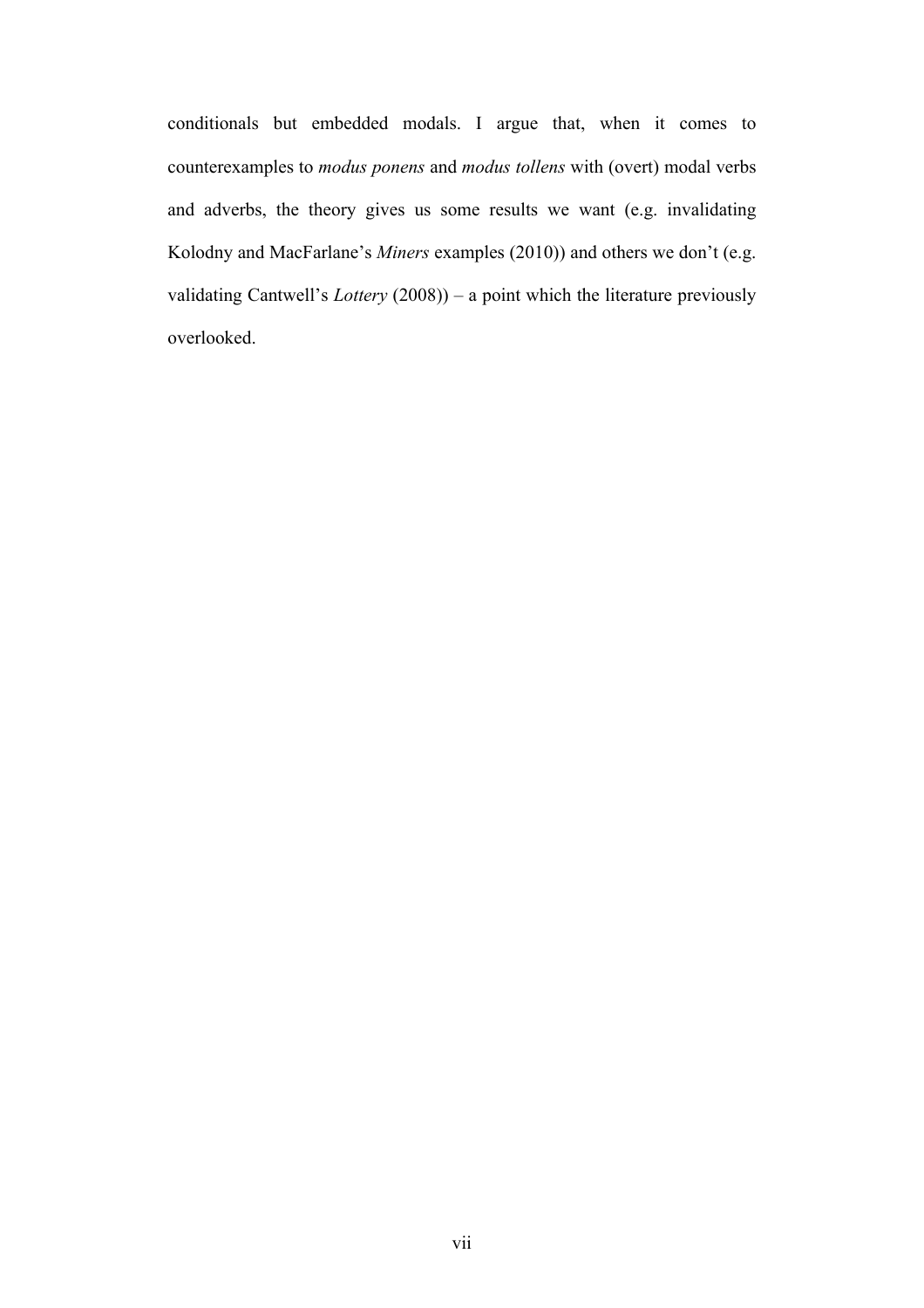conditionals but embedded modals. I argue that, when it comes to counterexamples to *modus ponens* and *modus tollens* with (overt) modal verbs and adverbs, the theory gives us some results we want (e.g. invalidating Kolodny and MacFarlane's *Miners* examples (2010)) and others we don't (e.g. validating Cantwell's *Lottery* (2008)) – a point which the literature previously overlooked.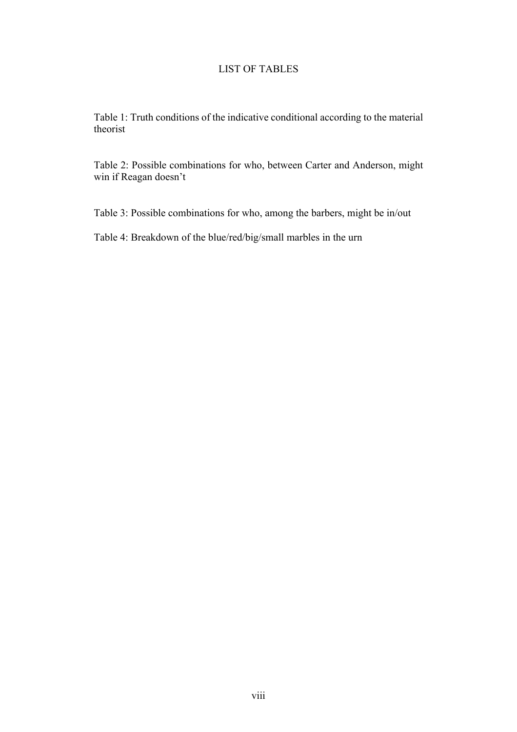# LIST OF TABLES

Table 1: Truth conditions of the indicative conditional according to the material theorist

Table 2: Possible combinations for who, between Carter and Anderson, might win if Reagan doesn't

Table 3: Possible combinations for who, among the barbers, might be in/out

Table 4: Breakdown of the blue/red/big/small marbles in the urn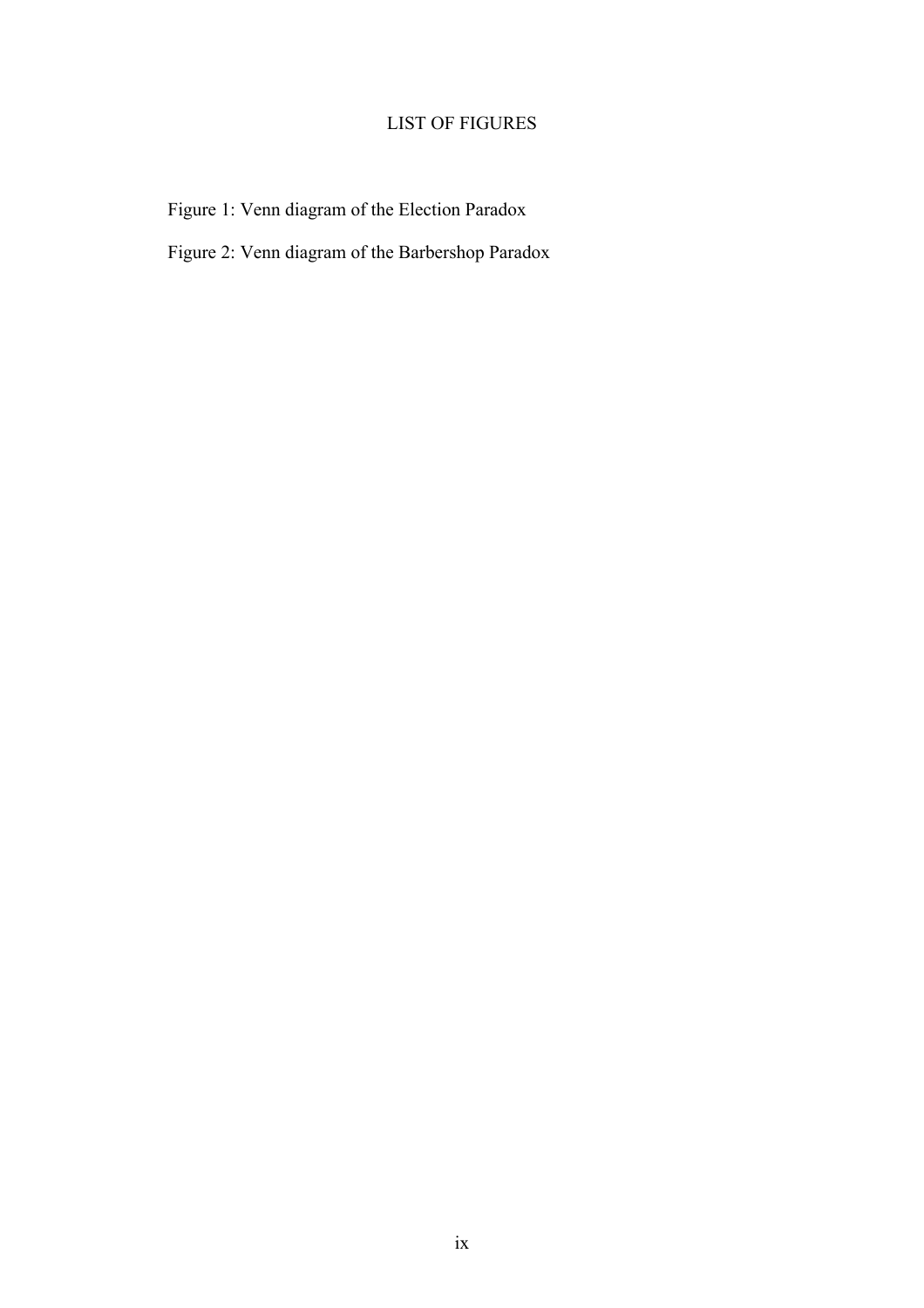# LIST OF FIGURES

Figure 1: Venn diagram of the Election Paradox

Figure 2: Venn diagram of the Barbershop Paradox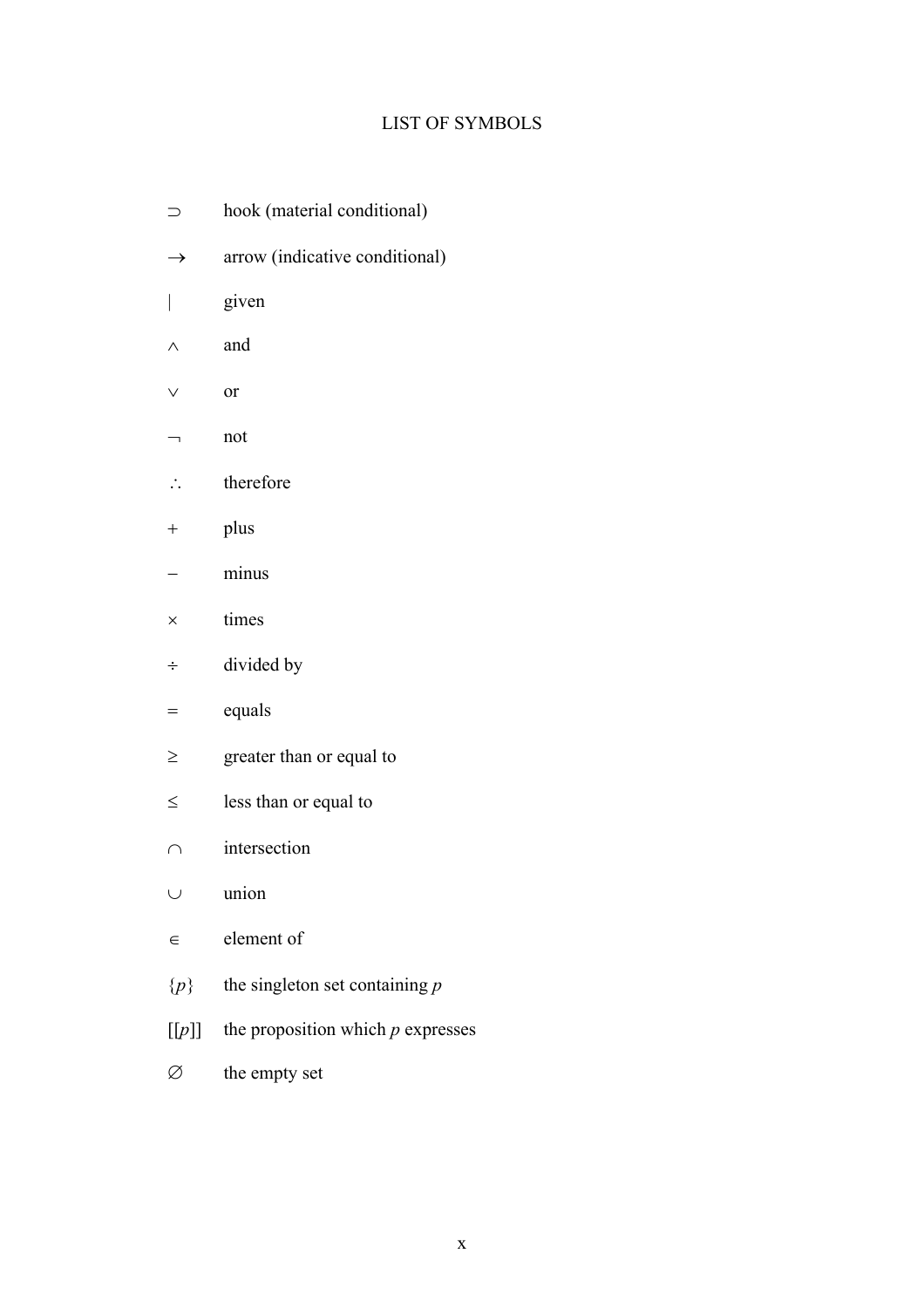# LIST OF SYMBOLS

| Symbol | Meaning |
| --- | --- |
| $\supset$ | hook (material conditional) |
| $\rightarrow$ | arrow (indicative conditional) |
| $\vert$ | given |
| $\wedge$ | and |
| $\vee$ | or |
| $\neg$ | not |
| $\therefore$ | therefore |
| $+$ | plus |
| $-$ | minus |
| $\times$ | times |
| $\div$ | divided by |
| $=$ | equals |
| $\geq$ | greater than or equal to |
| $\leq$ | less than or equal to |
| $\cap$ | intersection |
| $\cup$ | union |
| $\in$ | element of |
| $\{p\}$ | the singleton set containing $p$ |
| $[[p]]$ | the proposition which $p$ expresses |
| $\varnothing$ | the empty set |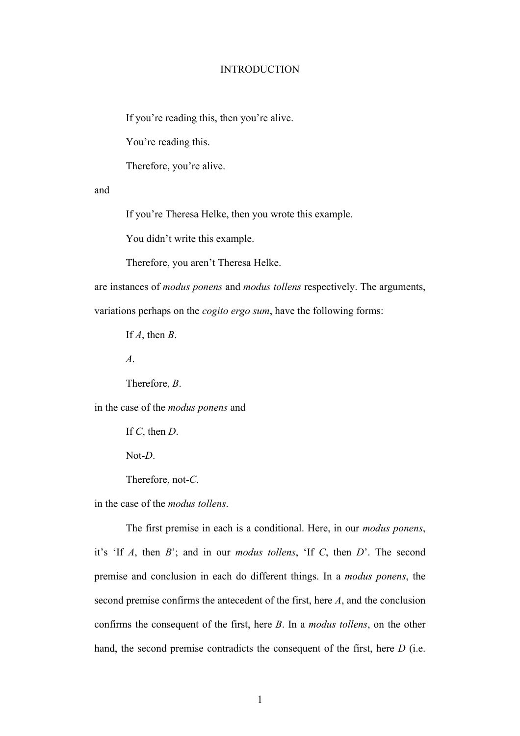# INTRODUCTION

> If you're reading this, then you're alive.
>
> You're reading this.
>
> Therefore, you're alive.

and

> If you're Theresa Helke, then you wrote this example.
>
> You didn't write this example.
>
> Therefore, you aren't Theresa Helke.

are instances of *modus ponens* and *modus tollens* respectively. The arguments, variations perhaps on the *cogito ergo sum*, have the following forms:

> If *A*, then *B*.
>
> *A*.
>
> Therefore, *B*.

in the case of the *modus ponens* and

> If *C*, then *D*.
>
> Not-*D*.
>
> Therefore, not-*C*.

in the case of the *modus tollens*.

The first premise in each is a conditional. Here, in our *modus ponens*, it's 'If *A*, then *B*'; and in our *modus tollens*, 'If *C*, then *D*'. The second premise and conclusion in each do different things. In a *modus ponens*, the second premise confirms the antecedent of the first, here *A*, and the conclusion confirms the consequent of the first, here *B*. In a *modus tollens*, on the other hand, the second premise contradicts the consequent of the first, here *D* (i.e.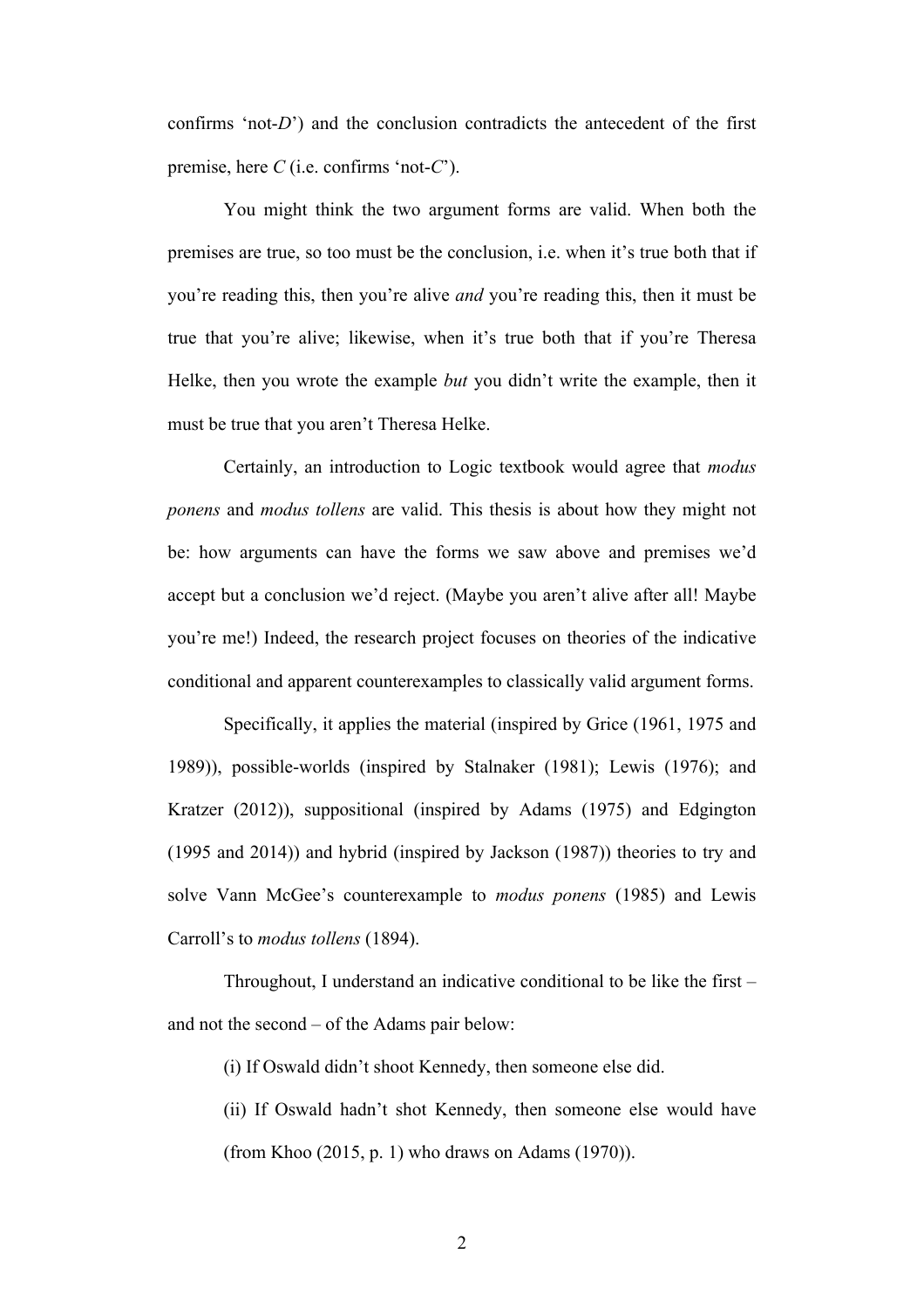confirms 'not-*D*') and the conclusion contradicts the antecedent of the first premise, here *C* (i.e. confirms 'not-*C*').

You might think the two argument forms are valid. When both the premises are true, so too must be the conclusion, i.e. when it's true both that if you're reading this, then you're alive *and* you're reading this, then it must be true that you're alive; likewise, when it's true both that if you're Theresa Helke, then you wrote the example *but* you didn't write the example, then it must be true that you aren't Theresa Helke.

Certainly, an introduction to Logic textbook would agree that *modus ponens* and *modus tollens* are valid. This thesis is about how they might not be: how arguments can have the forms we saw above and premises we'd accept but a conclusion we'd reject. (Maybe you aren't alive after all! Maybe you're me!) Indeed, the research project focuses on theories of the indicative conditional and apparent counterexamples to classically valid argument forms.

Specifically, it applies the material (inspired by Grice (1961, 1975 and 1989)), possible-worlds (inspired by Stalnaker (1981); Lewis (1976); and Kratzer (2012)), suppositional (inspired by Adams (1975) and Edgington (1995 and 2014)) and hybrid (inspired by Jackson (1987)) theories to try and solve Vann McGee's counterexample to *modus ponens* (1985) and Lewis Carroll's to *modus tollens* (1894).

Throughout, I understand an indicative conditional to be like the first – and not the second – of the Adams pair below:

(i) If Oswald didn't shoot Kennedy, then someone else did.

(ii) If Oswald hadn't shot Kennedy, then someone else would have (from Khoo (2015, p. 1) who draws on Adams (1970)).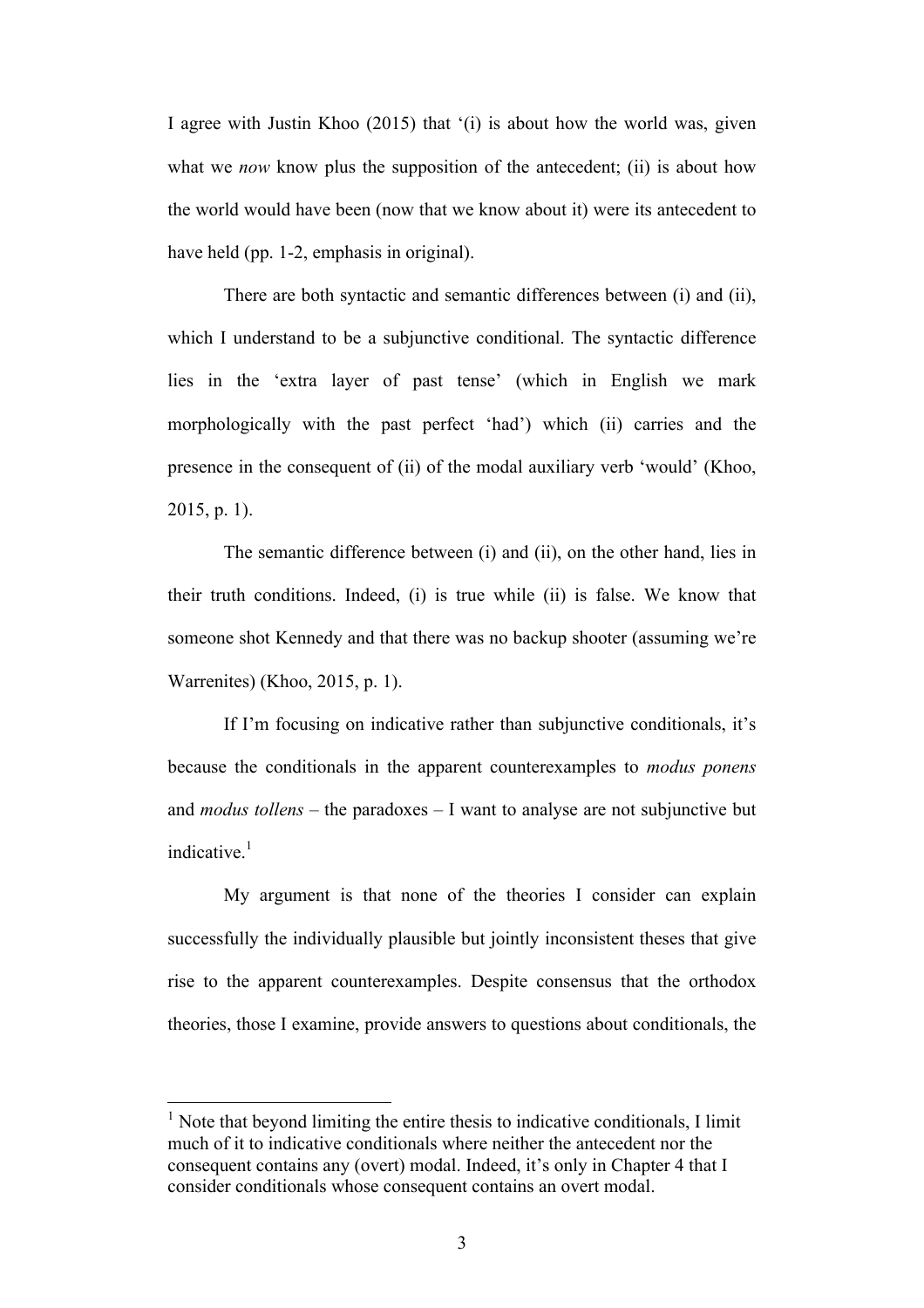I agree with Justin Khoo (2015) that '(i) is about how the world was, given what we *now* know plus the supposition of the antecedent; (ii) is about how the world would have been (now that we know about it) were its antecedent to have held (pp. 1-2, emphasis in original).

There are both syntactic and semantic differences between (i) and (ii), which I understand to be a subjunctive conditional. The syntactic difference lies in the 'extra layer of past tense' (which in English we mark morphologically with the past perfect 'had') which (ii) carries and the presence in the consequent of (ii) of the modal auxiliary verb 'would' (Khoo, 2015, p. 1).

The semantic difference between (i) and (ii), on the other hand, lies in their truth conditions. Indeed, (i) is true while (ii) is false. We know that someone shot Kennedy and that there was no backup shooter (assuming we're Warrenites) (Khoo, 2015, p. 1).

If I'm focusing on indicative rather than subjunctive conditionals, it's because the conditionals in the apparent counterexamples to *modus ponens* and *modus tollens* – the paradoxes – I want to analyse are not subjunctive but indicative.[1]

My argument is that none of the theories I consider can explain successfully the individually plausible but jointly inconsistent theses that give rise to the apparent counterexamples. Despite consensus that the orthodox theories, those I examine, provide answers to questions about conditionals, the

---

[1] Note that beyond limiting the entire thesis to indicative conditionals, I limit much of it to indicative conditionals where neither the antecedent nor the consequent contains any (overt) modal. Indeed, it's only in Chapter 4 that I consider conditionals whose consequent contains an overt modal.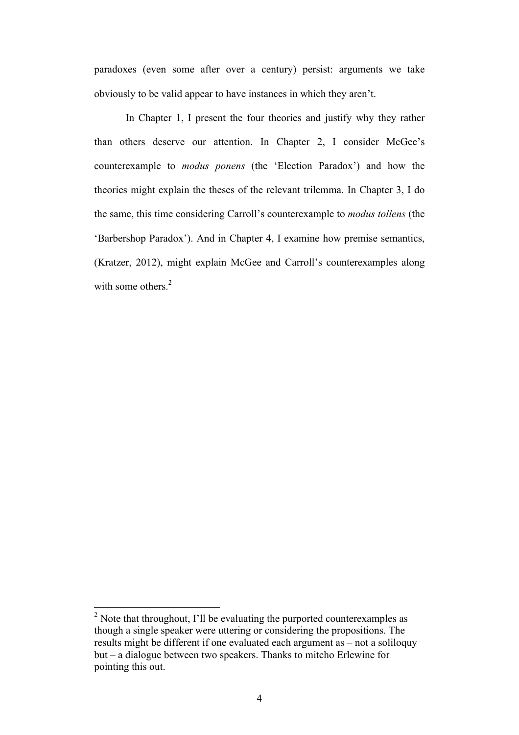paradoxes (even some after over a century) persist: arguments we take obviously to be valid appear to have instances in which they aren't.

In Chapter 1, I present the four theories and justify why they rather than others deserve our attention. In Chapter 2, I consider McGee's counterexample to *modus ponens* (the 'Election Paradox') and how the theories might explain the theses of the relevant trilemma. In Chapter 3, I do the same, this time considering Carroll's counterexample to *modus tollens* (the 'Barbershop Paradox'). And in Chapter 4, I examine how premise semantics, (Kratzer, 2012), might explain McGee and Carroll's counterexamples along with some others.[2]

---

[2] Note that throughout, I'll be evaluating the purported counterexamples as though a single speaker were uttering or considering the propositions. The results might be different if one evaluated each argument as – not a soliloquy but – a dialogue between two speakers. Thanks to mitcho Erlewine for pointing this out.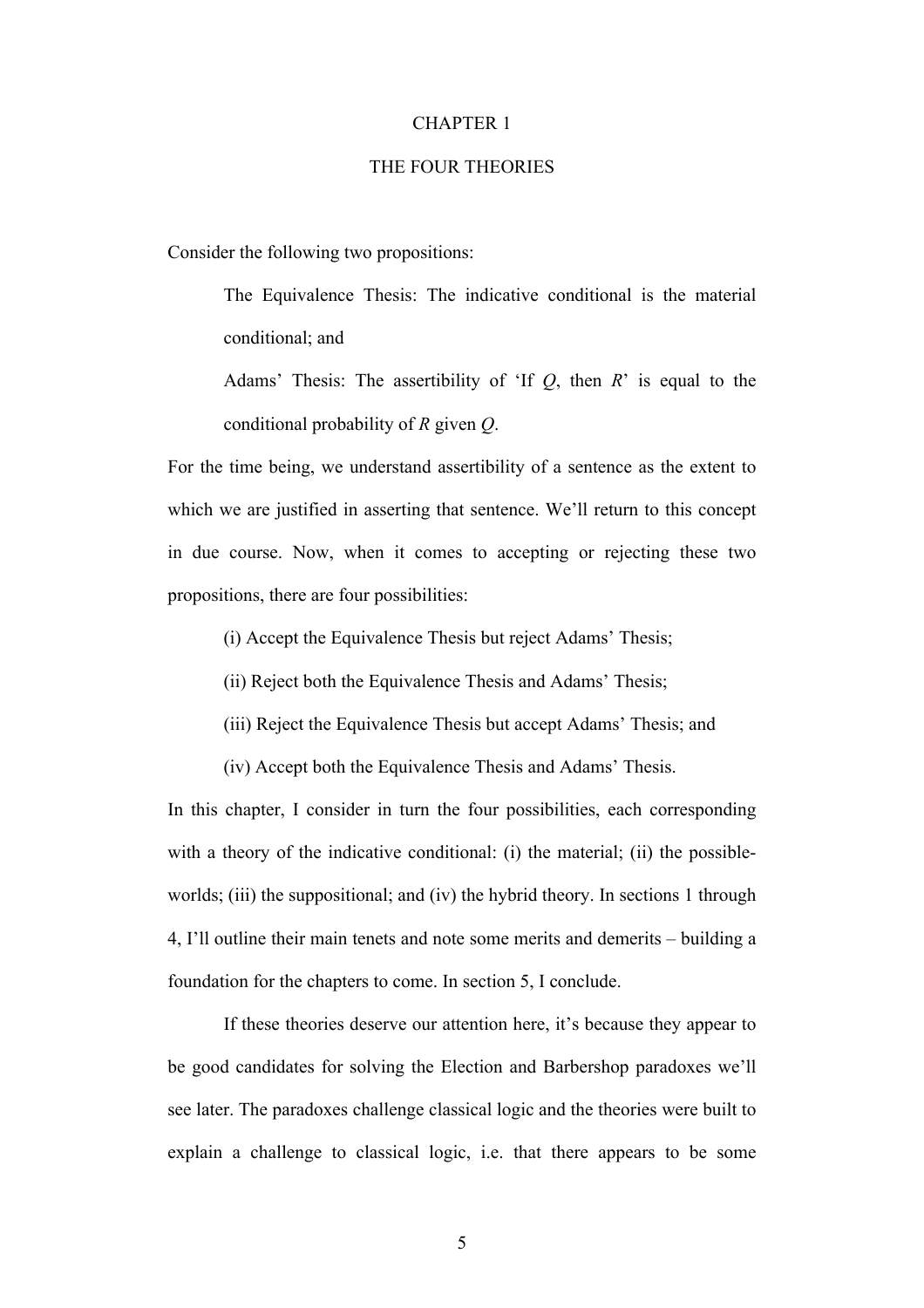# CHAPTER 1

## THE FOUR THEORIES

Consider the following two propositions:

> The Equivalence Thesis: The indicative conditional is the material conditional; and
>
> Adams' Thesis: The assertibility of 'If *Q*, then *R*' is equal to the conditional probability of *R* given *Q*.

For the time being, we understand assertibility of a sentence as the extent to which we are justified in asserting that sentence. We'll return to this concept in due course. Now, when it comes to accepting or rejecting these two propositions, there are four possibilities:

> (i) Accept the Equivalence Thesis but reject Adams' Thesis;
>
> (ii) Reject both the Equivalence Thesis and Adams' Thesis;
>
> (iii) Reject the Equivalence Thesis but accept Adams' Thesis; and
>
> (iv) Accept both the Equivalence Thesis and Adams' Thesis.

In this chapter, I consider in turn the four possibilities, each corresponding with a theory of the indicative conditional: (i) the material; (ii) the possible-worlds; (iii) the suppositional; and (iv) the hybrid theory. In sections 1 through 4, I'll outline their main tenets and note some merits and demerits – building a foundation for the chapters to come. In section 5, I conclude.

If these theories deserve our attention here, it's because they appear to be good candidates for solving the Election and Barbershop paradoxes we'll see later. The paradoxes challenge classical logic and the theories were built to explain a challenge to classical logic, i.e. that there appears to be some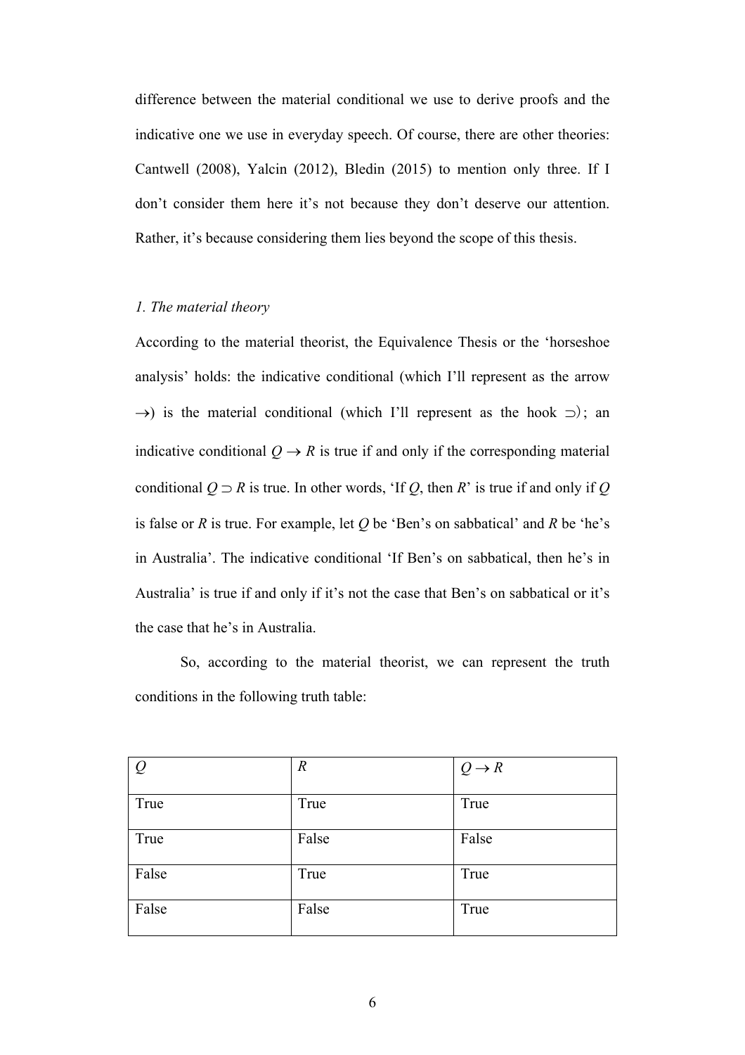difference between the material conditional we use to derive proofs and the indicative one we use in everyday speech. Of course, there are other theories: Cantwell (2008), Yalcin (2012), Bledin (2015) to mention only three. If I don't consider them here it's not because they don't deserve our attention. Rather, it's because considering them lies beyond the scope of this thesis.

*1. The material theory*

According to the material theorist, the Equivalence Thesis or the 'horseshoe analysis' holds: the indicative conditional (which I'll represent as the arrow $\rightarrow$) is the material conditional (which I'll represent as the hook $\supset$); an indicative conditional $Q \rightarrow R$ is true if and only if the corresponding material conditional $Q \supset R$ is true. In other words, 'If *Q*, then *R*' is true if and only if *Q* is false or *R* is true. For example, let *Q* be 'Ben's on sabbatical' and *R* be 'he's in Australia'. The indicative conditional 'If Ben's on sabbatical, then he's in Australia' is true if and only if it's not the case that Ben's on sabbatical or it's the case that he's in Australia.

So, according to the material theorist, we can represent the truth conditions in the following truth table:

| $Q$ | $R$ | $Q \rightarrow R$ |
|---|---|---|
| True | True | True |
| True | False | False |
| False | True | True |
| False | False | True |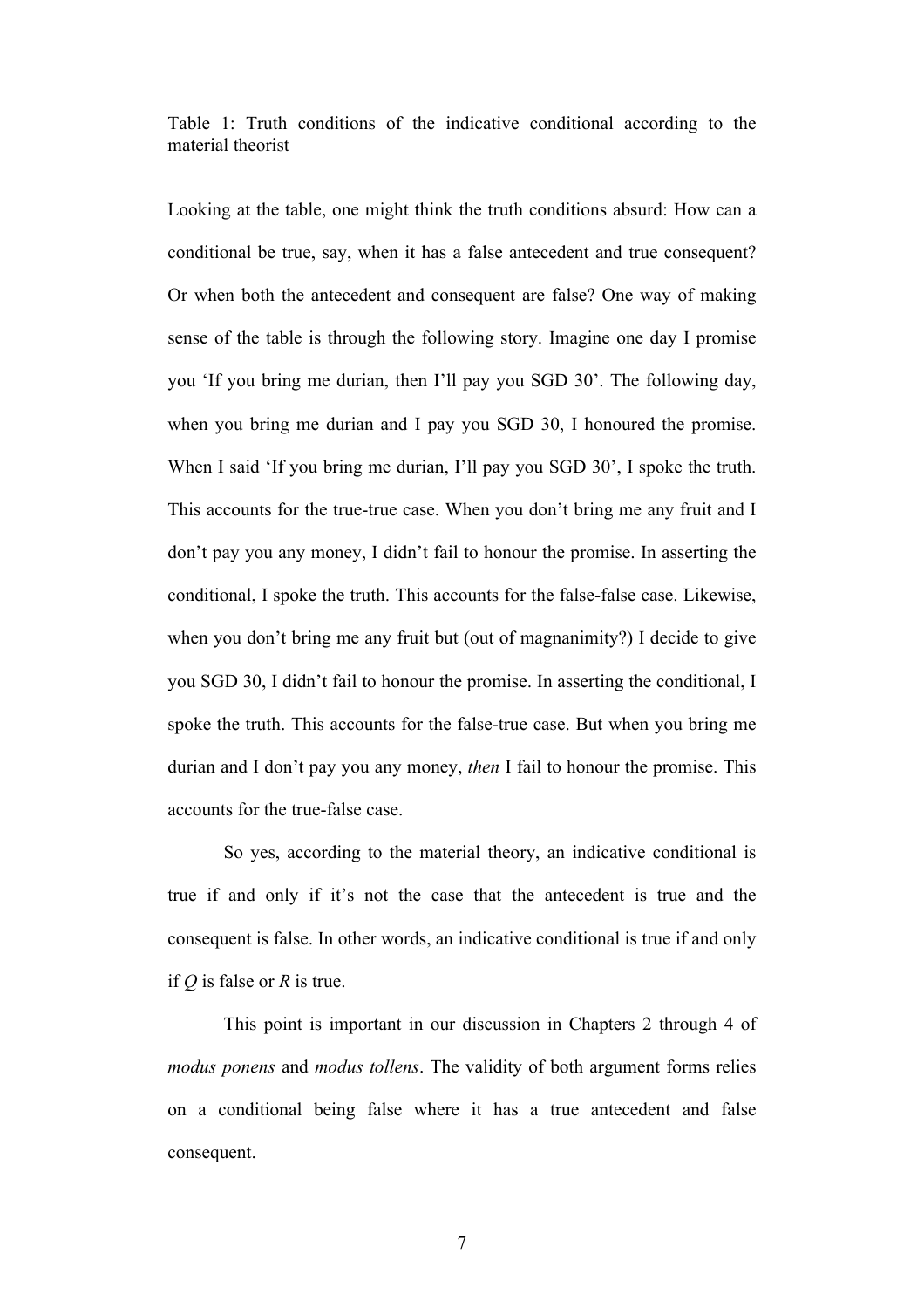Table 1: Truth conditions of the indicative conditional according to the material theorist

Looking at the table, one might think the truth conditions absurd: How can a conditional be true, say, when it has a false antecedent and true consequent? Or when both the antecedent and consequent are false? One way of making sense of the table is through the following story. Imagine one day I promise you 'If you bring me durian, then I'll pay you SGD 30'. The following day, when you bring me durian and I pay you SGD 30, I honoured the promise. When I said 'If you bring me durian, I'll pay you SGD 30', I spoke the truth. This accounts for the true-true case. When you don't bring me any fruit and I don't pay you any money, I didn't fail to honour the promise. In asserting the conditional, I spoke the truth. This accounts for the false-false case. Likewise, when you don't bring me any fruit but (out of magnanimity?) I decide to give you SGD 30, I didn't fail to honour the promise. In asserting the conditional, I spoke the truth. This accounts for the false-true case. But when you bring me durian and I don't pay you any money, *then* I fail to honour the promise. This accounts for the true-false case.

So yes, according to the material theory, an indicative conditional is true if and only if it's not the case that the antecedent is true and the consequent is false. In other words, an indicative conditional is true if and only if $Q$ is false or $R$ is true.

This point is important in our discussion in Chapters 2 through 4 of *modus ponens* and *modus tollens*. The validity of both argument forms relies on a conditional being false where it has a true antecedent and false consequent.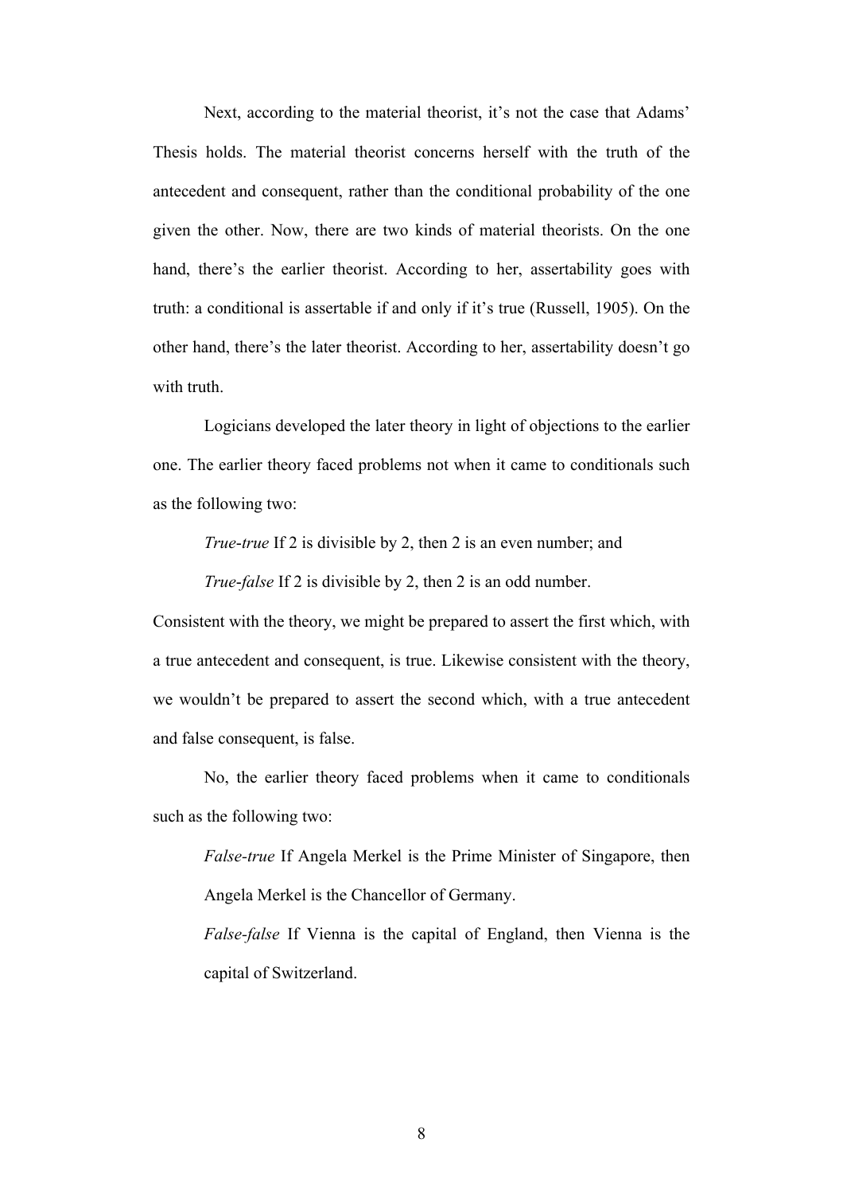Next, according to the material theorist, it's not the case that Adams' Thesis holds. The material theorist concerns herself with the truth of the antecedent and consequent, rather than the conditional probability of the one given the other. Now, there are two kinds of material theorists. On the one hand, there's the earlier theorist. According to her, assertability goes with truth: a conditional is assertable if and only if it's true (Russell, 1905). On the other hand, there's the later theorist. According to her, assertability doesn't go with truth.

Logicians developed the later theory in light of objections to the earlier one. The earlier theory faced problems not when it came to conditionals such as the following two:

> *True-true* If 2 is divisible by 2, then 2 is an even number; and
>
> *True-false* If 2 is divisible by 2, then 2 is an odd number.

Consistent with the theory, we might be prepared to assert the first which, with a true antecedent and consequent, is true. Likewise consistent with the theory, we wouldn't be prepared to assert the second which, with a true antecedent and false consequent, is false.

No, the earlier theory faced problems when it came to conditionals such as the following two:

> *False-true* If Angela Merkel is the Prime Minister of Singapore, then Angela Merkel is the Chancellor of Germany.
>
> *False-false* If Vienna is the capital of England, then Vienna is the capital of Switzerland.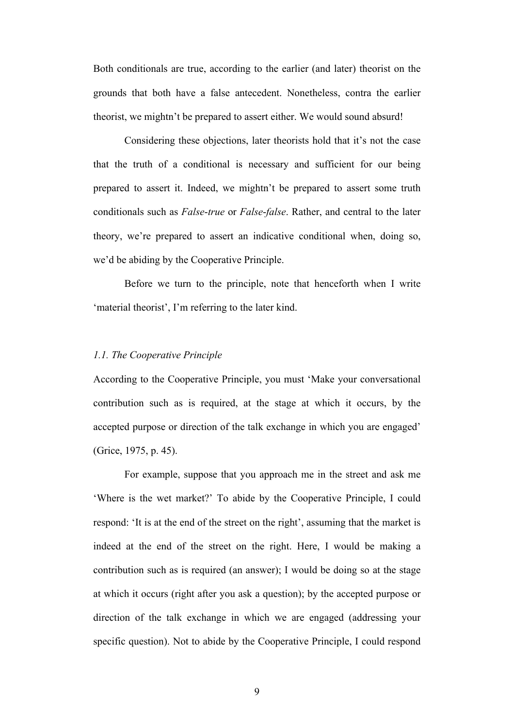Both conditionals are true, according to the earlier (and later) theorist on the grounds that both have a false antecedent. Nonetheless, contra the earlier theorist, we mightn't be prepared to assert either. We would sound absurd!

Considering these objections, later theorists hold that it's not the case that the truth of a conditional is necessary and sufficient for our being prepared to assert it. Indeed, we mightn't be prepared to assert some truth conditionals such as *False-true* or *False-false*. Rather, and central to the later theory, we're prepared to assert an indicative conditional when, doing so, we'd be abiding by the Cooperative Principle.

Before we turn to the principle, note that henceforth when I write 'material theorist', I'm referring to the later kind.

### *1.1. The Cooperative Principle*

According to the Cooperative Principle, you must 'Make your conversational contribution such as is required, at the stage at which it occurs, by the accepted purpose or direction of the talk exchange in which you are engaged' (Grice, 1975, p. 45).

For example, suppose that you approach me in the street and ask me 'Where is the wet market?' To abide by the Cooperative Principle, I could respond: 'It is at the end of the street on the right', assuming that the market is indeed at the end of the street on the right. Here, I would be making a contribution such as is required (an answer); I would be doing so at the stage at which it occurs (right after you ask a question); by the accepted purpose or direction of the talk exchange in which we are engaged (addressing your specific question). Not to abide by the Cooperative Principle, I could respond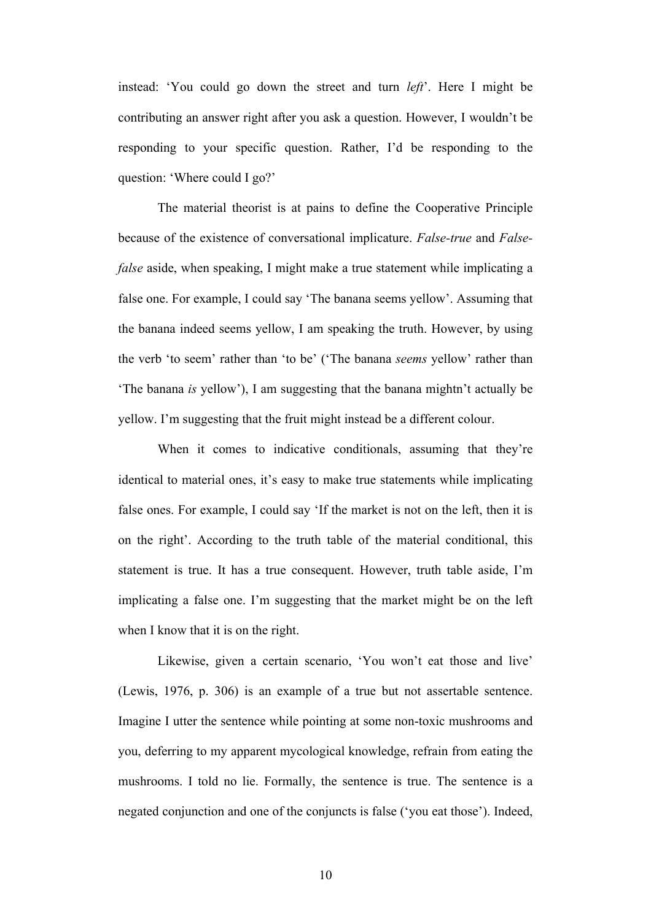instead: 'You could go down the street and turn *left*'. Here I might be contributing an answer right after you ask a question. However, I wouldn't be responding to your specific question. Rather, I'd be responding to the question: 'Where could I go?'

The material theorist is at pains to define the Cooperative Principle because of the existence of conversational implicature. *False-true* and *False-false* aside, when speaking, I might make a true statement while implicating a false one. For example, I could say 'The banana seems yellow'. Assuming that the banana indeed seems yellow, I am speaking the truth. However, by using the verb 'to seem' rather than 'to be' ('The banana *seems* yellow' rather than 'The banana *is* yellow'), I am suggesting that the banana mightn't actually be yellow. I'm suggesting that the fruit might instead be a different colour.

When it comes to indicative conditionals, assuming that they're identical to material ones, it's easy to make true statements while implicating false ones. For example, I could say 'If the market is not on the left, then it is on the right'. According to the truth table of the material conditional, this statement is true. It has a true consequent. However, truth table aside, I'm implicating a false one. I'm suggesting that the market might be on the left when I know that it is on the right.

Likewise, given a certain scenario, 'You won't eat those and live' (Lewis, 1976, p. 306) is an example of a true but not assertable sentence. Imagine I utter the sentence while pointing at some non-toxic mushrooms and you, deferring to my apparent mycological knowledge, refrain from eating the mushrooms. I told no lie. Formally, the sentence is true. The sentence is a negated conjunction and one of the conjuncts is false ('you eat those'). Indeed,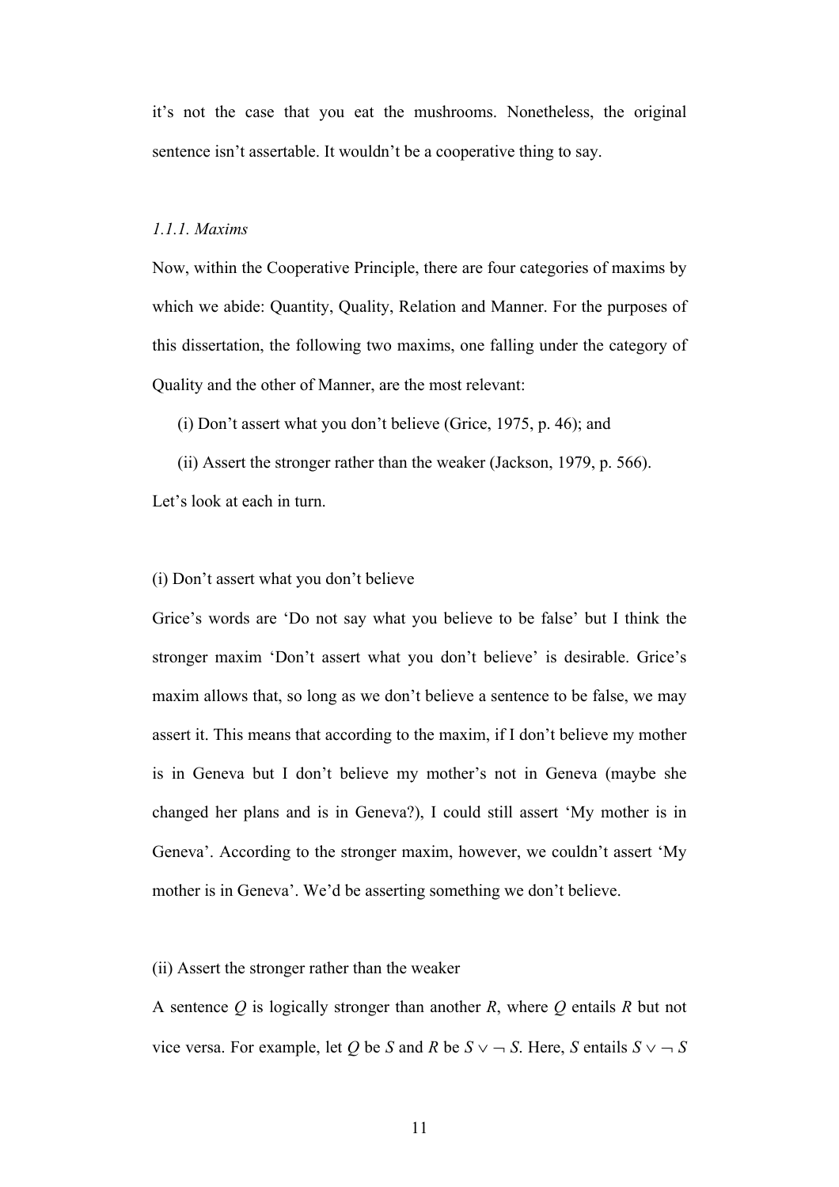it's not the case that you eat the mushrooms. Nonetheless, the original sentence isn't assertable. It wouldn't be a cooperative thing to say.

### *1.1.1. Maxims*

Now, within the Cooperative Principle, there are four categories of maxims by which we abide: Quantity, Quality, Relation and Manner. For the purposes of this dissertation, the following two maxims, one falling under the category of Quality and the other of Manner, are the most relevant:

(i) Don't assert what you don't believe (Grice, 1975, p. 46); and

(ii) Assert the stronger rather than the weaker (Jackson, 1979, p. 566).

Let's look at each in turn.

(i) Don't assert what you don't believe

Grice's words are 'Do not say what you believe to be false' but I think the stronger maxim 'Don't assert what you don't believe' is desirable. Grice's maxim allows that, so long as we don't believe a sentence to be false, we may assert it. This means that according to the maxim, if I don't believe my mother is in Geneva but I don't believe my mother's not in Geneva (maybe she changed her plans and is in Geneva?), I could still assert 'My mother is in Geneva'. According to the stronger maxim, however, we couldn't assert 'My mother is in Geneva'. We'd be asserting something we don't believe.

(ii) Assert the stronger rather than the weaker

A sentence $Q$ is logically stronger than another $R$, where $Q$ entails $R$ but not vice versa. For example, let $Q$ be $S$ and $R$ be $S \vee \neg S$. Here, $S$ entails $S \vee \neg S$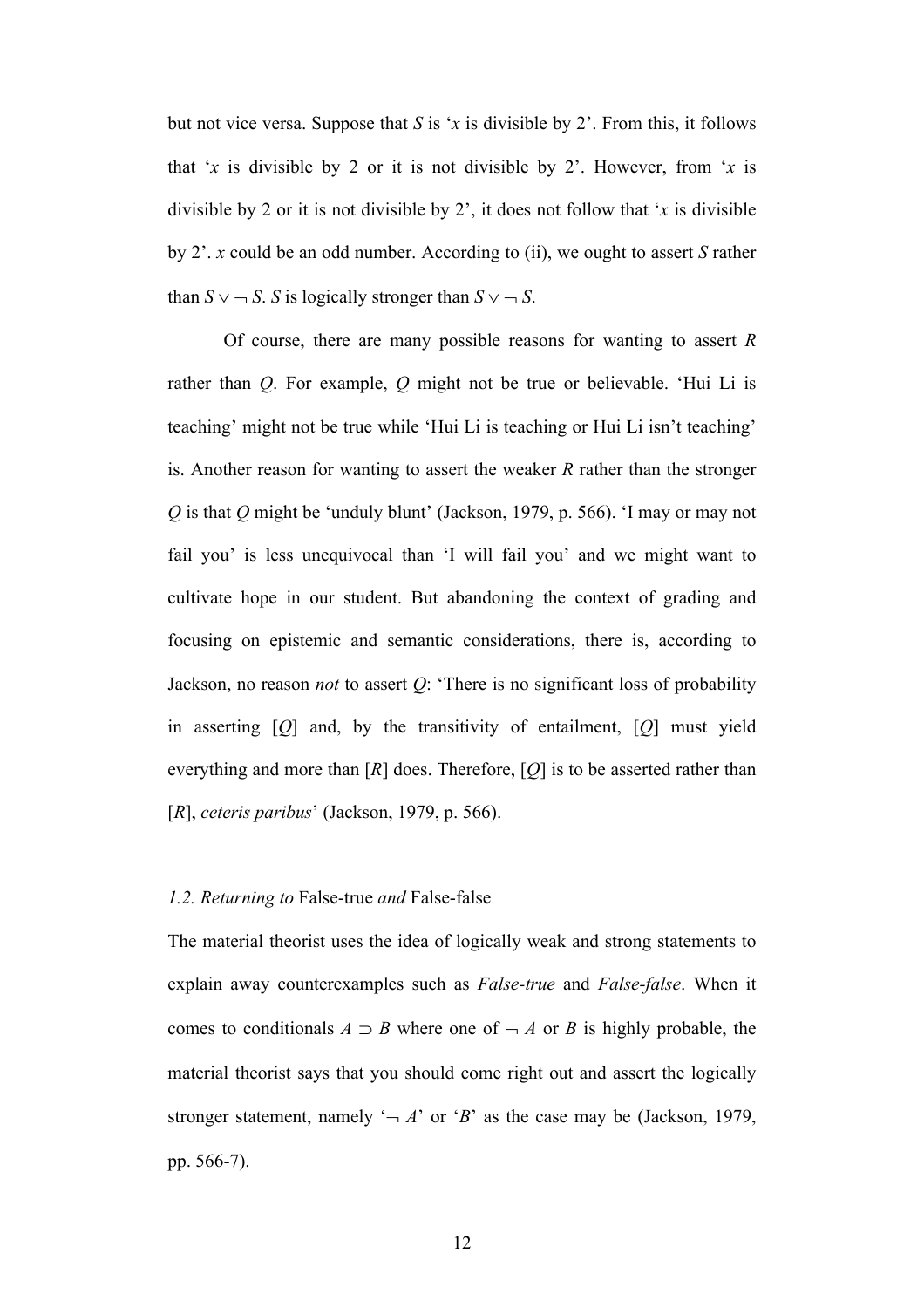but not vice versa. Suppose that $S$ is '$x$ is divisible by 2'. From this, it follows that '$x$ is divisible by 2 or it is not divisible by 2'. However, from '$x$ is divisible by 2 or it is not divisible by 2', it does not follow that '$x$ is divisible by 2'. $x$ could be an odd number. According to (ii), we ought to assert $S$ rather than $S \vee \neg S$. $S$ is logically stronger than $S \vee \neg S$.

Of course, there are many possible reasons for wanting to assert $R$ rather than $Q$. For example, $Q$ might not be true or believable. 'Hui Li is teaching' might not be true while 'Hui Li is teaching or Hui Li isn't teaching' is. Another reason for wanting to assert the weaker $R$ rather than the stronger $Q$ is that $Q$ might be 'unduly blunt' (Jackson, 1979, p. 566). 'I may or may not fail you' is less unequivocal than 'I will fail you' and we might want to cultivate hope in our student. But abandoning the context of grading and focusing on epistemic and semantic considerations, there is, according to Jackson, no reason *not* to assert $Q$: 'There is no significant loss of probability in asserting [$Q$] and, by the transitivity of entailment, [$Q$] must yield everything and more than [$R$] does. Therefore, [$Q$] is to be asserted rather than [$R$], *ceteris paribus*' (Jackson, 1979, p. 566).

### *1.2. Returning to* False-true *and* False-false

The material theorist uses the idea of logically weak and strong statements to explain away counterexamples such as *False-true* and *False-false*. When it comes to conditionals $A \supset B$ where one of $\neg A$ or $B$ is highly probable, the material theorist says that you should come right out and assert the logically stronger statement, namely '$\neg A$' or '$B$' as the case may be (Jackson, 1979, pp. 566-7).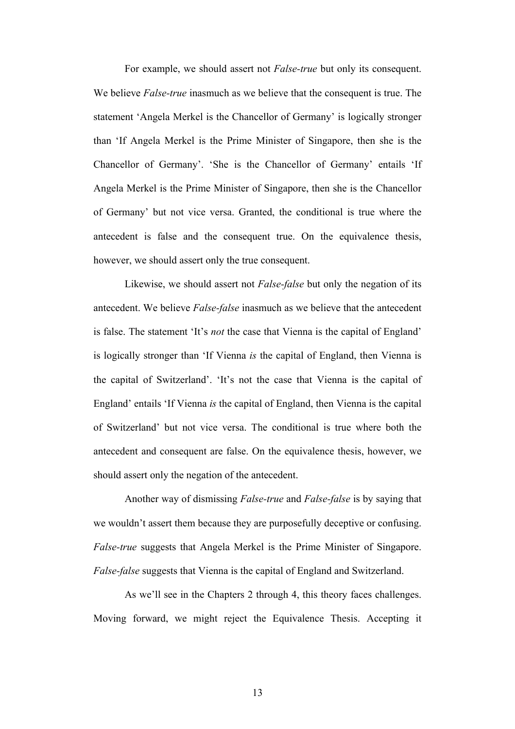For example, we should assert not *False-true* but only its consequent. We believe *False-true* inasmuch as we believe that the consequent is true. The statement 'Angela Merkel is the Chancellor of Germany' is logically stronger than 'If Angela Merkel is the Prime Minister of Singapore, then she is the Chancellor of Germany'. 'She is the Chancellor of Germany' entails 'If Angela Merkel is the Prime Minister of Singapore, then she is the Chancellor of Germany' but not vice versa. Granted, the conditional is true where the antecedent is false and the consequent true. On the equivalence thesis, however, we should assert only the true consequent.

Likewise, we should assert not *False-false* but only the negation of its antecedent. We believe *False-false* inasmuch as we believe that the antecedent is false. The statement 'It's *not* the case that Vienna is the capital of England' is logically stronger than 'If Vienna *is* the capital of England, then Vienna is the capital of Switzerland'. 'It's not the case that Vienna is the capital of England' entails 'If Vienna *is* the capital of England, then Vienna is the capital of Switzerland' but not vice versa. The conditional is true where both the antecedent and consequent are false. On the equivalence thesis, however, we should assert only the negation of the antecedent.

Another way of dismissing *False-true* and *False-false* is by saying that we wouldn't assert them because they are purposefully deceptive or confusing. *False-true* suggests that Angela Merkel is the Prime Minister of Singapore. *False-false* suggests that Vienna is the capital of England and Switzerland.

As we'll see in the Chapters 2 through 4, this theory faces challenges. Moving forward, we might reject the Equivalence Thesis. Accepting it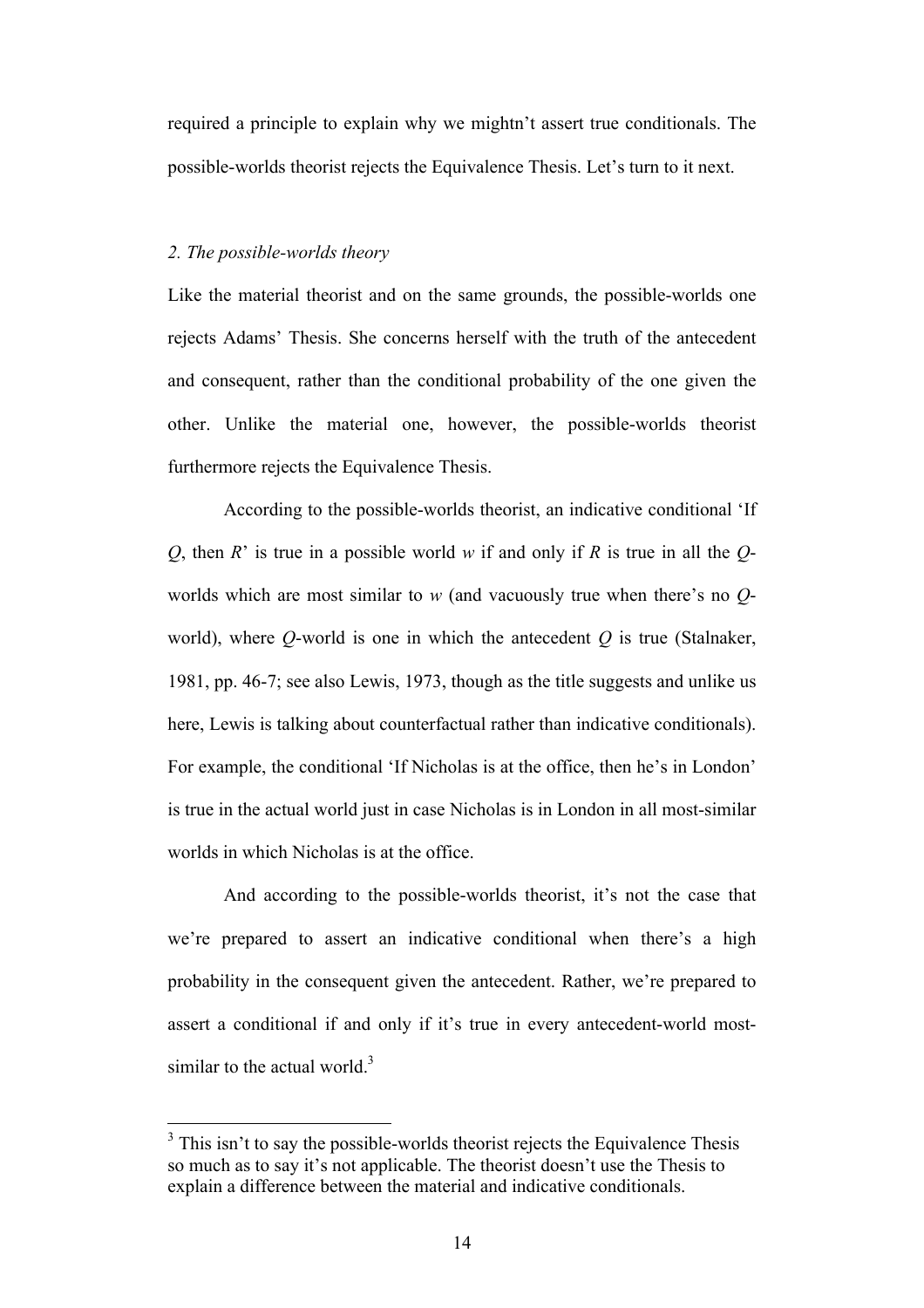required a principle to explain why we mightn't assert true conditionals. The possible-worlds theorist rejects the Equivalence Thesis. Let's turn to it next.

### *2. The possible-worlds theory*

Like the material theorist and on the same grounds, the possible-worlds one rejects Adams' Thesis. She concerns herself with the truth of the antecedent and consequent, rather than the conditional probability of the one given the other. Unlike the material one, however, the possible-worlds theorist furthermore rejects the Equivalence Thesis.

According to the possible-worlds theorist, an indicative conditional 'If $Q$, then $R$' is true in a possible world $w$ if and only if $R$ is true in all the $Q$-worlds which are most similar to $w$ (and vacuously true when there's no $Q$-world), where $Q$-world is one in which the antecedent $Q$ is true (Stalnaker, 1981, pp. 46-7; see also Lewis, 1973, though as the title suggests and unlike us here, Lewis is talking about counterfactual rather than indicative conditionals). For example, the conditional 'If Nicholas is at the office, then he's in London' is true in the actual world just in case Nicholas is in London in all most-similar worlds in which Nicholas is at the office.

And according to the possible-worlds theorist, it's not the case that we're prepared to assert an indicative conditional when there's a high probability in the consequent given the antecedent. Rather, we're prepared to assert a conditional if and only if it's true in every antecedent-world most-similar to the actual world.[3]

[3] This isn't to say the possible-worlds theorist rejects the Equivalence Thesis so much as to say it's not applicable. The theorist doesn't use the Thesis to explain a difference between the material and indicative conditionals.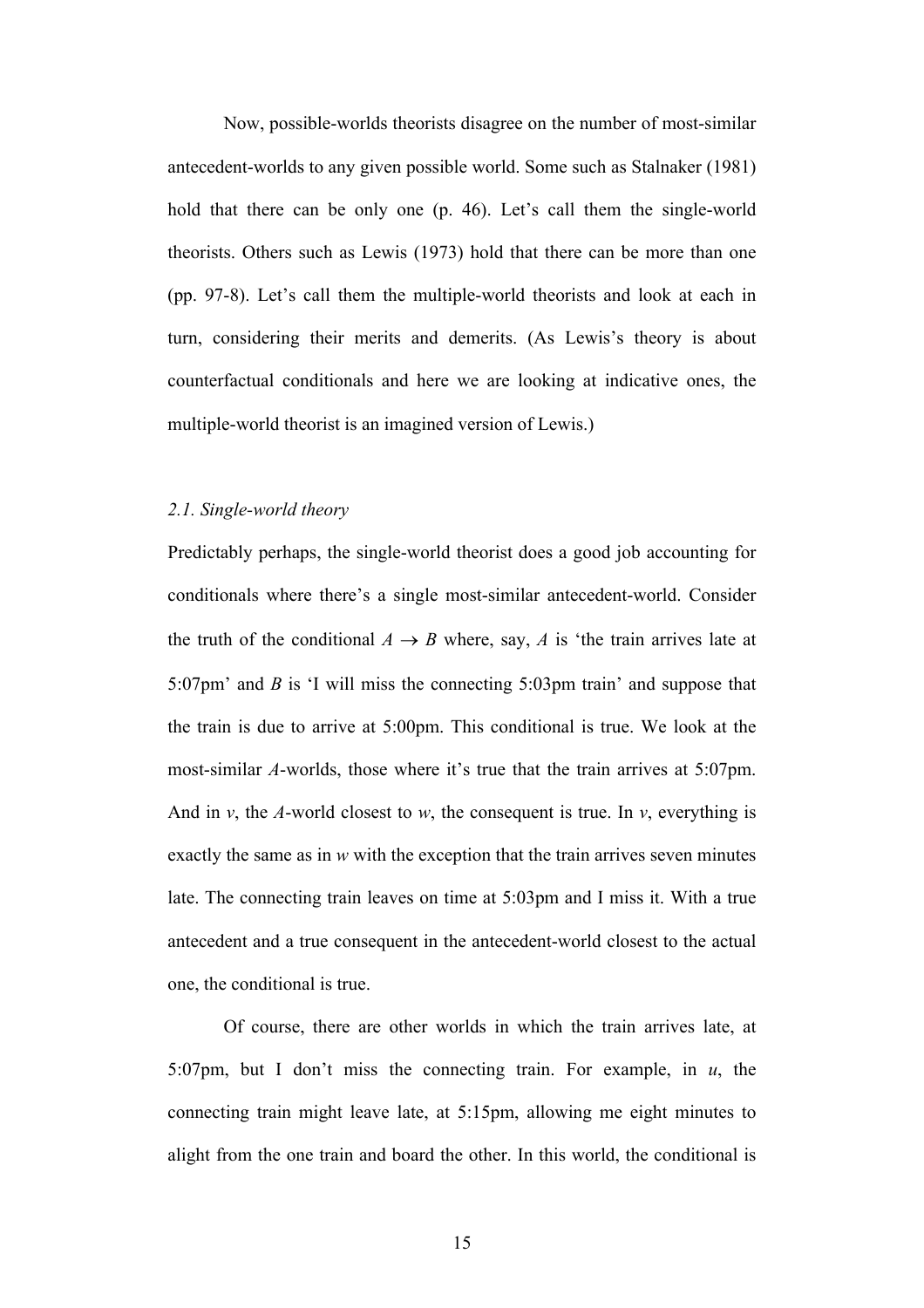Now, possible-worlds theorists disagree on the number of most-similar antecedent-worlds to any given possible world. Some such as Stalnaker (1981) hold that there can be only one (p. 46). Let's call them the single-world theorists. Others such as Lewis (1973) hold that there can be more than one (pp. 97-8). Let's call them the multiple-world theorists and look at each in turn, considering their merits and demerits. (As Lewis's theory is about counterfactual conditionals and here we are looking at indicative ones, the multiple-world theorist is an imagined version of Lewis.)

### *2.1. Single-world theory*

Predictably perhaps, the single-world theorist does a good job accounting for conditionals where there's a single most-similar antecedent-world. Consider the truth of the conditional $A \rightarrow B$ where, say, $A$ is 'the train arrives late at 5:07pm' and $B$ is 'I will miss the connecting 5:03pm train' and suppose that the train is due to arrive at 5:00pm. This conditional is true. We look at the most-similar $A$-worlds, those where it's true that the train arrives at 5:07pm. And in $v$, the $A$-world closest to $w$, the consequent is true. In $v$, everything is exactly the same as in $w$ with the exception that the train arrives seven minutes late. The connecting train leaves on time at 5:03pm and I miss it. With a true antecedent and a true consequent in the antecedent-world closest to the actual one, the conditional is true.

Of course, there are other worlds in which the train arrives late, at 5:07pm, but I don't miss the connecting train. For example, in $u$, the connecting train might leave late, at 5:15pm, allowing me eight minutes to alight from the one train and board the other. In this world, the conditional is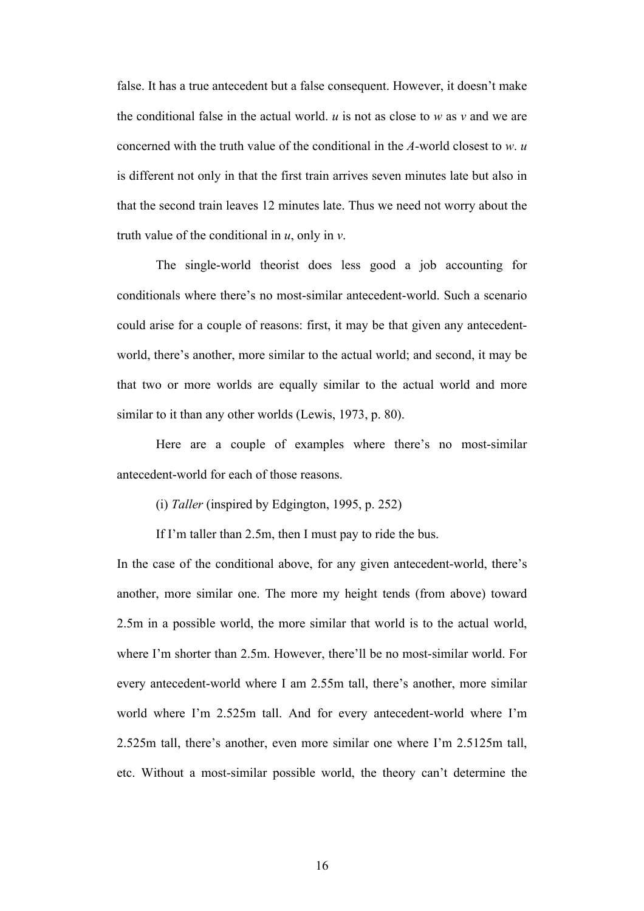false. It has a true antecedent but a false consequent. However, it doesn't make the conditional false in the actual world. *u* is not as close to *w* as *v* and we are concerned with the truth value of the conditional in the *A*-world closest to *w*. *u* is different not only in that the first train arrives seven minutes late but also in that the second train leaves 12 minutes late. Thus we need not worry about the truth value of the conditional in *u*, only in *v*.

The single-world theorist does less good a job accounting for conditionals where there's no most-similar antecedent-world. Such a scenario could arise for a couple of reasons: first, it may be that given any antecedent-world, there's another, more similar to the actual world; and second, it may be that two or more worlds are equally similar to the actual world and more similar to it than any other worlds (Lewis, 1973, p. 80).

Here are a couple of examples where there's no most-similar antecedent-world for each of those reasons.

(i) *Taller* (inspired by Edgington, 1995, p. 252)

If I'm taller than 2.5m, then I must pay to ride the bus.

In the case of the conditional above, for any given antecedent-world, there's another, more similar one. The more my height tends (from above) toward 2.5m in a possible world, the more similar that world is to the actual world, where I'm shorter than 2.5m. However, there'll be no most-similar world. For every antecedent-world where I am 2.55m tall, there's another, more similar world where I'm 2.525m tall. And for every antecedent-world where I'm 2.525m tall, there's another, even more similar one where I'm 2.5125m tall, etc. Without a most-similar possible world, the theory can't determine the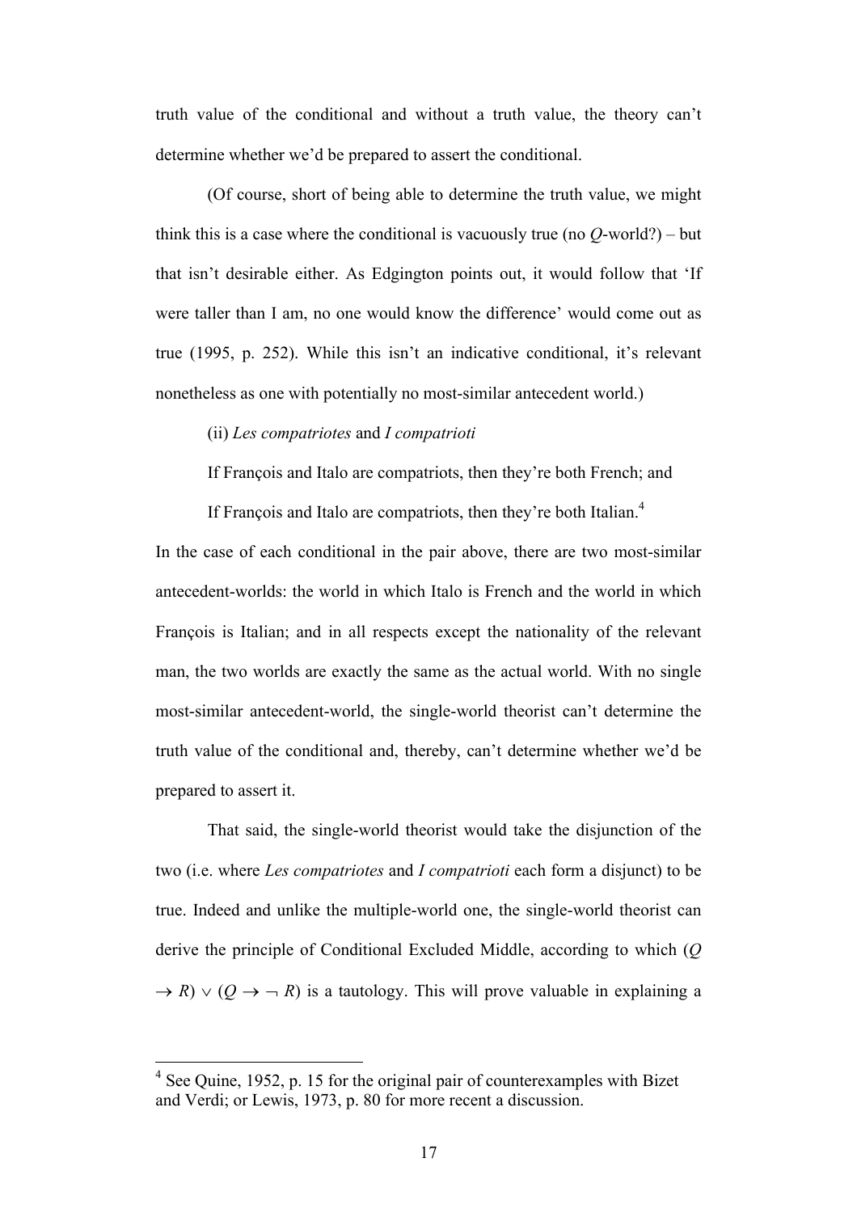truth value of the conditional and without a truth value, the theory can't determine whether we'd be prepared to assert the conditional.

(Of course, short of being able to determine the truth value, we might think this is a case where the conditional is vacuously true (no $Q$-world?) – but that isn't desirable either. As Edgington points out, it would follow that 'If were taller than I am, no one would know the difference' would come out as true (1995, p. 252). While this isn't an indicative conditional, it's relevant nonetheless as one with potentially no most-similar antecedent world.)

(ii) *Les compatriotes* and *I compatrioti*

If François and Italo are compatriots, then they're both French; and

If François and Italo are compatriots, then they're both Italian.[4]

In the case of each conditional in the pair above, there are two most-similar antecedent-worlds: the world in which Italo is French and the world in which François is Italian; and in all respects except the nationality of the relevant man, the two worlds are exactly the same as the actual world. With no single most-similar antecedent-world, the single-world theorist can't determine the truth value of the conditional and, thereby, can't determine whether we'd be prepared to assert it.

That said, the single-world theorist would take the disjunction of the two (i.e. where *Les compatriotes* and *I compatrioti* each form a disjunct) to be true. Indeed and unlike the multiple-world one, the single-world theorist can derive the principle of Conditional Excluded Middle, according to which $(Q \rightarrow R) \vee (Q \rightarrow \neg R)$ is a tautology. This will prove valuable in explaining a

---

[4] See Quine, 1952, p. 15 for the original pair of counterexamples with Bizet and Verdi; or Lewis, 1973, p. 80 for more recent a discussion.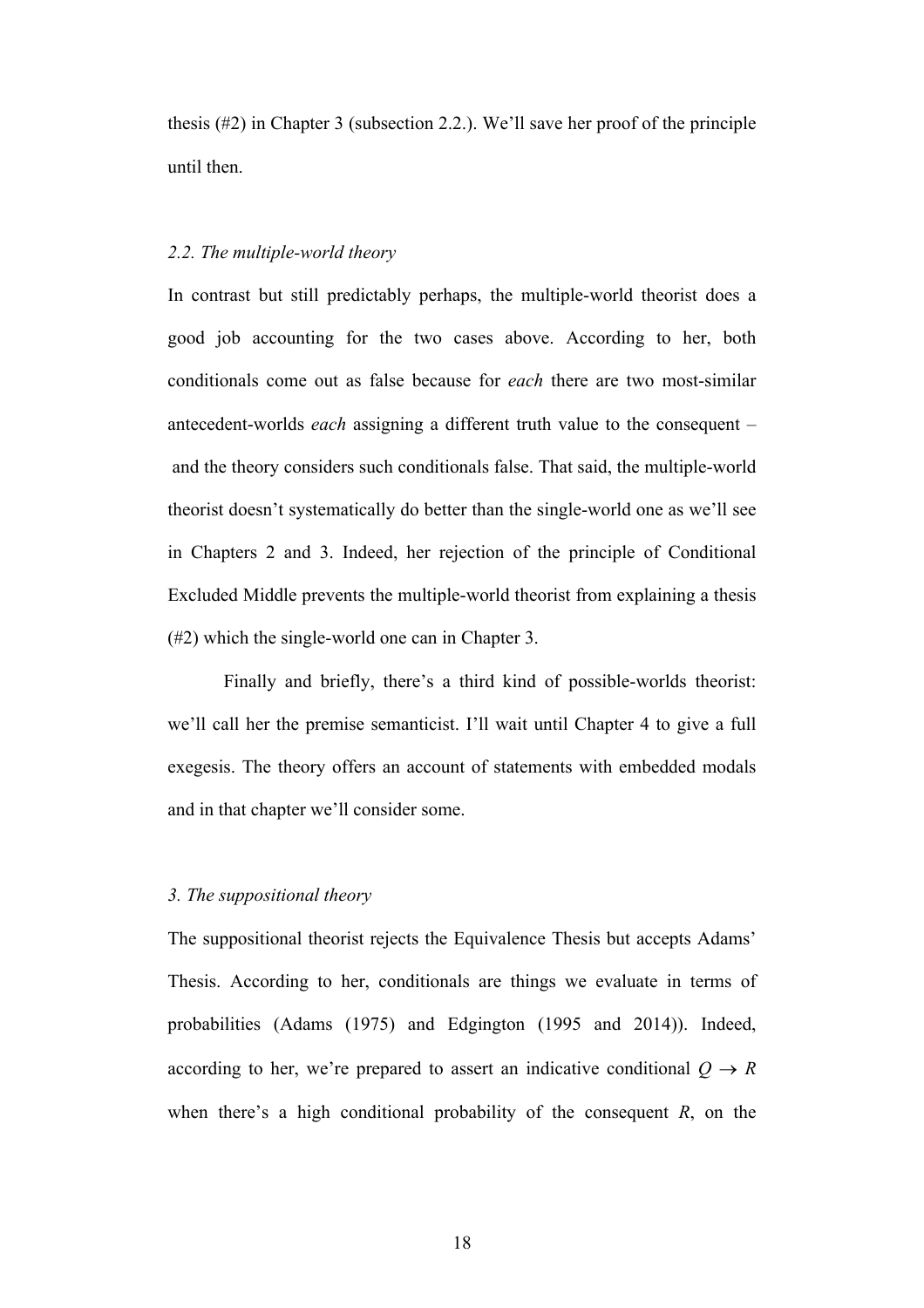thesis (#2) in Chapter 3 (subsection 2.2.). We'll save her proof of the principle until then.

### *2.2. The multiple-world theory*

In contrast but still predictably perhaps, the multiple-world theorist does a good job accounting for the two cases above. According to her, both conditionals come out as false because for *each* there are two most-similar antecedent-worlds *each* assigning a different truth value to the consequent – and the theory considers such conditionals false. That said, the multiple-world theorist doesn't systematically do better than the single-world one as we'll see in Chapters 2 and 3. Indeed, her rejection of the principle of Conditional Excluded Middle prevents the multiple-world theorist from explaining a thesis (#2) which the single-world one can in Chapter 3.

Finally and briefly, there's a third kind of possible-worlds theorist: we'll call her the premise semanticist. I'll wait until Chapter 4 to give a full exegesis. The theory offers an account of statements with embedded modals and in that chapter we'll consider some.

## *3. The suppositional theory*

The suppositional theorist rejects the Equivalence Thesis but accepts Adams' Thesis. According to her, conditionals are things we evaluate in terms of probabilities (Adams (1975) and Edgington (1995 and 2014)). Indeed, according to her, we're prepared to assert an indicative conditional $Q \rightarrow R$ when there's a high conditional probability of the consequent $R$, on the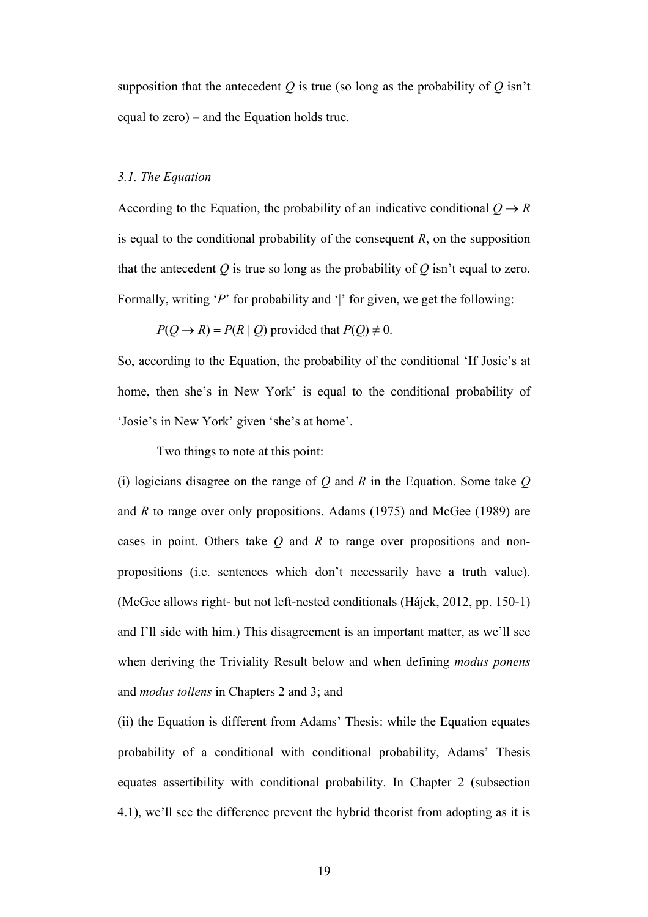supposition that the antecedent $Q$ is true (so long as the probability of $Q$ isn't equal to zero) – and the Equation holds true.

### *3.1. The Equation*

According to the Equation, the probability of an indicative conditional $Q \rightarrow R$ is equal to the conditional probability of the consequent $R$, on the supposition that the antecedent $Q$ is true so long as the probability of $Q$ isn't equal to zero. Formally, writing '$P$' for probability and '|' for given, we get the following:

$$P(Q \rightarrow R) = P(R \mid Q) \text{ provided that } P(Q) \neq 0.$$

So, according to the Equation, the probability of the conditional 'If Josie's at home, then she's in New York' is equal to the conditional probability of 'Josie's in New York' given 'she's at home'.

Two things to note at this point:

(i) logicians disagree on the range of $Q$ and $R$ in the Equation. Some take $Q$ and $R$ to range over only propositions. Adams (1975) and McGee (1989) are cases in point. Others take $Q$ and $R$ to range over propositions and non-propositions (i.e. sentences which don't necessarily have a truth value). (McGee allows right- but not left-nested conditionals (Hájek, 2012, pp. 150-1) and I'll side with him.) This disagreement is an important matter, as we'll see when deriving the Triviality Result below and when defining *modus ponens* and *modus tollens* in Chapters 2 and 3; and

(ii) the Equation is different from Adams' Thesis: while the Equation equates probability of a conditional with conditional probability, Adams' Thesis equates assertibility with conditional probability. In Chapter 2 (subsection 4.1), we'll see the difference prevent the hybrid theorist from adopting as it is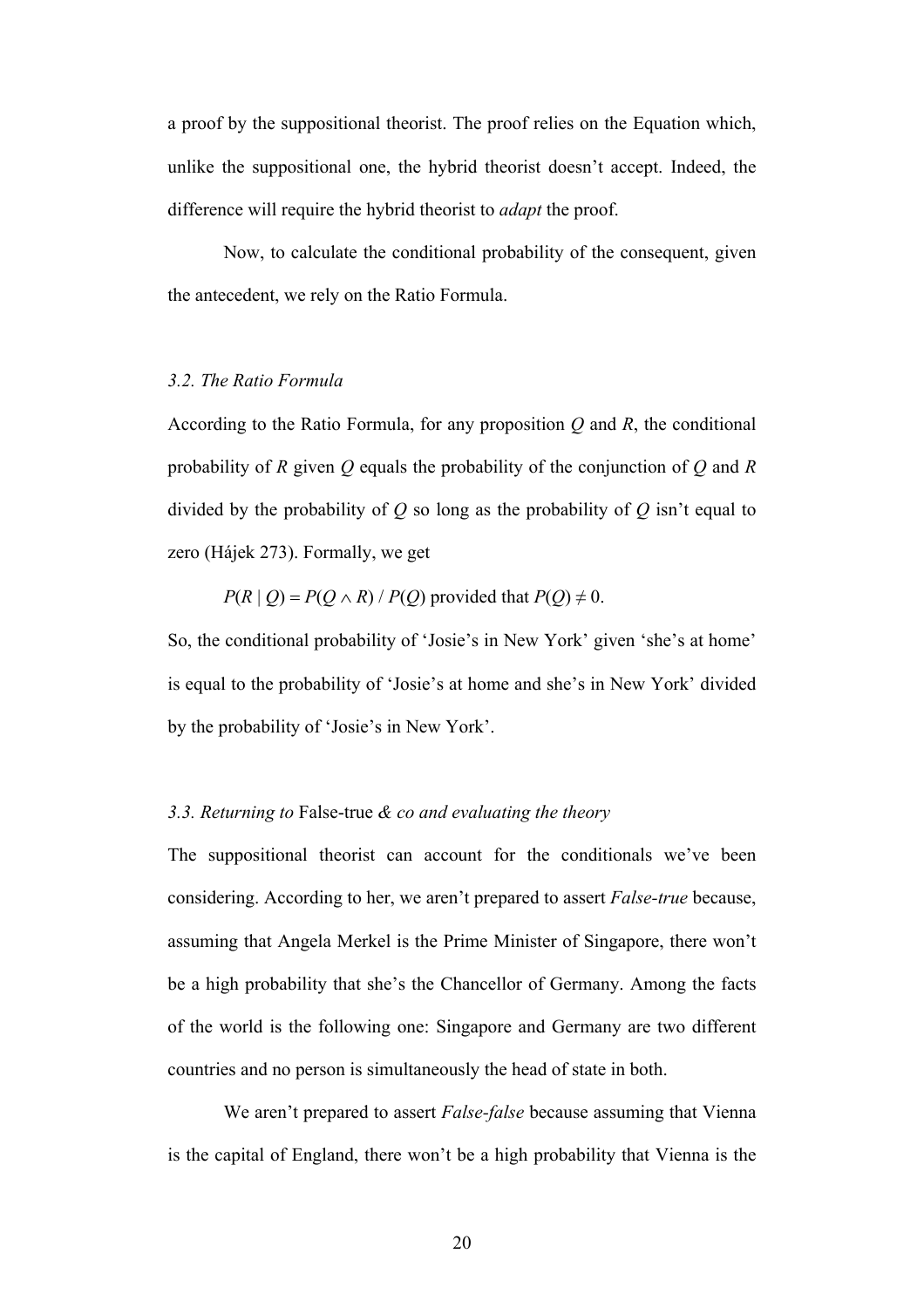a proof by the suppositional theorist. The proof relies on the Equation which, unlike the suppositional one, the hybrid theorist doesn't accept. Indeed, the difference will require the hybrid theorist to *adapt* the proof.

Now, to calculate the conditional probability of the consequent, given the antecedent, we rely on the Ratio Formula.

### *3.2. The Ratio Formula*

According to the Ratio Formula, for any proposition $Q$ and $R$, the conditional probability of $R$ given $Q$ equals the probability of the conjunction of $Q$ and $R$ divided by the probability of $Q$ so long as the probability of $Q$ isn't equal to zero (Hájek 273). Formally, we get

$P(R \mid Q) = P(Q \wedge R) / P(Q)$ provided that $P(Q) \neq 0$.

So, the conditional probability of 'Josie's in New York' given 'she's at home' is equal to the probability of 'Josie's at home and she's in New York' divided by the probability of 'Josie's in New York'.

### *3.3. Returning to* False-true *& co and evaluating the theory*

The suppositional theorist can account for the conditionals we've been considering. According to her, we aren't prepared to assert *False-true* because, assuming that Angela Merkel is the Prime Minister of Singapore, there won't be a high probability that she's the Chancellor of Germany. Among the facts of the world is the following one: Singapore and Germany are two different countries and no person is simultaneously the head of state in both.

We aren't prepared to assert *False-false* because assuming that Vienna is the capital of England, there won't be a high probability that Vienna is the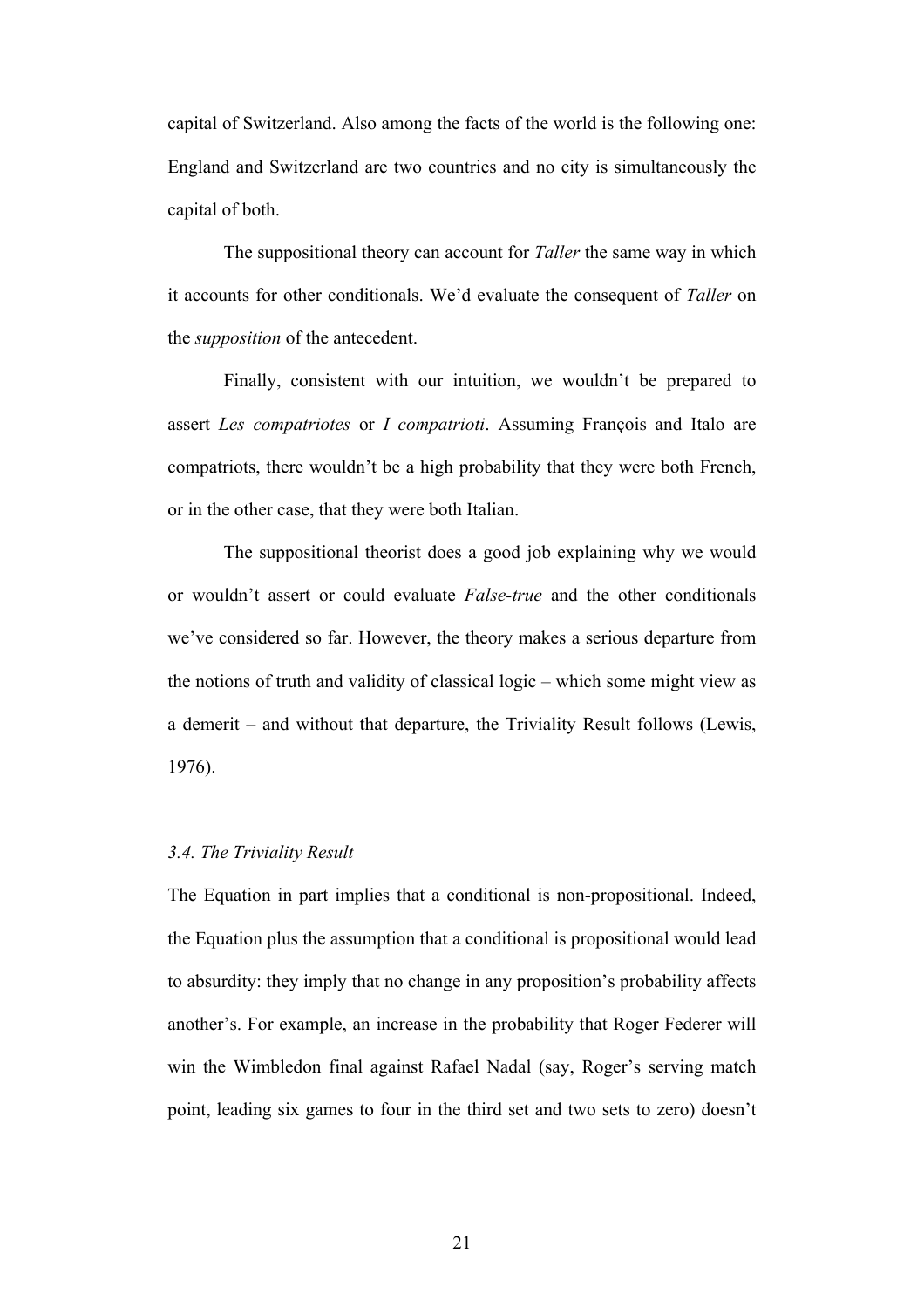capital of Switzerland. Also among the facts of the world is the following one: England and Switzerland are two countries and no city is simultaneously the capital of both.

The suppositional theory can account for *Taller* the same way in which it accounts for other conditionals. We'd evaluate the consequent of *Taller* on the *supposition* of the antecedent.

Finally, consistent with our intuition, we wouldn't be prepared to assert *Les compatriotes* or *I compatrioti*. Assuming François and Italo are compatriots, there wouldn't be a high probability that they were both French, or in the other case, that they were both Italian.

The suppositional theorist does a good job explaining why we would or wouldn't assert or could evaluate *False-true* and the other conditionals we've considered so far. However, the theory makes a serious departure from the notions of truth and validity of classical logic – which some might view as a demerit – and without that departure, the Triviality Result follows (Lewis, 1976).

### *3.4. The Triviality Result*

The Equation in part implies that a conditional is non-propositional. Indeed, the Equation plus the assumption that a conditional is propositional would lead to absurdity: they imply that no change in any proposition's probability affects another's. For example, an increase in the probability that Roger Federer will win the Wimbledon final against Rafael Nadal (say, Roger's serving match point, leading six games to four in the third set and two sets to zero) doesn't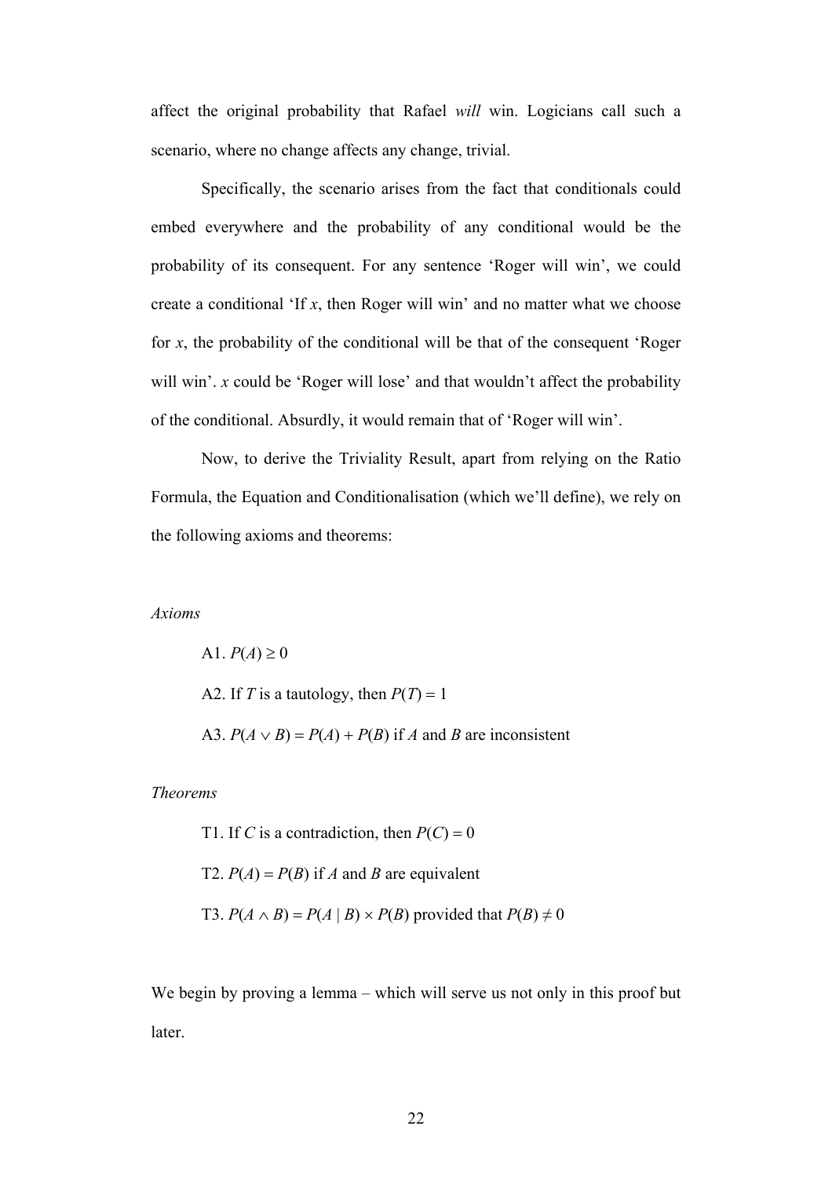affect the original probability that Rafael *will* win. Logicians call such a scenario, where no change affects any change, trivial.

Specifically, the scenario arises from the fact that conditionals could embed everywhere and the probability of any conditional would be the probability of its consequent. For any sentence 'Roger will win', we could create a conditional 'If *x*, then Roger will win' and no matter what we choose for *x*, the probability of the conditional will be that of the consequent 'Roger will win'. *x* could be 'Roger will lose' and that wouldn't affect the probability of the conditional. Absurdly, it would remain that of 'Roger will win'.

Now, to derive the Triviality Result, apart from relying on the Ratio Formula, the Equation and Conditionalisation (which we'll define), we rely on the following axioms and theorems:

*Axioms*

A1. $P(A) \geq 0$

A2. If $T$ is a tautology, then $P(T) = 1$

A3. $P(A \vee B) = P(A) + P(B)$ if $A$ and $B$ are inconsistent

*Theorems*

T1. If $C$ is a contradiction, then $P(C) = 0$

T2. $P(A) = P(B)$ if $A$ and $B$ are equivalent

T3. $P(A \wedge B) = P(A \mid B) \times P(B)$ provided that $P(B) \neq 0$

We begin by proving a lemma – which will serve us not only in this proof but later.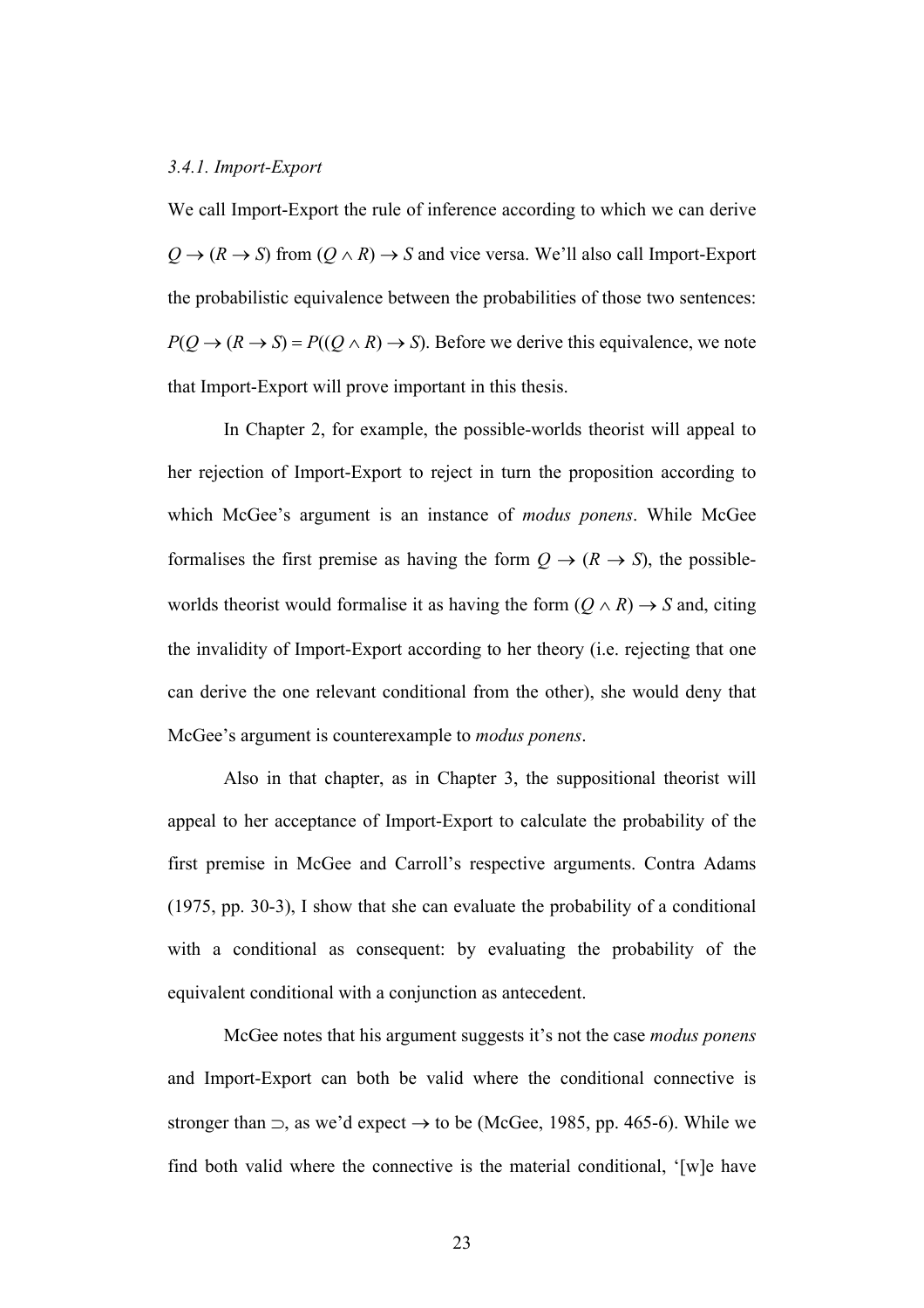*3.4.1. Import-Export*

We call Import-Export the rule of inference according to which we can derive $Q \to (R \to S)$ from $(Q \wedge R) \to S$ and vice versa. We'll also call Import-Export the probabilistic equivalence between the probabilities of those two sentences: $P(Q \to (R \to S) = P((Q \wedge R) \to S)$. Before we derive this equivalence, we note that Import-Export will prove important in this thesis.

In Chapter 2, for example, the possible-worlds theorist will appeal to her rejection of Import-Export to reject in turn the proposition according to which McGee's argument is an instance of *modus ponens*. While McGee formalises the first premise as having the form $Q \to (R \to S)$, the possible-worlds theorist would formalise it as having the form $(Q \wedge R) \to S$ and, citing the invalidity of Import-Export according to her theory (i.e. rejecting that one can derive the one relevant conditional from the other), she would deny that McGee's argument is counterexample to *modus ponens*.

Also in that chapter, as in Chapter 3, the suppositional theorist will appeal to her acceptance of Import-Export to calculate the probability of the first premise in McGee and Carroll's respective arguments. Contra Adams (1975, pp. 30-3), I show that she can evaluate the probability of a conditional with a conditional as consequent: by evaluating the probability of the equivalent conditional with a conjunction as antecedent.

McGee notes that his argument suggests it's not the case *modus ponens* and Import-Export can both be valid where the conditional connective is stronger than $\supset$, as we'd expect $\to$ to be (McGee, 1985, pp. 465-6). While we find both valid where the connective is the material conditional, '[w]e have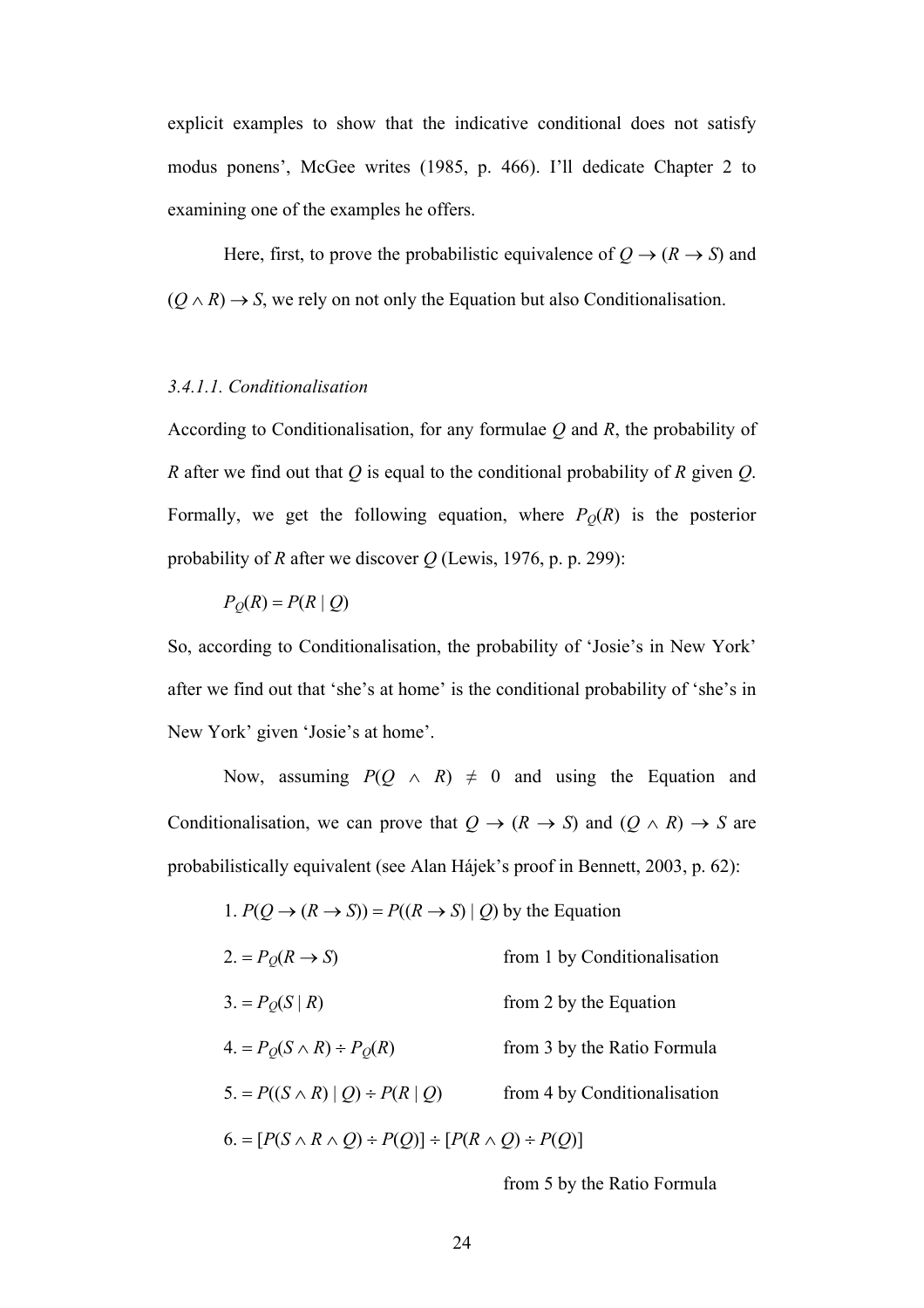explicit examples to show that the indicative conditional does not satisfy modus ponens', McGee writes (1985, p. 466). I'll dedicate Chapter 2 to examining one of the examples he offers.

Here, first, to prove the probabilistic equivalence of $Q \rightarrow (R \rightarrow S)$ and $(Q \wedge R) \rightarrow S$, we rely on not only the Equation but also Conditionalisation.

*3.4.1.1. Conditionalisation*

According to Conditionalisation, for any formulae $Q$ and $R$, the probability of $R$ after we find out that $Q$ is equal to the conditional probability of $R$ given $Q$. Formally, we get the following equation, where $P_Q(R)$ is the posterior probability of $R$ after we discover $Q$ (Lewis, 1976, p. p. 299):

$$P_Q(R) = P(R \mid Q)$$

So, according to Conditionalisation, the probability of 'Josie's in New York' after we find out that 'she's at home' is the conditional probability of 'she's in New York' given 'Josie's at home'.

Now, assuming $P(Q \wedge R) \neq 0$ and using the Equation and Conditionalisation, we can prove that $Q \rightarrow (R \rightarrow S)$ and $(Q \wedge R) \rightarrow S$ are probabilistically equivalent (see Alan Hájek's proof in Bennett, 2003, p. 62):

1. $P(Q \rightarrow (R \rightarrow S)) = P((R \rightarrow S) \mid Q)$ by the Equation
2. $= P_Q(R \rightarrow S)$ from 1 by Conditionalisation
3. $= P_Q(S \mid R)$ from 2 by the Equation
4. $= P_Q(S \wedge R) \div P_Q(R)$ from 3 by the Ratio Formula
5. $= P((S \wedge R) \mid Q) \div P(R \mid Q)$ from 4 by Conditionalisation
6. $= [P(S \wedge R \wedge Q) \div P(Q)] \div [P(R \wedge Q) \div P(Q)]$ from 5 by the Ratio Formula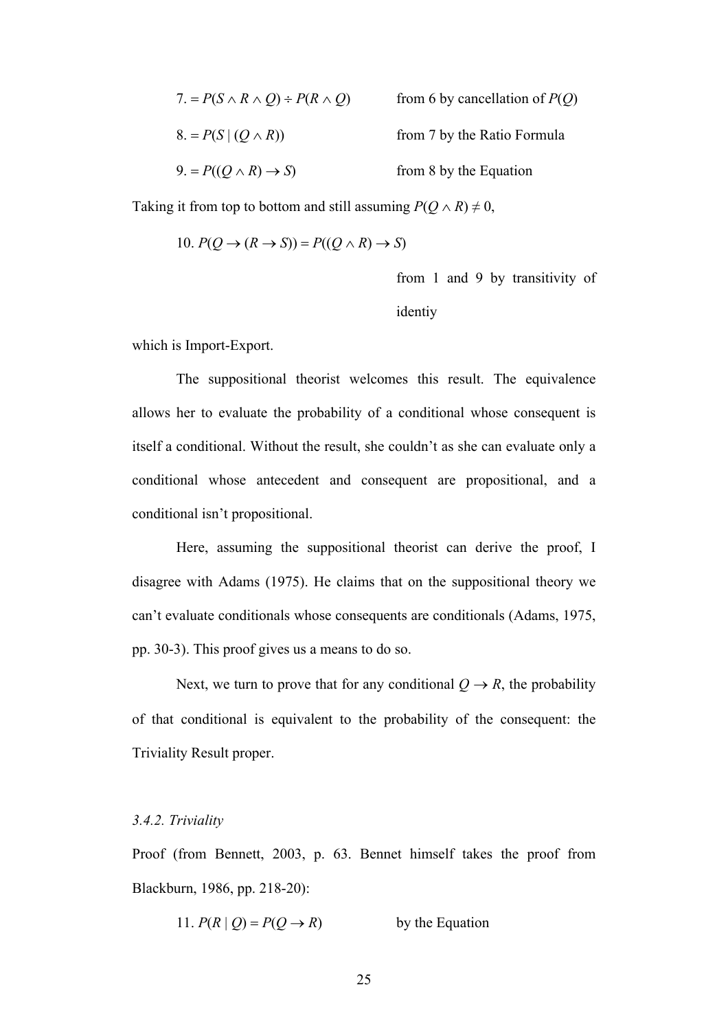7. $= P(S \wedge R \wedge Q) \div P(R \wedge Q)$ from 6 by cancellation of $P(Q)$

8. $= P(S \mid (Q \wedge R))$ from 7 by the Ratio Formula

9. $= P((Q \wedge R) \rightarrow S)$ from 8 by the Equation

Taking it from top to bottom and still assuming $P(Q \wedge R) \neq 0$,

10. $P(Q \rightarrow (R \rightarrow S)) = P((Q \wedge R) \rightarrow S)$ from 1 and 9 by transitivity of identiy

which is Import-Export.

The suppositional theorist welcomes this result. The equivalence allows her to evaluate the probability of a conditional whose consequent is itself a conditional. Without the result, she couldn't as she can evaluate only a conditional whose antecedent and consequent are propositional, and a conditional isn't propositional.

Here, assuming the suppositional theorist can derive the proof, I disagree with Adams (1975). He claims that on the suppositional theory we can't evaluate conditionals whose consequents are conditionals (Adams, 1975, pp. 30-3). This proof gives us a means to do so.

Next, we turn to prove that for any conditional $Q \rightarrow R$, the probability of that conditional is equivalent to the probability of the consequent: the Triviality Result proper.

### *3.4.2. Triviality*

Proof (from Bennett, 2003, p. 63. Bennet himself takes the proof from Blackburn, 1986, pp. 218-20):

11. $P(R \mid Q) = P(Q \rightarrow R)$ by the Equation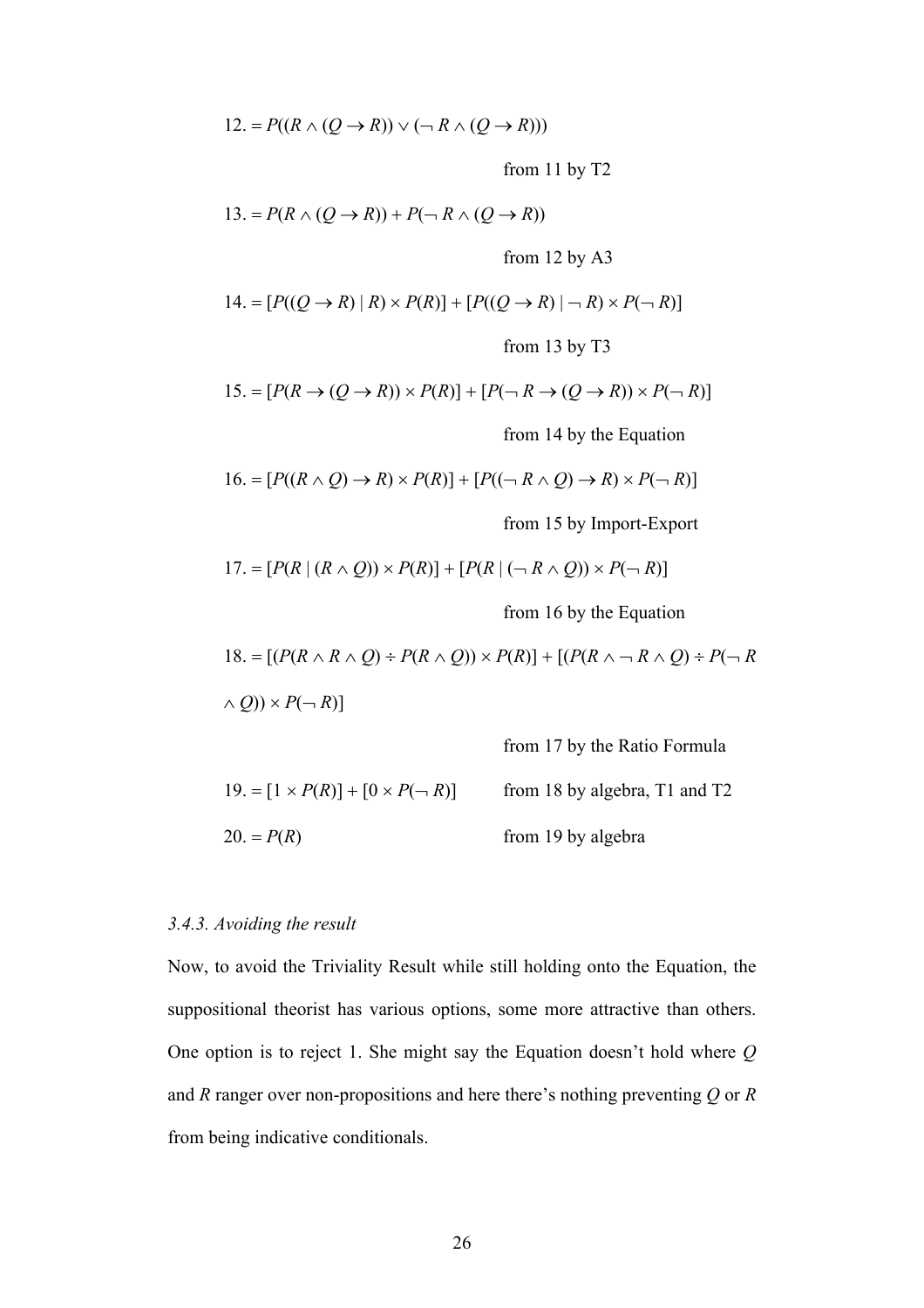12. $= P((R \wedge (Q \rightarrow R)) \vee (\neg R \wedge (Q \rightarrow R)))$

from 11 by T2

13. $= P(R \wedge (Q \rightarrow R)) + P(\neg R \wedge (Q \rightarrow R))$

from 12 by A3

14. $= [P((Q \rightarrow R) \mid R) \times P(R)] + [P((Q \rightarrow R) \mid \neg R) \times P(\neg R)]$

from 13 by T3

15. $= [P(R \rightarrow (Q \rightarrow R)) \times P(R)] + [P(\neg R \rightarrow (Q \rightarrow R)) \times P(\neg R)]$

from 14 by the Equation

16. $= [P((R \wedge Q) \rightarrow R) \times P(R)] + [P((\neg R \wedge Q) \rightarrow R) \times P(\neg R)]$

from 15 by Import-Export

17. $= [P(R \mid (R \wedge Q)) \times P(R)] + [P(R \mid (\neg R \wedge Q)) \times P(\neg R)]$

from 16 by the Equation

18. $= [(P(R \wedge R \wedge Q) \div P(R \wedge Q)) \times P(R)] + [(P(R \wedge \neg R \wedge Q) \div P(\neg R \wedge Q)) \times P(\neg R)]$

from 17 by the Ratio Formula

19. $= [1 \times P(R)] + [0 \times P(\neg R)]$ from 18 by algebra, T1 and T2

20. $= P(R)$ from 19 by algebra

### *3.4.3. Avoiding the result*

Now, to avoid the Triviality Result while still holding onto the Equation, the suppositional theorist has various options, some more attractive than others. One option is to reject 1. She might say the Equation doesn't hold where *Q* and *R* ranger over non-propositions and here there's nothing preventing *Q* or *R* from being indicative conditionals.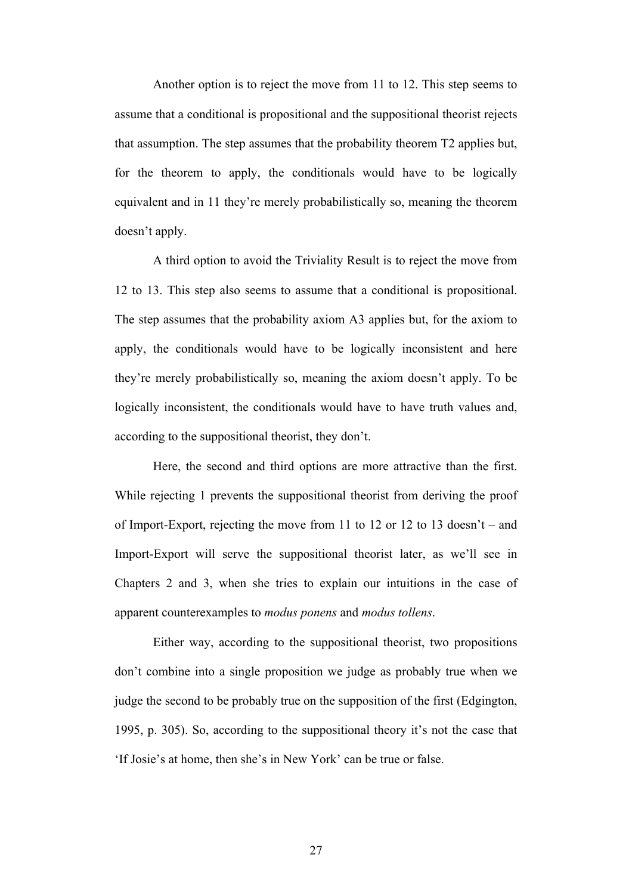Another option is to reject the move from 11 to 12. This step seems to assume that a conditional is propositional and the suppositional theorist rejects that assumption. The step assumes that the probability theorem T2 applies but, for the theorem to apply, the conditionals would have to be logically equivalent and in 11 they're merely probabilistically so, meaning the theorem doesn't apply.

A third option to avoid the Triviality Result is to reject the move from 12 to 13. This step also seems to assume that a conditional is propositional. The step assumes that the probability axiom A3 applies but, for the axiom to apply, the conditionals would have to be logically inconsistent and here they're merely probabilistically so, meaning the axiom doesn't apply. To be logically inconsistent, the conditionals would have to have truth values and, according to the suppositional theorist, they don't.

Here, the second and third options are more attractive than the first. While rejecting 1 prevents the suppositional theorist from deriving the proof of Import-Export, rejecting the move from 11 to 12 or 12 to 13 doesn't – and Import-Export will serve the suppositional theorist later, as we'll see in Chapters 2 and 3, when she tries to explain our intuitions in the case of apparent counterexamples to *modus ponens* and *modus tollens*.

Either way, according to the suppositional theorist, two propositions don't combine into a single proposition we judge as probably true when we judge the second to be probably true on the supposition of the first (Edgington, 1995, p. 305). So, according to the suppositional theory it's not the case that 'If Josie's at home, then she's in New York' can be true or false.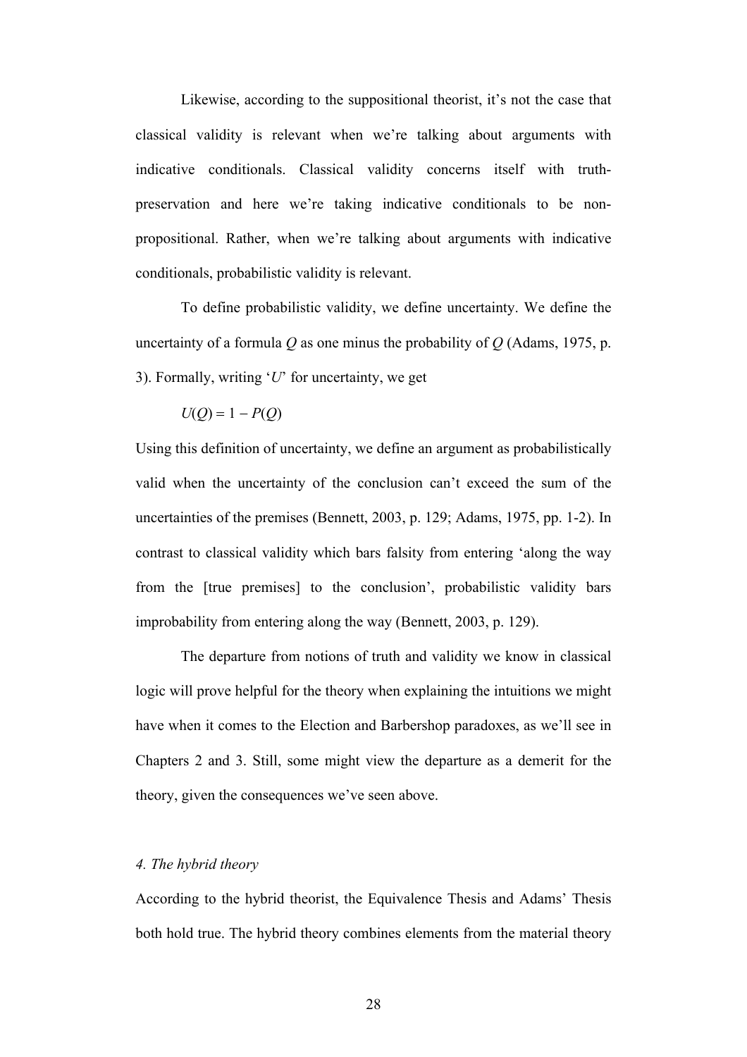Likewise, according to the suppositional theorist, it's not the case that classical validity is relevant when we're talking about arguments with indicative conditionals. Classical validity concerns itself with truth-preservation and here we're taking indicative conditionals to be non-propositional. Rather, when we're talking about arguments with indicative conditionals, probabilistic validity is relevant.

To define probabilistic validity, we define uncertainty. We define the uncertainty of a formula $Q$ as one minus the probability of $Q$ (Adams, 1975, p. 3). Formally, writing '$U$' for uncertainty, we get

$$U(Q) = 1 - P(Q)$$

Using this definition of uncertainty, we define an argument as probabilistically valid when the uncertainty of the conclusion can't exceed the sum of the uncertainties of the premises (Bennett, 2003, p. 129; Adams, 1975, pp. 1-2). In contrast to classical validity which bars falsity from entering 'along the way from the [true premises] to the conclusion', probabilistic validity bars improbability from entering along the way (Bennett, 2003, p. 129).

The departure from notions of truth and validity we know in classical logic will prove helpful for the theory when explaining the intuitions we might have when it comes to the Election and Barbershop paradoxes, as we'll see in Chapters 2 and 3. Still, some might view the departure as a demerit for the theory, given the consequences we've seen above.

### *4. The hybrid theory*

According to the hybrid theorist, the Equivalence Thesis and Adams' Thesis both hold true. The hybrid theory combines elements from the material theory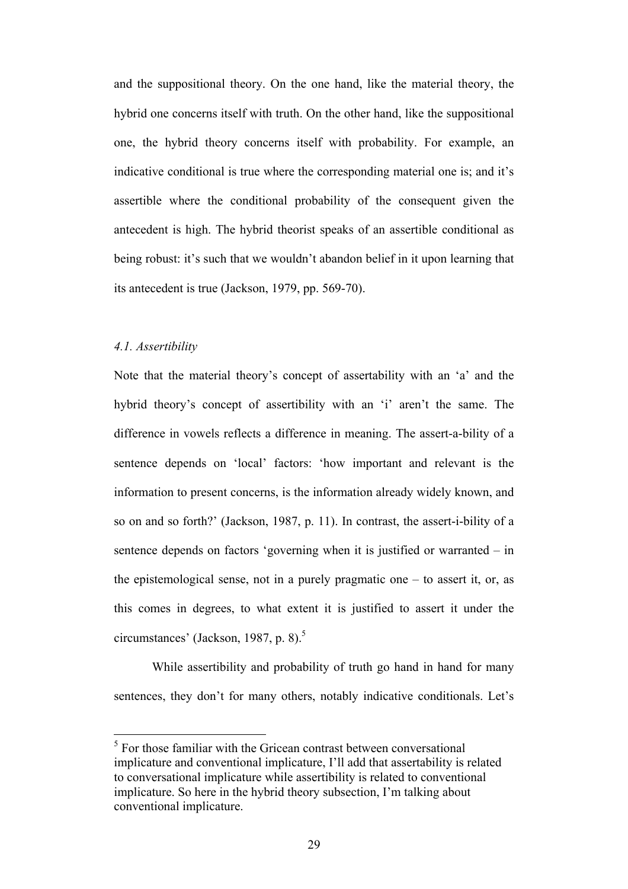and the suppositional theory. On the one hand, like the material theory, the hybrid one concerns itself with truth. On the other hand, like the suppositional one, the hybrid theory concerns itself with probability. For example, an indicative conditional is true where the corresponding material one is; and it's assertible where the conditional probability of the consequent given the antecedent is high. The hybrid theorist speaks of an assertible conditional as being robust: it's such that we wouldn't abandon belief in it upon learning that its antecedent is true (Jackson, 1979, pp. 569-70).

### *4.1. Assertibility*

Note that the material theory's concept of assertability with an 'a' and the hybrid theory's concept of assertibility with an 'i' aren't the same. The difference in vowels reflects a difference in meaning. The assert-a-bility of a sentence depends on 'local' factors: 'how important and relevant is the information to present concerns, is the information already widely known, and so on and so forth?' (Jackson, 1987, p. 11). In contrast, the assert-i-bility of a sentence depends on factors 'governing when it is justified or warranted – in the epistemological sense, not in a purely pragmatic one – to assert it, or, as this comes in degrees, to what extent it is justified to assert it under the circumstances' (Jackson, 1987, p. 8).[5]

While assertibility and probability of truth go hand in hand for many sentences, they don't for many others, notably indicative conditionals. Let's

[5] For those familiar with the Gricean contrast between conversational implicature and conventional implicature, I'll add that assertability is related to conversational implicature while assertibility is related to conventional implicature. So here in the hybrid theory subsection, I'm talking about conventional implicature.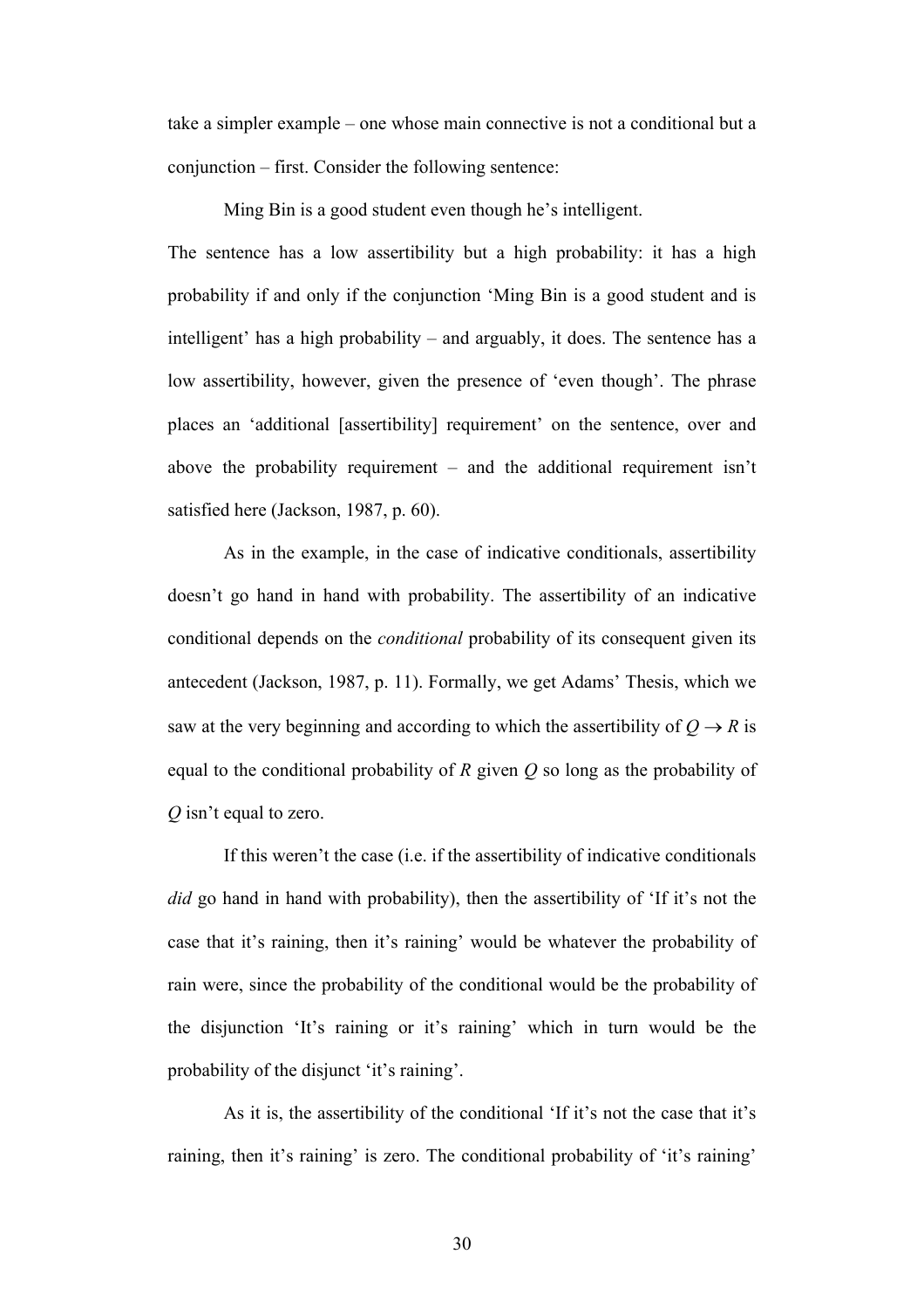take a simpler example – one whose main connective is not a conditional but a conjunction – first. Consider the following sentence:

Ming Bin is a good student even though he's intelligent.

The sentence has a low assertibility but a high probability: it has a high probability if and only if the conjunction 'Ming Bin is a good student and is intelligent' has a high probability – and arguably, it does. The sentence has a low assertibility, however, given the presence of 'even though'. The phrase places an 'additional [assertibility] requirement' on the sentence, over and above the probability requirement – and the additional requirement isn't satisfied here (Jackson, 1987, p. 60).

As in the example, in the case of indicative conditionals, assertibility doesn't go hand in hand with probability. The assertibility of an indicative conditional depends on the *conditional* probability of its consequent given its antecedent (Jackson, 1987, p. 11). Formally, we get Adams' Thesis, which we saw at the very beginning and according to which the assertibility of $Q \rightarrow R$ is equal to the conditional probability of $R$ given $Q$ so long as the probability of $Q$ isn't equal to zero.

If this weren't the case (i.e. if the assertibility of indicative conditionals *did* go hand in hand with probability), then the assertibility of 'If it's not the case that it's raining, then it's raining' would be whatever the probability of rain were, since the probability of the conditional would be the probability of the disjunction 'It's raining or it's raining' which in turn would be the probability of the disjunct 'it's raining'.

As it is, the assertibility of the conditional 'If it's not the case that it's raining, then it's raining' is zero. The conditional probability of 'it's raining'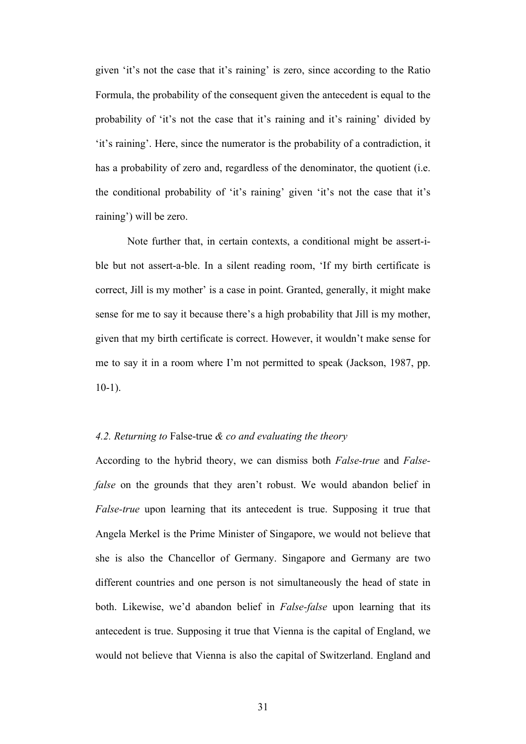given ‘it’s not the case that it’s raining’ is zero, since according to the Ratio Formula, the probability of the consequent given the antecedent is equal to the probability of ‘it’s not the case that it’s raining and it’s raining’ divided by ‘it’s raining’. Here, since the numerator is the probability of a contradiction, it has a probability of zero and, regardless of the denominator, the quotient (i.e. the conditional probability of ‘it’s raining’ given ‘it’s not the case that it’s raining’) will be zero.

Note further that, in certain contexts, a conditional might be assert-i-ble but not assert-a-ble. In a silent reading room, ‘If my birth certificate is correct, Jill is my mother’ is a case in point. Granted, generally, it might make sense for me to say it because there’s a high probability that Jill is my mother, given that my birth certificate is correct. However, it wouldn’t make sense for me to say it in a room where I’m not permitted to speak (Jackson, 1987, pp. 10-1).

### *4.2. Returning to* False-true *& co and evaluating the theory*

According to the hybrid theory, we can dismiss both *False-true* and *False-false* on the grounds that they aren’t robust. We would abandon belief in *False-true* upon learning that its antecedent is true. Supposing it true that Angela Merkel is the Prime Minister of Singapore, we would not believe that she is also the Chancellor of Germany. Singapore and Germany are two different countries and one person is not simultaneously the head of state in both. Likewise, we’d abandon belief in *False-false* upon learning that its antecedent is true. Supposing it true that Vienna is the capital of England, we would not believe that Vienna is also the capital of Switzerland. England and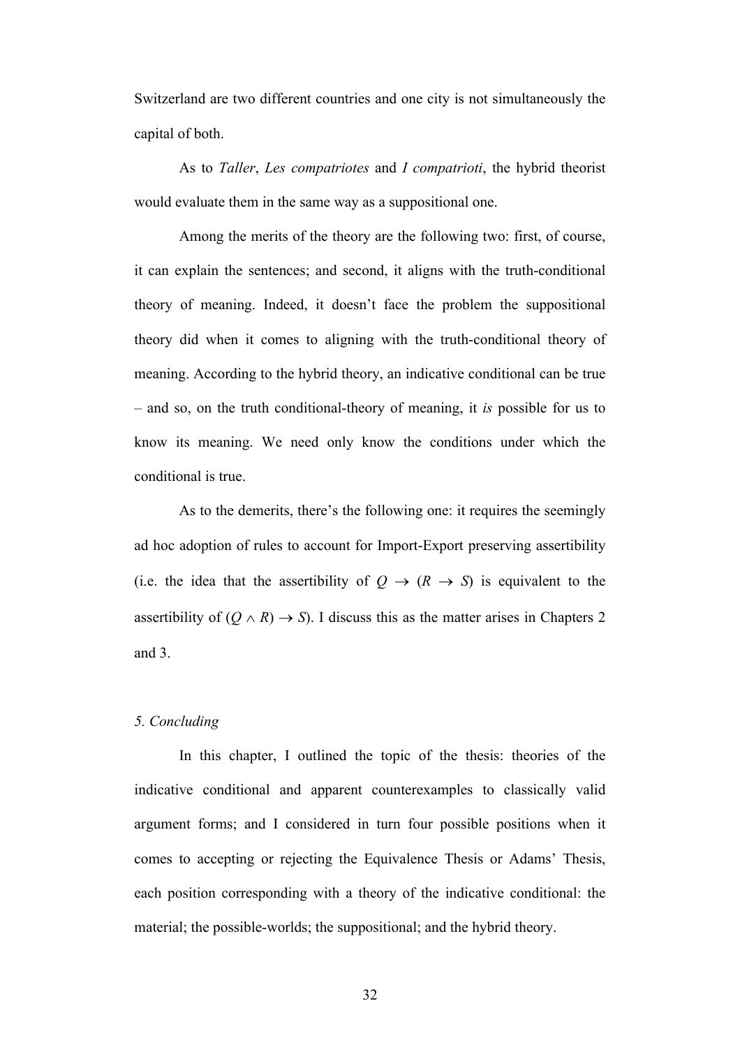Switzerland are two different countries and one city is not simultaneously the capital of both.

As to *Taller*, *Les compatriotes* and *I compatrioti*, the hybrid theorist would evaluate them in the same way as a suppositional one.

Among the merits of the theory are the following two: first, of course, it can explain the sentences; and second, it aligns with the truth-conditional theory of meaning. Indeed, it doesn't face the problem the suppositional theory did when it comes to aligning with the truth-conditional theory of meaning. According to the hybrid theory, an indicative conditional can be true – and so, on the truth conditional-theory of meaning, it *is* possible for us to know its meaning. We need only know the conditions under which the conditional is true.

As to the demerits, there's the following one: it requires the seemingly ad hoc adoption of rules to account for Import-Export preserving assertibility (i.e. the idea that the assertibility of $Q \rightarrow (R \rightarrow S)$ is equivalent to the assertibility of $(Q \wedge R) \rightarrow S$). I discuss this as the matter arises in Chapters 2 and 3.

### *5. Concluding*

In this chapter, I outlined the topic of the thesis: theories of the indicative conditional and apparent counterexamples to classically valid argument forms; and I considered in turn four possible positions when it comes to accepting or rejecting the Equivalence Thesis or Adams' Thesis, each position corresponding with a theory of the indicative conditional: the material; the possible-worlds; the suppositional; and the hybrid theory.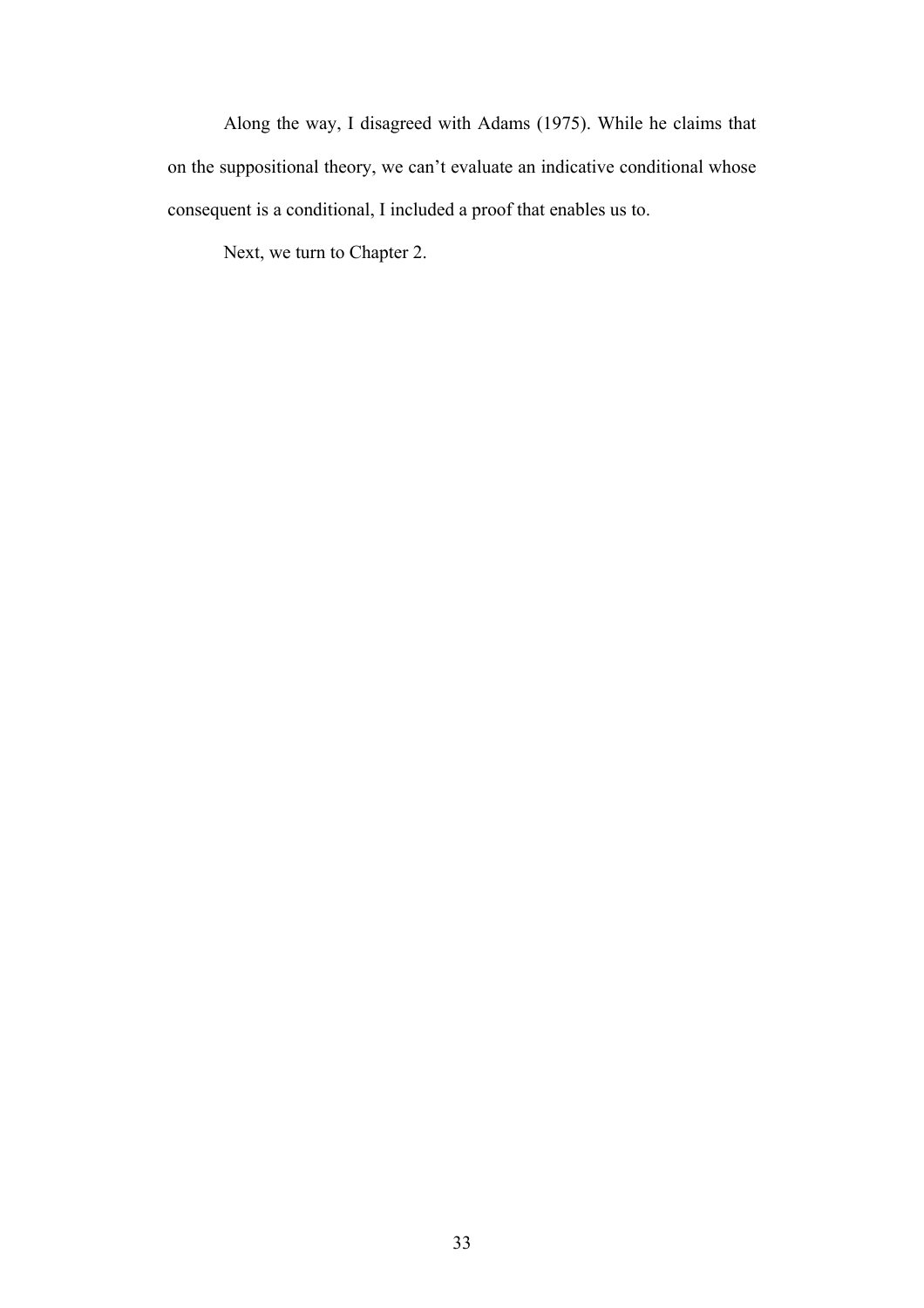Along the way, I disagreed with Adams (1975). While he claims that on the suppositional theory, we can't evaluate an indicative conditional whose consequent is a conditional, I included a proof that enables us to.

Next, we turn to Chapter 2.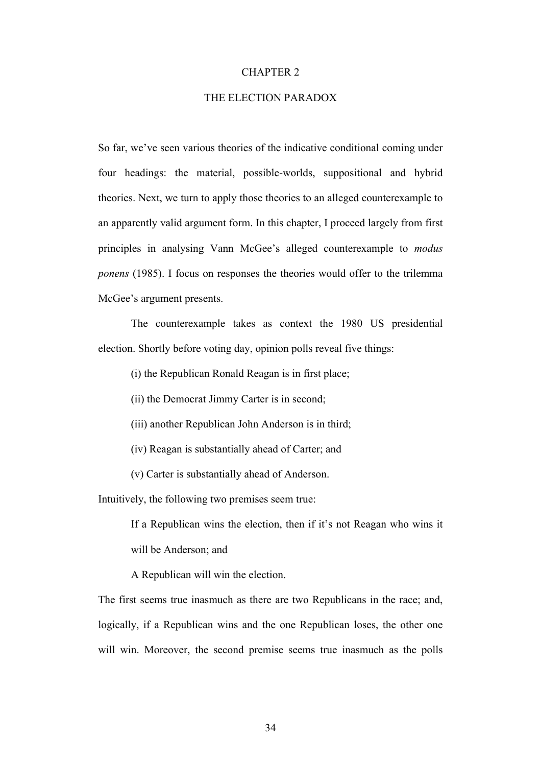# CHAPTER 2

## THE ELECTION PARADOX

So far, we've seen various theories of the indicative conditional coming under four headings: the material, possible-worlds, suppositional and hybrid theories. Next, we turn to apply those theories to an alleged counterexample to an apparently valid argument form. In this chapter, I proceed largely from first principles in analysing Vann McGee's alleged counterexample to *modus ponens* (1985). I focus on responses the theories would offer to the trilemma McGee's argument presents.

The counterexample takes as context the 1980 US presidential election. Shortly before voting day, opinion polls reveal five things:

(i) the Republican Ronald Reagan is in first place;

(ii) the Democrat Jimmy Carter is in second;

(iii) another Republican John Anderson is in third;

(iv) Reagan is substantially ahead of Carter; and

(v) Carter is substantially ahead of Anderson.

Intuitively, the following two premises seem true:

> If a Republican wins the election, then if it's not Reagan who wins it will be Anderson; and
>
> A Republican will win the election.

The first seems true inasmuch as there are two Republicans in the race; and, logically, if a Republican wins and the one Republican loses, the other one will win. Moreover, the second premise seems true inasmuch as the polls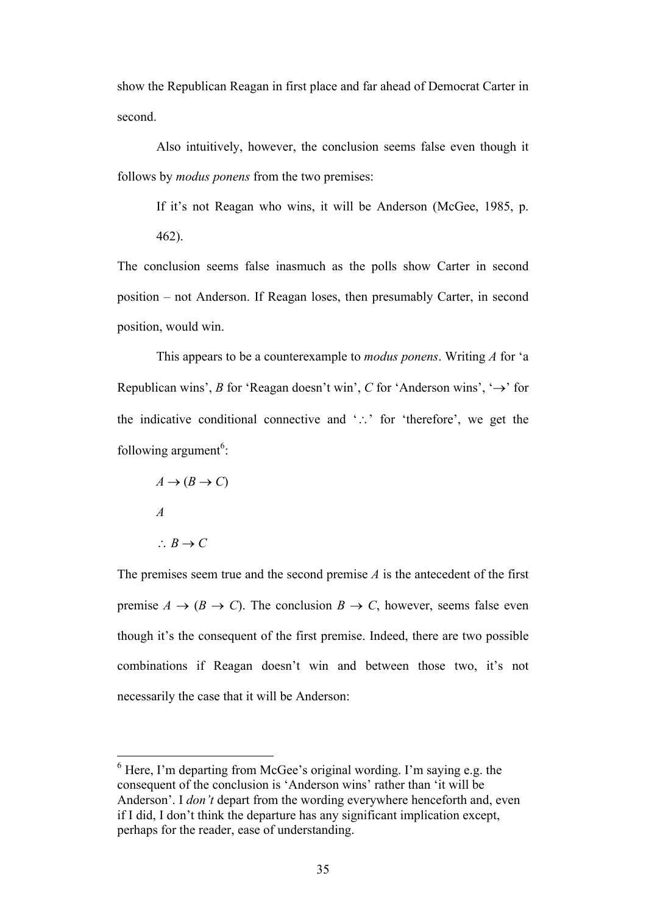show the Republican Reagan in first place and far ahead of Democrat Carter in second.

Also intuitively, however, the conclusion seems false even though it follows by *modus ponens* from the two premises:

> If it's not Reagan who wins, it will be Anderson (McGee, 1985, p. 462).

The conclusion seems false inasmuch as the polls show Carter in second position – not Anderson. If Reagan loses, then presumably Carter, in second position, would win.

This appears to be a counterexample to *modus ponens*. Writing $A$ for 'a Republican wins', $B$ for 'Reagan doesn't win', $C$ for 'Anderson wins', '$\rightarrow$' for the indicative conditional connective and '$\therefore$' for 'therefore', we get the following argument[6]:

$A \rightarrow (B \rightarrow C)$

$A$

$\therefore B \rightarrow C$

The premises seem true and the second premise $A$ is the antecedent of the first premise $A \rightarrow (B \rightarrow C)$. The conclusion $B \rightarrow C$, however, seems false even though it's the consequent of the first premise. Indeed, there are two possible combinations if Reagan doesn't win and between those two, it's not necessarily the case that it will be Anderson:

---

[6] Here, I'm departing from McGee's original wording. I'm saying e.g. the consequent of the conclusion is 'Anderson wins' rather than 'it will be Anderson'. I *don't* depart from the wording everywhere henceforth and, even if I did, I don't think the departure has any significant implication except, perhaps for the reader, ease of understanding.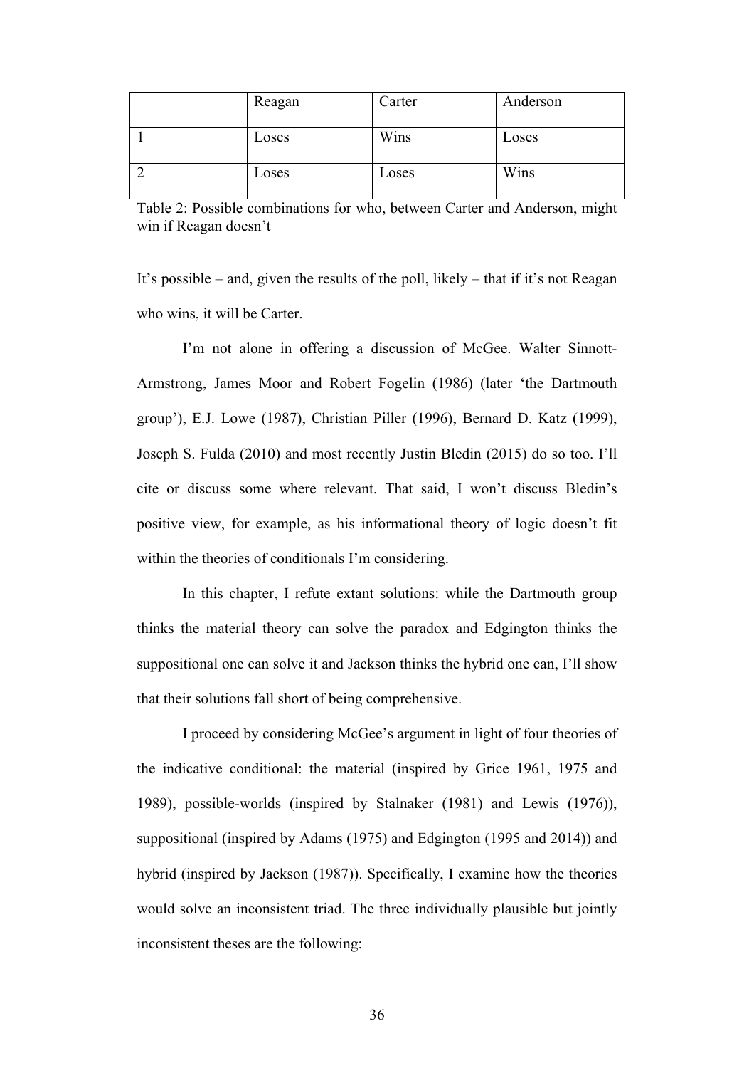|  | Reagan | Carter | Anderson |
|---|---|---|---|
| 1 | Loses | Wins | Loses |
| 2 | Loses | Loses | Wins |

Table 2: Possible combinations for who, between Carter and Anderson, might win if Reagan doesn't

It's possible – and, given the results of the poll, likely – that if it's not Reagan who wins, it will be Carter.

I'm not alone in offering a discussion of McGee. Walter Sinnott-Armstrong, James Moor and Robert Fogelin (1986) (later 'the Dartmouth group'), E.J. Lowe (1987), Christian Piller (1996), Bernard D. Katz (1999), Joseph S. Fulda (2010) and most recently Justin Bledin (2015) do so too. I'll cite or discuss some where relevant. That said, I won't discuss Bledin's positive view, for example, as his informational theory of logic doesn't fit within the theories of conditionals I'm considering.

In this chapter, I refute extant solutions: while the Dartmouth group thinks the material theory can solve the paradox and Edgington thinks the suppositional one can solve it and Jackson thinks the hybrid one can, I'll show that their solutions fall short of being comprehensive.

I proceed by considering McGee's argument in light of four theories of the indicative conditional: the material (inspired by Grice 1961, 1975 and 1989), possible-worlds (inspired by Stalnaker (1981) and Lewis (1976)), suppositional (inspired by Adams (1975) and Edgington (1995 and 2014)) and hybrid (inspired by Jackson (1987)). Specifically, I examine how the theories would solve an inconsistent triad. The three individually plausible but jointly inconsistent theses are the following: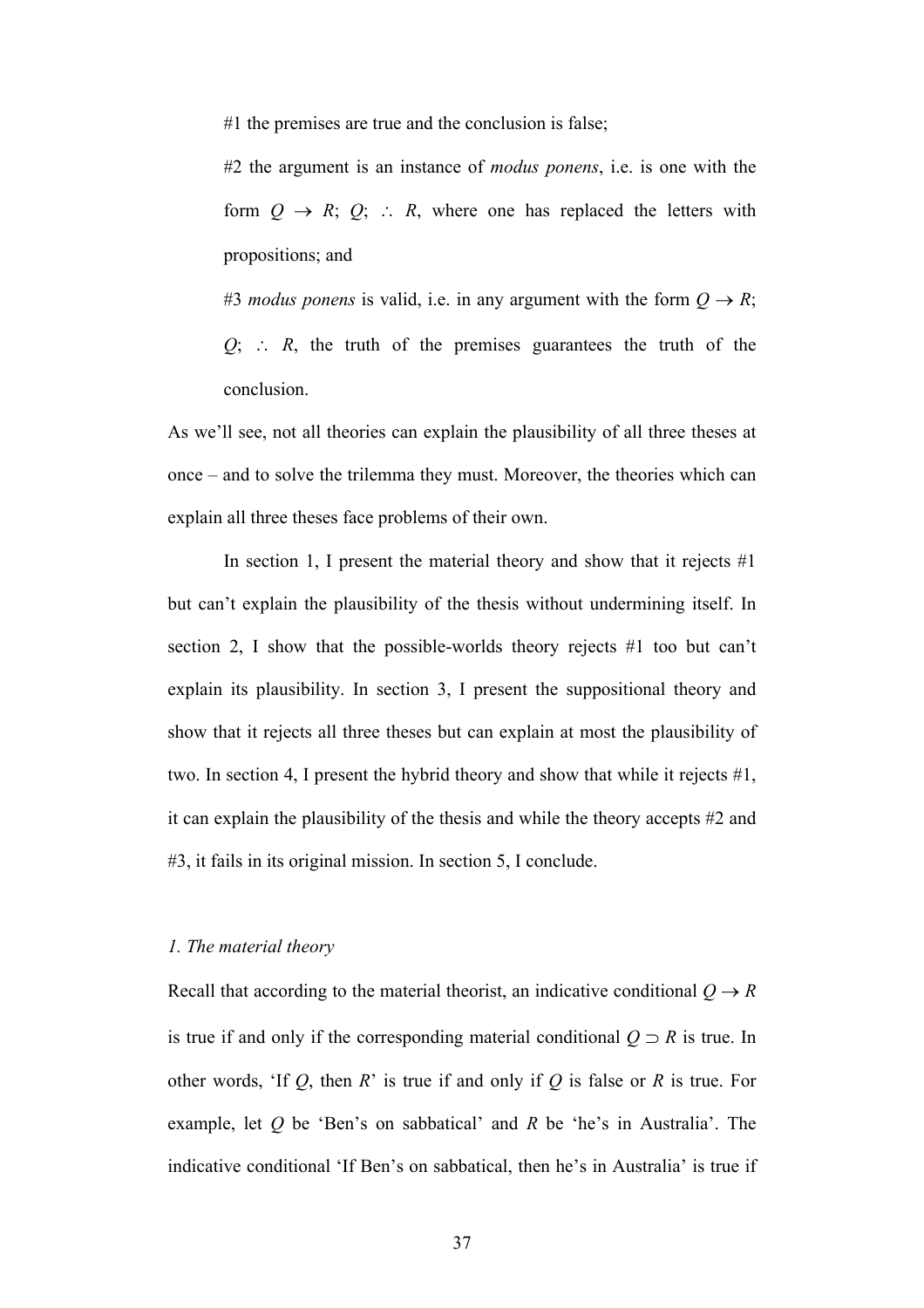#1 the premises are true and the conclusion is false;

#2 the argument is an instance of *modus ponens*, i.e. is one with the form $Q \rightarrow R$; $Q$; $\therefore$ $R$, where one has replaced the letters with propositions; and

#3 *modus ponens* is valid, i.e. in any argument with the form $Q \rightarrow R$; $Q$; $\therefore$ $R$, the truth of the premises guarantees the truth of the conclusion.

As we'll see, not all theories can explain the plausibility of all three theses at once – and to solve the trilemma they must. Moreover, the theories which can explain all three theses face problems of their own.

In section 1, I present the material theory and show that it rejects #1 but can't explain the plausibility of the thesis without undermining itself. In section 2, I show that the possible-worlds theory rejects #1 too but can't explain its plausibility. In section 3, I present the suppositional theory and show that it rejects all three theses but can explain at most the plausibility of two. In section 4, I present the hybrid theory and show that while it rejects #1, it can explain the plausibility of the thesis and while the theory accepts #2 and #3, it fails in its original mission. In section 5, I conclude.

## *1. The material theory*

Recall that according to the material theorist, an indicative conditional $Q \rightarrow R$ is true if and only if the corresponding material conditional $Q \supset R$ is true. In other words, 'If $Q$, then $R$' is true if and only if $Q$ is false or $R$ is true. For example, let $Q$ be 'Ben's on sabbatical' and $R$ be 'he's in Australia'. The indicative conditional 'If Ben's on sabbatical, then he's in Australia' is true if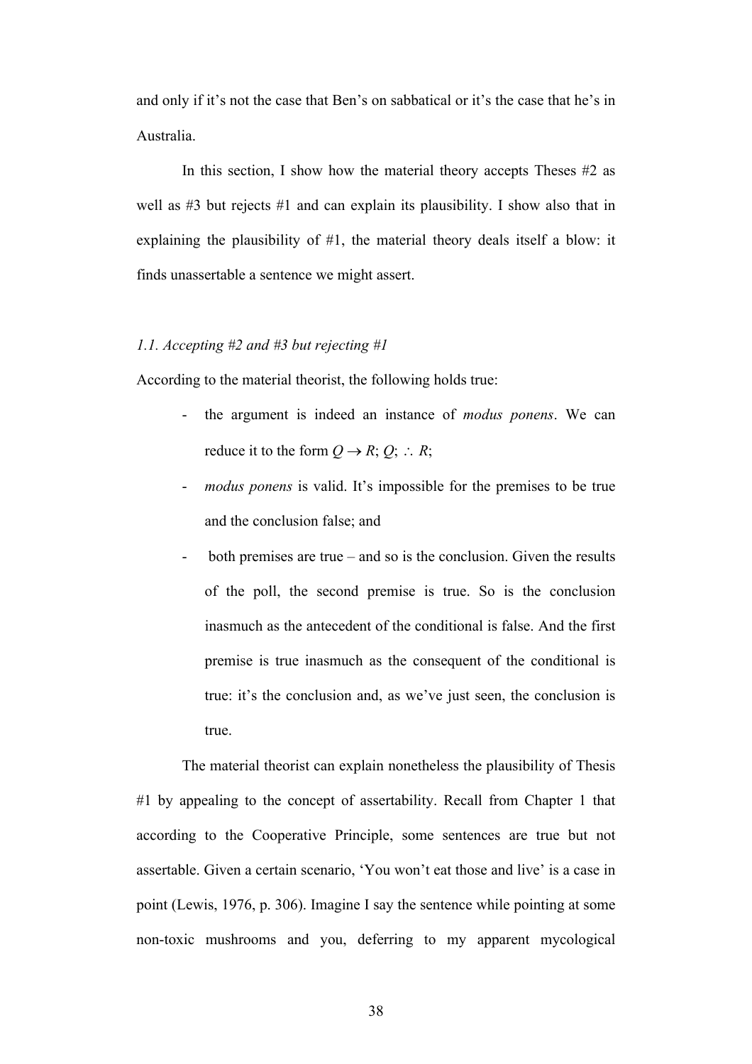and only if it's not the case that Ben's on sabbatical or it's the case that he's in Australia.

In this section, I show how the material theory accepts Theses #2 as well as #3 but rejects #1 and can explain its plausibility. I show also that in explaining the plausibility of #1, the material theory deals itself a blow: it finds unassertable a sentence we might assert.

### *1.1. Accepting #2 and #3 but rejecting #1*

According to the material theorist, the following holds true:

- the argument is indeed an instance of *modus ponens*. We can reduce it to the form $Q \rightarrow R$; $Q$; $\therefore R$;
- *modus ponens* is valid. It's impossible for the premises to be true and the conclusion false; and
- both premises are true – and so is the conclusion. Given the results of the poll, the second premise is true. So is the conclusion inasmuch as the antecedent of the conditional is false. And the first premise is true inasmuch as the consequent of the conditional is true: it's the conclusion and, as we've just seen, the conclusion is true.

The material theorist can explain nonetheless the plausibility of Thesis #1 by appealing to the concept of assertability. Recall from Chapter 1 that according to the Cooperative Principle, some sentences are true but not assertable. Given a certain scenario, 'You won't eat those and live' is a case in point (Lewis, 1976, p. 306). Imagine I say the sentence while pointing at some non-toxic mushrooms and you, deferring to my apparent mycological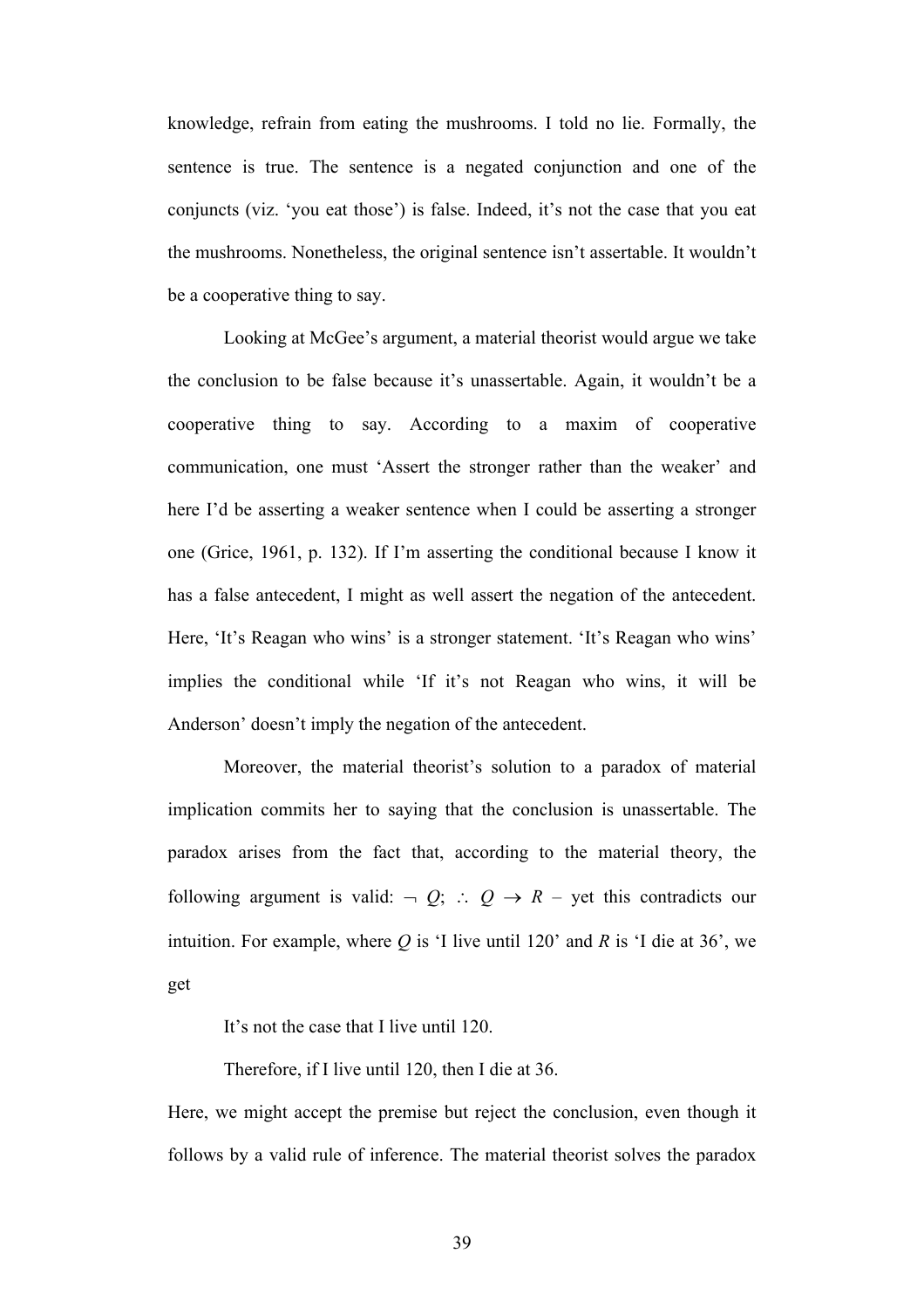knowledge, refrain from eating the mushrooms. I told no lie. Formally, the sentence is true. The sentence is a negated conjunction and one of the conjuncts (viz. 'you eat those') is false. Indeed, it's not the case that you eat the mushrooms. Nonetheless, the original sentence isn't assertable. It wouldn't be a cooperative thing to say.

Looking at McGee's argument, a material theorist would argue we take the conclusion to be false because it's unassertable. Again, it wouldn't be a cooperative thing to say. According to a maxim of cooperative communication, one must 'Assert the stronger rather than the weaker' and here I'd be asserting a weaker sentence when I could be asserting a stronger one (Grice, 1961, p. 132). If I'm asserting the conditional because I know it has a false antecedent, I might as well assert the negation of the antecedent. Here, 'It's Reagan who wins' is a stronger statement. 'It's Reagan who wins' implies the conditional while 'If it's not Reagan who wins, it will be Anderson' doesn't imply the negation of the antecedent.

Moreover, the material theorist's solution to a paradox of material implication commits her to saying that the conclusion is unassertable. The paradox arises from the fact that, according to the material theory, the following argument is valid: $\neg Q$; $\therefore$ $Q \rightarrow R$ – yet this contradicts our intuition. For example, where $Q$ is 'I live until 120' and $R$ is 'I die at 36', we get

It's not the case that I live until 120.

Therefore, if I live until 120, then I die at 36.

Here, we might accept the premise but reject the conclusion, even though it follows by a valid rule of inference. The material theorist solves the paradox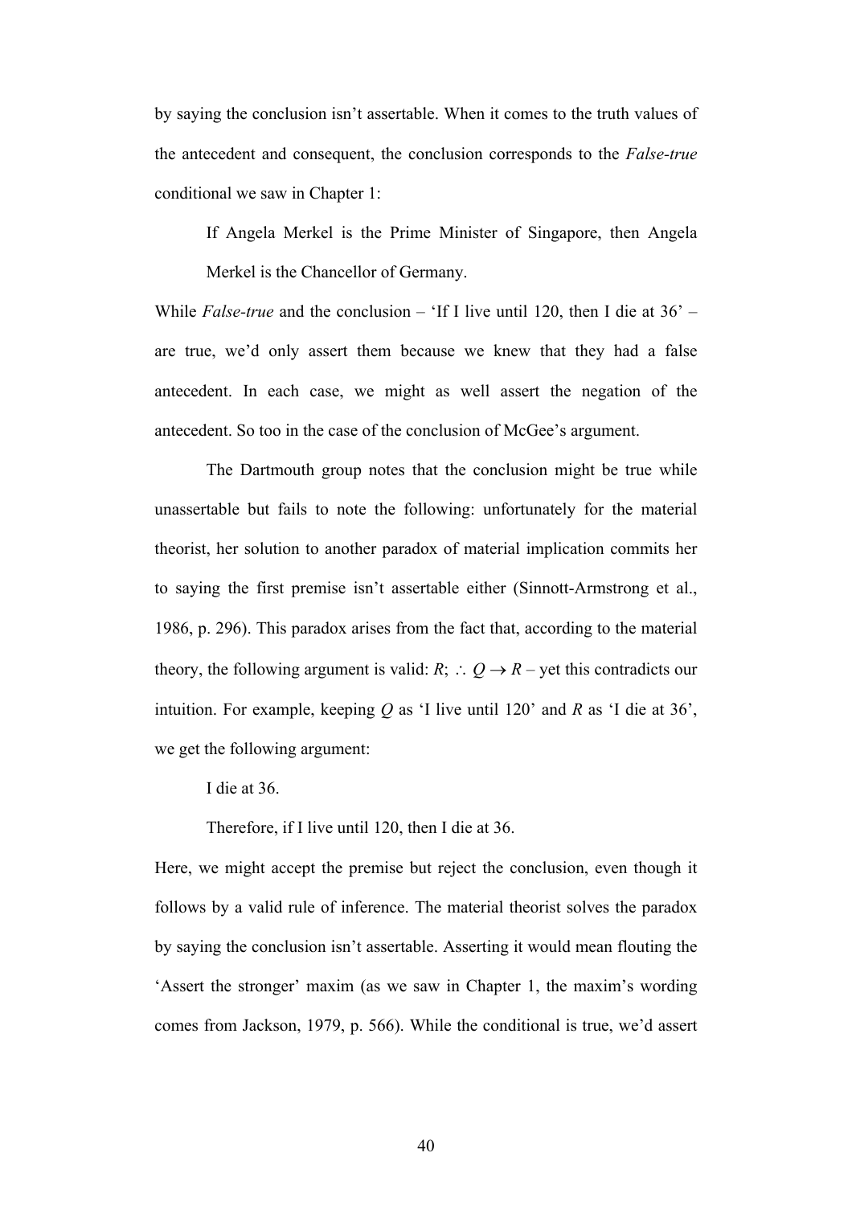by saying the conclusion isn't assertable. When it comes to the truth values of the antecedent and consequent, the conclusion corresponds to the *False-true* conditional we saw in Chapter 1:

> If Angela Merkel is the Prime Minister of Singapore, then Angela Merkel is the Chancellor of Germany.

While *False-true* and the conclusion – 'If I live until 120, then I die at 36' – are true, we'd only assert them because we knew that they had a false antecedent. In each case, we might as well assert the negation of the antecedent. So too in the case of the conclusion of McGee's argument.

The Dartmouth group notes that the conclusion might be true while unassertable but fails to note the following: unfortunately for the material theorist, her solution to another paradox of material implication commits her to saying the first premise isn't assertable either (Sinnott-Armstrong et al., 1986, p. 296). This paradox arises from the fact that, according to the material theory, the following argument is valid: $R$; $\therefore$ $Q \rightarrow R$ – yet this contradicts our intuition. For example, keeping $Q$ as 'I live until 120' and $R$ as 'I die at 36', we get the following argument:

> I die at 36.
>
> Therefore, if I live until 120, then I die at 36.

Here, we might accept the premise but reject the conclusion, even though it follows by a valid rule of inference. The material theorist solves the paradox by saying the conclusion isn't assertable. Asserting it would mean flouting the 'Assert the stronger' maxim (as we saw in Chapter 1, the maxim's wording comes from Jackson, 1979, p. 566). While the conditional is true, we'd assert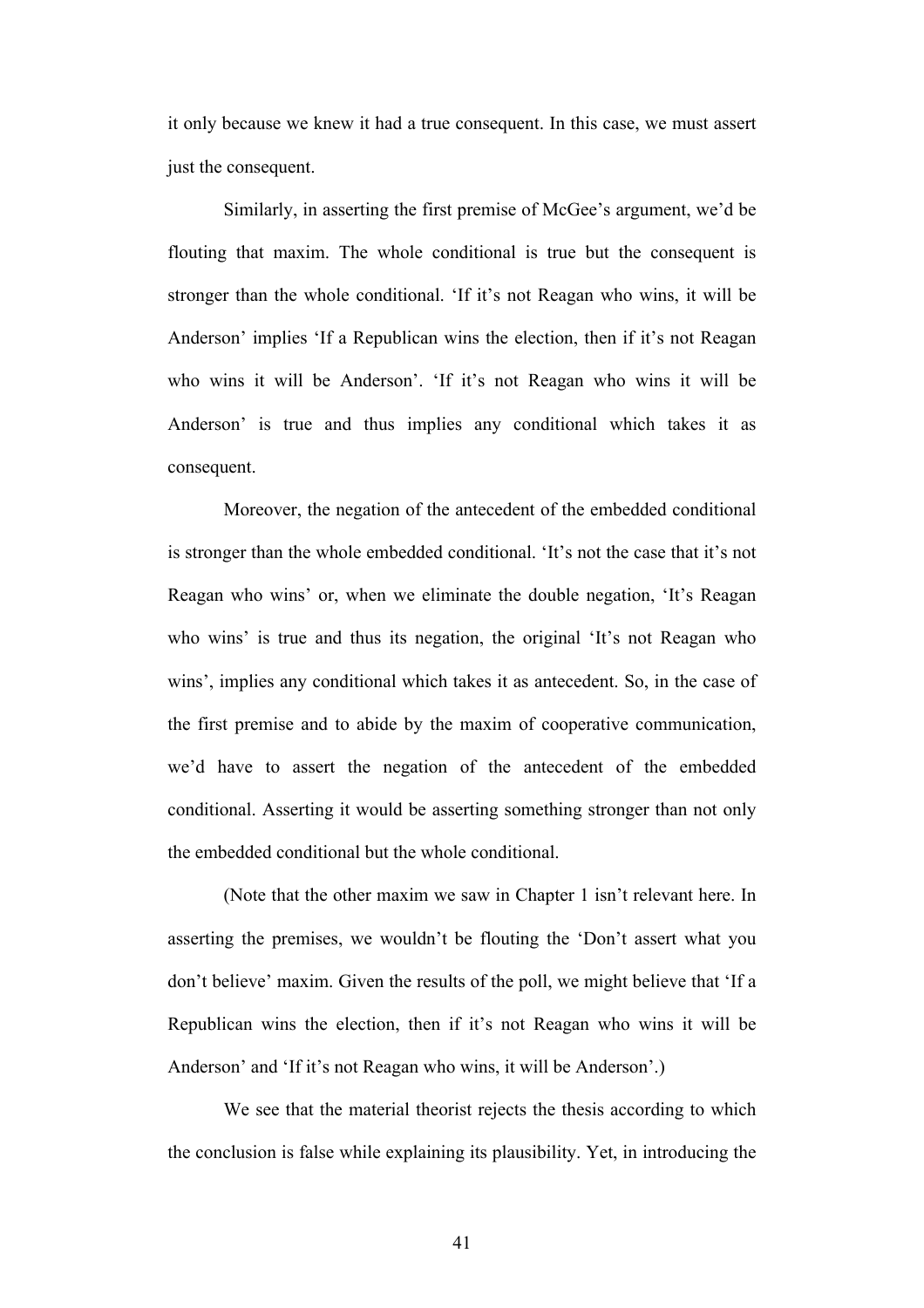it only because we knew it had a true consequent. In this case, we must assert just the consequent.

Similarly, in asserting the first premise of McGee's argument, we'd be flouting that maxim. The whole conditional is true but the consequent is stronger than the whole conditional. 'If it's not Reagan who wins, it will be Anderson' implies 'If a Republican wins the election, then if it's not Reagan who wins it will be Anderson'. 'If it's not Reagan who wins it will be Anderson' is true and thus implies any conditional which takes it as consequent.

Moreover, the negation of the antecedent of the embedded conditional is stronger than the whole embedded conditional. 'It's not the case that it's not Reagan who wins' or, when we eliminate the double negation, 'It's Reagan who wins' is true and thus its negation, the original 'It's not Reagan who wins', implies any conditional which takes it as antecedent. So, in the case of the first premise and to abide by the maxim of cooperative communication, we'd have to assert the negation of the antecedent of the embedded conditional. Asserting it would be asserting something stronger than not only the embedded conditional but the whole conditional.

(Note that the other maxim we saw in Chapter 1 isn't relevant here. In asserting the premises, we wouldn't be flouting the 'Don't assert what you don't believe' maxim. Given the results of the poll, we might believe that 'If a Republican wins the election, then if it's not Reagan who wins it will be Anderson' and 'If it's not Reagan who wins, it will be Anderson'.)

We see that the material theorist rejects the thesis according to which the conclusion is false while explaining its plausibility. Yet, in introducing the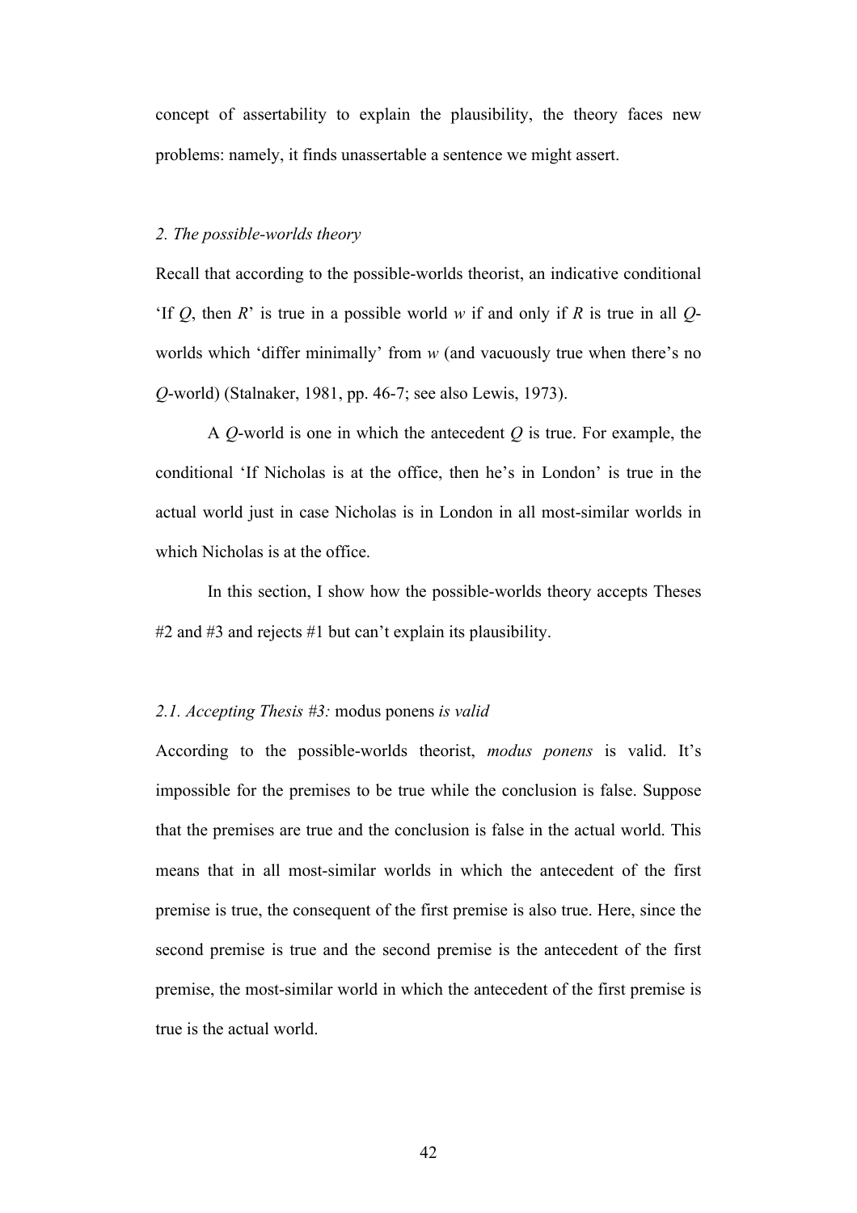concept of assertability to explain the plausibility, the theory faces new problems: namely, it finds unassertable a sentence we might assert.

### *2. The possible-worlds theory*

Recall that according to the possible-worlds theorist, an indicative conditional 'If *Q*, then *R*' is true in a possible world *w* if and only if *R* is true in all *Q*-worlds which 'differ minimally' from *w* (and vacuously true when there's no *Q*-world) (Stalnaker, 1981, pp. 46-7; see also Lewis, 1973).

A *Q*-world is one in which the antecedent *Q* is true. For example, the conditional 'If Nicholas is at the office, then he's in London' is true in the actual world just in case Nicholas is in London in all most-similar worlds in which Nicholas is at the office.

In this section, I show how the possible-worlds theory accepts Theses #2 and #3 and rejects #1 but can't explain its plausibility.

#### *2.1. Accepting Thesis #3:* modus ponens *is valid*

According to the possible-worlds theorist, *modus ponens* is valid. It's impossible for the premises to be true while the conclusion is false. Suppose that the premises are true and the conclusion is false in the actual world. This means that in all most-similar worlds in which the antecedent of the first premise is true, the consequent of the first premise is also true. Here, since the second premise is true and the second premise is the antecedent of the first premise, the most-similar world in which the antecedent of the first premise is true is the actual world.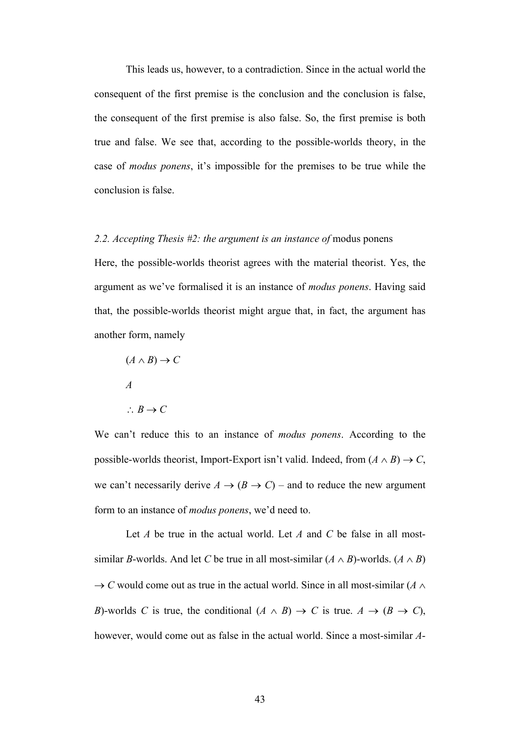This leads us, however, to a contradiction. Since in the actual world the consequent of the first premise is the conclusion and the conclusion is false, the consequent of the first premise is also false. So, the first premise is both true and false. We see that, according to the possible-worlds theory, in the case of *modus ponens*, it's impossible for the premises to be true while the conclusion is false.

### *2.2. Accepting Thesis #2: the argument is an instance of* modus ponens

Here, the possible-worlds theorist agrees with the material theorist. Yes, the argument as we've formalised it is an instance of *modus ponens*. Having said that, the possible-worlds theorist might argue that, in fact, the argument has another form, namely

$(A \wedge B) \rightarrow C$

$A$

$\therefore B \rightarrow C$

We can't reduce this to an instance of *modus ponens*. According to the possible-worlds theorist, Import-Export isn't valid. Indeed, from $(A \wedge B) \rightarrow C$, we can't necessarily derive $A \rightarrow (B \rightarrow C)$ – and to reduce the new argument form to an instance of *modus ponens*, we'd need to.

Let $A$ be true in the actual world. Let $A$ and $C$ be false in all most-similar $B$-worlds. And let $C$ be true in all most-similar $(A \wedge B)$-worlds. $(A \wedge B) \rightarrow C$ would come out as true in the actual world. Since in all most-similar $(A \wedge B)$-worlds $C$ is true, the conditional $(A \wedge B) \rightarrow C$ is true. $A \rightarrow (B \rightarrow C)$, however, would come out as false in the actual world. Since a most-similar $A$-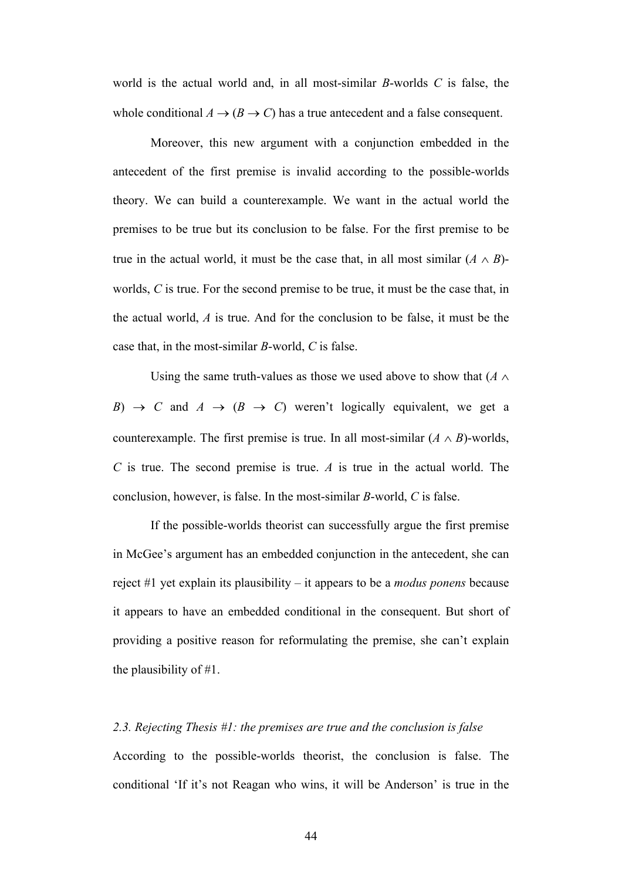world is the actual world and, in all most-similar $B$-worlds $C$ is false, the whole conditional $A \rightarrow (B \rightarrow C)$ has a true antecedent and a false consequent.

Moreover, this new argument with a conjunction embedded in the antecedent of the first premise is invalid according to the possible-worlds theory. We can build a counterexample. We want in the actual world the premises to be true but its conclusion to be false. For the first premise to be true in the actual world, it must be the case that, in all most similar $(A \wedge B)$-worlds, $C$ is true. For the second premise to be true, it must be the case that, in the actual world, $A$ is true. And for the conclusion to be false, it must be the case that, in the most-similar $B$-world, $C$ is false.

Using the same truth-values as those we used above to show that $(A \wedge B) \rightarrow C$ and $A \rightarrow (B \rightarrow C)$ weren't logically equivalent, we get a counterexample. The first premise is true. In all most-similar $(A \wedge B)$-worlds, $C$ is true. The second premise is true. $A$ is true in the actual world. The conclusion, however, is false. In the most-similar $B$-world, $C$ is false.

If the possible-worlds theorist can successfully argue the first premise in McGee's argument has an embedded conjunction in the antecedent, she can reject #1 yet explain its plausibility – it appears to be a *modus ponens* because it appears to have an embedded conditional in the consequent. But short of providing a positive reason for reformulating the premise, she can't explain the plausibility of #1.

### *2.3. Rejecting Thesis #1: the premises are true and the conclusion is false*

According to the possible-worlds theorist, the conclusion is false. The conditional 'If it's not Reagan who wins, it will be Anderson' is true in the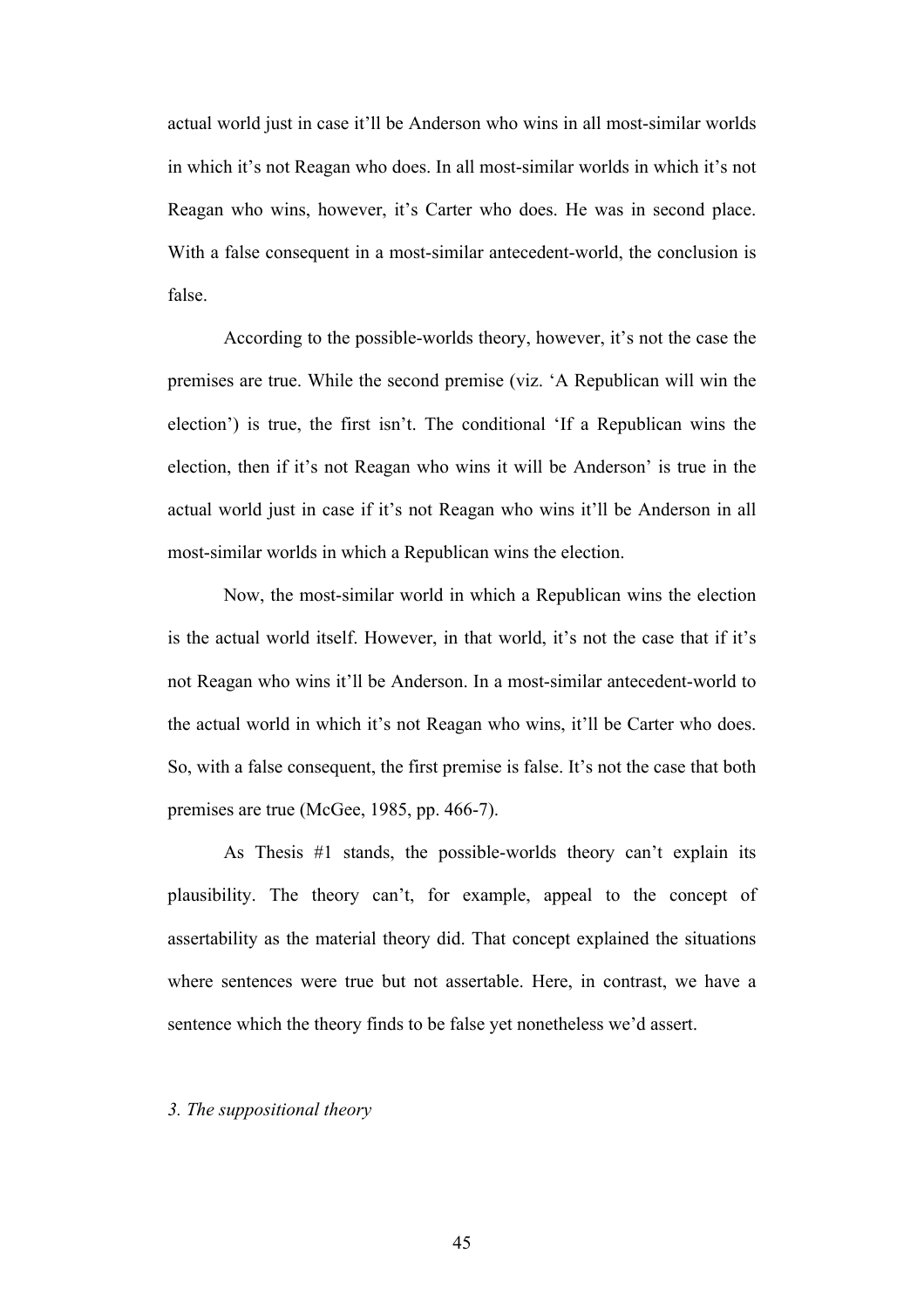actual world just in case it'll be Anderson who wins in all most-similar worlds in which it's not Reagan who does. In all most-similar worlds in which it's not Reagan who wins, however, it's Carter who does. He was in second place. With a false consequent in a most-similar antecedent-world, the conclusion is false.

According to the possible-worlds theory, however, it's not the case the premises are true. While the second premise (viz. 'A Republican will win the election') is true, the first isn't. The conditional 'If a Republican wins the election, then if it's not Reagan who wins it will be Anderson' is true in the actual world just in case if it's not Reagan who wins it'll be Anderson in all most-similar worlds in which a Republican wins the election.

Now, the most-similar world in which a Republican wins the election is the actual world itself. However, in that world, it's not the case that if it's not Reagan who wins it'll be Anderson. In a most-similar antecedent-world to the actual world in which it's not Reagan who wins, it'll be Carter who does. So, with a false consequent, the first premise is false. It's not the case that both premises are true (McGee, 1985, pp. 466-7).

As Thesis #1 stands, the possible-worlds theory can't explain its plausibility. The theory can't, for example, appeal to the concept of assertability as the material theory did. That concept explained the situations where sentences were true but not assertable. Here, in contrast, we have a sentence which the theory finds to be false yet nonetheless we'd assert.

### *3. The suppositional theory*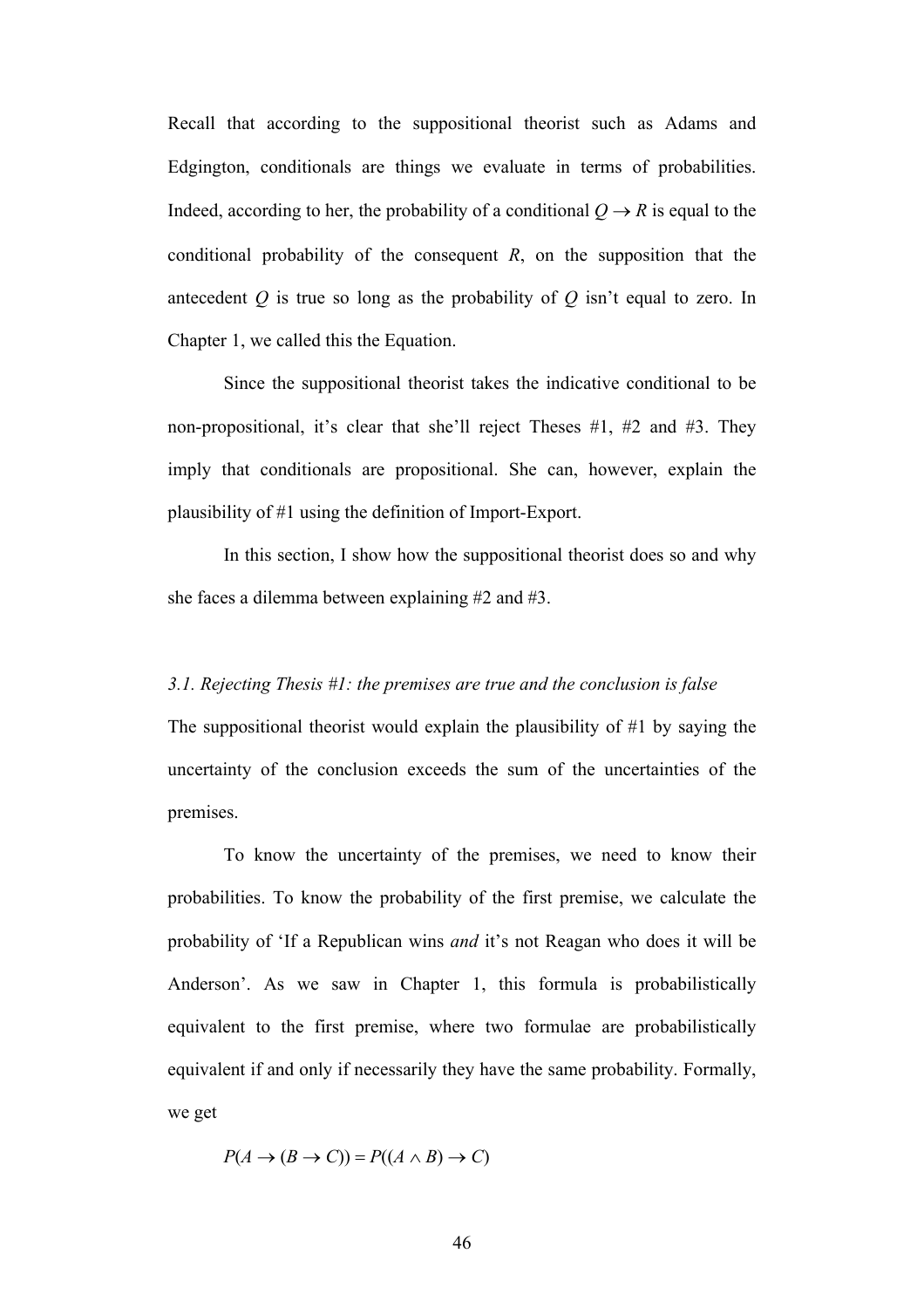Recall that according to the suppositional theorist such as Adams and Edgington, conditionals are things we evaluate in terms of probabilities. Indeed, according to her, the probability of a conditional $Q \rightarrow R$ is equal to the conditional probability of the consequent $R$, on the supposition that the antecedent $Q$ is true so long as the probability of $Q$ isn't equal to zero. In Chapter 1, we called this the Equation.

Since the suppositional theorist takes the indicative conditional to be non-propositional, it's clear that she'll reject Theses #1, #2 and #3. They imply that conditionals are propositional. She can, however, explain the plausibility of #1 using the definition of Import-Export.

In this section, I show how the suppositional theorist does so and why she faces a dilemma between explaining #2 and #3.

### *3.1. Rejecting Thesis #1: the premises are true and the conclusion is false*

The suppositional theorist would explain the plausibility of #1 by saying the uncertainty of the conclusion exceeds the sum of the uncertainties of the premises.

To know the uncertainty of the premises, we need to know their probabilities. To know the probability of the first premise, we calculate the probability of 'If a Republican wins *and* it's not Reagan who does it will be Anderson'. As we saw in Chapter 1, this formula is probabilistically equivalent to the first premise, where two formulae are probabilistically equivalent if and only if necessarily they have the same probability. Formally, we get

$$P(A \rightarrow (B \rightarrow C)) = P((A \wedge B) \rightarrow C)$$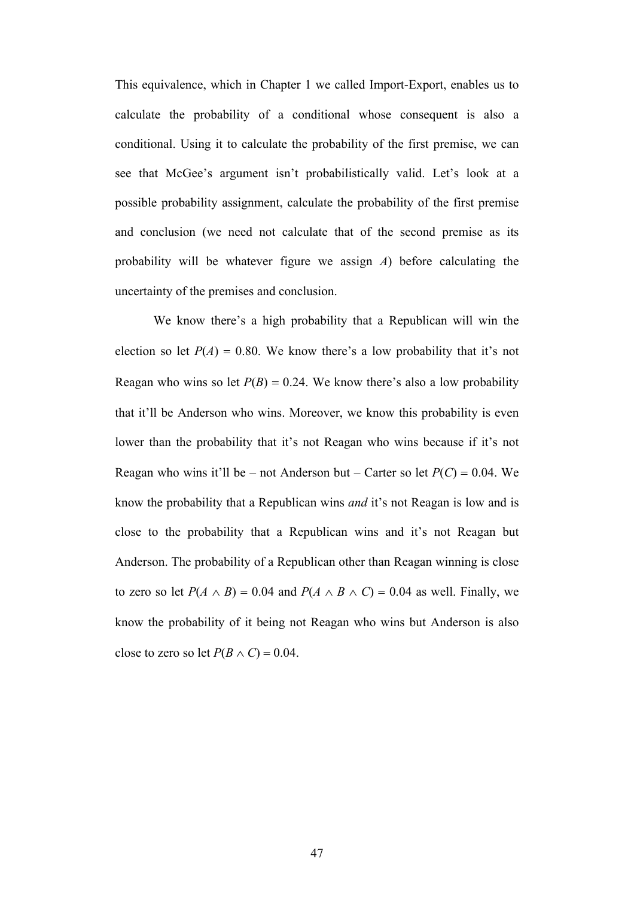This equivalence, which in Chapter 1 we called Import-Export, enables us to calculate the probability of a conditional whose consequent is also a conditional. Using it to calculate the probability of the first premise, we can see that McGee's argument isn't probabilistically valid. Let's look at a possible probability assignment, calculate the probability of the first premise and conclusion (we need not calculate that of the second premise as its probability will be whatever figure we assign $A$) before calculating the uncertainty of the premises and conclusion.

We know there's a high probability that a Republican will win the election so let $P(A) = 0.80$. We know there's a low probability that it's not Reagan who wins so let $P(B) = 0.24$. We know there's also a low probability that it'll be Anderson who wins. Moreover, we know this probability is even lower than the probability that it's not Reagan who wins because if it's not Reagan who wins it'll be – not Anderson but – Carter so let $P(C) = 0.04$. We know the probability that a Republican wins *and* it's not Reagan is low and is close to the probability that a Republican wins and it's not Reagan but Anderson. The probability of a Republican other than Reagan winning is close to zero so let $P(A \wedge B) = 0.04$ and $P(A \wedge B \wedge C) = 0.04$ as well. Finally, we know the probability of it being not Reagan who wins but Anderson is also close to zero so let $P(B \wedge C) = 0.04$.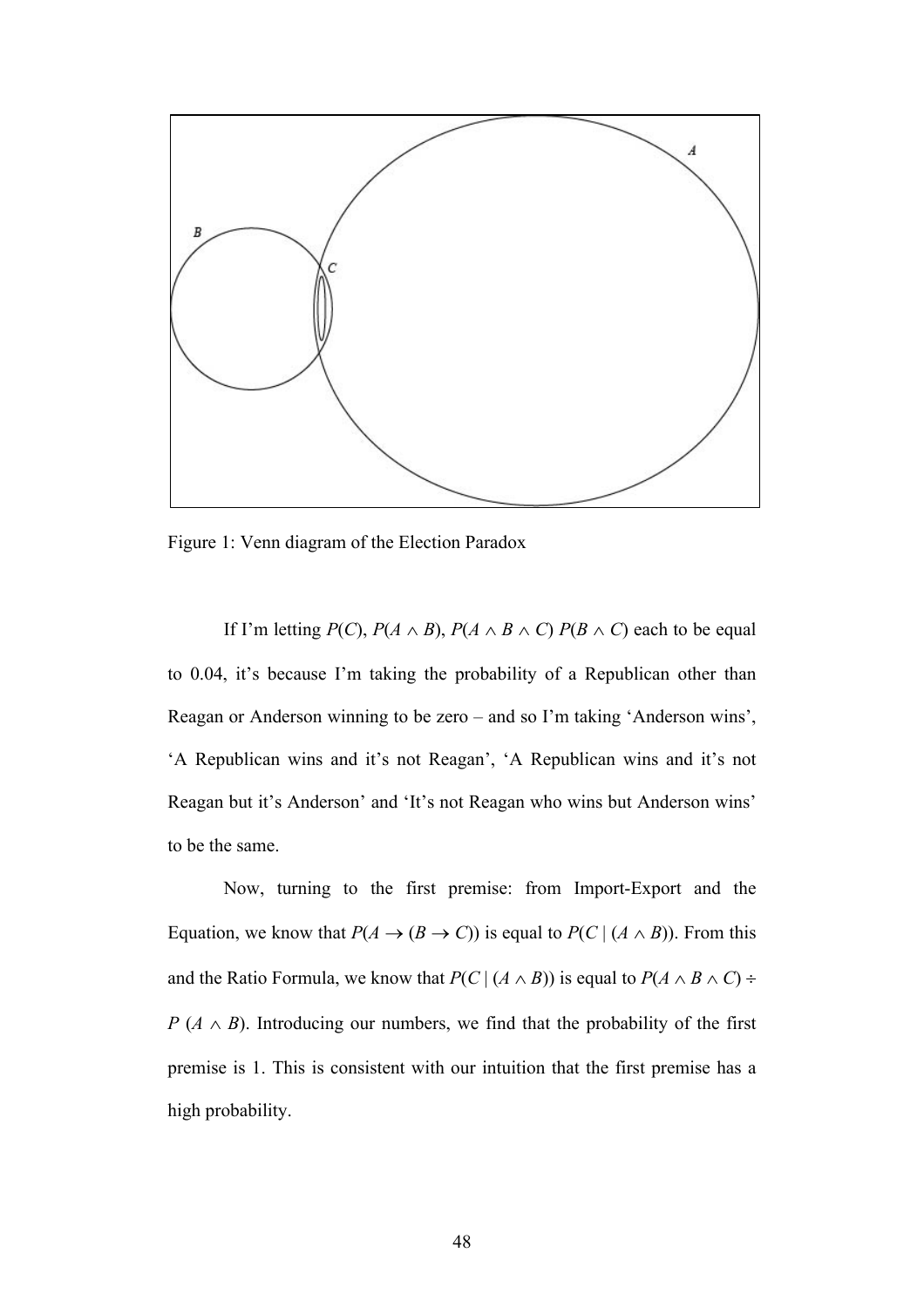Figure 1: Venn diagram of the Election Paradox

If I'm letting $P(C)$, $P(A \wedge B)$, $P(A \wedge B \wedge C)$ $P(B \wedge C)$ each to be equal to 0.04, it's because I'm taking the probability of a Republican other than Reagan or Anderson winning to be zero – and so I'm taking 'Anderson wins', 'A Republican wins and it's not Reagan', 'A Republican wins and it's not Reagan but it's Anderson' and 'It's not Reagan who wins but Anderson wins' to be the same.

Now, turning to the first premise: from Import-Export and the Equation, we know that $P(A \rightarrow (B \rightarrow C))$ is equal to $P(C \mid (A \wedge B))$. From this and the Ratio Formula, we know that $P(C \mid (A \wedge B))$ is equal to $P(A \wedge B \wedge C) \div P(A \wedge B)$. Introducing our numbers, we find that the probability of the first premise is 1. This is consistent with our intuition that the first premise has a high probability.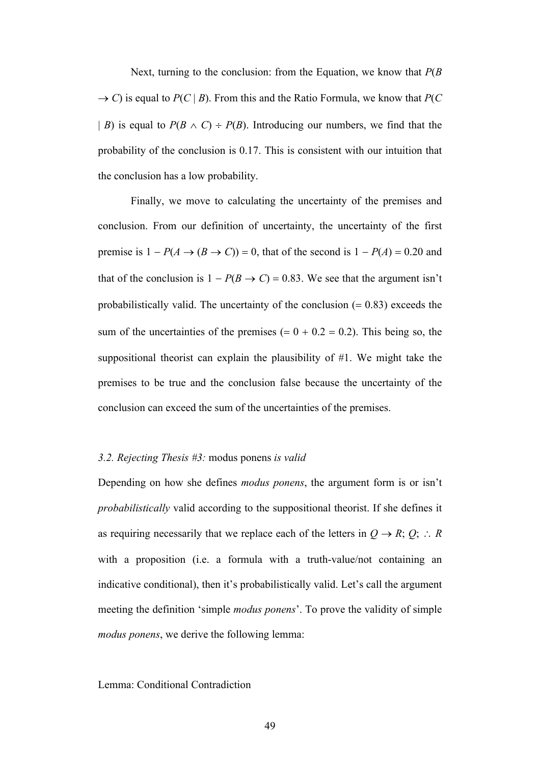Next, turning to the conclusion: from the Equation, we know that $P(B \rightarrow C)$ is equal to $P(C \mid B)$. From this and the Ratio Formula, we know that $P(C \mid B)$ is equal to $P(B \wedge C) \div P(B)$. Introducing our numbers, we find that the probability of the conclusion is 0.17. This is consistent with our intuition that the conclusion has a low probability.

Finally, we move to calculating the uncertainty of the premises and conclusion. From our definition of uncertainty, the uncertainty of the first premise is $1 - P(A \rightarrow (B \rightarrow C)) = 0$, that of the second is $1 - P(A) = 0.20$ and that of the conclusion is $1 - P(B \rightarrow C) = 0.83$. We see that the argument isn't probabilistically valid. The uncertainty of the conclusion (= 0.83) exceeds the sum of the uncertainties of the premises (= 0 + 0.2 = 0.2). This being so, the suppositional theorist can explain the plausibility of #1. We might take the premises to be true and the conclusion false because the uncertainty of the conclusion can exceed the sum of the uncertainties of the premises.

### *3.2. Rejecting Thesis #3:* modus ponens *is valid*

Depending on how she defines *modus ponens*, the argument form is or isn't *probabilistically* valid according to the suppositional theorist. If she defines it as requiring necessarily that we replace each of the letters in $Q \rightarrow R$; $Q$; $\therefore$ $R$ with a proposition (i.e. a formula with a truth-value/not containing an indicative conditional), then it's probabilistically valid. Let's call the argument meeting the definition 'simple *modus ponens*'. To prove the validity of simple *modus ponens*, we derive the following lemma:

Lemma: Conditional Contradiction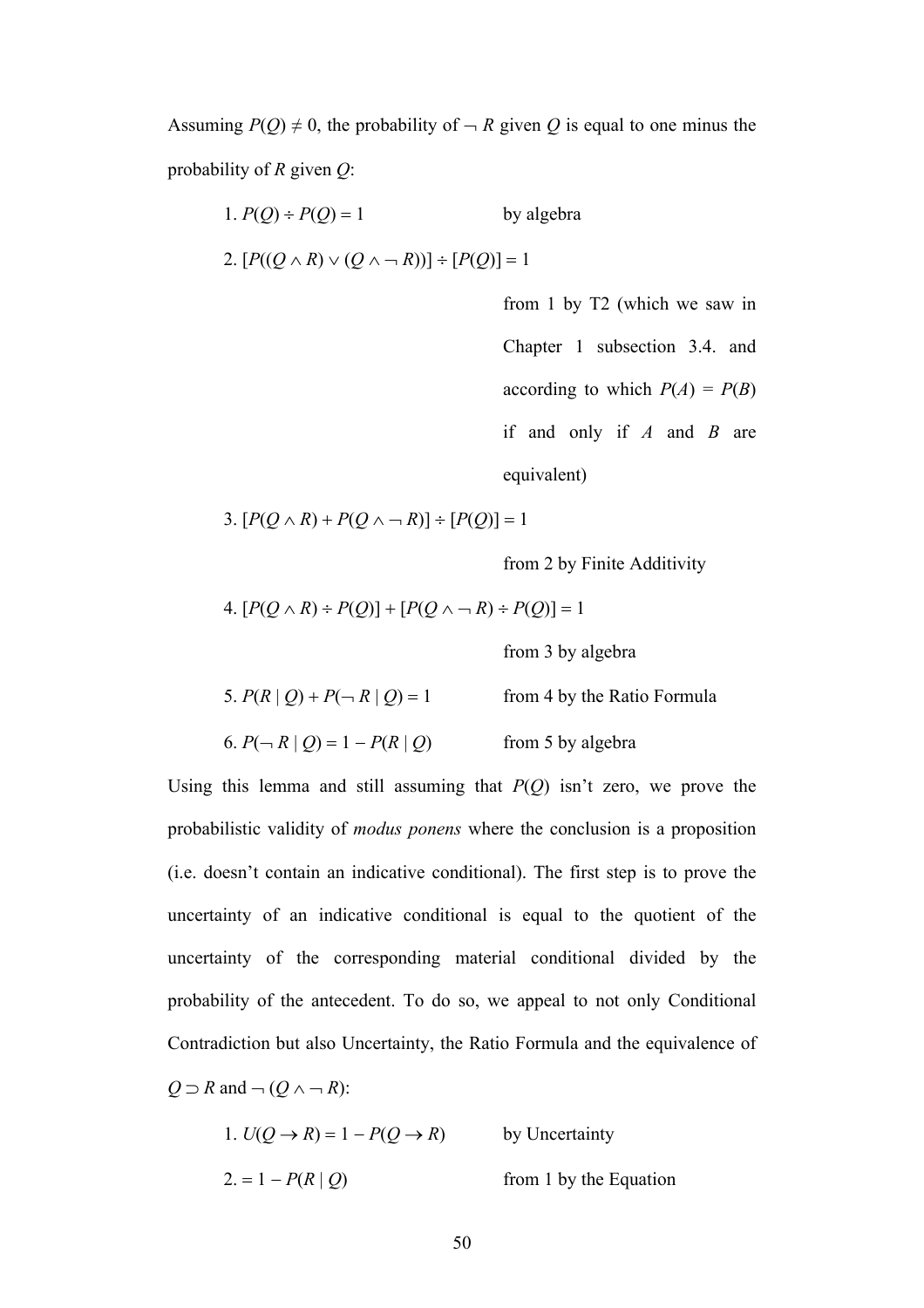Assuming $P(Q) \neq 0$, the probability of $\neg R$ given $Q$ is equal to one minus the probability of $R$ given $Q$:

1. $P(Q) \div P(Q) = 1$ — by algebra
2. $[P((Q \wedge R) \vee (Q \wedge \neg R))] \div [P(Q)] = 1$ — from 1 by T2 (which we saw in Chapter 1 subsection 3.4. and according to which $P(A) = P(B)$ if and only if $A$ and $B$ are equivalent)
3. $[P(Q \wedge R) + P(Q \wedge \neg R)] \div [P(Q)] = 1$ — from 2 by Finite Additivity
4. $[P(Q \wedge R) \div P(Q)] + [P(Q \wedge \neg R) \div P(Q)] = 1$ — from 3 by algebra
5. $P(R \mid Q) + P(\neg R \mid Q) = 1$ — from 4 by the Ratio Formula
6. $P(\neg R \mid Q) = 1 - P(R \mid Q)$ — from 5 by algebra

Using this lemma and still assuming that $P(Q)$ isn't zero, we prove the probabilistic validity of *modus ponens* where the conclusion is a proposition (i.e. doesn't contain an indicative conditional). The first step is to prove the uncertainty of an indicative conditional is equal to the quotient of the uncertainty of the corresponding material conditional divided by the probability of the antecedent. To do so, we appeal to not only Conditional Contradiction but also Uncertainty, the Ratio Formula and the equivalence of $Q \supset R$ and $\neg (Q \wedge \neg R)$:

1. $U(Q \rightarrow R) = 1 - P(Q \rightarrow R)$ — by Uncertainty
2. $= 1 - P(R \mid Q)$ — from 1 by the Equation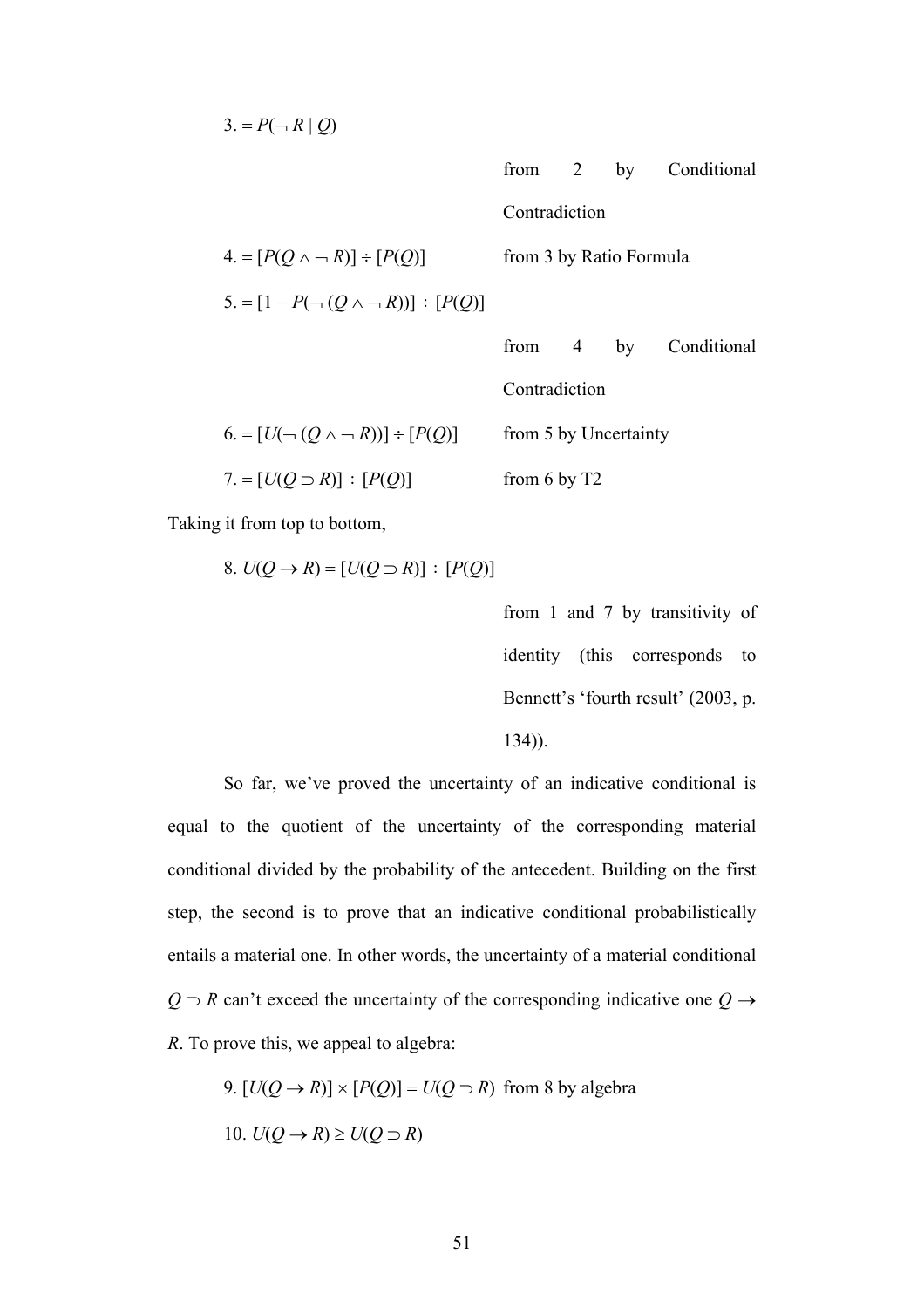3. $= P(\neg R \mid Q)$ from 2 by Conditional Contradiction

4. $= [P(Q \wedge \neg R)] \div [P(Q)]$ from 3 by Ratio Formula

5. $= [1 - P(\neg (Q \wedge \neg R))] \div [P(Q)]$ from 4 by Conditional Contradiction

6. $= [U(\neg (Q \wedge \neg R))] \div [P(Q)]$ from 5 by Uncertainty

7. $= [U(Q \supset R)] \div [P(Q)]$ from 6 by T2

Taking it from top to bottom,

8. $U(Q \rightarrow R) = [U(Q \supset R)] \div [P(Q)]$ from 1 and 7 by transitivity of identity (this corresponds to Bennett's 'fourth result' (2003, p. 134)).

So far, we've proved the uncertainty of an indicative conditional is equal to the quotient of the uncertainty of the corresponding material conditional divided by the probability of the antecedent. Building on the first step, the second is to prove that an indicative conditional probabilistically entails a material one. In other words, the uncertainty of a material conditional $Q \supset R$ can't exceed the uncertainty of the corresponding indicative one $Q \rightarrow R$. To prove this, we appeal to algebra:

9. $[U(Q \rightarrow R)] \times [P(Q)] = U(Q \supset R)$ from 8 by algebra

10. $U(Q \rightarrow R) \geq U(Q \supset R)$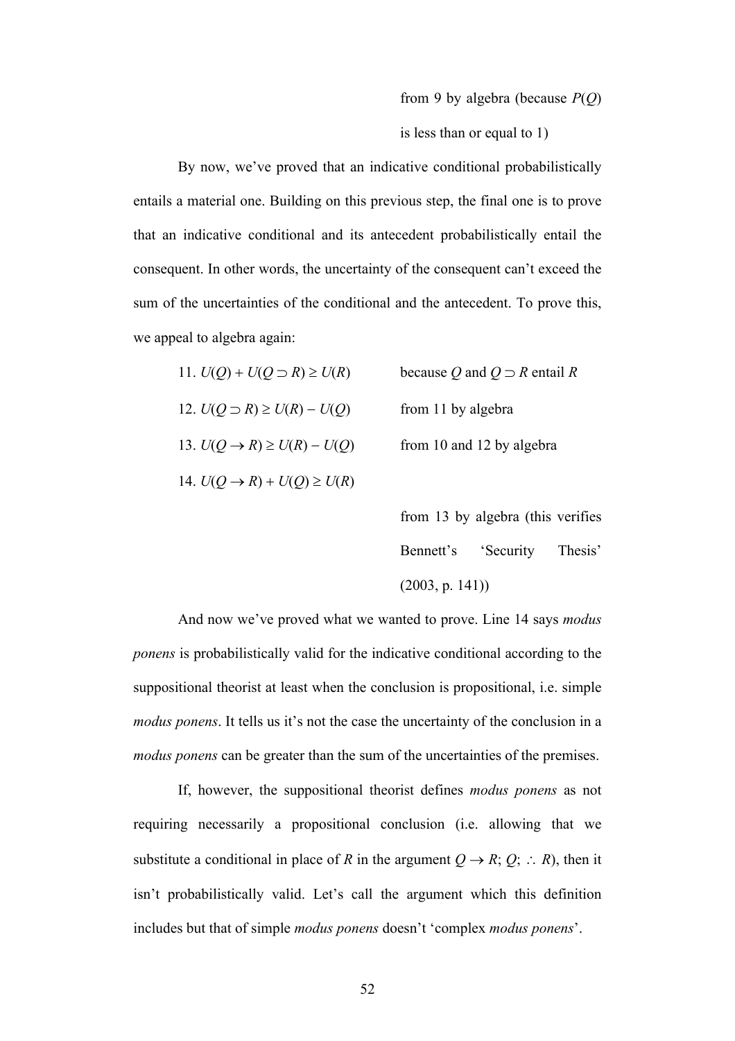from 9 by algebra (because $P(Q)$ is less than or equal to 1)

By now, we've proved that an indicative conditional probabilistically entails a material one. Building on this previous step, the final one is to prove that an indicative conditional and its antecedent probabilistically entail the consequent. In other words, the uncertainty of the consequent can't exceed the sum of the uncertainties of the conditional and the antecedent. To prove this, we appeal to algebra again:

11. $U(Q) + U(Q \supset R) \geq U(R)$ — because $Q$ and $Q \supset R$ entail $R$

12. $U(Q \supset R) \geq U(R) - U(Q)$ — from 11 by algebra

13. $U(Q \rightarrow R) \geq U(R) - U(Q)$ — from 10 and 12 by algebra

14. $U(Q \rightarrow R) + U(Q) \geq U(R)$ — from 13 by algebra (this verifies Bennett's 'Security Thesis' (2003, p. 141))

And now we've proved what we wanted to prove. Line 14 says *modus ponens* is probabilistically valid for the indicative conditional according to the suppositional theorist at least when the conclusion is propositional, i.e. simple *modus ponens*. It tells us it's not the case the uncertainty of the conclusion in a *modus ponens* can be greater than the sum of the uncertainties of the premises.

If, however, the suppositional theorist defines *modus ponens* as not requiring necessarily a propositional conclusion (i.e. allowing that we substitute a conditional in place of $R$ in the argument $Q \rightarrow R$; $Q$; $\therefore$ $R$), then it isn't probabilistically valid. Let's call the argument which this definition includes but that of simple *modus ponens* doesn't 'complex *modus ponens*'.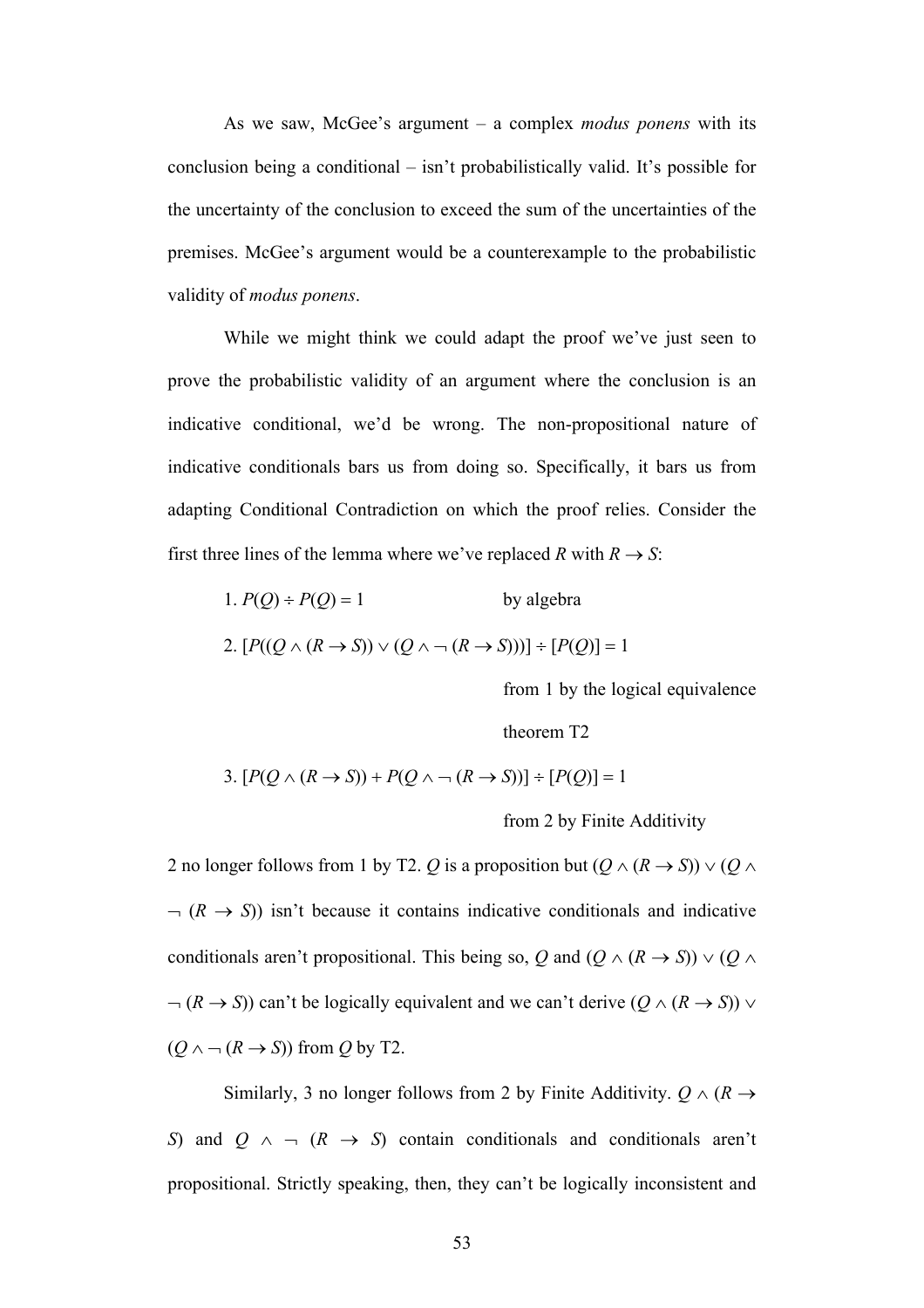As we saw, McGee's argument – a complex *modus ponens* with its conclusion being a conditional – isn't probabilistically valid. It's possible for the uncertainty of the conclusion to exceed the sum of the uncertainties of the premises. McGee's argument would be a counterexample to the probabilistic validity of *modus ponens*.

While we might think we could adapt the proof we've just seen to prove the probabilistic validity of an argument where the conclusion is an indicative conditional, we'd be wrong. The non-propositional nature of indicative conditionals bars us from doing so. Specifically, it bars us from adapting Conditional Contradiction on which the proof relies. Consider the first three lines of the lemma where we've replaced $R$ with $R \rightarrow S$:

1. $P(Q) \div P(Q) = 1$ — by algebra

2. $[P((Q \wedge (R \rightarrow S)) \vee (Q \wedge \neg (R \rightarrow S)))] \div [P(Q)] = 1$ — from 1 by the logical equivalence theorem T2

3. $[P(Q \wedge (R \rightarrow S)) + P(Q \wedge \neg (R \rightarrow S))] \div [P(Q)] = 1$ — from 2 by Finite Additivity

2 no longer follows from 1 by T2. $Q$ is a proposition but $(Q \wedge (R \rightarrow S)) \vee (Q \wedge \neg (R \rightarrow S))$ isn't because it contains indicative conditionals and indicative conditionals aren't propositional. This being so, $Q$ and $(Q \wedge (R \rightarrow S)) \vee (Q \wedge \neg (R \rightarrow S))$ can't be logically equivalent and we can't derive $(Q \wedge (R \rightarrow S)) \vee (Q \wedge \neg (R \rightarrow S))$ from $Q$ by T2.

Similarly, 3 no longer follows from 2 by Finite Additivity. $Q \wedge (R \rightarrow S)$ and $Q \wedge \neg (R \rightarrow S)$ contain conditionals and conditionals aren't propositional. Strictly speaking, then, they can't be logically inconsistent and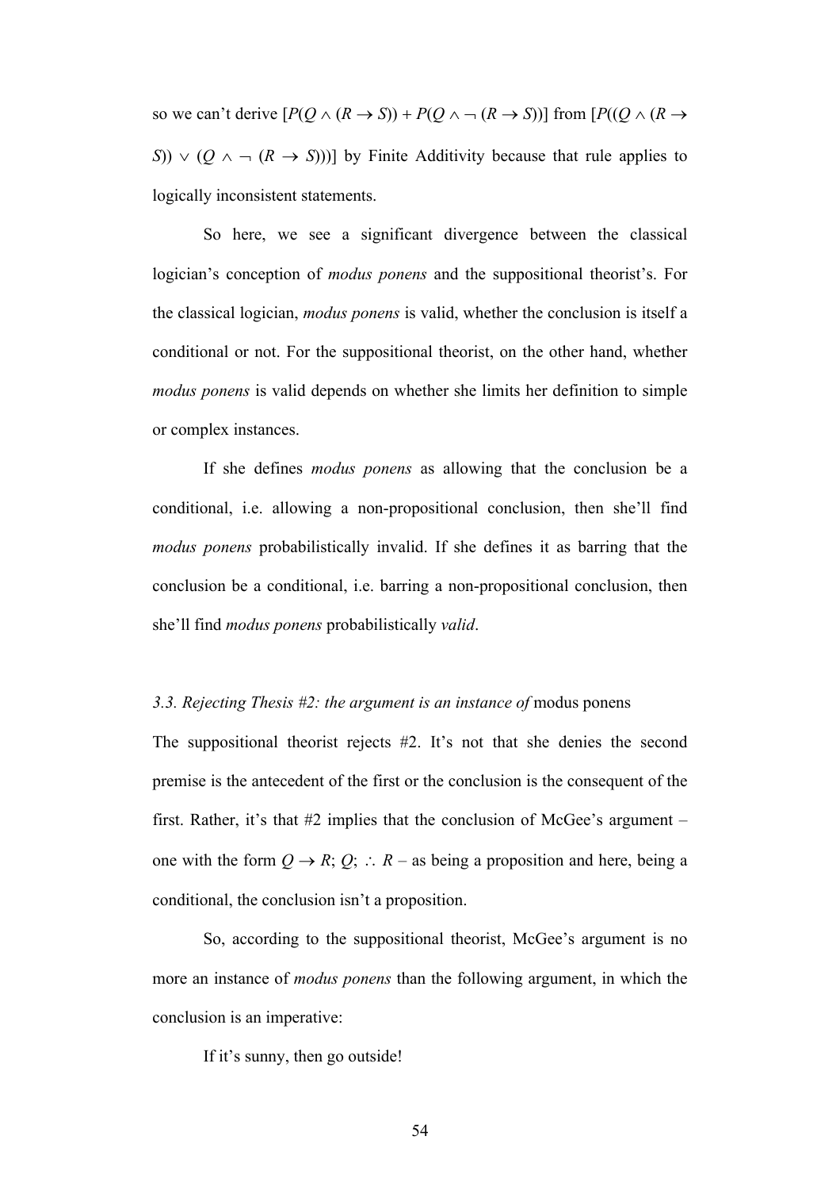so we can't derive $[P(Q \wedge (R \rightarrow S)) + P(Q \wedge \neg (R \rightarrow S))]$ from $[P((Q \wedge (R \rightarrow S)) \vee (Q \wedge \neg (R \rightarrow S)))]$ by Finite Additivity because that rule applies to logically inconsistent statements.

So here, we see a significant divergence between the classical logician's conception of *modus ponens* and the suppositional theorist's. For the classical logician, *modus ponens* is valid, whether the conclusion is itself a conditional or not. For the suppositional theorist, on the other hand, whether *modus ponens* is valid depends on whether she limits her definition to simple or complex instances.

If she defines *modus ponens* as allowing that the conclusion be a conditional, i.e. allowing a non-propositional conclusion, then she'll find *modus ponens* probabilistically invalid. If she defines it as barring that the conclusion be a conditional, i.e. barring a non-propositional conclusion, then she'll find *modus ponens* probabilistically *valid*.

### *3.3. Rejecting Thesis #2: the argument is an instance of* modus ponens

The suppositional theorist rejects #2. It's not that she denies the second premise is the antecedent of the first or the conclusion is the consequent of the first. Rather, it's that #2 implies that the conclusion of McGee's argument – one with the form $Q \rightarrow R$; $Q$; $\therefore$ $R$ – as being a proposition and here, being a conditional, the conclusion isn't a proposition.

So, according to the suppositional theorist, McGee's argument is no more an instance of *modus ponens* than the following argument, in which the conclusion is an imperative:

If it's sunny, then go outside!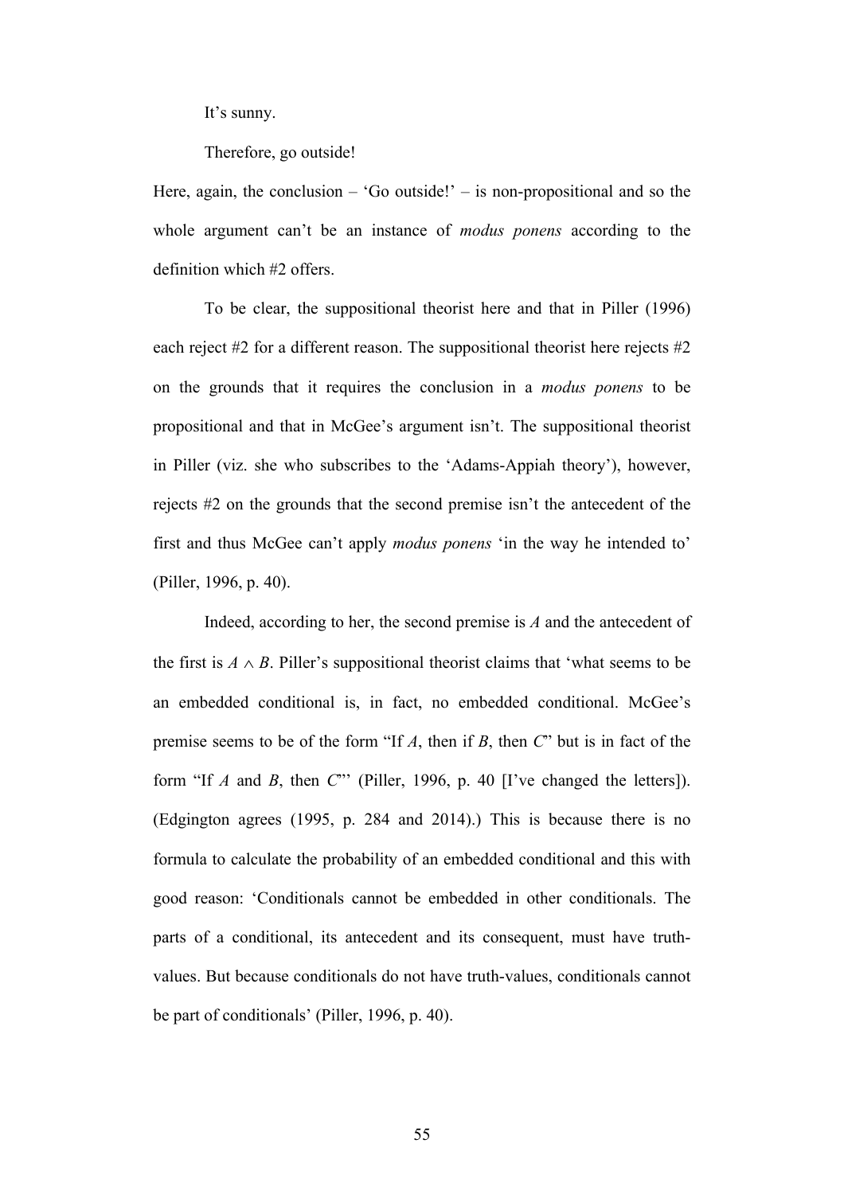It's sunny.

Therefore, go outside!

Here, again, the conclusion – 'Go outside!' – is non-propositional and so the whole argument can't be an instance of *modus ponens* according to the definition which #2 offers.

To be clear, the suppositional theorist here and that in Piller (1996) each reject #2 for a different reason. The suppositional theorist here rejects #2 on the grounds that it requires the conclusion in a *modus ponens* to be propositional and that in McGee's argument isn't. The suppositional theorist in Piller (viz. she who subscribes to the 'Adams-Appiah theory'), however, rejects #2 on the grounds that the second premise isn't the antecedent of the first and thus McGee can't apply *modus ponens* 'in the way he intended to' (Piller, 1996, p. 40).

Indeed, according to her, the second premise is $A$ and the antecedent of the first is $A \wedge B$. Piller's suppositional theorist claims that 'what seems to be an embedded conditional is, in fact, no embedded conditional. McGee's premise seems to be of the form "If $A$, then if $B$, then $C$" but is in fact of the form "If $A$ and $B$, then $C$"' (Piller, 1996, p. 40 [I've changed the letters]). (Edgington agrees (1995, p. 284 and 2014).) This is because there is no formula to calculate the probability of an embedded conditional and this with good reason: 'Conditionals cannot be embedded in other conditionals. The parts of a conditional, its antecedent and its consequent, must have truth-values. But because conditionals do not have truth-values, conditionals cannot be part of conditionals' (Piller, 1996, p. 40).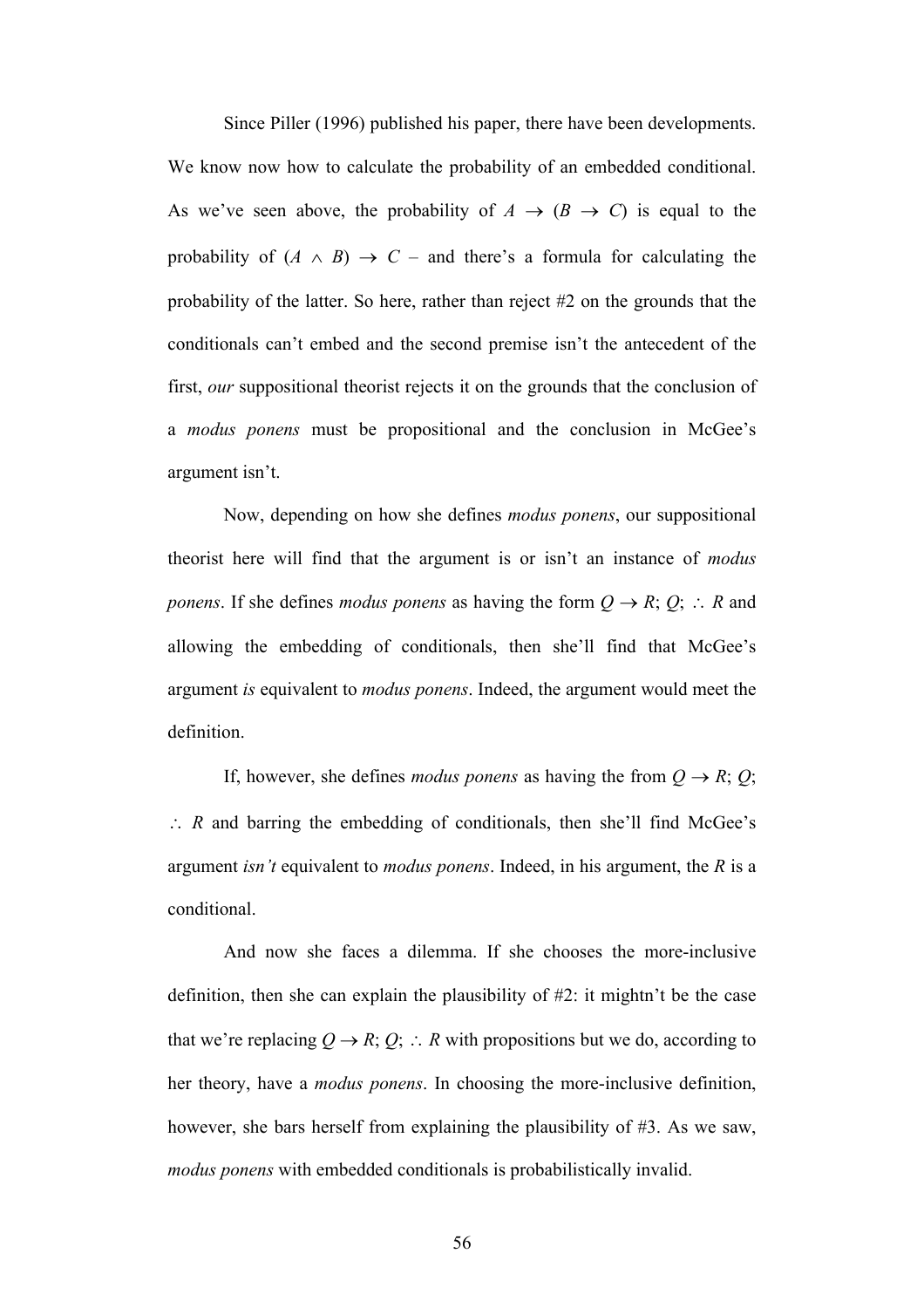Since Piller (1996) published his paper, there have been developments. We know now how to calculate the probability of an embedded conditional. As we've seen above, the probability of $A \rightarrow (B \rightarrow C)$ is equal to the probability of $(A \wedge B) \rightarrow C$ – and there's a formula for calculating the probability of the latter. So here, rather than reject #2 on the grounds that the conditionals can't embed and the second premise isn't the antecedent of the first, *our* suppositional theorist rejects it on the grounds that the conclusion of a *modus ponens* must be propositional and the conclusion in McGee's argument isn't.

Now, depending on how she defines *modus ponens*, our suppositional theorist here will find that the argument is or isn't an instance of *modus ponens*. If she defines *modus ponens* as having the form $Q \rightarrow R$; $Q$; $\therefore R$ and allowing the embedding of conditionals, then she'll find that McGee's argument *is* equivalent to *modus ponens*. Indeed, the argument would meet the definition.

If, however, she defines *modus ponens* as having the from $Q \rightarrow R$; $Q$; $\therefore R$ and barring the embedding of conditionals, then she'll find McGee's argument *isn't* equivalent to *modus ponens*. Indeed, in his argument, the $R$ is a conditional.

And now she faces a dilemma. If she chooses the more-inclusive definition, then she can explain the plausibility of #2: it mightn't be the case that we're replacing $Q \rightarrow R$; $Q$; $\therefore R$ with propositions but we do, according to her theory, have a *modus ponens*. In choosing the more-inclusive definition, however, she bars herself from explaining the plausibility of #3. As we saw, *modus ponens* with embedded conditionals is probabilistically invalid.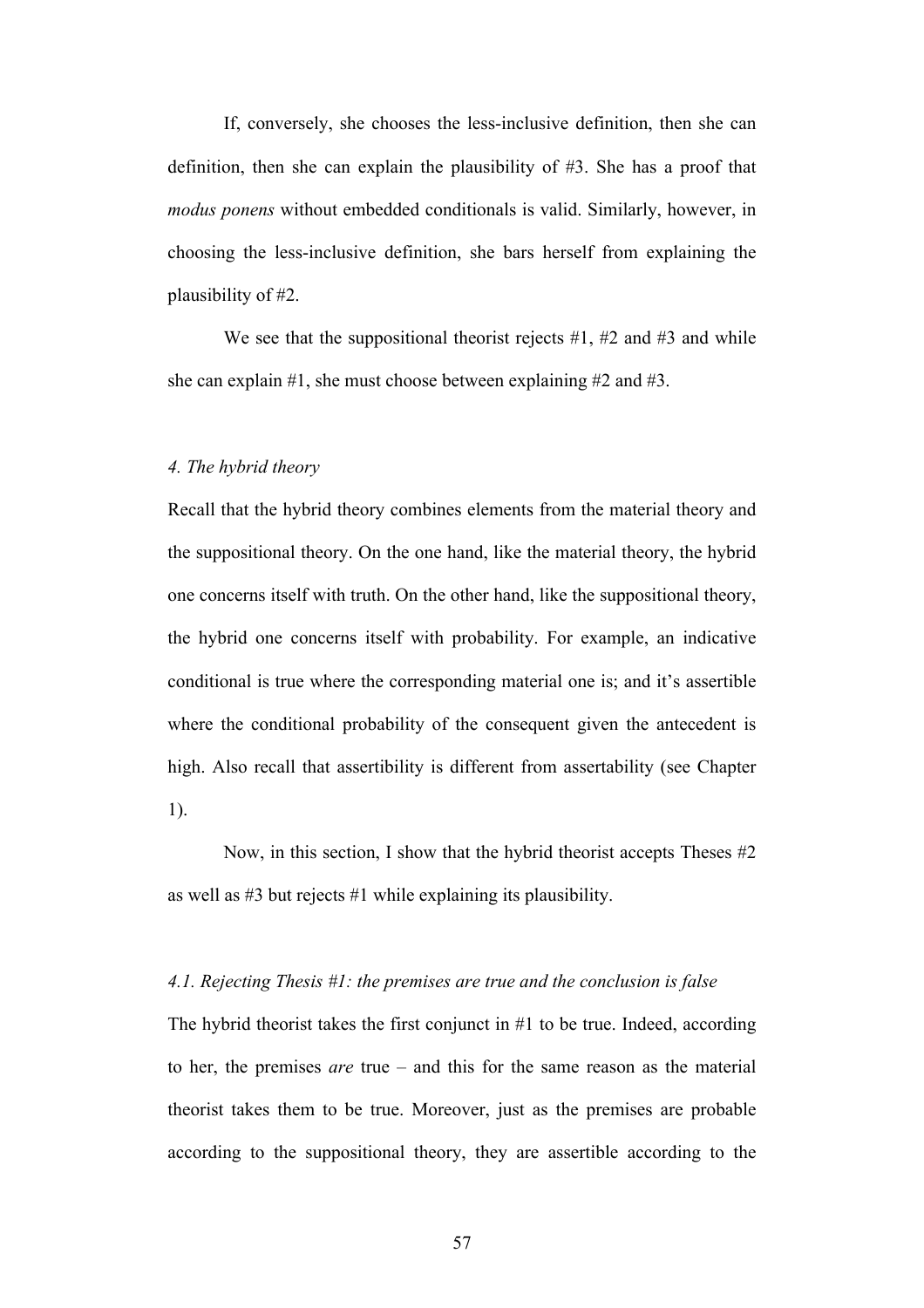If, conversely, she chooses the less-inclusive definition, then she can definition, then she can explain the plausibility of #3. She has a proof that *modus ponens* without embedded conditionals is valid. Similarly, however, in choosing the less-inclusive definition, she bars herself from explaining the plausibility of #2.

We see that the suppositional theorist rejects #1, #2 and #3 and while she can explain #1, she must choose between explaining #2 and #3.

### *4. The hybrid theory*

Recall that the hybrid theory combines elements from the material theory and the suppositional theory. On the one hand, like the material theory, the hybrid one concerns itself with truth. On the other hand, like the suppositional theory, the hybrid one concerns itself with probability. For example, an indicative conditional is true where the corresponding material one is; and it's assertible where the conditional probability of the consequent given the antecedent is high. Also recall that assertibility is different from assertability (see Chapter 1).

Now, in this section, I show that the hybrid theorist accepts Theses #2 as well as #3 but rejects #1 while explaining its plausibility.

#### *4.1. Rejecting Thesis #1: the premises are true and the conclusion is false*

The hybrid theorist takes the first conjunct in #1 to be true. Indeed, according to her, the premises *are* true – and this for the same reason as the material theorist takes them to be true. Moreover, just as the premises are probable according to the suppositional theory, they are assertible according to the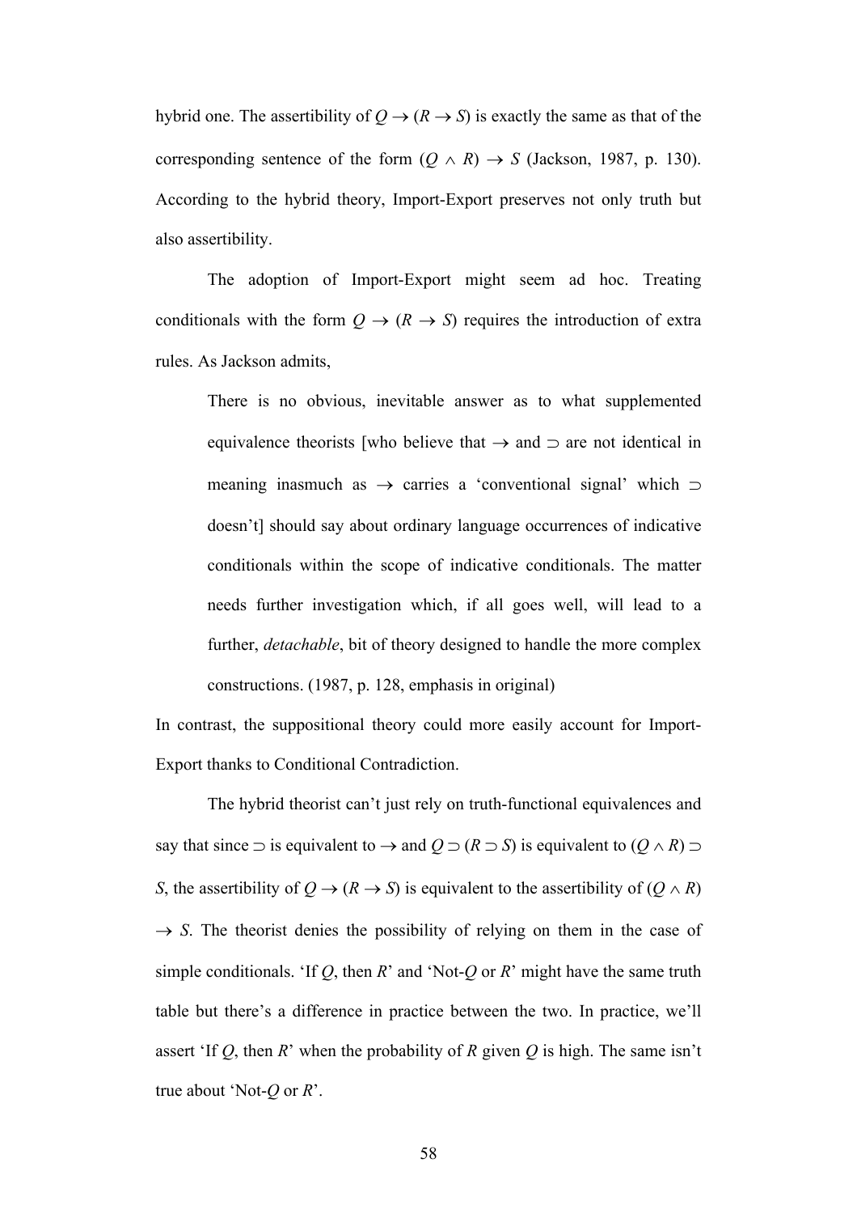hybrid one. The assertibility of $Q \rightarrow (R \rightarrow S)$ is exactly the same as that of the corresponding sentence of the form $(Q \wedge R) \rightarrow S$ (Jackson, 1987, p. 130). According to the hybrid theory, Import-Export preserves not only truth but also assertibility.

The adoption of Import-Export might seem ad hoc. Treating conditionals with the form $Q \rightarrow (R \rightarrow S)$ requires the introduction of extra rules. As Jackson admits,

> There is no obvious, inevitable answer as to what supplemented equivalence theorists [who believe that $\rightarrow$ and $\supset$ are not identical in meaning inasmuch as $\rightarrow$ carries a 'conventional signal' which $\supset$ doesn't] should say about ordinary language occurrences of indicative conditionals within the scope of indicative conditionals. The matter needs further investigation which, if all goes well, will lead to a further, *detachable*, bit of theory designed to handle the more complex constructions. (1987, p. 128, emphasis in original)

In contrast, the suppositional theory could more easily account for Import-Export thanks to Conditional Contradiction.

The hybrid theorist can't just rely on truth-functional equivalences and say that since $\supset$ is equivalent to $\rightarrow$ and $Q \supset (R \supset S)$ is equivalent to $(Q \wedge R) \supset S$, the assertibility of $Q \rightarrow (R \rightarrow S)$ is equivalent to the assertibility of $(Q \wedge R) \rightarrow S$. The theorist denies the possibility of relying on them in the case of simple conditionals. 'If $Q$, then $R$' and 'Not-$Q$ or $R$' might have the same truth table but there's a difference in practice between the two. In practice, we'll assert 'If $Q$, then $R$' when the probability of $R$ given $Q$ is high. The same isn't true about 'Not-$Q$ or $R$'.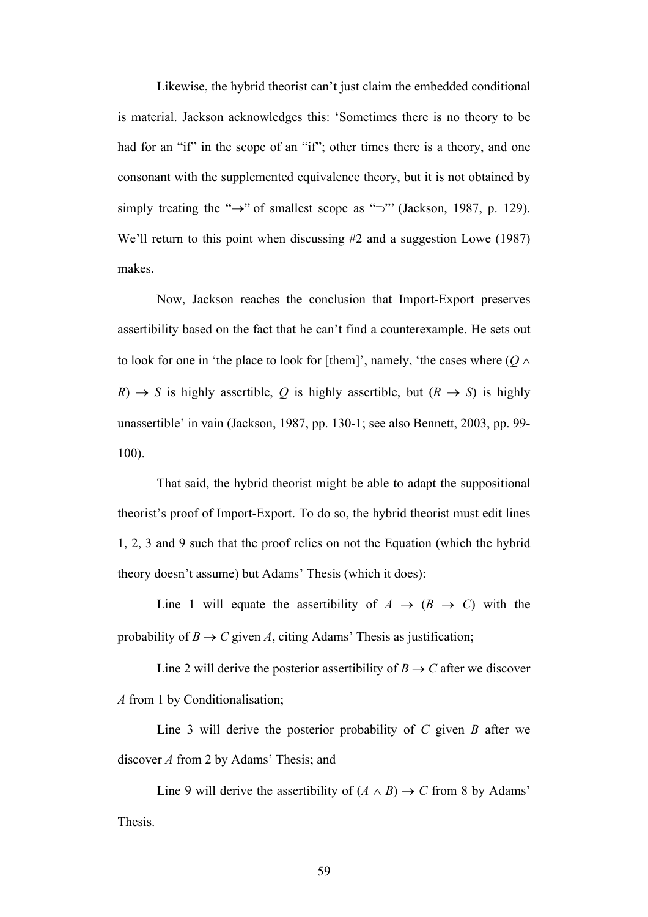Likewise, the hybrid theorist can't just claim the embedded conditional is material. Jackson acknowledges this: 'Sometimes there is no theory to be had for an "if" in the scope of an "if"; other times there is a theory, and one consonant with the supplemented equivalence theory, but it is not obtained by simply treating the "$\rightarrow$" of smallest scope as "$\supset$"' (Jackson, 1987, p. 129). We'll return to this point when discussing #2 and a suggestion Lowe (1987) makes.

Now, Jackson reaches the conclusion that Import-Export preserves assertibility based on the fact that he can't find a counterexample. He sets out to look for one in 'the place to look for [them]', namely, 'the cases where $(Q \wedge R) \rightarrow S$ is highly assertible, $Q$ is highly assertible, but $(R \rightarrow S)$ is highly unassertible' in vain (Jackson, 1987, pp. 130-1; see also Bennett, 2003, pp. 99-100).

That said, the hybrid theorist might be able to adapt the suppositional theorist's proof of Import-Export. To do so, the hybrid theorist must edit lines 1, 2, 3 and 9 such that the proof relies on not the Equation (which the hybrid theory doesn't assume) but Adams' Thesis (which it does):

Line 1 will equate the assertibility of $A \rightarrow (B \rightarrow C)$ with the probability of $B \rightarrow C$ given $A$, citing Adams' Thesis as justification;

Line 2 will derive the posterior assertibility of $B \rightarrow C$ after we discover $A$ from 1 by Conditionalisation;

Line 3 will derive the posterior probability of $C$ given $B$ after we discover $A$ from 2 by Adams' Thesis; and

Line 9 will derive the assertibility of $(A \wedge B) \rightarrow C$ from 8 by Adams' Thesis.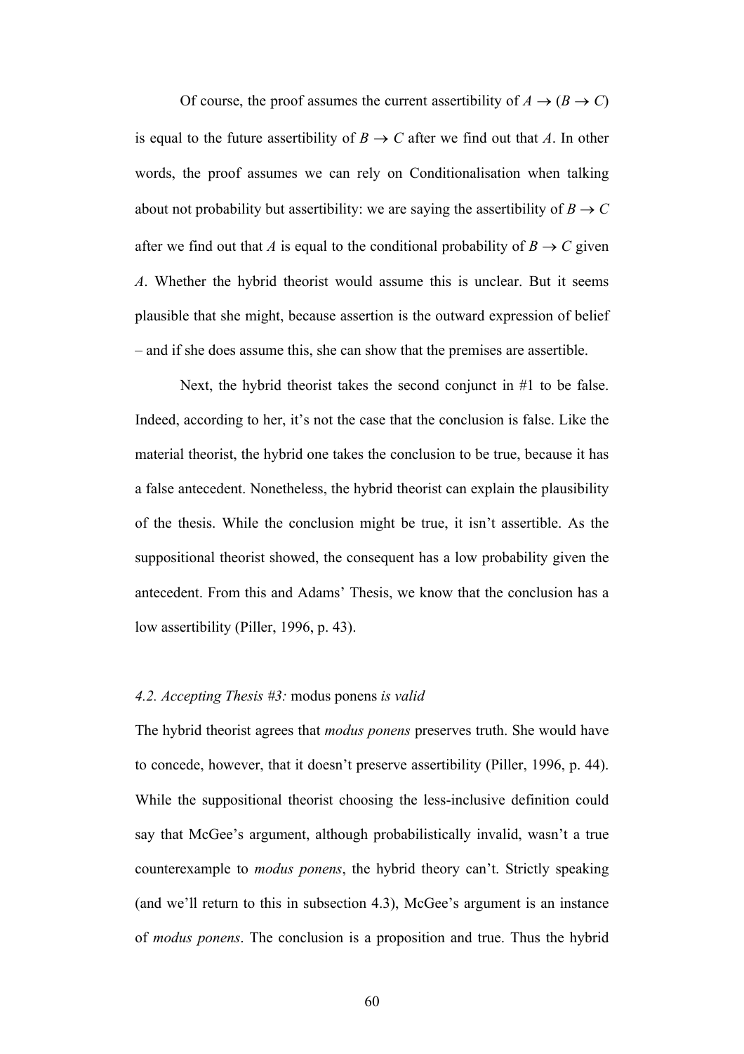Of course, the proof assumes the current assertibility of $A \rightarrow (B \rightarrow C)$ is equal to the future assertibility of $B \rightarrow C$ after we find out that $A$. In other words, the proof assumes we can rely on Conditionalisation when talking about not probability but assertibility: we are saying the assertibility of $B \rightarrow C$ after we find out that $A$ is equal to the conditional probability of $B \rightarrow C$ given $A$. Whether the hybrid theorist would assume this is unclear. But it seems plausible that she might, because assertion is the outward expression of belief – and if she does assume this, she can show that the premises are assertible.

Next, the hybrid theorist takes the second conjunct in #1 to be false. Indeed, according to her, it's not the case that the conclusion is false. Like the material theorist, the hybrid one takes the conclusion to be true, because it has a false antecedent. Nonetheless, the hybrid theorist can explain the plausibility of the thesis. While the conclusion might be true, it isn't assertible. As the suppositional theorist showed, the consequent has a low probability given the antecedent. From this and Adams' Thesis, we know that the conclusion has a low assertibility (Piller, 1996, p. 43).

### *4.2. Accepting Thesis #3:* modus ponens *is valid*

The hybrid theorist agrees that *modus ponens* preserves truth. She would have to concede, however, that it doesn't preserve assertibility (Piller, 1996, p. 44). While the suppositional theorist choosing the less-inclusive definition could say that McGee's argument, although probabilistically invalid, wasn't a true counterexample to *modus ponens*, the hybrid theory can't. Strictly speaking (and we'll return to this in subsection 4.3), McGee's argument is an instance of *modus ponens*. The conclusion is a proposition and true. Thus the hybrid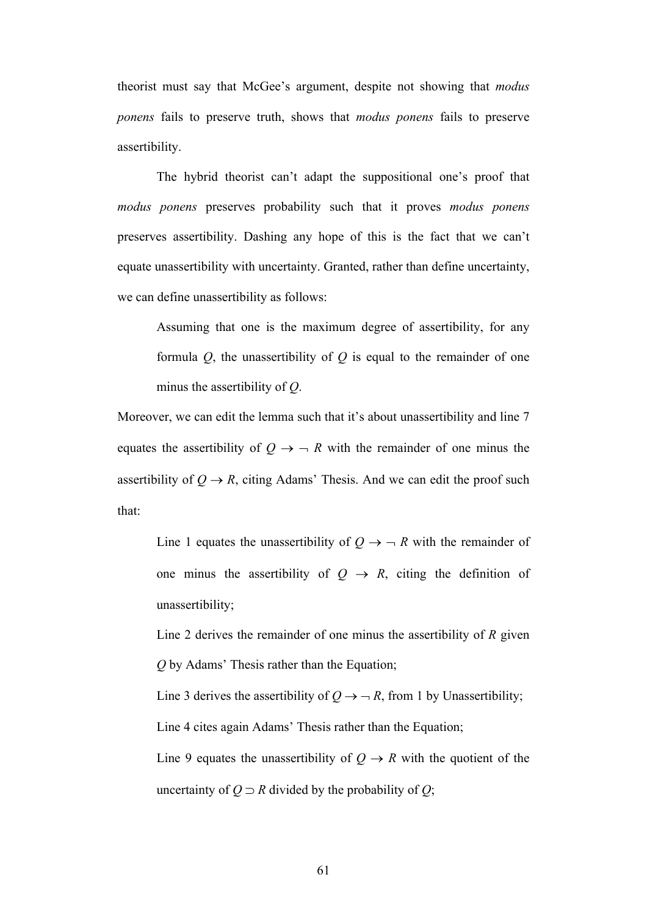theorist must say that McGee's argument, despite not showing that *modus ponens* fails to preserve truth, shows that *modus ponens* fails to preserve assertibility.

The hybrid theorist can't adapt the suppositional one's proof that *modus ponens* preserves probability such that it proves *modus ponens* preserves assertibility. Dashing any hope of this is the fact that we can't equate unassertibility with uncertainty. Granted, rather than define uncertainty, we can define unassertibility as follows:

> Assuming that one is the maximum degree of assertibility, for any formula $Q$, the unassertibility of $Q$ is equal to the remainder of one minus the assertibility of $Q$.

Moreover, we can edit the lemma such that it's about unassertibility and line 7 equates the assertibility of $Q \rightarrow \neg R$ with the remainder of one minus the assertibility of $Q \rightarrow R$, citing Adams' Thesis. And we can edit the proof such that:

> Line 1 equates the unassertibility of $Q \rightarrow \neg R$ with the remainder of one minus the assertibility of $Q \rightarrow R$, citing the definition of unassertibility;
>
> Line 2 derives the remainder of one minus the assertibility of $R$ given $Q$ by Adams' Thesis rather than the Equation;
>
> Line 3 derives the assertibility of $Q \rightarrow \neg R$, from 1 by Unassertibility;
>
> Line 4 cites again Adams' Thesis rather than the Equation;
>
> Line 9 equates the unassertibility of $Q \rightarrow R$ with the quotient of the uncertainty of $Q \supset R$ divided by the probability of $Q$;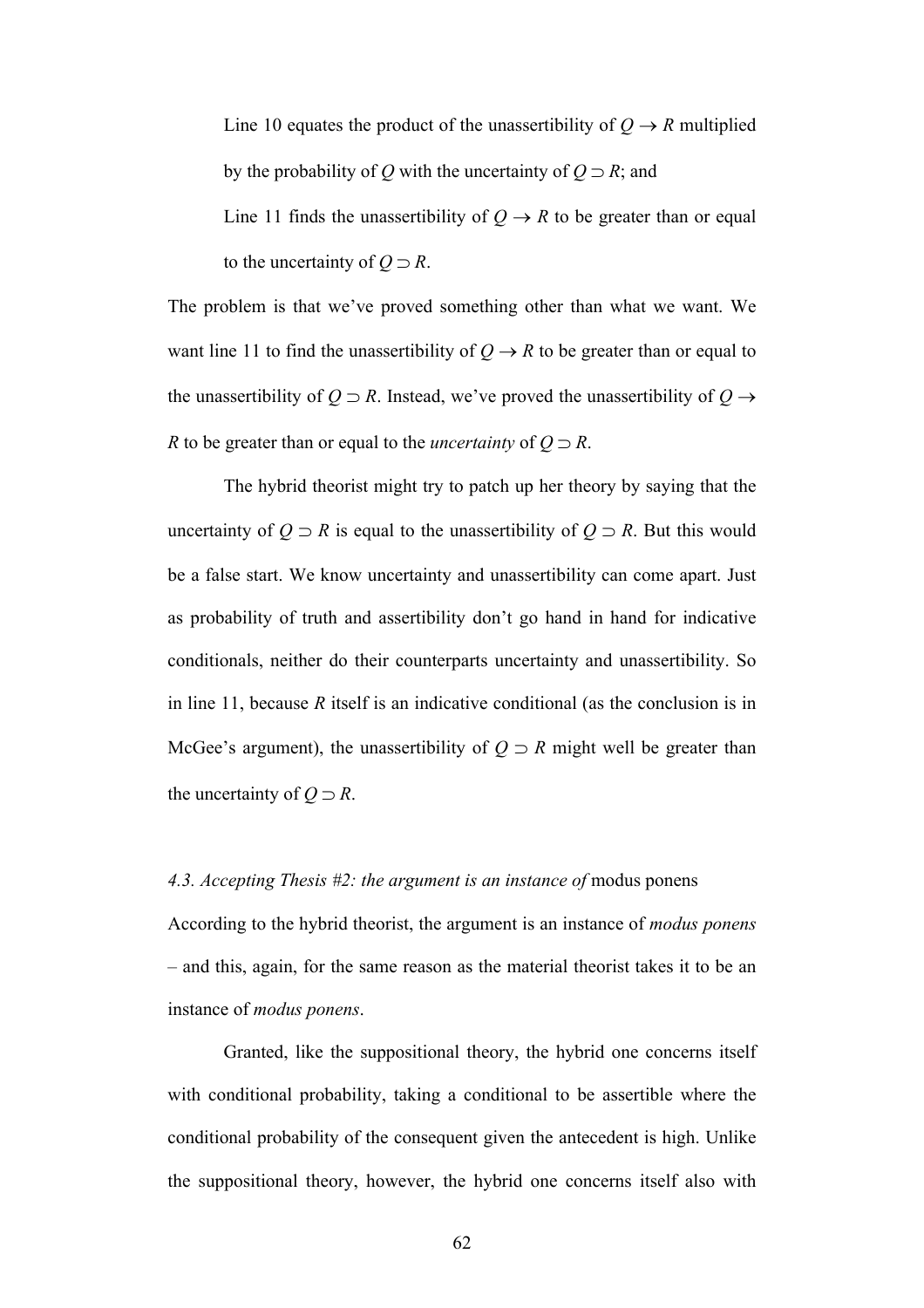Line 10 equates the product of the unassertibility of $Q \rightarrow R$ multiplied by the probability of $Q$ with the uncertainty of $Q \supset R$; and

Line 11 finds the unassertibility of $Q \rightarrow R$ to be greater than or equal to the uncertainty of $Q \supset R$.

The problem is that we've proved something other than what we want. We want line 11 to find the unassertibility of $Q \rightarrow R$ to be greater than or equal to the unassertibility of $Q \supset R$. Instead, we've proved the unassertibility of $Q \rightarrow R$ to be greater than or equal to the *uncertainty* of $Q \supset R$.

The hybrid theorist might try to patch up her theory by saying that the uncertainty of $Q \supset R$ is equal to the unassertibility of $Q \supset R$. But this would be a false start. We know uncertainty and unassertibility can come apart. Just as probability of truth and assertibility don't go hand in hand for indicative conditionals, neither do their counterparts uncertainty and unassertibility. So in line 11, because $R$ itself is an indicative conditional (as the conclusion is in McGee's argument), the unassertibility of $Q \supset R$ might well be greater than the uncertainty of $Q \supset R$.

### *4.3. Accepting Thesis #2: the argument is an instance of* modus ponens

According to the hybrid theorist, the argument is an instance of *modus ponens* – and this, again, for the same reason as the material theorist takes it to be an instance of *modus ponens*.

Granted, like the suppositional theory, the hybrid one concerns itself with conditional probability, taking a conditional to be assertible where the conditional probability of the consequent given the antecedent is high. Unlike the suppositional theory, however, the hybrid one concerns itself also with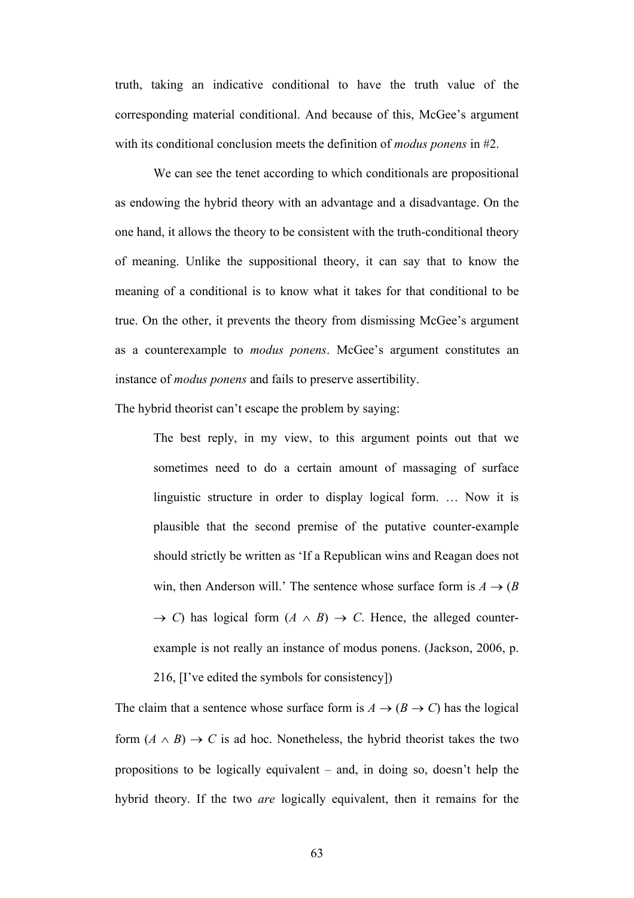truth, taking an indicative conditional to have the truth value of the corresponding material conditional. And because of this, McGee's argument with its conditional conclusion meets the definition of *modus ponens* in #2.

We can see the tenet according to which conditionals are propositional as endowing the hybrid theory with an advantage and a disadvantage. On the one hand, it allows the theory to be consistent with the truth-conditional theory of meaning. Unlike the suppositional theory, it can say that to know the meaning of a conditional is to know what it takes for that conditional to be true. On the other, it prevents the theory from dismissing McGee's argument as a counterexample to *modus ponens*. McGee's argument constitutes an instance of *modus ponens* and fails to preserve assertibility.

The hybrid theorist can't escape the problem by saying:

> The best reply, in my view, to this argument points out that we sometimes need to do a certain amount of massaging of surface linguistic structure in order to display logical form. … Now it is plausible that the second premise of the putative counter-example should strictly be written as 'If a Republican wins and Reagan does not win, then Anderson will.' The sentence whose surface form is $A \rightarrow (B \rightarrow C)$ has logical form $(A \wedge B) \rightarrow C$. Hence, the alleged counter-example is not really an instance of modus ponens. (Jackson, 2006, p. 216, [I've edited the symbols for consistency])

The claim that a sentence whose surface form is $A \rightarrow (B \rightarrow C)$ has the logical form $(A \wedge B) \rightarrow C$ is ad hoc. Nonetheless, the hybrid theorist takes the two propositions to be logically equivalent – and, in doing so, doesn't help the hybrid theory. If the two *are* logically equivalent, then it remains for the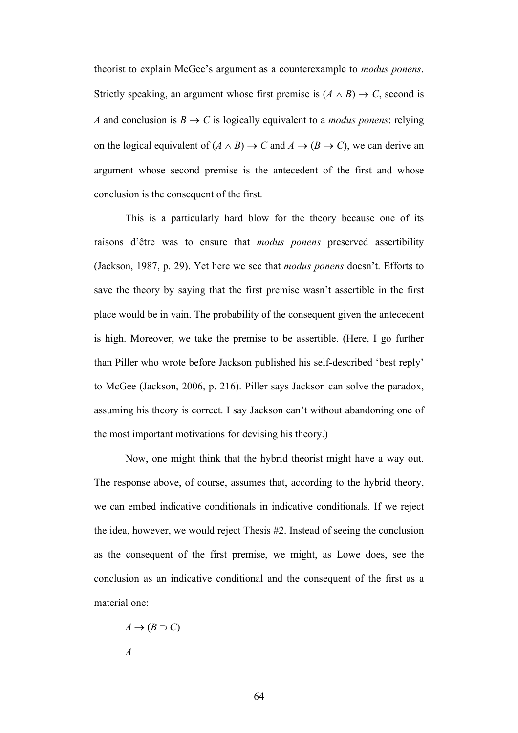theorist to explain McGee's argument as a counterexample to *modus ponens*. Strictly speaking, an argument whose first premise is $(A \wedge B) \rightarrow C$, second is $A$ and conclusion is $B \rightarrow C$ is logically equivalent to a *modus ponens*: relying on the logical equivalent of $(A \wedge B) \rightarrow C$ and $A \rightarrow (B \rightarrow C)$, we can derive an argument whose second premise is the antecedent of the first and whose conclusion is the consequent of the first.

This is a particularly hard blow for the theory because one of its raisons d'être was to ensure that *modus ponens* preserved assertibility (Jackson, 1987, p. 29). Yet here we see that *modus ponens* doesn't. Efforts to save the theory by saying that the first premise wasn't assertible in the first place would be in vain. The probability of the consequent given the antecedent is high. Moreover, we take the premise to be assertible. (Here, I go further than Piller who wrote before Jackson published his self-described 'best reply' to McGee (Jackson, 2006, p. 216). Piller says Jackson can solve the paradox, assuming his theory is correct. I say Jackson can't without abandoning one of the most important motivations for devising his theory.)

Now, one might think that the hybrid theorist might have a way out. The response above, of course, assumes that, according to the hybrid theory, we can embed indicative conditionals in indicative conditionals. If we reject the idea, however, we would reject Thesis #2. Instead of seeing the conclusion as the consequent of the first premise, we might, as Lowe does, see the conclusion as an indicative conditional and the consequent of the first as a material one:

$A \rightarrow (B \supset C)$

$A$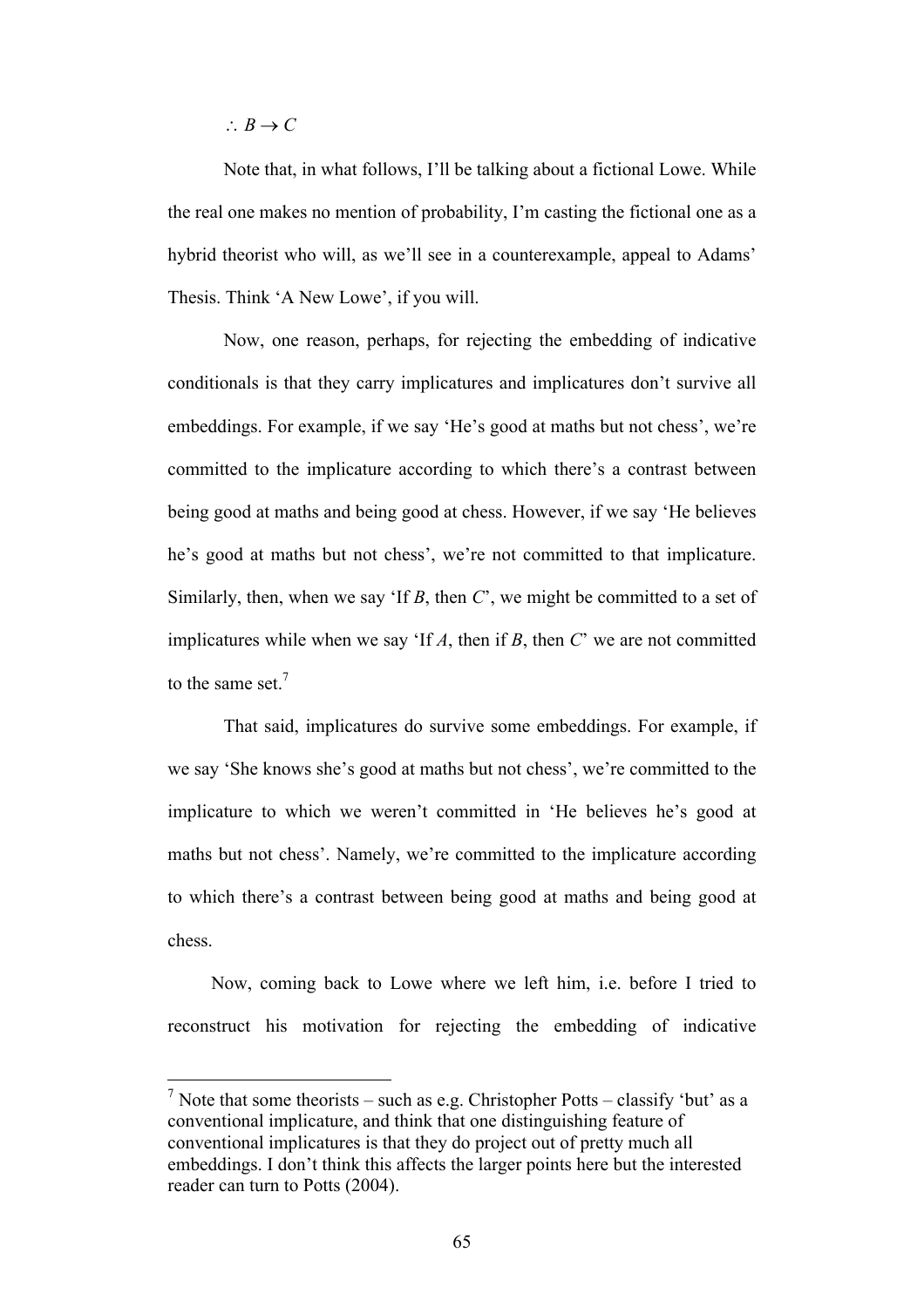$\therefore B \rightarrow C$

Note that, in what follows, I'll be talking about a fictional Lowe. While the real one makes no mention of probability, I'm casting the fictional one as a hybrid theorist who will, as we'll see in a counterexample, appeal to Adams' Thesis. Think 'A New Lowe', if you will.

Now, one reason, perhaps, for rejecting the embedding of indicative conditionals is that they carry implicatures and implicatures don't survive all embeddings. For example, if we say 'He's good at maths but not chess', we're committed to the implicature according to which there's a contrast between being good at maths and being good at chess. However, if we say 'He believes he's good at maths but not chess', we're not committed to that implicature. Similarly, then, when we say 'If *B*, then *C*', we might be committed to a set of implicatures while when we say 'If *A*, then if *B*, then *C*' we are not committed to the same set.[7]

That said, implicatures do survive some embeddings. For example, if we say 'She knows she's good at maths but not chess', we're committed to the implicature to which we weren't committed in 'He believes he's good at maths but not chess'. Namely, we're committed to the implicature according to which there's a contrast between being good at maths and being good at chess.

Now, coming back to Lowe where we left him, i.e. before I tried to reconstruct his motivation for rejecting the embedding of indicative

---

[7] Note that some theorists – such as e.g. Christopher Potts – classify 'but' as a conventional implicature, and think that one distinguishing feature of conventional implicatures is that they do project out of pretty much all embeddings. I don't think this affects the larger points here but the interested reader can turn to Potts (2004).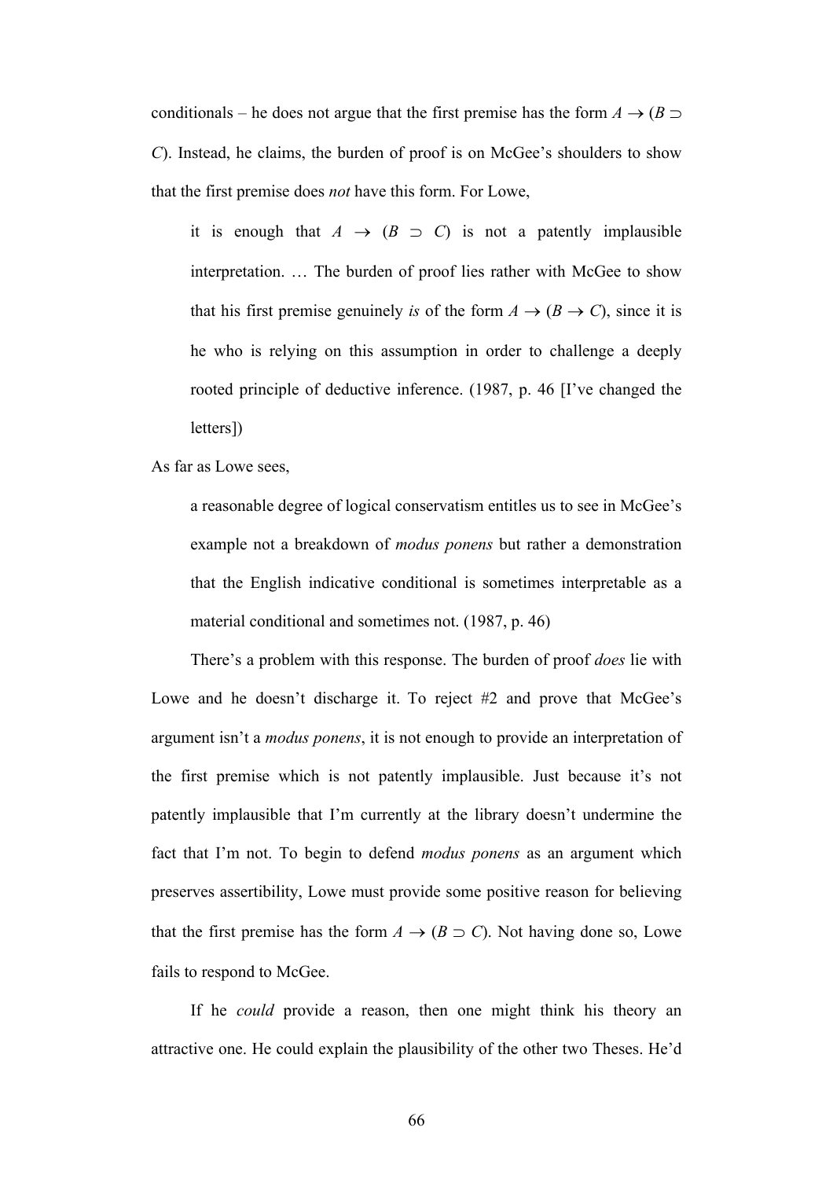conditionals – he does not argue that the first premise has the form $A \rightarrow (B \supset C)$. Instead, he claims, the burden of proof is on McGee's shoulders to show that the first premise does *not* have this form. For Lowe,

> it is enough that $A \rightarrow (B \supset C)$ is not a patently implausible interpretation. … The burden of proof lies rather with McGee to show that his first premise genuinely *is* of the form $A \rightarrow (B \rightarrow C)$, since it is he who is relying on this assumption in order to challenge a deeply rooted principle of deductive inference. (1987, p. 46 [I've changed the letters])

As far as Lowe sees,

> a reasonable degree of logical conservatism entitles us to see in McGee's example not a breakdown of *modus ponens* but rather a demonstration that the English indicative conditional is sometimes interpretable as a material conditional and sometimes not. (1987, p. 46)

There's a problem with this response. The burden of proof *does* lie with Lowe and he doesn't discharge it. To reject #2 and prove that McGee's argument isn't a *modus ponens*, it is not enough to provide an interpretation of the first premise which is not patently implausible. Just because it's not patently implausible that I'm currently at the library doesn't undermine the fact that I'm not. To begin to defend *modus ponens* as an argument which preserves assertibility, Lowe must provide some positive reason for believing that the first premise has the form $A \rightarrow (B \supset C)$. Not having done so, Lowe fails to respond to McGee.

If he *could* provide a reason, then one might think his theory an attractive one. He could explain the plausibility of the other two Theses. He'd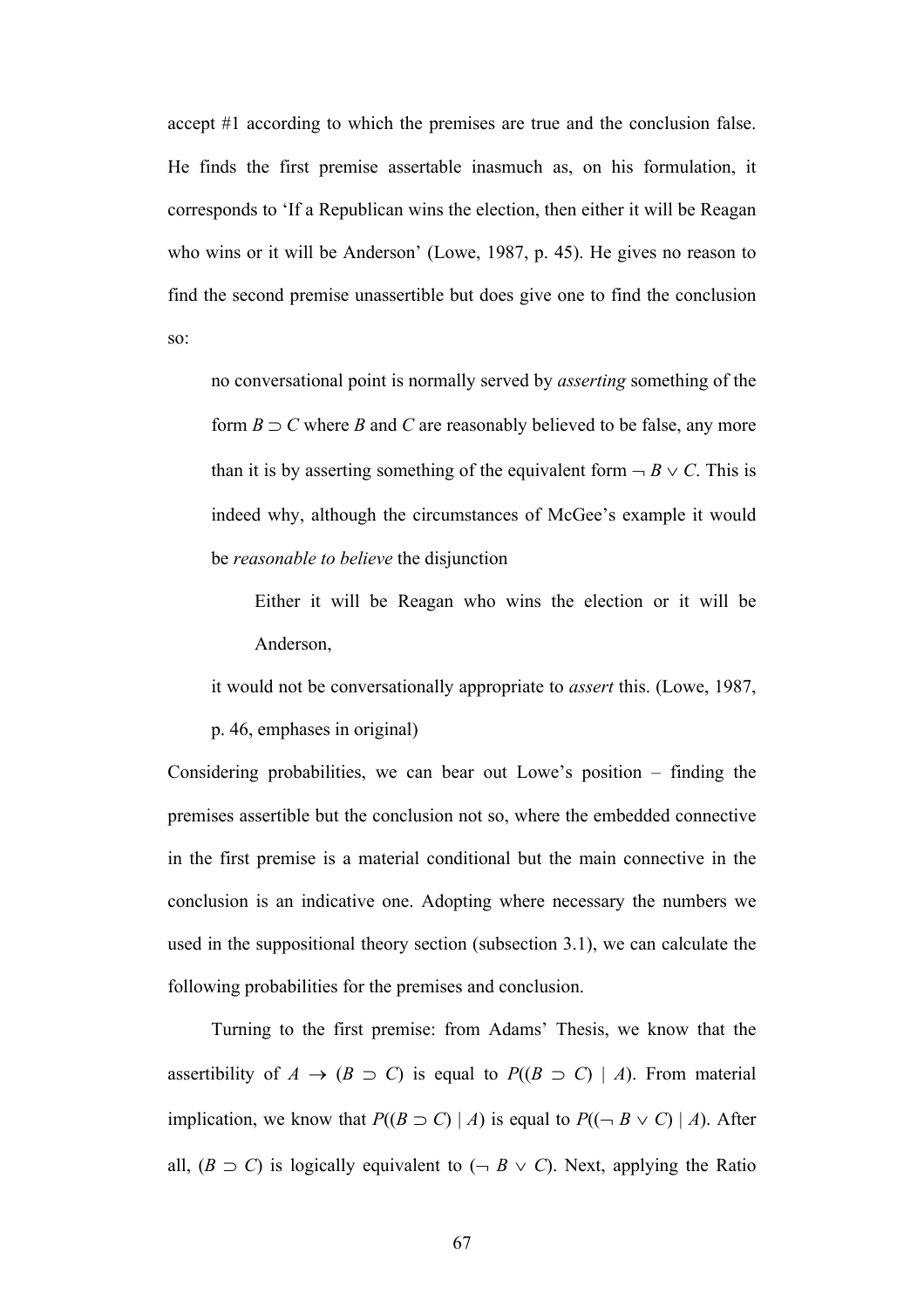accept #1 according to which the premises are true and the conclusion false. He finds the first premise assertable inasmuch as, on his formulation, it corresponds to 'If a Republican wins the election, then either it will be Reagan who wins or it will be Anderson' (Lowe, 1987, p. 45). He gives no reason to find the second premise unassertible but does give one to find the conclusion so:

> no conversational point is normally served by *asserting* something of the form $B \supset C$ where $B$ and $C$ are reasonably believed to be false, any more than it is by asserting something of the equivalent form $\neg B \vee C$. This is indeed why, although the circumstances of McGee's example it would be *reasonable to believe* the disjunction
>
> > Either it will be Reagan who wins the election or it will be Anderson,
>
> it would not be conversationally appropriate to *assert* this. (Lowe, 1987, p. 46, emphases in original)

Considering probabilities, we can bear out Lowe's position – finding the premises assertible but the conclusion not so, where the embedded connective in the first premise is a material conditional but the main connective in the conclusion is an indicative one. Adopting where necessary the numbers we used in the suppositional theory section (subsection 3.1), we can calculate the following probabilities for the premises and conclusion.

Turning to the first premise: from Adams' Thesis, we know that the assertibility of $A \rightarrow (B \supset C)$ is equal to $P((B \supset C) \mid A)$. From material implication, we know that $P((B \supset C) \mid A)$ is equal to $P((\neg B \vee C) \mid A)$. After all, $(B \supset C)$ is logically equivalent to $(\neg B \vee C)$. Next, applying the Ratio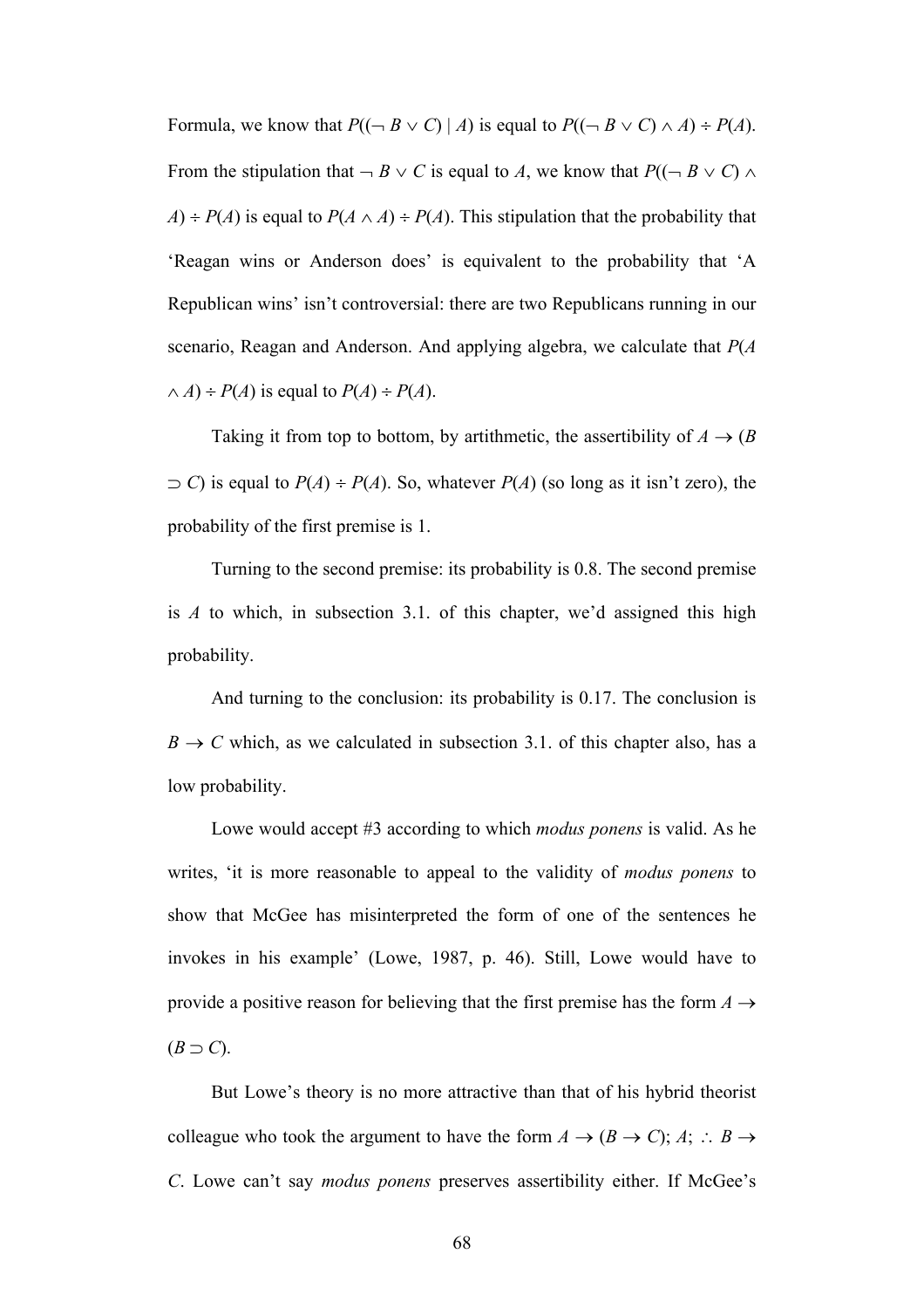Formula, we know that $P((\neg B \vee C) \mid A)$ is equal to $P((\neg B \vee C) \wedge A) \div P(A)$. From the stipulation that $\neg B \vee C$ is equal to $A$, we know that $P((\neg B \vee C) \wedge A) \div P(A)$ is equal to $P(A \wedge A) \div P(A)$. This stipulation that the probability that 'Reagan wins or Anderson does' is equivalent to the probability that 'A Republican wins' isn't controversial: there are two Republicans running in our scenario, Reagan and Anderson. And applying algebra, we calculate that $P(A \wedge A) \div P(A)$ is equal to $P(A) \div P(A)$.

Taking it from top to bottom, by artithmetic, the assertibility of $A \rightarrow (B \supset C)$ is equal to $P(A) \div P(A)$. So, whatever $P(A)$ (so long as it isn't zero), the probability of the first premise is 1.

Turning to the second premise: its probability is 0.8. The second premise is $A$ to which, in subsection 3.1. of this chapter, we'd assigned this high probability.

And turning to the conclusion: its probability is 0.17. The conclusion is $B \rightarrow C$ which, as we calculated in subsection 3.1. of this chapter also, has a low probability.

Lowe would accept #3 according to which *modus ponens* is valid. As he writes, 'it is more reasonable to appeal to the validity of *modus ponens* to show that McGee has misinterpreted the form of one of the sentences he invokes in his example' (Lowe, 1987, p. 46). Still, Lowe would have to provide a positive reason for believing that the first premise has the form $A \rightarrow (B \supset C)$.

But Lowe's theory is no more attractive than that of his hybrid theorist colleague who took the argument to have the form $A \rightarrow (B \rightarrow C)$; $A$; $\therefore$ $B \rightarrow C$. Lowe can't say *modus ponens* preserves assertibility either. If McGee's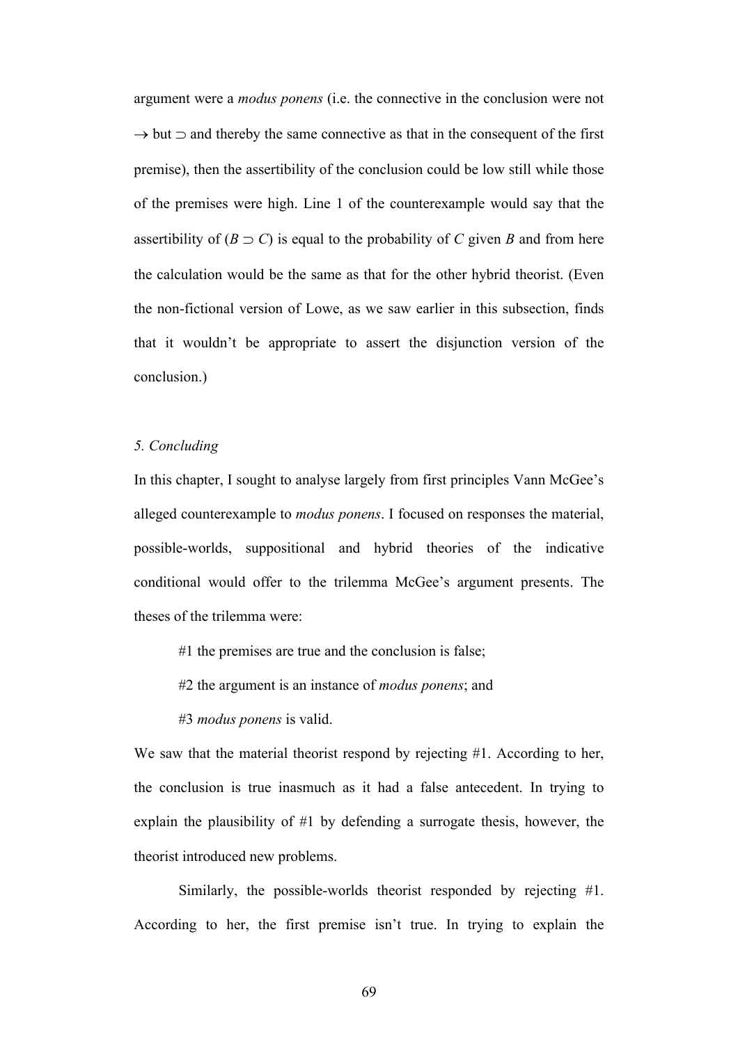argument were a *modus ponens* (i.e. the connective in the conclusion were not $\rightarrow$ but $\supset$ and thereby the same connective as that in the consequent of the first premise), then the assertibility of the conclusion could be low still while those of the premises were high. Line 1 of the counterexample would say that the assertibility of ($B \supset C$) is equal to the probability of $C$ given $B$ and from here the calculation would be the same as that for the other hybrid theorist. (Even the non-fictional version of Lowe, as we saw earlier in this subsection, finds that it wouldn't be appropriate to assert the disjunction version of the conclusion.)

### *5. Concluding*

In this chapter, I sought to analyse largely from first principles Vann McGee's alleged counterexample to *modus ponens*. I focused on responses the material, possible-worlds, suppositional and hybrid theories of the indicative conditional would offer to the trilemma McGee's argument presents. The theses of the trilemma were:

#1 the premises are true and the conclusion is false;

#2 the argument is an instance of *modus ponens*; and

#3 *modus ponens* is valid.

We saw that the material theorist respond by rejecting #1. According to her, the conclusion is true inasmuch as it had a false antecedent. In trying to explain the plausibility of #1 by defending a surrogate thesis, however, the theorist introduced new problems.

Similarly, the possible-worlds theorist responded by rejecting #1. According to her, the first premise isn't true. In trying to explain the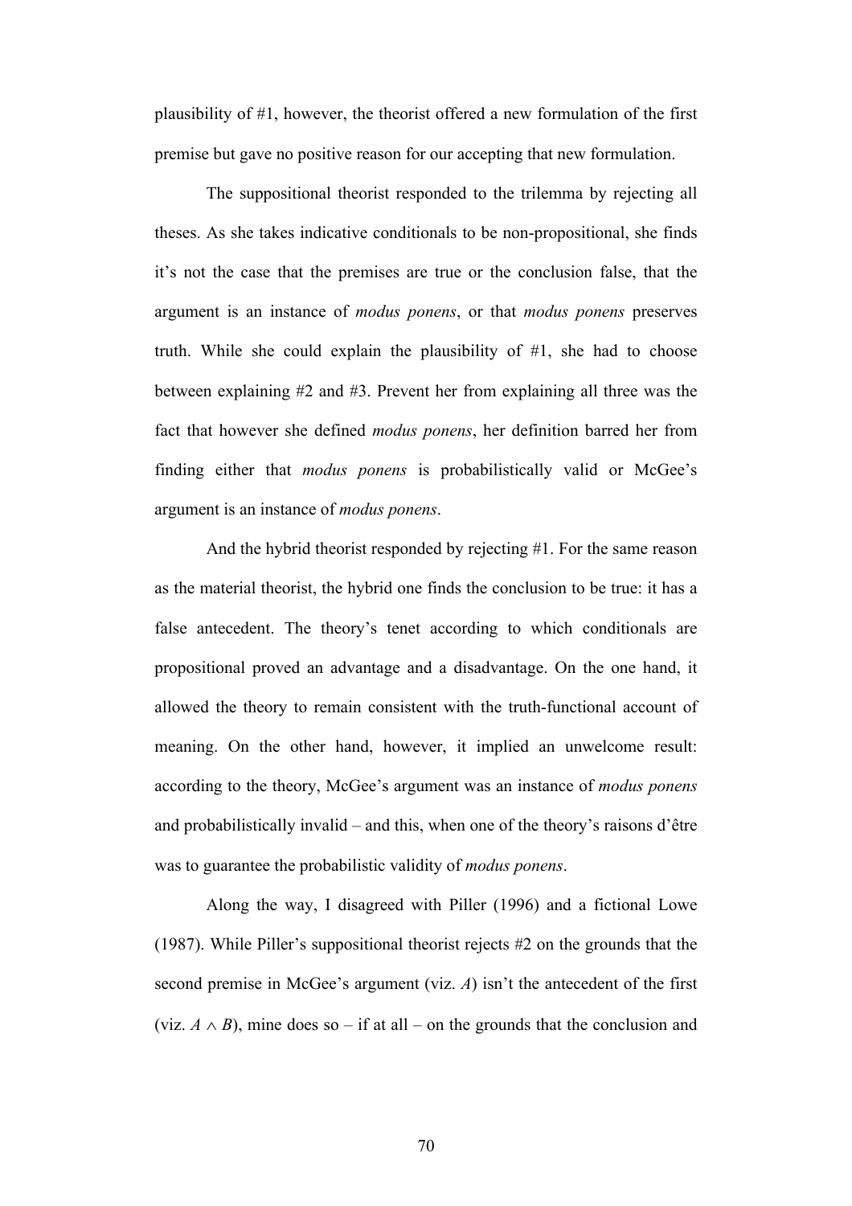plausibility of #1, however, the theorist offered a new formulation of the first premise but gave no positive reason for our accepting that new formulation.

The suppositional theorist responded to the trilemma by rejecting all theses. As she takes indicative conditionals to be non-propositional, she finds it's not the case that the premises are true or the conclusion false, that the argument is an instance of *modus ponens*, or that *modus ponens* preserves truth. While she could explain the plausibility of #1, she had to choose between explaining #2 and #3. Prevent her from explaining all three was the fact that however she defined *modus ponens*, her definition barred her from finding either that *modus ponens* is probabilistically valid or McGee's argument is an instance of *modus ponens*.

And the hybrid theorist responded by rejecting #1. For the same reason as the material theorist, the hybrid one finds the conclusion to be true: it has a false antecedent. The theory's tenet according to which conditionals are propositional proved an advantage and a disadvantage. On the one hand, it allowed the theory to remain consistent with the truth-functional account of meaning. On the other hand, however, it implied an unwelcome result: according to the theory, McGee's argument was an instance of *modus ponens* and probabilistically invalid – and this, when one of the theory's raisons d'être was to guarantee the probabilistic validity of *modus ponens*.

Along the way, I disagreed with Piller (1996) and a fictional Lowe (1987). While Piller's suppositional theorist rejects #2 on the grounds that the second premise in McGee's argument (viz. $A$) isn't the antecedent of the first (viz. $A \wedge B$), mine does so – if at all – on the grounds that the conclusion and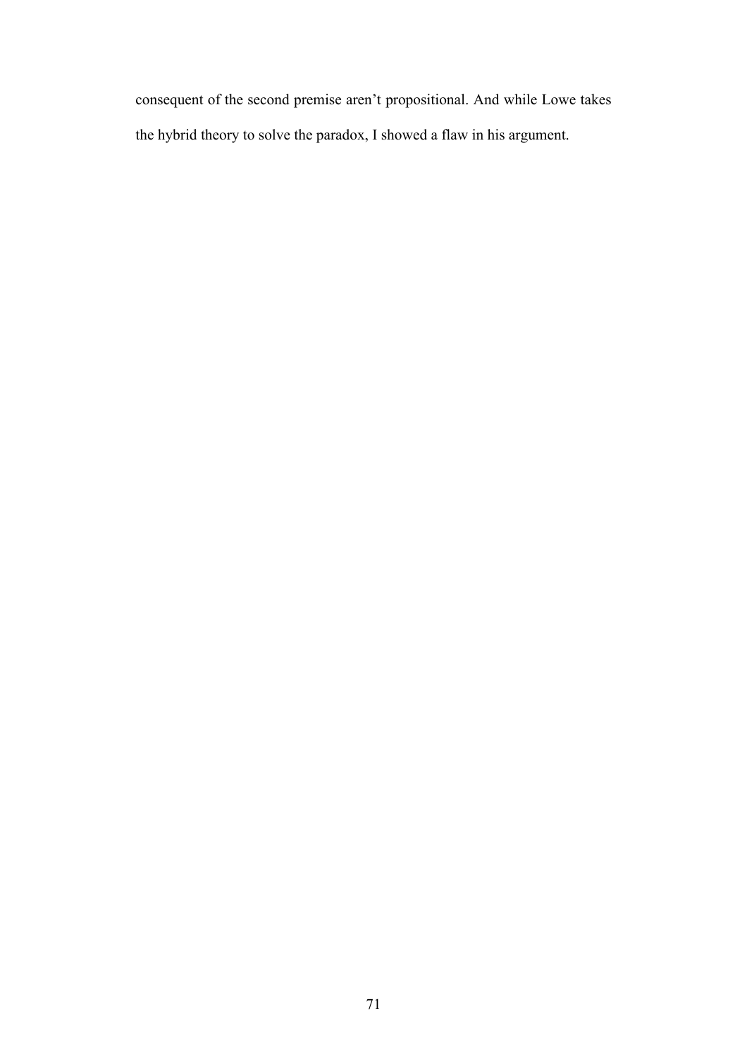consequent of the second premise aren't propositional. And while Lowe takes the hybrid theory to solve the paradox, I showed a flaw in his argument.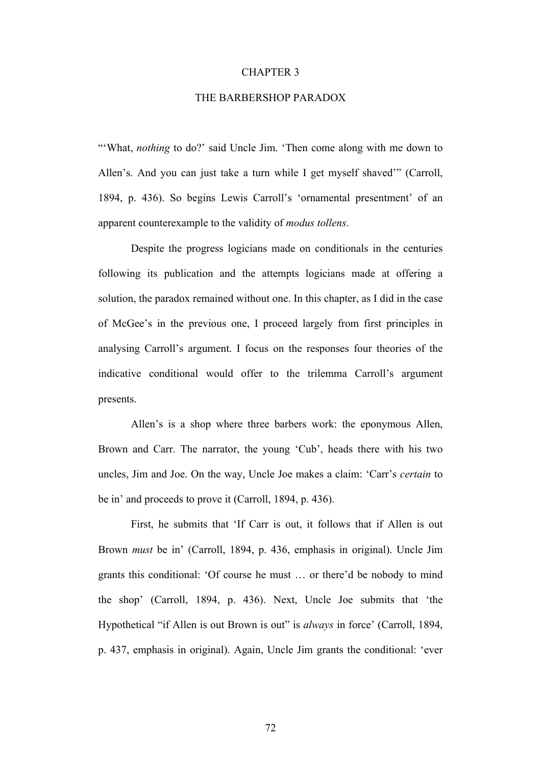# CHAPTER 3

## THE BARBERSHOP PARADOX

"'What, *nothing* to do?' said Uncle Jim. 'Then come along with me down to Allen's. And you can just take a turn while I get myself shaved'" (Carroll, 1894, p. 436). So begins Lewis Carroll's 'ornamental presentment' of an apparent counterexample to the validity of *modus tollens*.

Despite the progress logicians made on conditionals in the centuries following its publication and the attempts logicians made at offering a solution, the paradox remained without one. In this chapter, as I did in the case of McGee's in the previous one, I proceed largely from first principles in analysing Carroll's argument. I focus on the responses four theories of the indicative conditional would offer to the trilemma Carroll's argument presents.

Allen's is a shop where three barbers work: the eponymous Allen, Brown and Carr. The narrator, the young 'Cub', heads there with his two uncles, Jim and Joe. On the way, Uncle Joe makes a claim: 'Carr's *certain* to be in' and proceeds to prove it (Carroll, 1894, p. 436).

First, he submits that 'If Carr is out, it follows that if Allen is out Brown *must* be in' (Carroll, 1894, p. 436, emphasis in original). Uncle Jim grants this conditional: 'Of course he must … or there'd be nobody to mind the shop' (Carroll, 1894, p. 436). Next, Uncle Joe submits that 'the Hypothetical "if Allen is out Brown is out" is *always* in force' (Carroll, 1894, p. 437, emphasis in original). Again, Uncle Jim grants the conditional: 'ever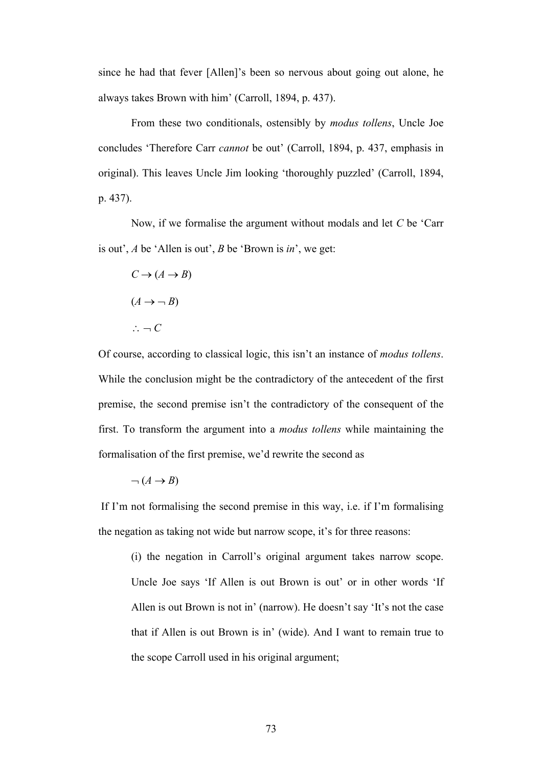since he had that fever [Allen]'s been so nervous about going out alone, he always takes Brown with him' (Carroll, 1894, p. 437).

From these two conditionals, ostensibly by *modus tollens*, Uncle Joe concludes 'Therefore Carr *cannot* be out' (Carroll, 1894, p. 437, emphasis in original). This leaves Uncle Jim looking 'thoroughly puzzled' (Carroll, 1894, p. 437).

Now, if we formalise the argument without modals and let $C$ be 'Carr is out', $A$ be 'Allen is out', $B$ be 'Brown is *in*', we get:

$C \rightarrow (A \rightarrow B)$

$(A \rightarrow \neg B)$

$\therefore \neg C$

Of course, according to classical logic, this isn't an instance of *modus tollens*. While the conclusion might be the contradictory of the antecedent of the first premise, the second premise isn't the contradictory of the consequent of the first. To transform the argument into a *modus tollens* while maintaining the formalisation of the first premise, we'd rewrite the second as

$\neg (A \rightarrow B)$

If I'm not formalising the second premise in this way, i.e. if I'm formalising the negation as taking not wide but narrow scope, it's for three reasons:

> (i) the negation in Carroll's original argument takes narrow scope. Uncle Joe says 'If Allen is out Brown is out' or in other words 'If Allen is out Brown is not in' (narrow). He doesn't say 'It's not the case that if Allen is out Brown is in' (wide). And I want to remain true to the scope Carroll used in his original argument;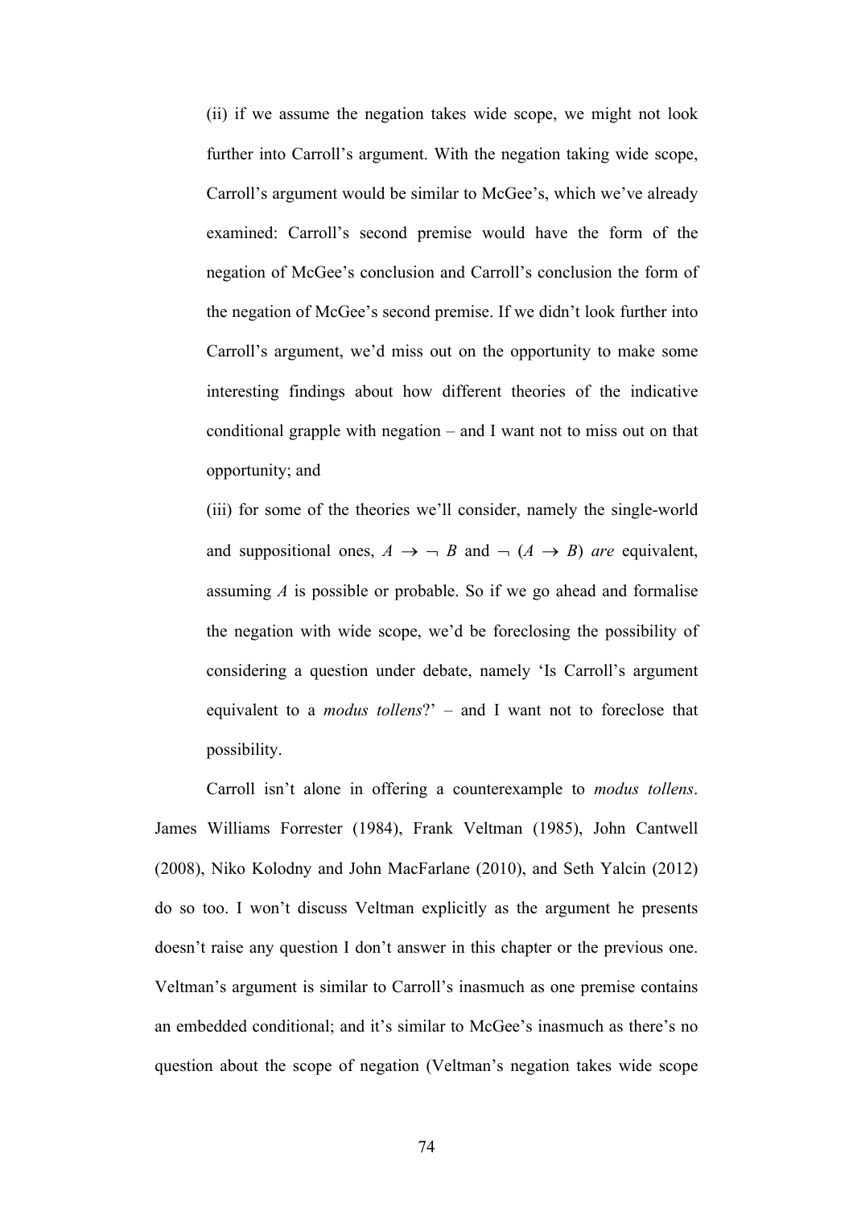(ii) if we assume the negation takes wide scope, we might not look further into Carroll's argument. With the negation taking wide scope, Carroll's argument would be similar to McGee's, which we've already examined: Carroll's second premise would have the form of the negation of McGee's conclusion and Carroll's conclusion the form of the negation of McGee's second premise. If we didn't look further into Carroll's argument, we'd miss out on the opportunity to make some interesting findings about how different theories of the indicative conditional grapple with negation – and I want not to miss out on that opportunity; and

(iii) for some of the theories we'll consider, namely the single-world and suppositional ones, $A \rightarrow \neg B$ and $\neg (A \rightarrow B)$ *are* equivalent, assuming $A$ is possible or probable. So if we go ahead and formalise the negation with wide scope, we'd be foreclosing the possibility of considering a question under debate, namely 'Is Carroll's argument equivalent to a *modus tollens*?' – and I want not to foreclose that possibility.

Carroll isn't alone in offering a counterexample to *modus tollens*. James Williams Forrester (1984), Frank Veltman (1985), John Cantwell (2008), Niko Kolodny and John MacFarlane (2010), and Seth Yalcin (2012) do so too. I won't discuss Veltman explicitly as the argument he presents doesn't raise any question I don't answer in this chapter or the previous one. Veltman's argument is similar to Carroll's inasmuch as one premise contains an embedded conditional; and it's similar to McGee's inasmuch as there's no question about the scope of negation (Veltman's negation takes wide scope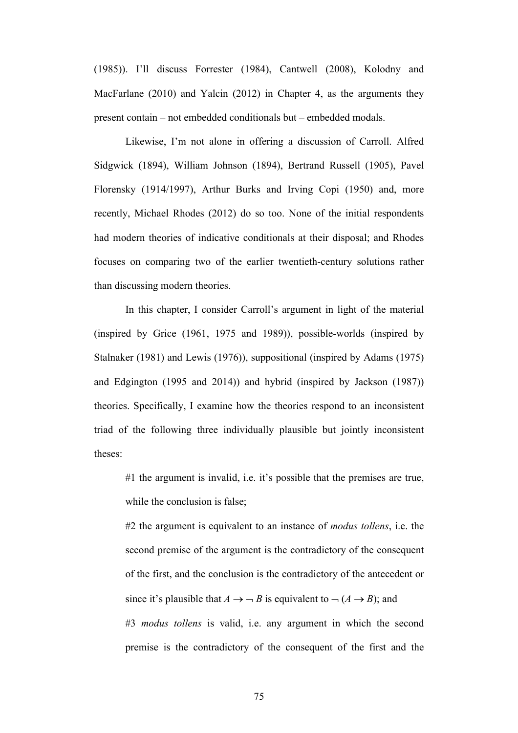(1985)). I'll discuss Forrester (1984), Cantwell (2008), Kolodny and MacFarlane (2010) and Yalcin (2012) in Chapter 4, as the arguments they present contain – not embedded conditionals but – embedded modals.

Likewise, I'm not alone in offering a discussion of Carroll. Alfred Sidgwick (1894), William Johnson (1894), Bertrand Russell (1905), Pavel Florensky (1914/1997), Arthur Burks and Irving Copi (1950) and, more recently, Michael Rhodes (2012) do so too. None of the initial respondents had modern theories of indicative conditionals at their disposal; and Rhodes focuses on comparing two of the earlier twentieth-century solutions rather than discussing modern theories.

In this chapter, I consider Carroll's argument in light of the material (inspired by Grice (1961, 1975 and 1989)), possible-worlds (inspired by Stalnaker (1981) and Lewis (1976)), suppositional (inspired by Adams (1975) and Edgington (1995 and 2014)) and hybrid (inspired by Jackson (1987)) theories. Specifically, I examine how the theories respond to an inconsistent triad of the following three individually plausible but jointly inconsistent theses:

> #1 the argument is invalid, i.e. it's possible that the premises are true, while the conclusion is false;
>
> #2 the argument is equivalent to an instance of *modus tollens*, i.e. the second premise of the argument is the contradictory of the consequent of the first, and the conclusion is the contradictory of the antecedent or since it's plausible that $A \rightarrow \neg B$ is equivalent to $\neg (A \rightarrow B)$; and
>
> #3 *modus tollens* is valid, i.e. any argument in which the second premise is the contradictory of the consequent of the first and the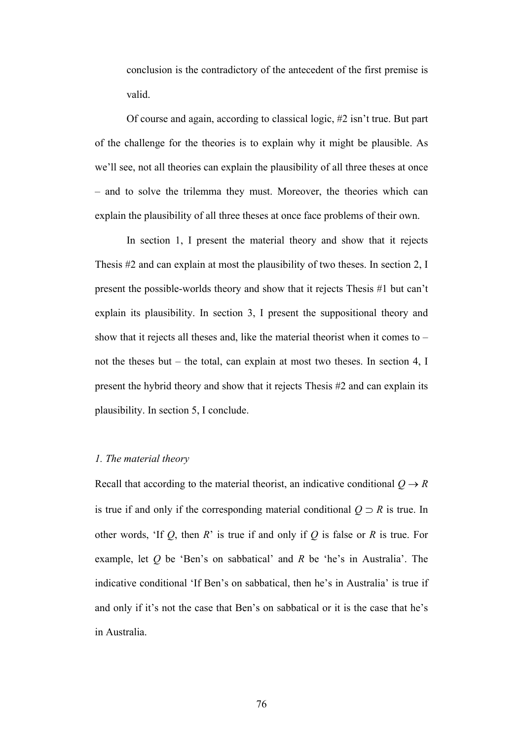conclusion is the contradictory of the antecedent of the first premise is valid.

Of course and again, according to classical logic, #2 isn't true. But part of the challenge for the theories is to explain why it might be plausible. As we'll see, not all theories can explain the plausibility of all three theses at once – and to solve the trilemma they must. Moreover, the theories which can explain the plausibility of all three theses at once face problems of their own.

In section 1, I present the material theory and show that it rejects Thesis #2 and can explain at most the plausibility of two theses. In section 2, I present the possible-worlds theory and show that it rejects Thesis #1 but can't explain its plausibility. In section 3, I present the suppositional theory and show that it rejects all theses and, like the material theorist when it comes to – not the theses but – the total, can explain at most two theses. In section 4, I present the hybrid theory and show that it rejects Thesis #2 and can explain its plausibility. In section 5, I conclude.

### *1. The material theory*

Recall that according to the material theorist, an indicative conditional $Q \rightarrow R$ is true if and only if the corresponding material conditional $Q \supset R$ is true. In other words, 'If $Q$, then $R$' is true if and only if $Q$ is false or $R$ is true. For example, let $Q$ be 'Ben's on sabbatical' and $R$ be 'he's in Australia'. The indicative conditional 'If Ben's on sabbatical, then he's in Australia' is true if and only if it's not the case that Ben's on sabbatical or it is the case that he's in Australia.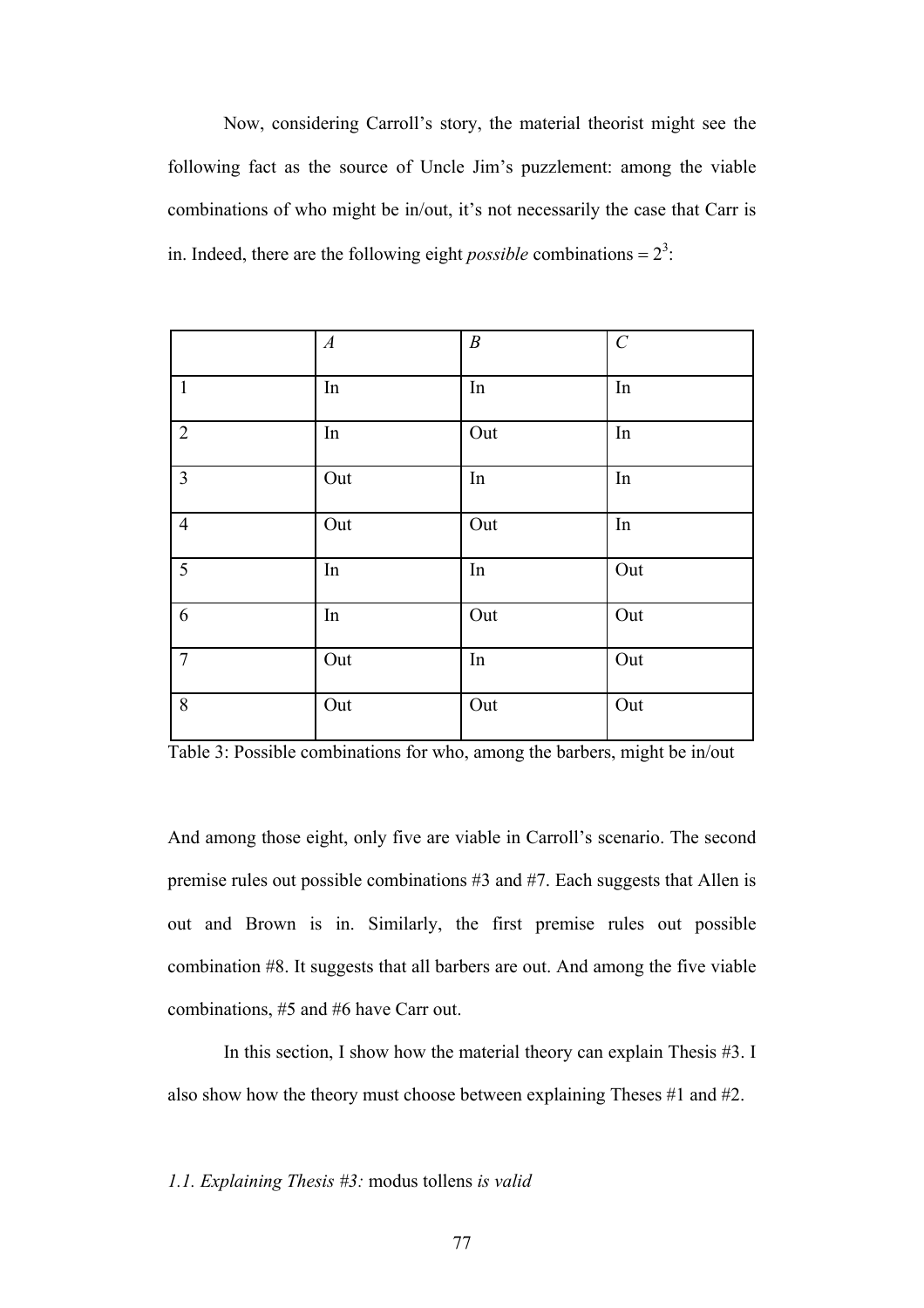Now, considering Carroll's story, the material theorist might see the following fact as the source of Uncle Jim's puzzlement: among the viable combinations of who might be in/out, it's not necessarily the case that Carr is in. Indeed, there are the following eight *possible* combinations = $2^3$:

| | *A* | *B* | *C* |
|---|---|---|---|
| 1 | In | In | In |
| 2 | In | Out | In |
| 3 | Out | In | In |
| 4 | Out | Out | In |
| 5 | In | In | Out |
| 6 | In | Out | Out |
| 7 | Out | In | Out |
| 8 | Out | Out | Out |

Table 3: Possible combinations for who, among the barbers, might be in/out

And among those eight, only five are viable in Carroll's scenario. The second premise rules out possible combinations #3 and #7. Each suggests that Allen is out and Brown is in. Similarly, the first premise rules out possible combination #8. It suggests that all barbers are out. And among the five viable combinations, #5 and #6 have Carr out.

In this section, I show how the material theory can explain Thesis #3. I also show how the theory must choose between explaining Theses #1 and #2.

### *1.1. Explaining Thesis #3:* modus tollens *is valid*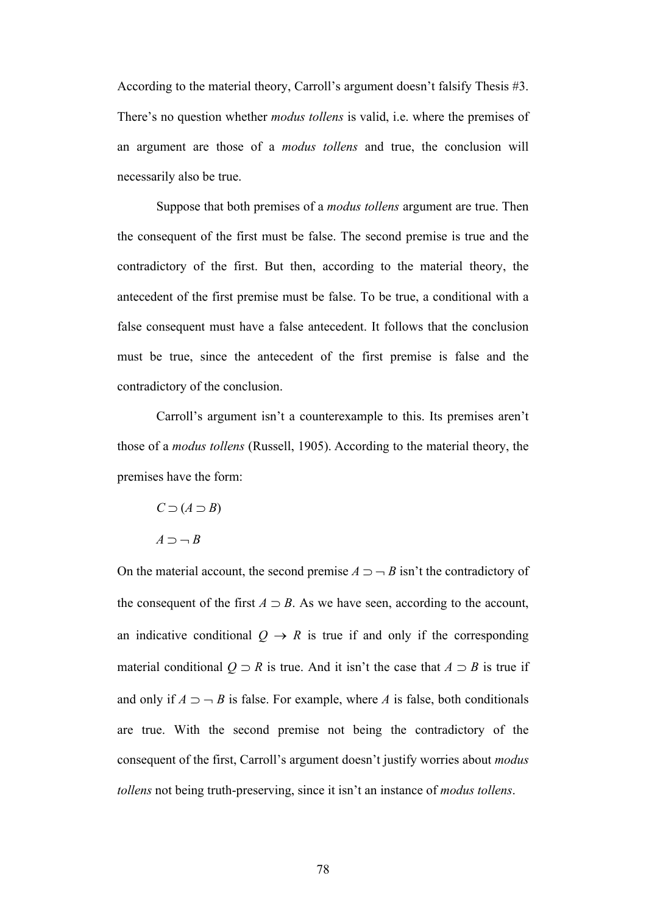According to the material theory, Carroll's argument doesn't falsify Thesis #3. There's no question whether *modus tollens* is valid, i.e. where the premises of an argument are those of a *modus tollens* and true, the conclusion will necessarily also be true.

Suppose that both premises of a *modus tollens* argument are true. Then the consequent of the first must be false. The second premise is true and the contradictory of the first. But then, according to the material theory, the antecedent of the first premise must be false. To be true, a conditional with a false consequent must have a false antecedent. It follows that the conclusion must be true, since the antecedent of the first premise is false and the contradictory of the conclusion.

Carroll's argument isn't a counterexample to this. Its premises aren't those of a *modus tollens* (Russell, 1905). According to the material theory, the premises have the form:

$C \supset (A \supset B)$

$A \supset \neg B$

On the material account, the second premise $A \supset \neg B$ isn't the contradictory of the consequent of the first $A \supset B$. As we have seen, according to the account, an indicative conditional $Q \rightarrow R$ is true if and only if the corresponding material conditional $Q \supset R$ is true. And it isn't the case that $A \supset B$ is true if and only if $A \supset \neg B$ is false. For example, where $A$ is false, both conditionals are true. With the second premise not being the contradictory of the consequent of the first, Carroll's argument doesn't justify worries about *modus tollens* not being truth-preserving, since it isn't an instance of *modus tollens*.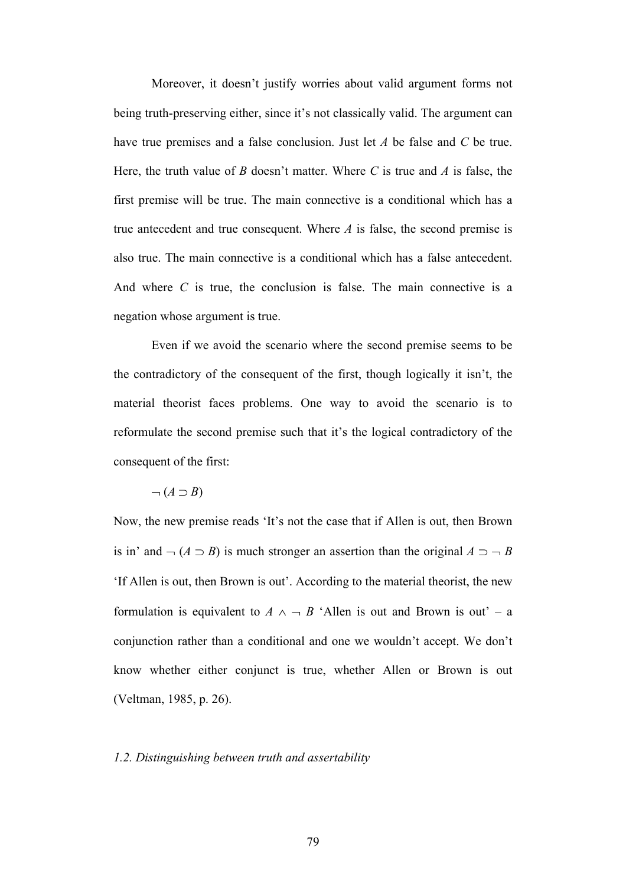Moreover, it doesn't justify worries about valid argument forms not being truth-preserving either, since it's not classically valid. The argument can have true premises and a false conclusion. Just let $A$ be false and $C$ be true. Here, the truth value of $B$ doesn't matter. Where $C$ is true and $A$ is false, the first premise will be true. The main connective is a conditional which has a true antecedent and true consequent. Where $A$ is false, the second premise is also true. The main connective is a conditional which has a false antecedent. And where $C$ is true, the conclusion is false. The main connective is a negation whose argument is true.

Even if we avoid the scenario where the second premise seems to be the contradictory of the consequent of the first, though logically it isn't, the material theorist faces problems. One way to avoid the scenario is to reformulate the second premise such that it's the logical contradictory of the consequent of the first:

$\neg (A \supset B)$

Now, the new premise reads 'It's not the case that if Allen is out, then Brown is in' and $\neg (A \supset B)$ is much stronger an assertion than the original $A \supset \neg B$ 'If Allen is out, then Brown is out'. According to the material theorist, the new formulation is equivalent to $A \wedge \neg B$ 'Allen is out and Brown is out' – a conjunction rather than a conditional and one we wouldn't accept. We don't know whether either conjunct is true, whether Allen or Brown is out (Veltman, 1985, p. 26).

### *1.2. Distinguishing between truth and assertability*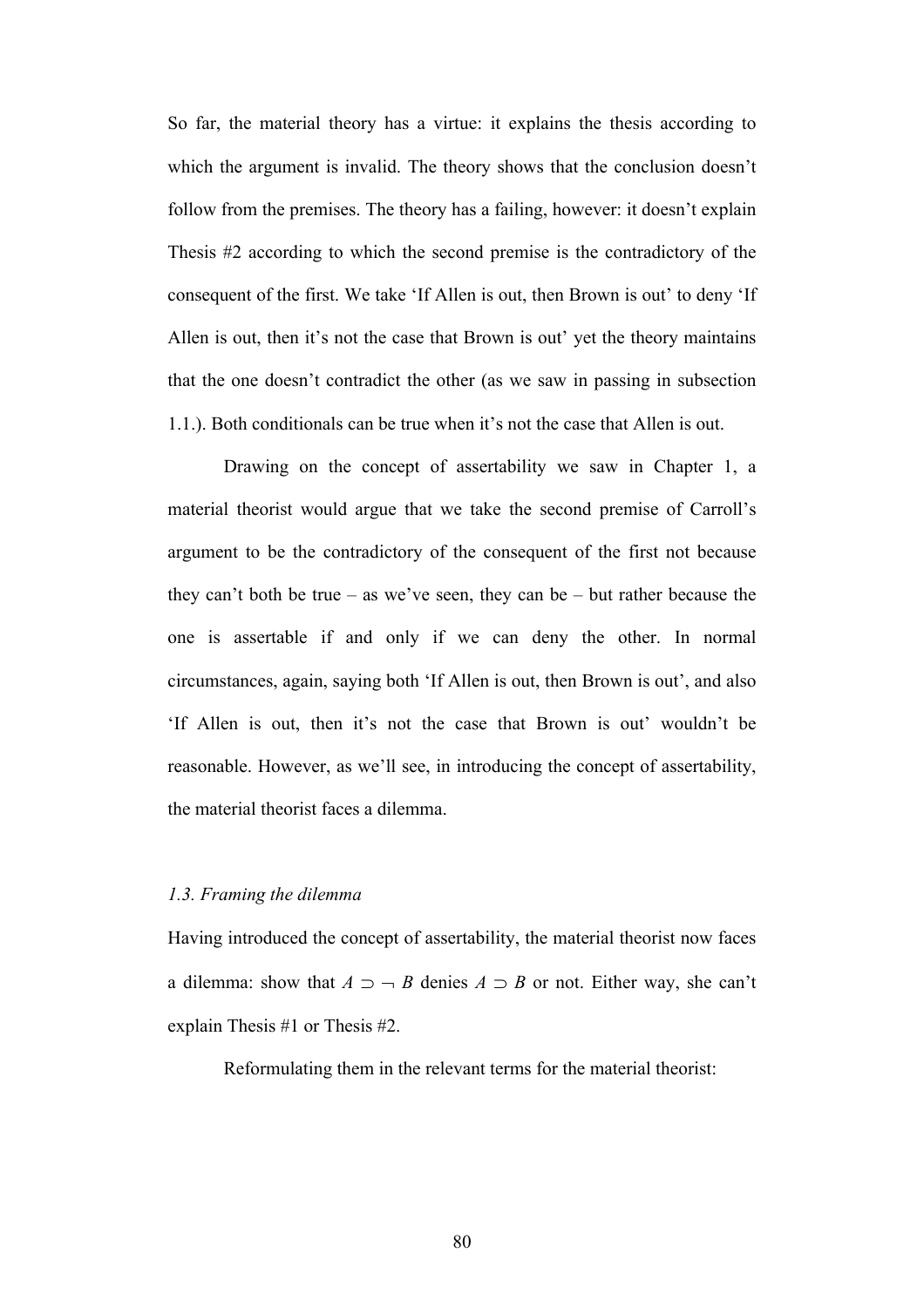So far, the material theory has a virtue: it explains the thesis according to which the argument is invalid. The theory shows that the conclusion doesn't follow from the premises. The theory has a failing, however: it doesn't explain Thesis #2 according to which the second premise is the contradictory of the consequent of the first. We take 'If Allen is out, then Brown is out' to deny 'If Allen is out, then it's not the case that Brown is out' yet the theory maintains that the one doesn't contradict the other (as we saw in passing in subsection 1.1.). Both conditionals can be true when it's not the case that Allen is out.

Drawing on the concept of assertability we saw in Chapter 1, a material theorist would argue that we take the second premise of Carroll's argument to be the contradictory of the consequent of the first not because they can't both be true – as we've seen, they can be – but rather because the one is assertable if and only if we can deny the other. In normal circumstances, again, saying both 'If Allen is out, then Brown is out', and also 'If Allen is out, then it's not the case that Brown is out' wouldn't be reasonable. However, as we'll see, in introducing the concept of assertability, the material theorist faces a dilemma.

### *1.3. Framing the dilemma*

Having introduced the concept of assertability, the material theorist now faces a dilemma: show that $A \supset \neg B$ denies $A \supset B$ or not. Either way, she can't explain Thesis #1 or Thesis #2.

Reformulating them in the relevant terms for the material theorist: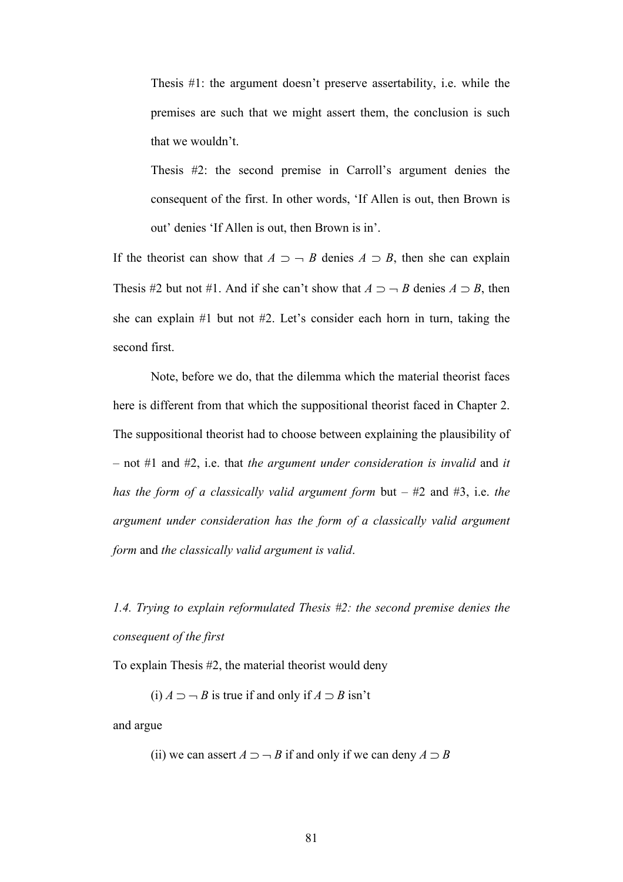Thesis #1: the argument doesn't preserve assertability, i.e. while the premises are such that we might assert them, the conclusion is such that we wouldn't.

Thesis #2: the second premise in Carroll's argument denies the consequent of the first. In other words, 'If Allen is out, then Brown is out' denies 'If Allen is out, then Brown is in'.

If the theorist can show that $A \supset \neg B$ denies $A \supset B$, then she can explain Thesis #2 but not #1. And if she can't show that $A \supset \neg B$ denies $A \supset B$, then she can explain #1 but not #2. Let's consider each horn in turn, taking the second first.

Note, before we do, that the dilemma which the material theorist faces here is different from that which the suppositional theorist faced in Chapter 2. The suppositional theorist had to choose between explaining the plausibility of – not #1 and #2, i.e. that *the argument under consideration is invalid* and *it has the form of a classically valid argument form* but – #2 and #3, i.e. *the argument under consideration has the form of a classically valid argument form* and *the classically valid argument is valid*.

*1.4. Trying to explain reformulated Thesis #2: the second premise denies the consequent of the first*

To explain Thesis #2, the material theorist would deny

(i) $A \supset \neg B$ is true if and only if $A \supset B$ isn't

and argue

(ii) we can assert $A \supset \neg B$ if and only if we can deny $A \supset B$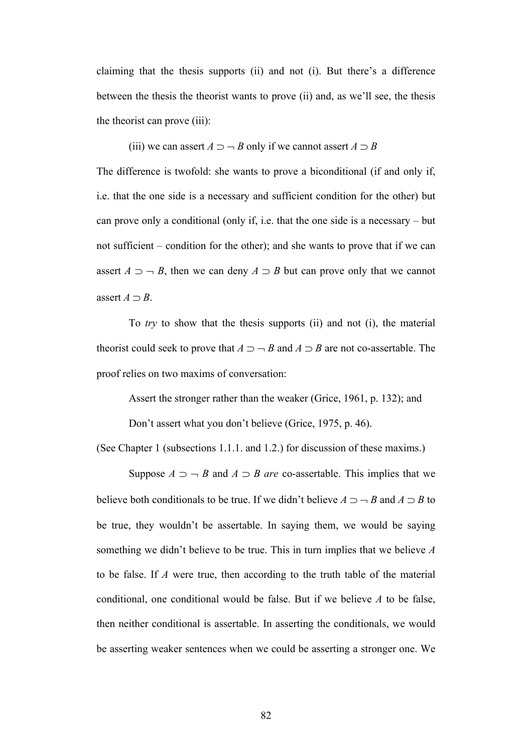claiming that the thesis supports (ii) and not (i). But there's a difference between the thesis the theorist wants to prove (ii) and, as we'll see, the thesis the theorist can prove (iii):

(iii) we can assert $A \supset \neg B$ only if we cannot assert $A \supset B$

The difference is twofold: she wants to prove a biconditional (if and only if, i.e. that the one side is a necessary and sufficient condition for the other) but can prove only a conditional (only if, i.e. that the one side is a necessary – but not sufficient – condition for the other); and she wants to prove that if we can assert $A \supset \neg B$, then we can deny $A \supset B$ but can prove only that we cannot assert $A \supset B$.

To *try* to show that the thesis supports (ii) and not (i), the material theorist could seek to prove that $A \supset \neg B$ and $A \supset B$ are not co-assertable. The proof relies on two maxims of conversation:

Assert the stronger rather than the weaker (Grice, 1961, p. 132); and

Don't assert what you don't believe (Grice, 1975, p. 46).

(See Chapter 1 (subsections 1.1.1. and 1.2.) for discussion of these maxims.)

Suppose $A \supset \neg B$ and $A \supset B$ *are* co-assertable. This implies that we believe both conditionals to be true. If we didn't believe $A \supset \neg B$ and $A \supset B$ to be true, they wouldn't be assertable. In saying them, we would be saying something we didn't believe to be true. This in turn implies that we believe $A$ to be false. If $A$ were true, then according to the truth table of the material conditional, one conditional would be false. But if we believe $A$ to be false, then neither conditional is assertable. In asserting the conditionals, we would be asserting weaker sentences when we could be asserting a stronger one. We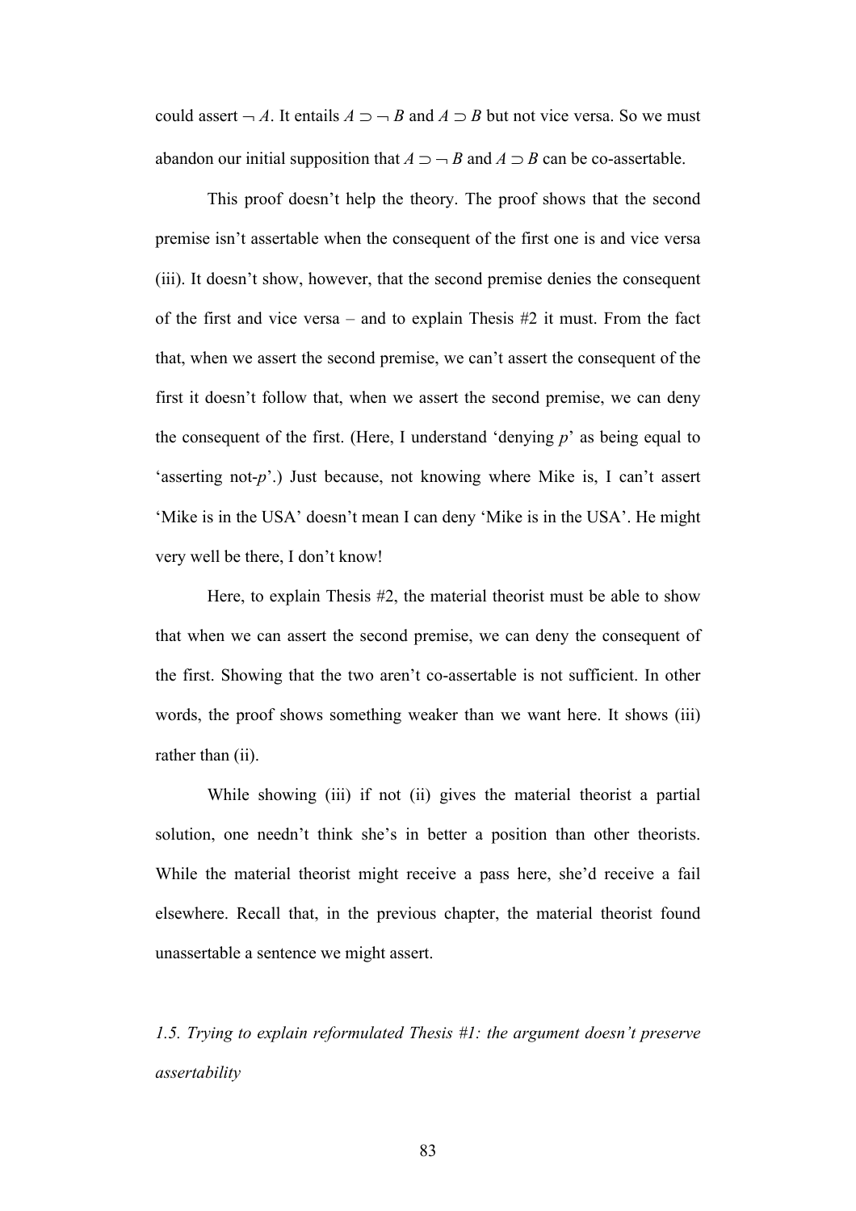could assert $\neg A$. It entails $A \supset \neg B$ and $A \supset B$ but not vice versa. So we must abandon our initial supposition that $A \supset \neg B$ and $A \supset B$ can be co-assertable.

This proof doesn't help the theory. The proof shows that the second premise isn't assertable when the consequent of the first one is and vice versa (iii). It doesn't show, however, that the second premise denies the consequent of the first and vice versa – and to explain Thesis #2 it must. From the fact that, when we assert the second premise, we can't assert the consequent of the first it doesn't follow that, when we assert the second premise, we can deny the consequent of the first. (Here, I understand 'denying *p*' as being equal to 'asserting not-*p*'.) Just because, not knowing where Mike is, I can't assert 'Mike is in the USA' doesn't mean I can deny 'Mike is in the USA'. He might very well be there, I don't know!

Here, to explain Thesis #2, the material theorist must be able to show that when we can assert the second premise, we can deny the consequent of the first. Showing that the two aren't co-assertable is not sufficient. In other words, the proof shows something weaker than we want here. It shows (iii) rather than (ii).

While showing (iii) if not (ii) gives the material theorist a partial solution, one needn't think she's in better a position than other theorists. While the material theorist might receive a pass here, she'd receive a fail elsewhere. Recall that, in the previous chapter, the material theorist found unassertable a sentence we might assert.

### *1.5. Trying to explain reformulated Thesis #1: the argument doesn't preserve assertability*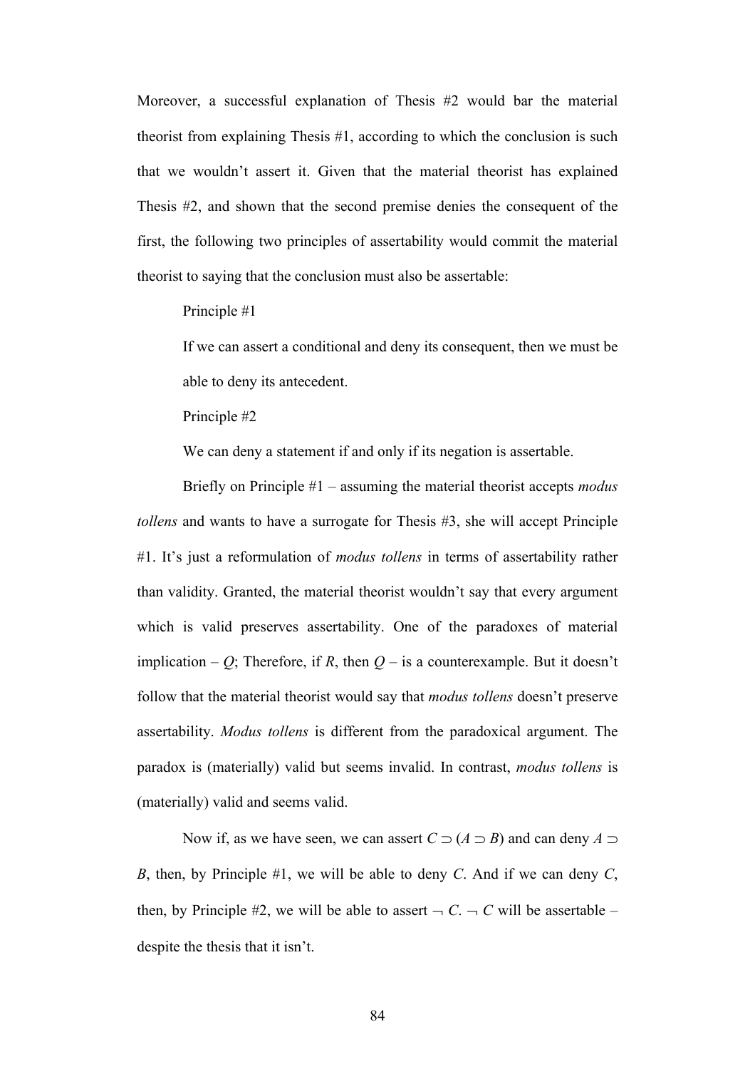Moreover, a successful explanation of Thesis #2 would bar the material theorist from explaining Thesis #1, according to which the conclusion is such that we wouldn't assert it. Given that the material theorist has explained Thesis #2, and shown that the second premise denies the consequent of the first, the following two principles of assertability would commit the material theorist to saying that the conclusion must also be assertable:

> Principle #1
>
> If we can assert a conditional and deny its consequent, then we must be able to deny its antecedent.
>
> Principle #2
>
> We can deny a statement if and only if its negation is assertable.

Briefly on Principle #1 – assuming the material theorist accepts *modus tollens* and wants to have a surrogate for Thesis #3, she will accept Principle #1. It's just a reformulation of *modus tollens* in terms of assertability rather than validity. Granted, the material theorist wouldn't say that every argument which is valid preserves assertability. One of the paradoxes of material implication – $Q$; Therefore, if $R$, then $Q$ – is a counterexample. But it doesn't follow that the material theorist would say that *modus tollens* doesn't preserve assertability. *Modus tollens* is different from the paradoxical argument. The paradox is (materially) valid but seems invalid. In contrast, *modus tollens* is (materially) valid and seems valid.

Now if, as we have seen, we can assert $C \supset (A \supset B)$ and can deny $A \supset B$, then, by Principle #1, we will be able to deny $C$. And if we can deny $C$, then, by Principle #2, we will be able to assert $\neg C$. $\neg C$ will be assertable – despite the thesis that it isn't.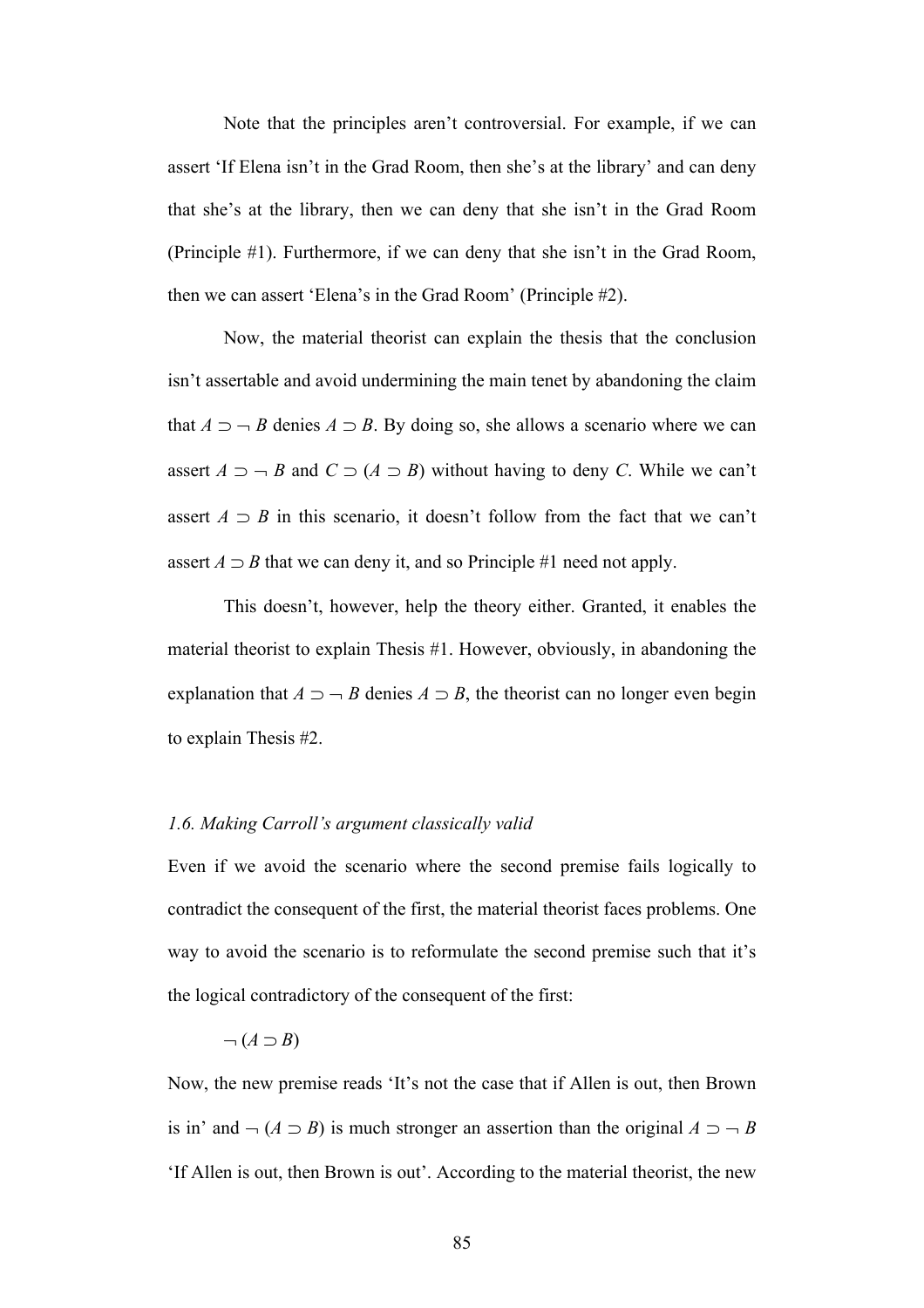Note that the principles aren't controversial. For example, if we can assert 'If Elena isn't in the Grad Room, then she's at the library' and can deny that she's at the library, then we can deny that she isn't in the Grad Room (Principle #1). Furthermore, if we can deny that she isn't in the Grad Room, then we can assert 'Elena's in the Grad Room' (Principle #2).

Now, the material theorist can explain the thesis that the conclusion isn't assertable and avoid undermining the main tenet by abandoning the claim that $A \supset \neg B$ denies $A \supset B$. By doing so, she allows a scenario where we can assert $A \supset \neg B$ and $C \supset (A \supset B)$ without having to deny $C$. While we can't assert $A \supset B$ in this scenario, it doesn't follow from the fact that we can't assert $A \supset B$ that we can deny it, and so Principle #1 need not apply.

This doesn't, however, help the theory either. Granted, it enables the material theorist to explain Thesis #1. However, obviously, in abandoning the explanation that $A \supset \neg B$ denies $A \supset B$, the theorist can no longer even begin to explain Thesis #2.

### *1.6. Making Carroll's argument classically valid*

Even if we avoid the scenario where the second premise fails logically to contradict the consequent of the first, the material theorist faces problems. One way to avoid the scenario is to reformulate the second premise such that it's the logical contradictory of the consequent of the first:

$$\neg (A \supset B)$$

Now, the new premise reads 'It's not the case that if Allen is out, then Brown is in' and $\neg (A \supset B)$ is much stronger an assertion than the original $A \supset \neg B$ 'If Allen is out, then Brown is out'. According to the material theorist, the new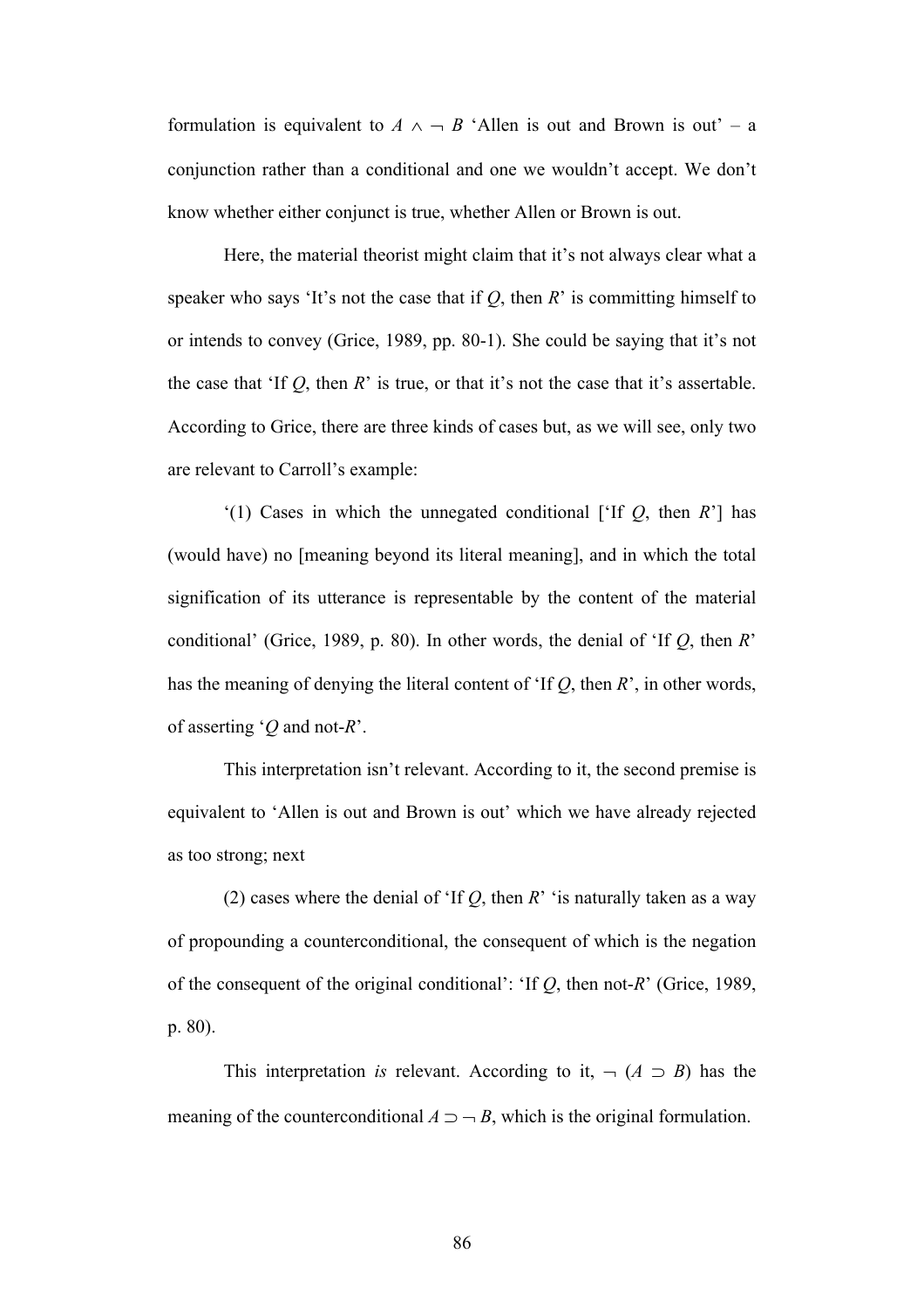formulation is equivalent to $A \wedge \neg B$ 'Allen is out and Brown is out' – a conjunction rather than a conditional and one we wouldn't accept. We don't know whether either conjunct is true, whether Allen or Brown is out.

Here, the material theorist might claim that it's not always clear what a speaker who says 'It's not the case that if *Q*, then *R*' is committing himself to or intends to convey (Grice, 1989, pp. 80-1). She could be saying that it's not the case that 'If *Q*, then *R*' is true, or that it's not the case that it's assertable. According to Grice, there are three kinds of cases but, as we will see, only two are relevant to Carroll's example:

'(1) Cases in which the unnegated conditional ['If *Q*, then *R*'] has (would have) no [meaning beyond its literal meaning], and in which the total signification of its utterance is representable by the content of the material conditional' (Grice, 1989, p. 80). In other words, the denial of 'If *Q*, then *R*' has the meaning of denying the literal content of 'If *Q*, then *R*', in other words, of asserting '*Q* and not-*R*'.

This interpretation isn't relevant. According to it, the second premise is equivalent to 'Allen is out and Brown is out' which we have already rejected as too strong; next

(2) cases where the denial of 'If *Q*, then *R*' 'is naturally taken as a way of propounding a counterconditional, the consequent of which is the negation of the consequent of the original conditional': 'If *Q*, then not-*R*' (Grice, 1989, p. 80).

This interpretation *is* relevant. According to it, $\neg (A \supset B)$ has the meaning of the counterconditional $A \supset \neg B$, which is the original formulation.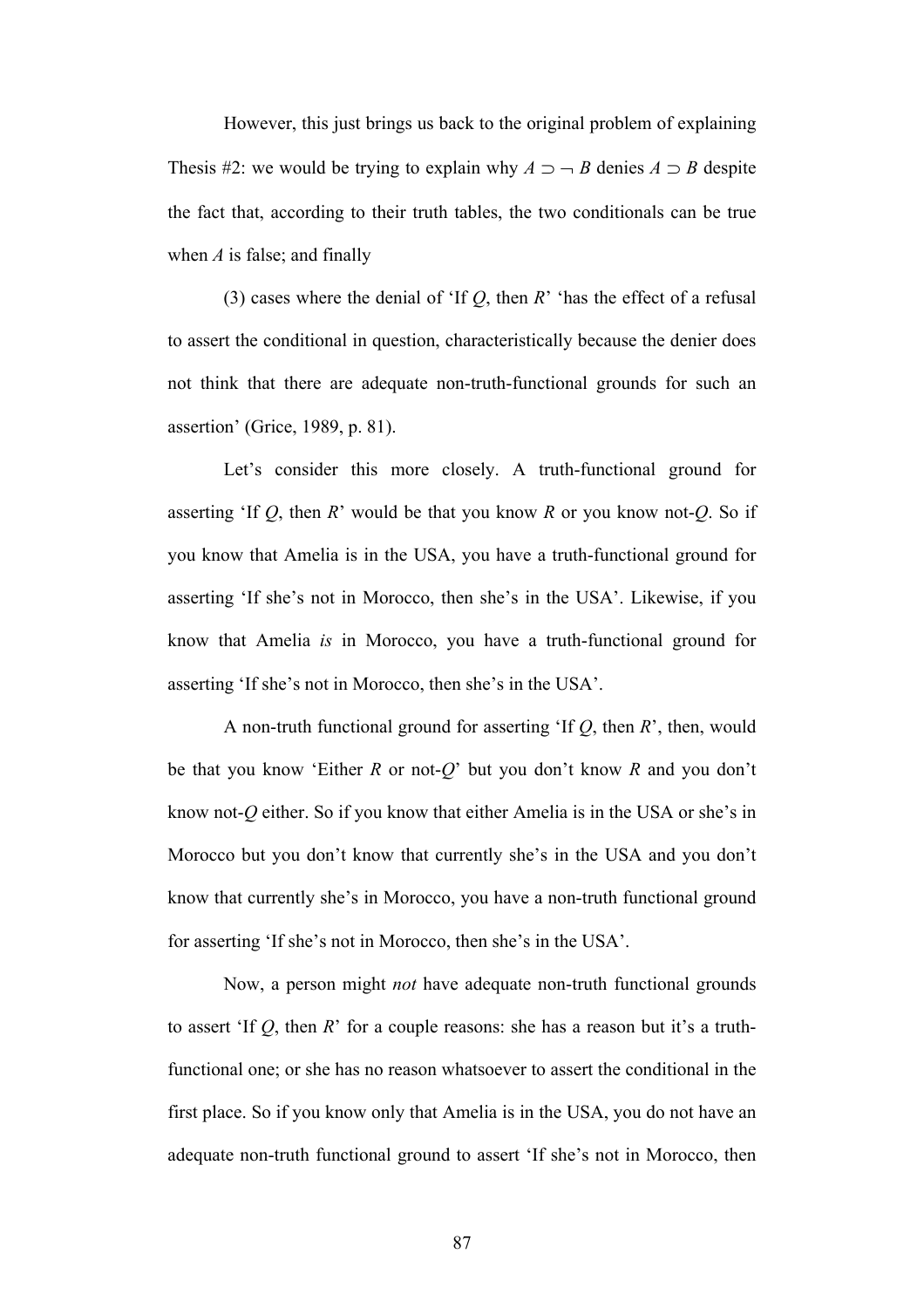However, this just brings us back to the original problem of explaining Thesis #2: we would be trying to explain why $A \supset \neg B$ denies $A \supset B$ despite the fact that, according to their truth tables, the two conditionals can be true when $A$ is false; and finally

(3) cases where the denial of 'If $Q$, then $R$' 'has the effect of a refusal to assert the conditional in question, characteristically because the denier does not think that there are adequate non-truth-functional grounds for such an assertion' (Grice, 1989, p. 81).

Let's consider this more closely. A truth-functional ground for asserting 'If $Q$, then $R$' would be that you know $R$ or you know not-$Q$. So if you know that Amelia is in the USA, you have a truth-functional ground for asserting 'If she's not in Morocco, then she's in the USA'. Likewise, if you know that Amelia *is* in Morocco, you have a truth-functional ground for asserting 'If she's not in Morocco, then she's in the USA'.

A non-truth functional ground for asserting 'If $Q$, then $R$', then, would be that you know 'Either $R$ or not-$Q$' but you don't know $R$ and you don't know not-$Q$ either. So if you know that either Amelia is in the USA or she's in Morocco but you don't know that currently she's in the USA and you don't know that currently she's in Morocco, you have a non-truth functional ground for asserting 'If she's not in Morocco, then she's in the USA'.

Now, a person might *not* have adequate non-truth functional grounds to assert 'If $Q$, then $R$' for a couple reasons: she has a reason but it's a truth-functional one; or she has no reason whatsoever to assert the conditional in the first place. So if you know only that Amelia is in the USA, you do not have an adequate non-truth functional ground to assert 'If she's not in Morocco, then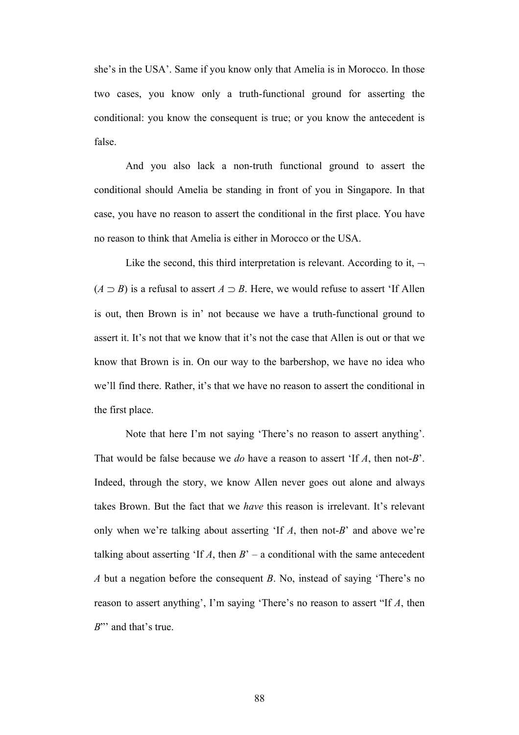she's in the USA'. Same if you know only that Amelia is in Morocco. In those two cases, you know only a truth-functional ground for asserting the conditional: you know the consequent is true; or you know the antecedent is false.

And you also lack a non-truth functional ground to assert the conditional should Amelia be standing in front of you in Singapore. In that case, you have no reason to assert the conditional in the first place. You have no reason to think that Amelia is either in Morocco or the USA.

Like the second, this third interpretation is relevant. According to it, $\neg(A \supset B)$ is a refusal to assert $A \supset B$. Here, we would refuse to assert 'If Allen is out, then Brown is in' not because we have a truth-functional ground to assert it. It's not that we know that it's not the case that Allen is out or that we know that Brown is in. On our way to the barbershop, we have no idea who we'll find there. Rather, it's that we have no reason to assert the conditional in the first place.

Note that here I'm not saying 'There's no reason to assert anything'. That would be false because we *do* have a reason to assert 'If *A*, then not-*B*'. Indeed, through the story, we know Allen never goes out alone and always takes Brown. But the fact that we *have* this reason is irrelevant. It's relevant only when we're talking about asserting 'If *A*, then not-*B*' and above we're talking about asserting 'If *A*, then *B*' – a conditional with the same antecedent *A* but a negation before the consequent *B*. No, instead of saying 'There's no reason to assert anything', I'm saying 'There's no reason to assert "If *A*, then *B*"' and that's true.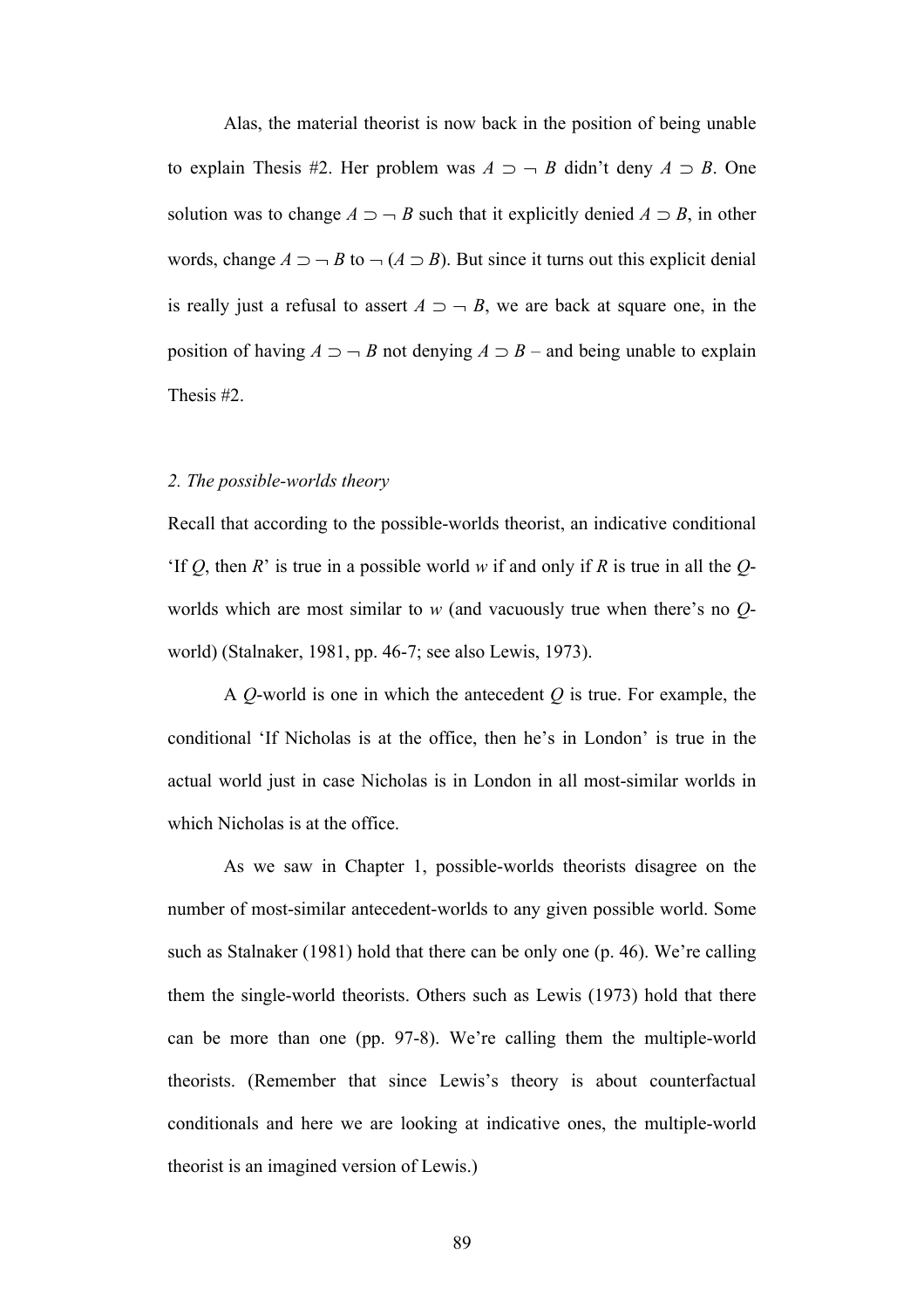Alas, the material theorist is now back in the position of being unable to explain Thesis #2. Her problem was $A \supset \neg B$ didn't deny $A \supset B$. One solution was to change $A \supset \neg B$ such that it explicitly denied $A \supset B$, in other words, change $A \supset \neg B$ to $\neg (A \supset B)$. But since it turns out this explicit denial is really just a refusal to assert $A \supset \neg B$, we are back at square one, in the position of having $A \supset \neg B$ not denying $A \supset B$ – and being unable to explain Thesis #2.

*2. The possible-worlds theory*

Recall that according to the possible-worlds theorist, an indicative conditional 'If *Q*, then *R*' is true in a possible world *w* if and only if *R* is true in all the *Q*-worlds which are most similar to *w* (and vacuously true when there's no *Q*-world) (Stalnaker, 1981, pp. 46-7; see also Lewis, 1973).

A *Q*-world is one in which the antecedent *Q* is true. For example, the conditional 'If Nicholas is at the office, then he's in London' is true in the actual world just in case Nicholas is in London in all most-similar worlds in which Nicholas is at the office.

As we saw in Chapter 1, possible-worlds theorists disagree on the number of most-similar antecedent-worlds to any given possible world. Some such as Stalnaker (1981) hold that there can be only one (p. 46). We're calling them the single-world theorists. Others such as Lewis (1973) hold that there can be more than one (pp. 97-8). We're calling them the multiple-world theorists. (Remember that since Lewis's theory is about counterfactual conditionals and here we are looking at indicative ones, the multiple-world theorist is an imagined version of Lewis.)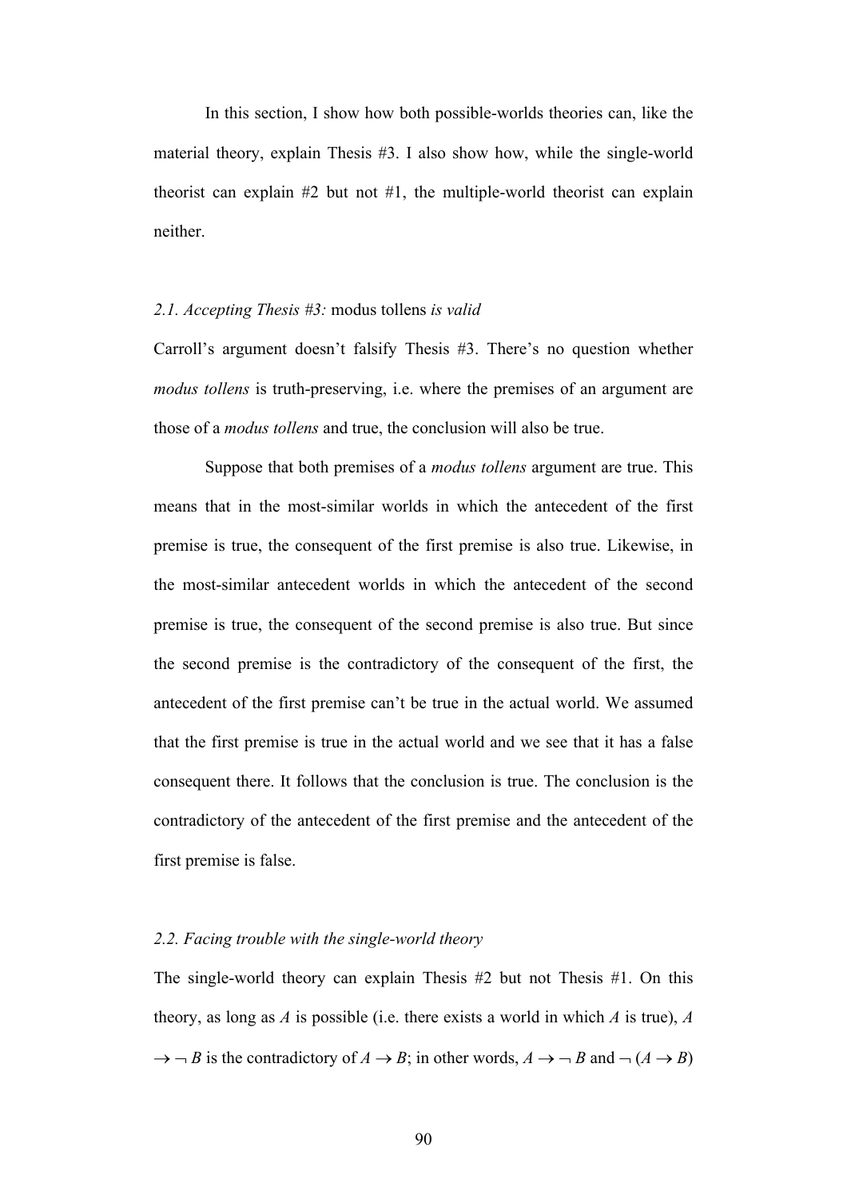In this section, I show how both possible-worlds theories can, like the material theory, explain Thesis #3. I also show how, while the single-world theorist can explain #2 but not #1, the multiple-world theorist can explain neither.

### *2.1. Accepting Thesis #3:* modus tollens *is valid*

Carroll's argument doesn't falsify Thesis #3. There's no question whether *modus tollens* is truth-preserving, i.e. where the premises of an argument are those of a *modus tollens* and true, the conclusion will also be true.

Suppose that both premises of a *modus tollens* argument are true. This means that in the most-similar worlds in which the antecedent of the first premise is true, the consequent of the first premise is also true. Likewise, in the most-similar antecedent worlds in which the antecedent of the second premise is true, the consequent of the second premise is also true. But since the second premise is the contradictory of the consequent of the first, the antecedent of the first premise can't be true in the actual world. We assumed that the first premise is true in the actual world and we see that it has a false consequent there. It follows that the conclusion is true. The conclusion is the contradictory of the antecedent of the first premise and the antecedent of the first premise is false.

### *2.2. Facing trouble with the single-world theory*

The single-world theory can explain Thesis #2 but not Thesis #1. On this theory, as long as $A$ is possible (i.e. there exists a world in which $A$ is true), $A \rightarrow \neg B$ is the contradictory of $A \rightarrow B$; in other words, $A \rightarrow \neg B$ and $\neg (A \rightarrow B)$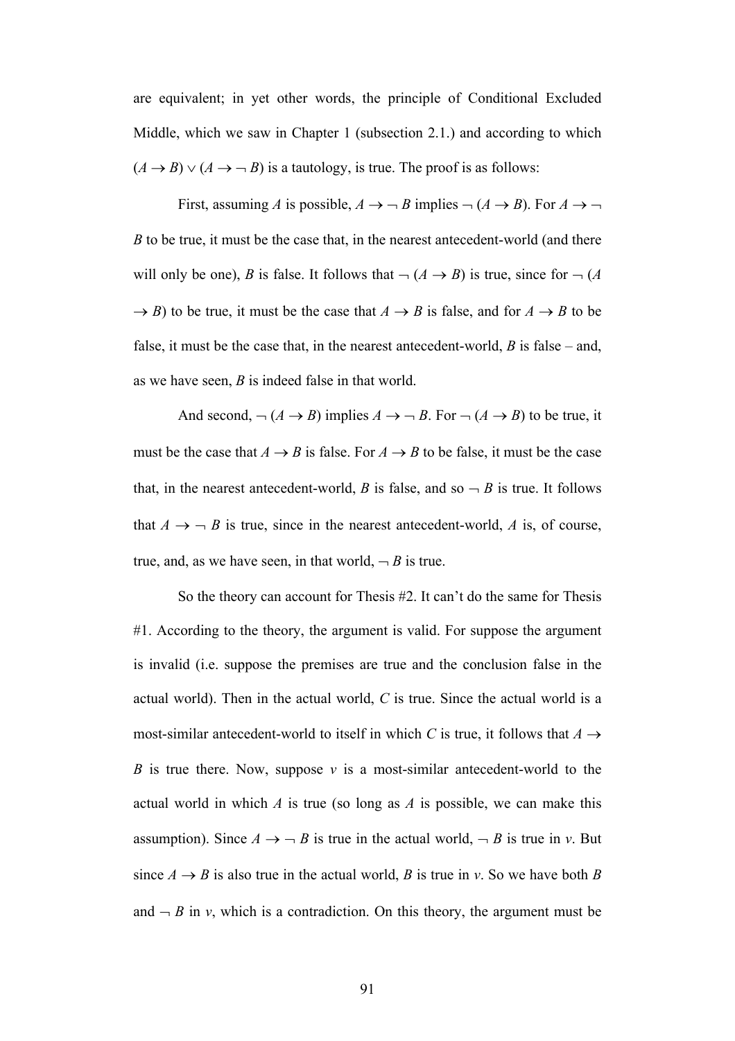are equivalent; in yet other words, the principle of Conditional Excluded Middle, which we saw in Chapter 1 (subsection 2.1.) and according to which $(A \rightarrow B) \vee (A \rightarrow \neg B)$ is a tautology, is true. The proof is as follows:

First, assuming *A* is possible, $A \rightarrow \neg B$ implies $\neg (A \rightarrow B)$. For $A \rightarrow \neg B$ to be true, it must be the case that, in the nearest antecedent-world (and there will only be one), *B* is false. It follows that $\neg (A \rightarrow B)$ is true, since for $\neg (A \rightarrow B)$ to be true, it must be the case that $A \rightarrow B$ is false, and for $A \rightarrow B$ to be false, it must be the case that, in the nearest antecedent-world, *B* is false – and, as we have seen, *B* is indeed false in that world.

And second, $\neg (A \rightarrow B)$ implies $A \rightarrow \neg B$. For $\neg (A \rightarrow B)$ to be true, it must be the case that $A \rightarrow B$ is false. For $A \rightarrow B$ to be false, it must be the case that, in the nearest antecedent-world, *B* is false, and so $\neg B$ is true. It follows that $A \rightarrow \neg B$ is true, since in the nearest antecedent-world, *A* is, of course, true, and, as we have seen, in that world, $\neg B$ is true.

So the theory can account for Thesis #2. It can't do the same for Thesis #1. According to the theory, the argument is valid. For suppose the argument is invalid (i.e. suppose the premises are true and the conclusion false in the actual world). Then in the actual world, *C* is true. Since the actual world is a most-similar antecedent-world to itself in which *C* is true, it follows that $A \rightarrow B$ is true there. Now, suppose *v* is a most-similar antecedent-world to the actual world in which *A* is true (so long as *A* is possible, we can make this assumption). Since $A \rightarrow \neg B$ is true in the actual world, $\neg B$ is true in *v*. But since $A \rightarrow B$ is also true in the actual world, *B* is true in *v*. So we have both *B* and $\neg B$ in *v*, which is a contradiction. On this theory, the argument must be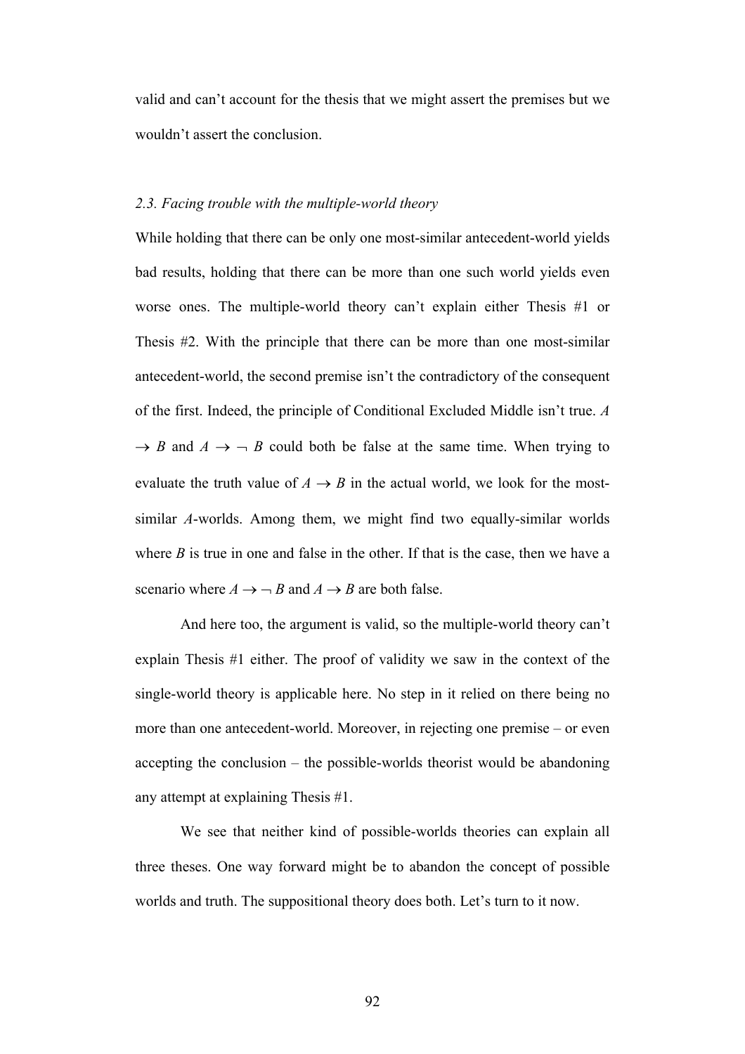valid and can't account for the thesis that we might assert the premises but we wouldn't assert the conclusion.

### *2.3. Facing trouble with the multiple-world theory*

While holding that there can be only one most-similar antecedent-world yields bad results, holding that there can be more than one such world yields even worse ones. The multiple-world theory can't explain either Thesis #1 or Thesis #2. With the principle that there can be more than one most-similar antecedent-world, the second premise isn't the contradictory of the consequent of the first. Indeed, the principle of Conditional Excluded Middle isn't true. $A \rightarrow B$ and $A \rightarrow \neg B$ could both be false at the same time. When trying to evaluate the truth value of $A \rightarrow B$ in the actual world, we look for the most-similar *A*-worlds. Among them, we might find two equally-similar worlds where *B* is true in one and false in the other. If that is the case, then we have a scenario where $A \rightarrow \neg B$ and $A \rightarrow B$ are both false.

And here too, the argument is valid, so the multiple-world theory can't explain Thesis #1 either. The proof of validity we saw in the context of the single-world theory is applicable here. No step in it relied on there being no more than one antecedent-world. Moreover, in rejecting one premise – or even accepting the conclusion – the possible-worlds theorist would be abandoning any attempt at explaining Thesis #1.

We see that neither kind of possible-worlds theories can explain all three theses. One way forward might be to abandon the concept of possible worlds and truth. The suppositional theory does both. Let's turn to it now.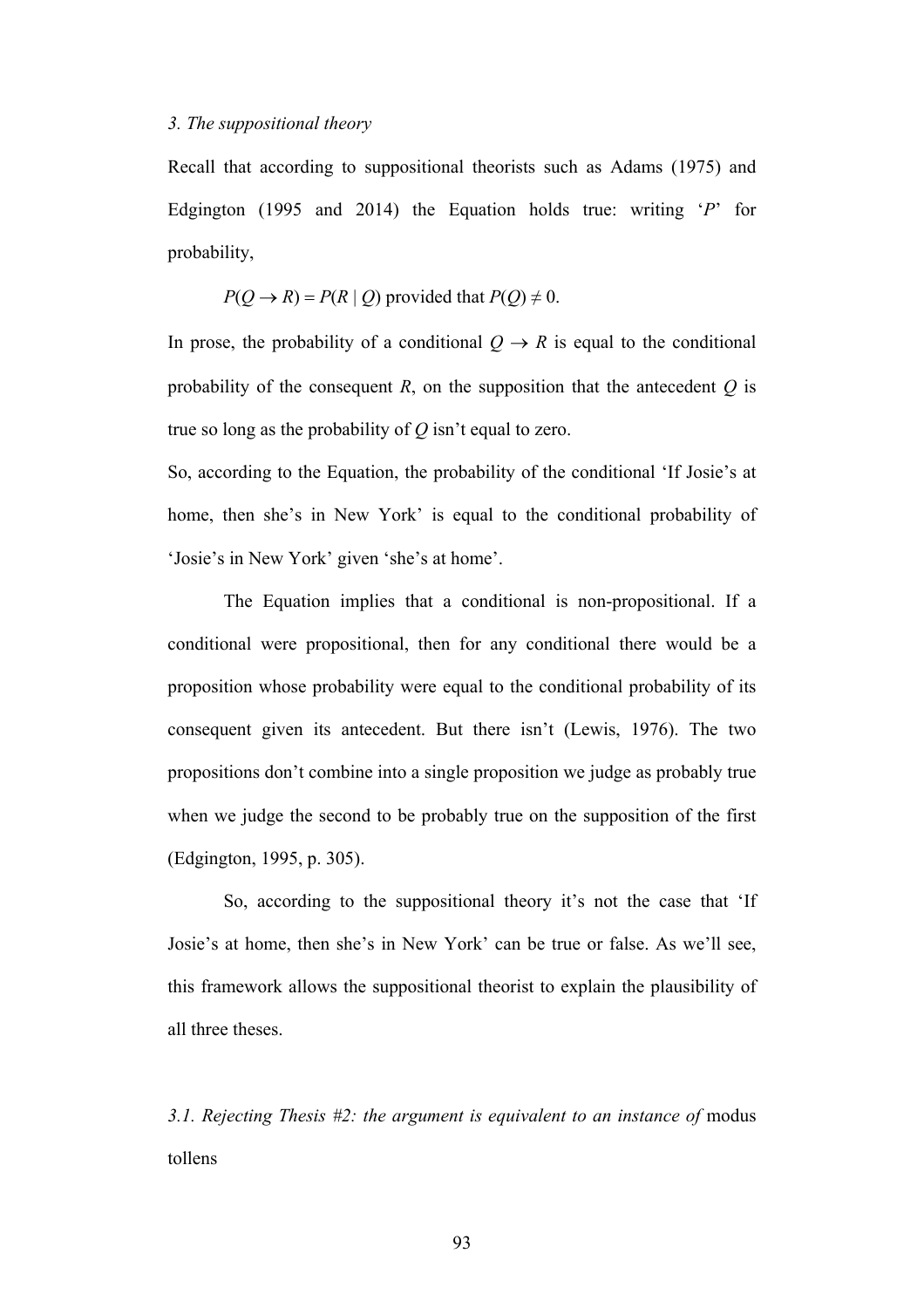*3. The suppositional theory*

Recall that according to suppositional theorists such as Adams (1975) and Edgington (1995 and 2014) the Equation holds true: writing '$P$' for probability,

$$P(Q \rightarrow R) = P(R \mid Q) \text{ provided that } P(Q) \neq 0.$$

In prose, the probability of a conditional $Q \rightarrow R$ is equal to the conditional probability of the consequent $R$, on the supposition that the antecedent $Q$ is true so long as the probability of $Q$ isn't equal to zero.

So, according to the Equation, the probability of the conditional 'If Josie's at home, then she's in New York' is equal to the conditional probability of 'Josie's in New York' given 'she's at home'.

The Equation implies that a conditional is non-propositional. If a conditional were propositional, then for any conditional there would be a proposition whose probability were equal to the conditional probability of its consequent given its antecedent. But there isn't (Lewis, 1976). The two propositions don't combine into a single proposition we judge as probably true when we judge the second to be probably true on the supposition of the first (Edgington, 1995, p. 305).

So, according to the suppositional theory it's not the case that 'If Josie's at home, then she's in New York' can be true or false. As we'll see, this framework allows the suppositional theorist to explain the plausibility of all three theses.

*3.1. Rejecting Thesis #2: the argument is equivalent to an instance of* modus tollens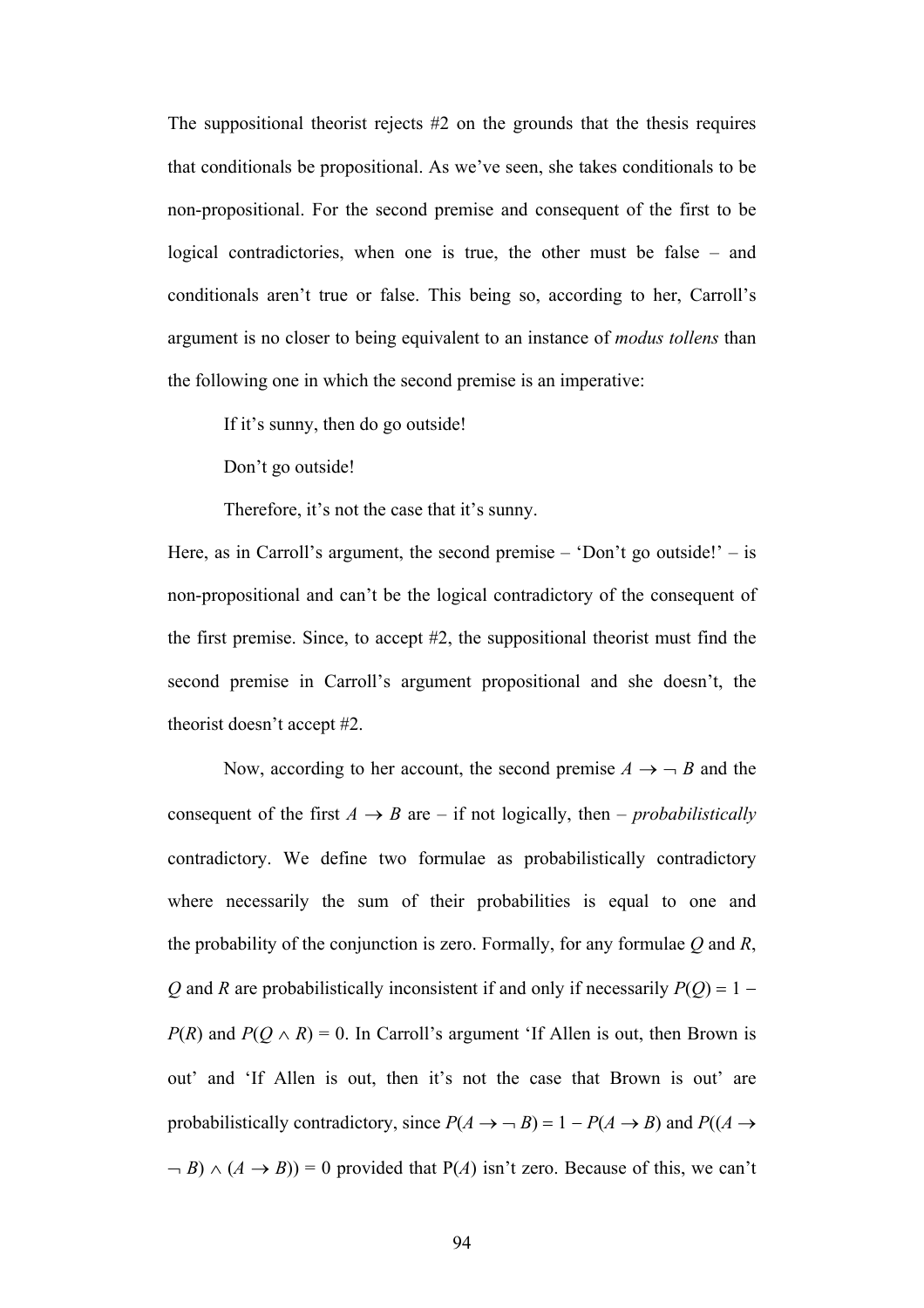The suppositional theorist rejects #2 on the grounds that the thesis requires that conditionals be propositional. As we've seen, she takes conditionals to be non-propositional. For the second premise and consequent of the first to be logical contradictories, when one is true, the other must be false – and conditionals aren't true or false. This being so, according to her, Carroll's argument is no closer to being equivalent to an instance of *modus tollens* than the following one in which the second premise is an imperative:

> If it's sunny, then do go outside!
>
> Don't go outside!
>
> Therefore, it's not the case that it's sunny.

Here, as in Carroll's argument, the second premise – 'Don't go outside!' – is non-propositional and can't be the logical contradictory of the consequent of the first premise. Since, to accept #2, the suppositional theorist must find the second premise in Carroll's argument propositional and she doesn't, the theorist doesn't accept #2.

Now, according to her account, the second premise $A \rightarrow \neg B$ and the consequent of the first $A \rightarrow B$ are – if not logically, then – *probabilistically* contradictory. We define two formulae as probabilistically contradictory where necessarily the sum of their probabilities is equal to one and the probability of the conjunction is zero. Formally, for any formulae $Q$ and $R$, $Q$ and $R$ are probabilistically inconsistent if and only if necessarily $P(Q) = 1 - P(R)$ and $P(Q \wedge R) = 0$. In Carroll's argument 'If Allen is out, then Brown is out' and 'If Allen is out, then it's not the case that Brown is out' are probabilistically contradictory, since $P(A \rightarrow \neg B) = 1 - P(A \rightarrow B)$ and $P((A \rightarrow \neg B) \wedge (A \rightarrow B)) = 0$ provided that $P(A)$ isn't zero. Because of this, we can't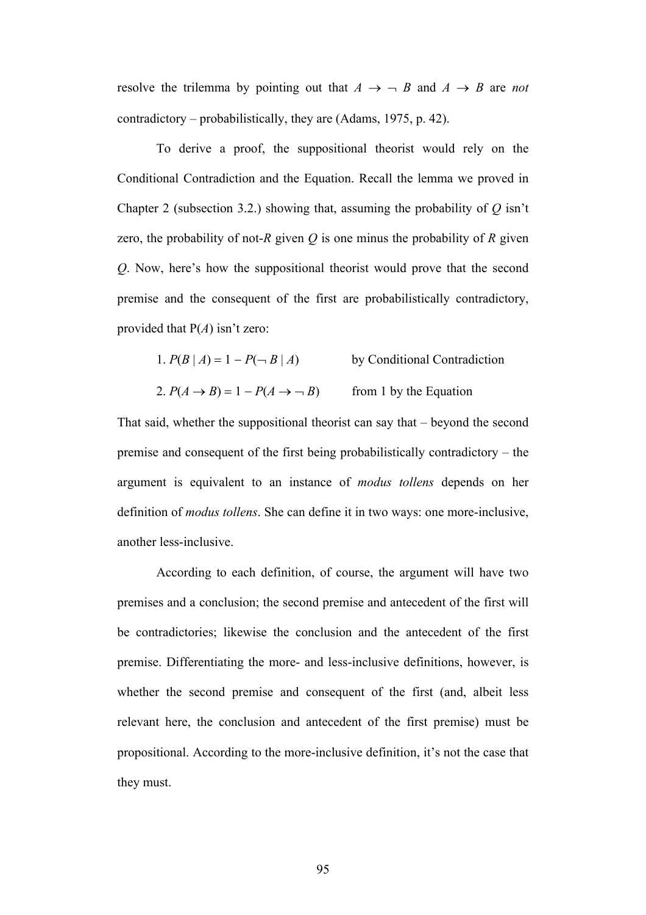resolve the trilemma by pointing out that $A \rightarrow \neg B$ and $A \rightarrow B$ are *not* contradictory – probabilistically, they are (Adams, 1975, p. 42).

To derive a proof, the suppositional theorist would rely on the Conditional Contradiction and the Equation. Recall the lemma we proved in Chapter 2 (subsection 3.2.) showing that, assuming the probability of *Q* isn't zero, the probability of not-*R* given *Q* is one minus the probability of *R* given *Q*. Now, here's how the suppositional theorist would prove that the second premise and the consequent of the first are probabilistically contradictory, provided that P(*A*) isn't zero:

1. $P(B \mid A) = 1 - P(\neg B \mid A)$ by Conditional Contradiction

2. $P(A \rightarrow B) = 1 - P(A \rightarrow \neg B)$ from 1 by the Equation

That said, whether the suppositional theorist can say that – beyond the second premise and consequent of the first being probabilistically contradictory – the argument is equivalent to an instance of *modus tollens* depends on her definition of *modus tollens*. She can define it in two ways: one more-inclusive, another less-inclusive.

According to each definition, of course, the argument will have two premises and a conclusion; the second premise and antecedent of the first will be contradictories; likewise the conclusion and the antecedent of the first premise. Differentiating the more- and less-inclusive definitions, however, is whether the second premise and consequent of the first (and, albeit less relevant here, the conclusion and antecedent of the first premise) must be propositional. According to the more-inclusive definition, it's not the case that they must.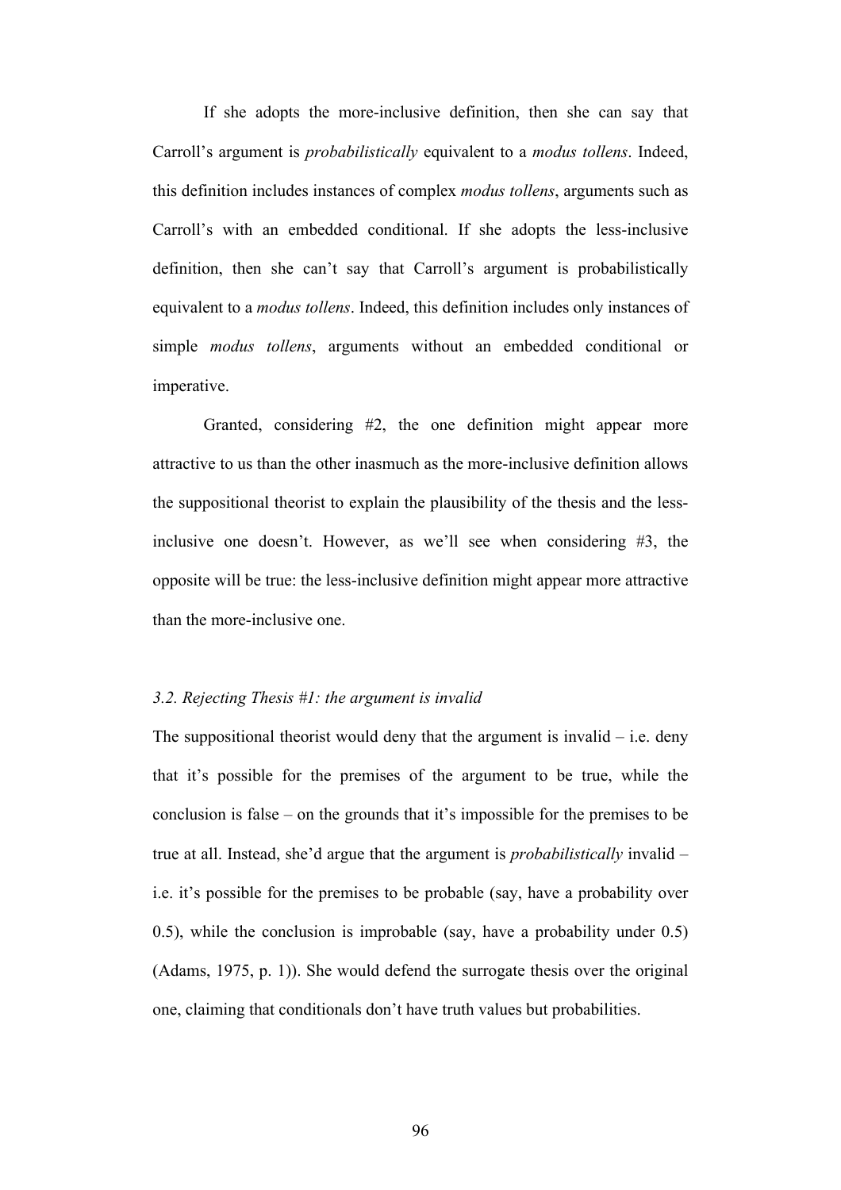If she adopts the more-inclusive definition, then she can say that Carroll's argument is *probabilistically* equivalent to a *modus tollens*. Indeed, this definition includes instances of complex *modus tollens*, arguments such as Carroll's with an embedded conditional. If she adopts the less-inclusive definition, then she can't say that Carroll's argument is probabilistically equivalent to a *modus tollens*. Indeed, this definition includes only instances of simple *modus tollens*, arguments without an embedded conditional or imperative.

Granted, considering #2, the one definition might appear more attractive to us than the other inasmuch as the more-inclusive definition allows the suppositional theorist to explain the plausibility of the thesis and the less-inclusive one doesn't. However, as we'll see when considering #3, the opposite will be true: the less-inclusive definition might appear more attractive than the more-inclusive one.

### *3.2. Rejecting Thesis #1: the argument is invalid*

The suppositional theorist would deny that the argument is invalid – i.e. deny that it's possible for the premises of the argument to be true, while the conclusion is false – on the grounds that it's impossible for the premises to be true at all. Instead, she'd argue that the argument is *probabilistically* invalid – i.e. it's possible for the premises to be probable (say, have a probability over 0.5), while the conclusion is improbable (say, have a probability under 0.5) (Adams, 1975, p. 1)). She would defend the surrogate thesis over the original one, claiming that conditionals don't have truth values but probabilities.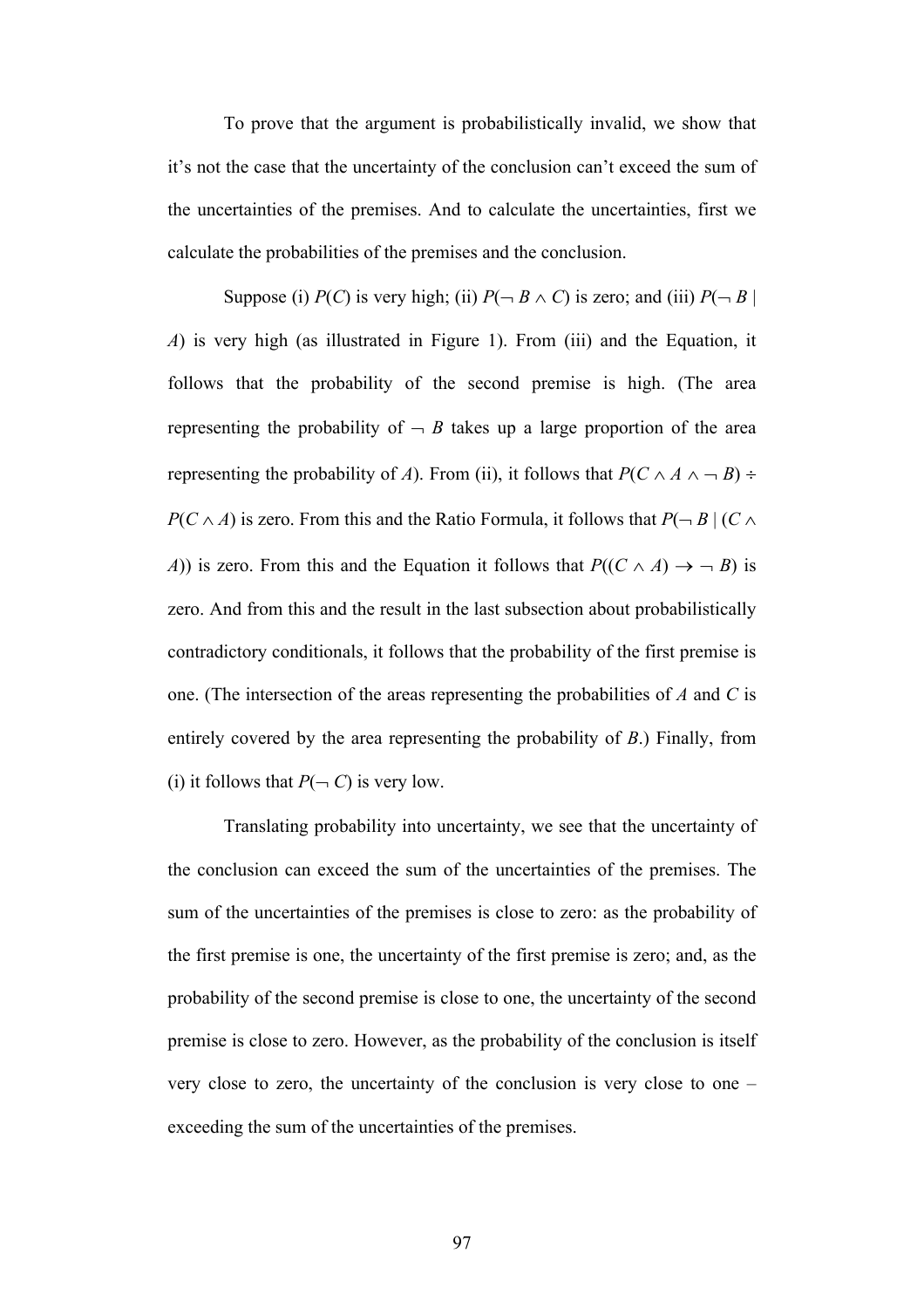To prove that the argument is probabilistically invalid, we show that it's not the case that the uncertainty of the conclusion can't exceed the sum of the uncertainties of the premises. And to calculate the uncertainties, first we calculate the probabilities of the premises and the conclusion.

Suppose (i) $P(C)$ is very high; (ii) $P(\neg B \wedge C)$ is zero; and (iii) $P(\neg B \mid A)$ is very high (as illustrated in Figure 1). From (iii) and the Equation, it follows that the probability of the second premise is high. (The area representing the probability of $\neg B$ takes up a large proportion of the area representing the probability of $A$). From (ii), it follows that $P(C \wedge A \wedge \neg B) \div P(C \wedge A)$ is zero. From this and the Ratio Formula, it follows that $P(\neg B \mid (C \wedge A))$ is zero. From this and the Equation it follows that $P((C \wedge A) \rightarrow \neg B)$ is zero. And from this and the result in the last subsection about probabilistically contradictory conditionals, it follows that the probability of the first premise is one. (The intersection of the areas representing the probabilities of $A$ and $C$ is entirely covered by the area representing the probability of $B$.) Finally, from (i) it follows that $P(\neg C)$ is very low.

Translating probability into uncertainty, we see that the uncertainty of the conclusion can exceed the sum of the uncertainties of the premises. The sum of the uncertainties of the premises is close to zero: as the probability of the first premise is one, the uncertainty of the first premise is zero; and, as the probability of the second premise is close to one, the uncertainty of the second premise is close to zero. However, as the probability of the conclusion is itself very close to zero, the uncertainty of the conclusion is very close to one – exceeding the sum of the uncertainties of the premises.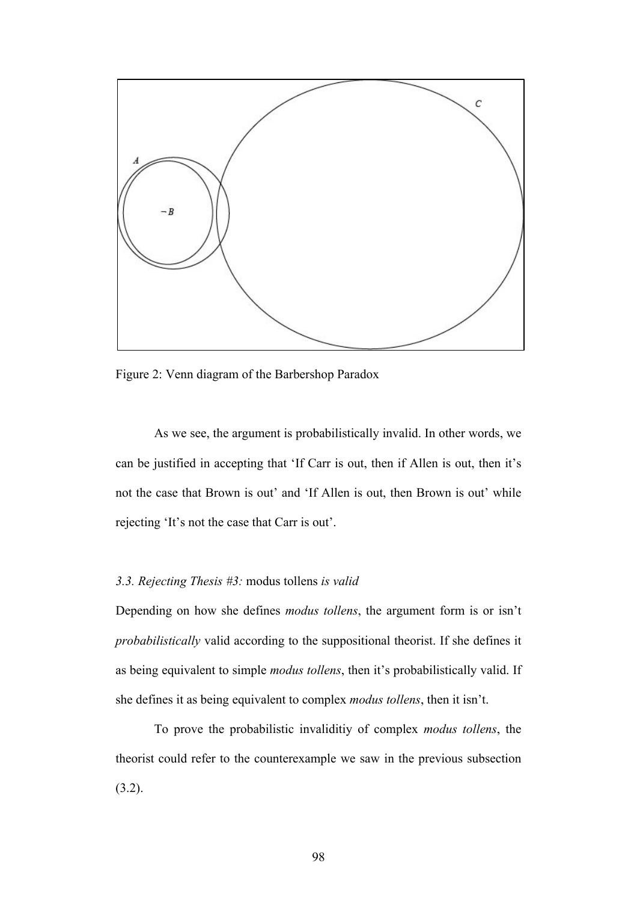Figure 2: Venn diagram of the Barbershop Paradox

As we see, the argument is probabilistically invalid. In other words, we can be justified in accepting that 'If Carr is out, then if Allen is out, then it's not the case that Brown is out' and 'If Allen is out, then Brown is out' while rejecting 'It's not the case that Carr is out'.

### *3.3. Rejecting Thesis #3:* modus tollens *is valid*

Depending on how she defines *modus tollens*, the argument form is or isn't *probabilistically* valid according to the suppositional theorist. If she defines it as being equivalent to simple *modus tollens*, then it's probabilistically valid. If she defines it as being equivalent to complex *modus tollens*, then it isn't.

To prove the probabilistic invaliditiy of complex *modus tollens*, the theorist could refer to the counterexample we saw in the previous subsection (3.2).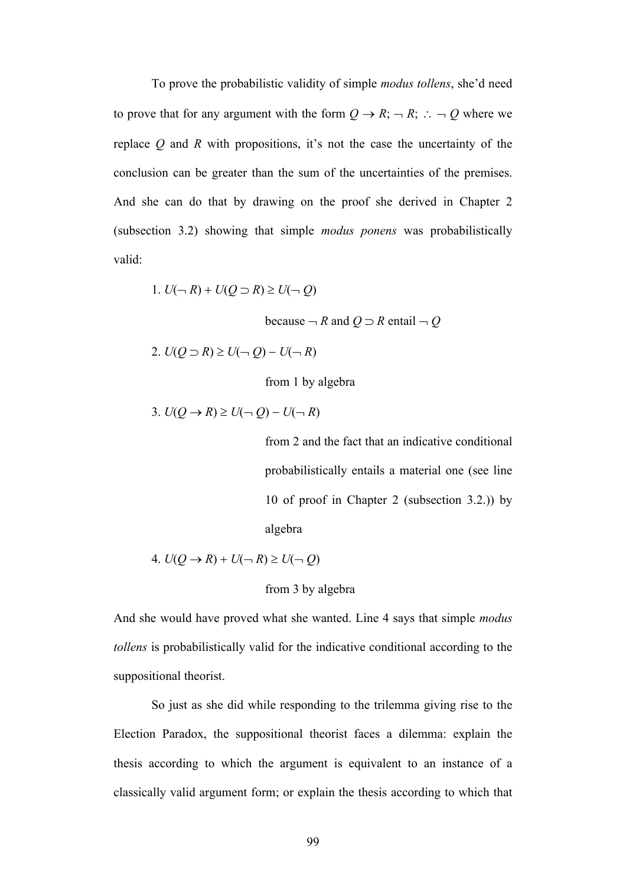To prove the probabilistic validity of simple *modus tollens*, she'd need to prove that for any argument with the form $Q \rightarrow R$; $\neg R$; $\therefore \neg Q$ where we replace $Q$ and $R$ with propositions, it's not the case the uncertainty of the conclusion can be greater than the sum of the uncertainties of the premises. And she can do that by drawing on the proof she derived in Chapter 2 (subsection 3.2) showing that simple *modus ponens* was probabilistically valid:

1. $U(\neg R) + U(Q \supset R) \geq U(\neg Q)$

   because $\neg R$ and $Q \supset R$ entail $\neg Q$

2. $U(Q \supset R) \geq U(\neg Q) - U(\neg R)$

   from 1 by algebra

3. $U(Q \rightarrow R) \geq U(\neg Q) - U(\neg R)$

   from 2 and the fact that an indicative conditional probabilistically entails a material one (see line 10 of proof in Chapter 2 (subsection 3.2.)) by algebra

4. $U(Q \rightarrow R) + U(\neg R) \geq U(\neg Q)$

   from 3 by algebra

And she would have proved what she wanted. Line 4 says that simple *modus tollens* is probabilistically valid for the indicative conditional according to the suppositional theorist.

So just as she did while responding to the trilemma giving rise to the Election Paradox, the suppositional theorist faces a dilemma: explain the thesis according to which the argument is equivalent to an instance of a classically valid argument form; or explain the thesis according to which that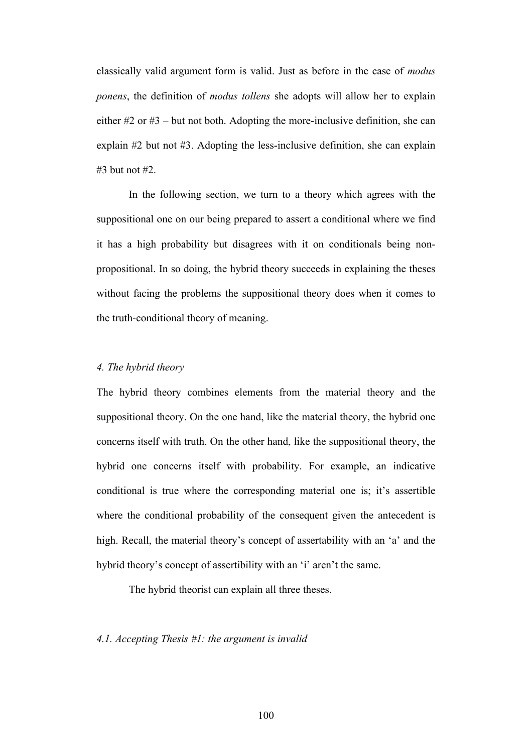classically valid argument form is valid. Just as before in the case of *modus ponens*, the definition of *modus tollens* she adopts will allow her to explain either #2 or #3 – but not both. Adopting the more-inclusive definition, she can explain #2 but not #3. Adopting the less-inclusive definition, she can explain #3 but not #2.

In the following section, we turn to a theory which agrees with the suppositional one on our being prepared to assert a conditional where we find it has a high probability but disagrees with it on conditionals being non-propositional. In so doing, the hybrid theory succeeds in explaining the theses without facing the problems the suppositional theory does when it comes to the truth-conditional theory of meaning.

### *4. The hybrid theory*

The hybrid theory combines elements from the material theory and the suppositional theory. On the one hand, like the material theory, the hybrid one concerns itself with truth. On the other hand, like the suppositional theory, the hybrid one concerns itself with probability. For example, an indicative conditional is true where the corresponding material one is; it's assertible where the conditional probability of the consequent given the antecedent is high. Recall, the material theory's concept of assertability with an 'a' and the hybrid theory's concept of assertibility with an 'i' aren't the same.

The hybrid theorist can explain all three theses.

#### *4.1. Accepting Thesis #1: the argument is invalid*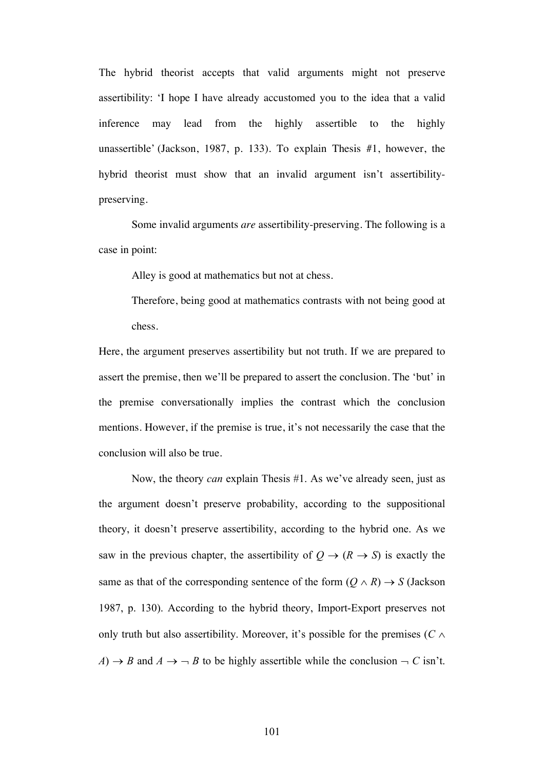The hybrid theorist accepts that valid arguments might not preserve assertibility: 'I hope I have already accustomed you to the idea that a valid inference may lead from the highly assertible to the highly unassertible' (Jackson, 1987, p. 133). To explain Thesis #1, however, the hybrid theorist must show that an invalid argument isn't assertibility-preserving.

Some invalid arguments *are* assertibility-preserving. The following is a case in point:

> Alley is good at mathematics but not at chess.
>
> Therefore, being good at mathematics contrasts with not being good at chess.

Here, the argument preserves assertibility but not truth. If we are prepared to assert the premise, then we'll be prepared to assert the conclusion. The 'but' in the premise conversationally implies the contrast which the conclusion mentions. However, if the premise is true, it's not necessarily the case that the conclusion will also be true.

Now, the theory *can* explain Thesis #1. As we've already seen, just as the argument doesn't preserve probability, according to the suppositional theory, it doesn't preserve assertibility, according to the hybrid one. As we saw in the previous chapter, the assertibility of $Q \rightarrow (R \rightarrow S)$ is exactly the same as that of the corresponding sentence of the form $(Q \wedge R) \rightarrow S$ (Jackson 1987, p. 130). According to the hybrid theory, Import-Export preserves not only truth but also assertibility. Moreover, it's possible for the premises $(C \wedge A) \rightarrow B$ and $A \rightarrow \neg B$ to be highly assertible while the conclusion $\neg C$ isn't.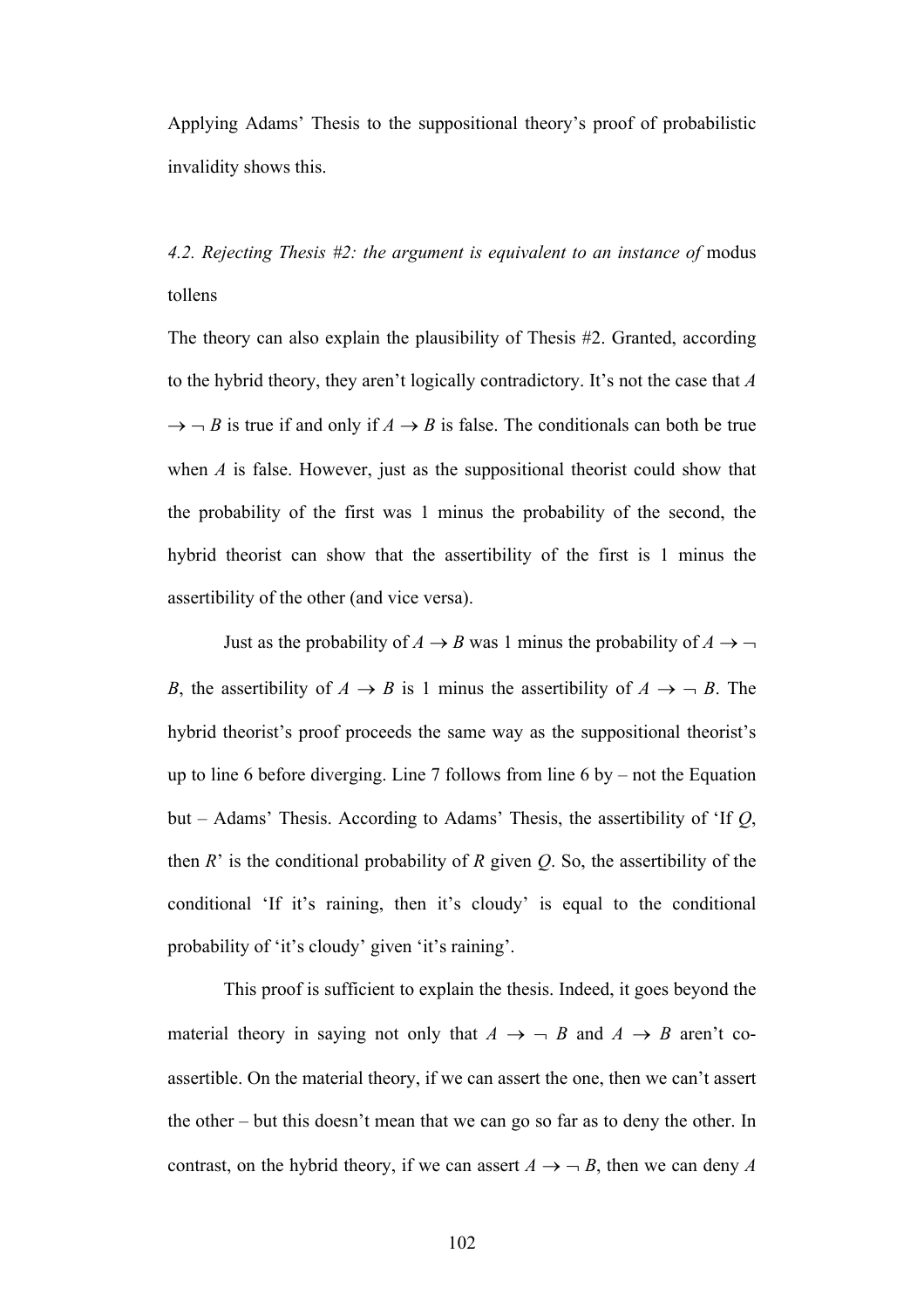Applying Adams' Thesis to the suppositional theory's proof of probabilistic invalidity shows this.

### *4.2. Rejecting Thesis #2: the argument is equivalent to an instance of* modus tollens

The theory can also explain the plausibility of Thesis #2. Granted, according to the hybrid theory, they aren't logically contradictory. It's not the case that $A \rightarrow \neg B$ is true if and only if $A \rightarrow B$ is false. The conditionals can both be true when $A$ is false. However, just as the suppositional theorist could show that the probability of the first was 1 minus the probability of the second, the hybrid theorist can show that the assertibility of the first is 1 minus the assertibility of the other (and vice versa).

Just as the probability of $A \rightarrow B$ was 1 minus the probability of $A \rightarrow \neg B$, the assertibility of $A \rightarrow B$ is 1 minus the assertibility of $A \rightarrow \neg B$. The hybrid theorist's proof proceeds the same way as the suppositional theorist's up to line 6 before diverging. Line 7 follows from line 6 by – not the Equation but – Adams' Thesis. According to Adams' Thesis, the assertibility of 'If $Q$, then $R$' is the conditional probability of $R$ given $Q$. So, the assertibility of the conditional 'If it's raining, then it's cloudy' is equal to the conditional probability of 'it's cloudy' given 'it's raining'.

This proof is sufficient to explain the thesis. Indeed, it goes beyond the material theory in saying not only that $A \rightarrow \neg B$ and $A \rightarrow B$ aren't co-assertible. On the material theory, if we can assert the one, then we can't assert the other – but this doesn't mean that we can go so far as to deny the other. In contrast, on the hybrid theory, if we can assert $A \rightarrow \neg B$, then we can deny $A$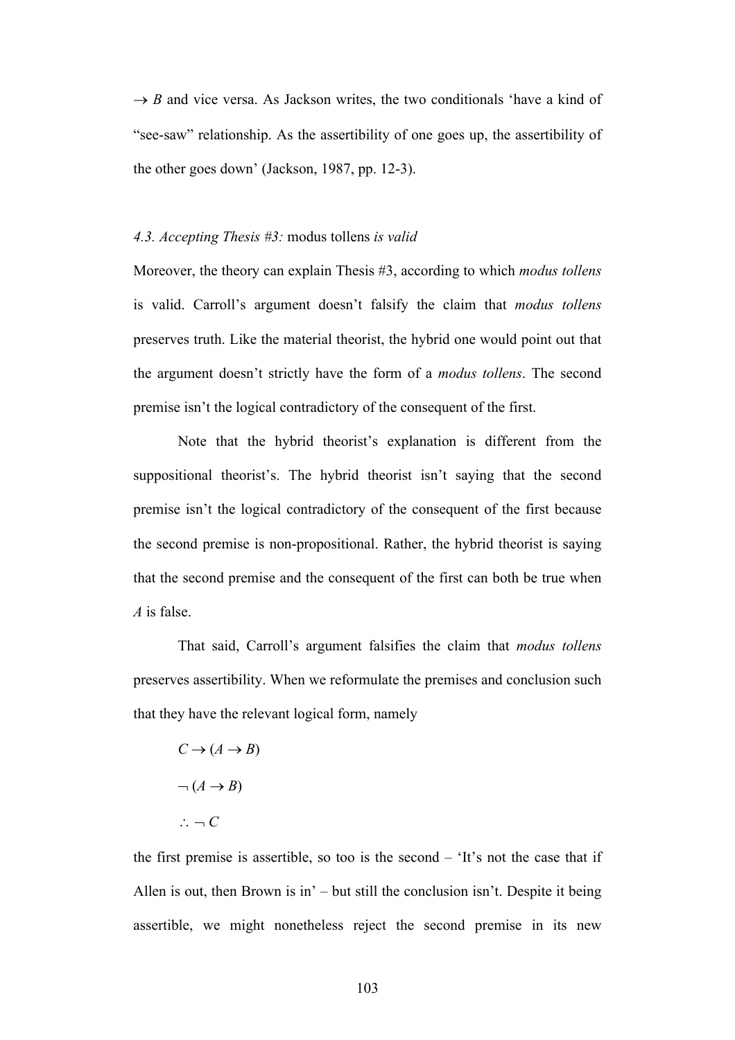$\rightarrow B$ and vice versa. As Jackson writes, the two conditionals 'have a kind of "see-saw" relationship. As the assertibility of one goes up, the assertibility of the other goes down' (Jackson, 1987, pp. 12-3).

### *4.3. Accepting Thesis #3:* modus tollens *is valid*

Moreover, the theory can explain Thesis #3, according to which *modus tollens* is valid. Carroll's argument doesn't falsify the claim that *modus tollens* preserves truth. Like the material theorist, the hybrid one would point out that the argument doesn't strictly have the form of a *modus tollens*. The second premise isn't the logical contradictory of the consequent of the first.

Note that the hybrid theorist's explanation is different from the suppositional theorist's. The hybrid theorist isn't saying that the second premise isn't the logical contradictory of the consequent of the first because the second premise is non-propositional. Rather, the hybrid theorist is saying that the second premise and the consequent of the first can both be true when $A$ is false.

That said, Carroll's argument falsifies the claim that *modus tollens* preserves assertibility. When we reformulate the premises and conclusion such that they have the relevant logical form, namely

$$C \rightarrow (A \rightarrow B)$$

$$\neg (A \rightarrow B)$$

$$\therefore \neg C$$

the first premise is assertible, so too is the second – 'It's not the case that if Allen is out, then Brown is in' – but still the conclusion isn't. Despite it being assertible, we might nonetheless reject the second premise in its new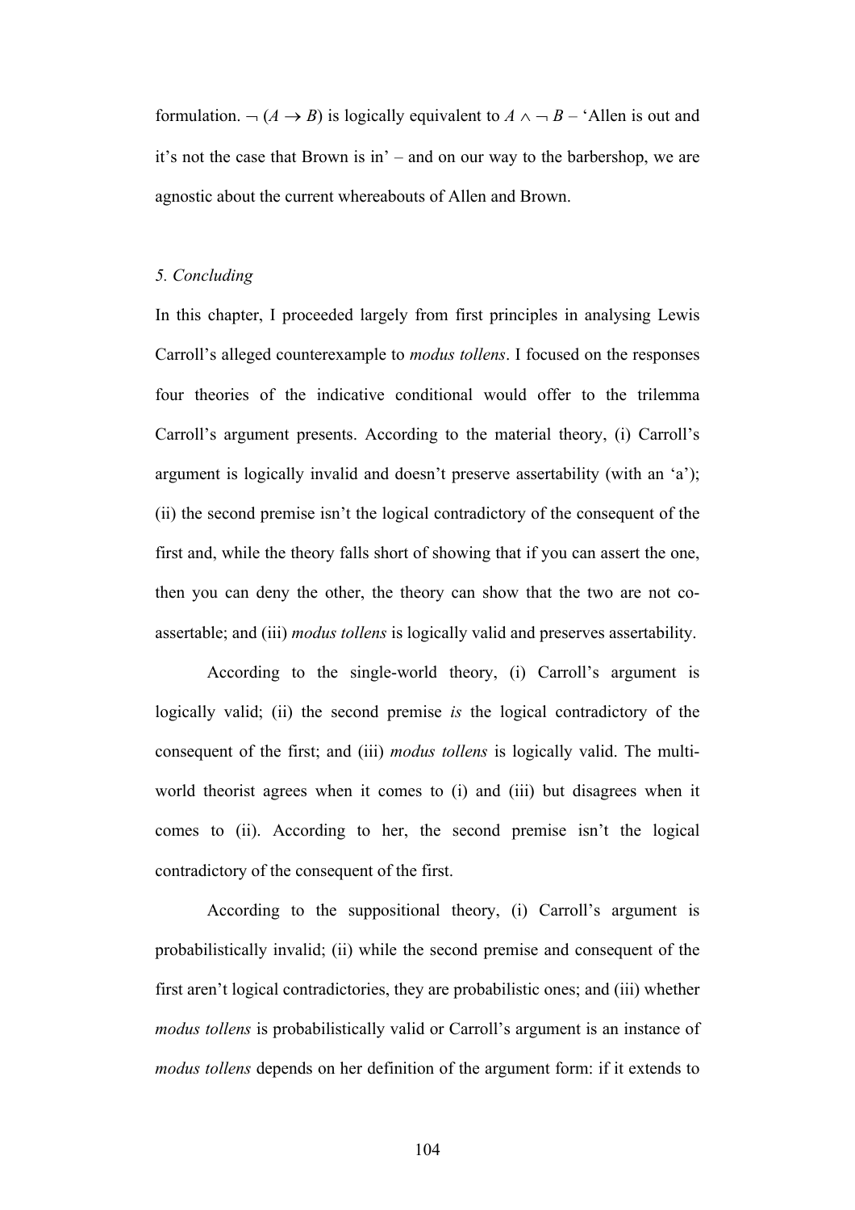formulation. $\neg (A \rightarrow B)$ is logically equivalent to $A \wedge \neg B$ – 'Allen is out and it's not the case that Brown is in' – and on our way to the barbershop, we are agnostic about the current whereabouts of Allen and Brown.

*5. Concluding*

In this chapter, I proceeded largely from first principles in analysing Lewis Carroll's alleged counterexample to *modus tollens*. I focused on the responses four theories of the indicative conditional would offer to the trilemma Carroll's argument presents. According to the material theory, (i) Carroll's argument is logically invalid and doesn't preserve assertability (with an 'a'); (ii) the second premise isn't the logical contradictory of the consequent of the first and, while the theory falls short of showing that if you can assert the one, then you can deny the other, the theory can show that the two are not co-assertable; and (iii) *modus tollens* is logically valid and preserves assertability.

According to the single-world theory, (i) Carroll's argument is logically valid; (ii) the second premise *is* the logical contradictory of the consequent of the first; and (iii) *modus tollens* is logically valid. The multi-world theorist agrees when it comes to (i) and (iii) but disagrees when it comes to (ii). According to her, the second premise isn't the logical contradictory of the consequent of the first.

According to the suppositional theory, (i) Carroll's argument is probabilistically invalid; (ii) while the second premise and consequent of the first aren't logical contradictories, they are probabilistic ones; and (iii) whether *modus tollens* is probabilistically valid or Carroll's argument is an instance of *modus tollens* depends on her definition of the argument form: if it extends to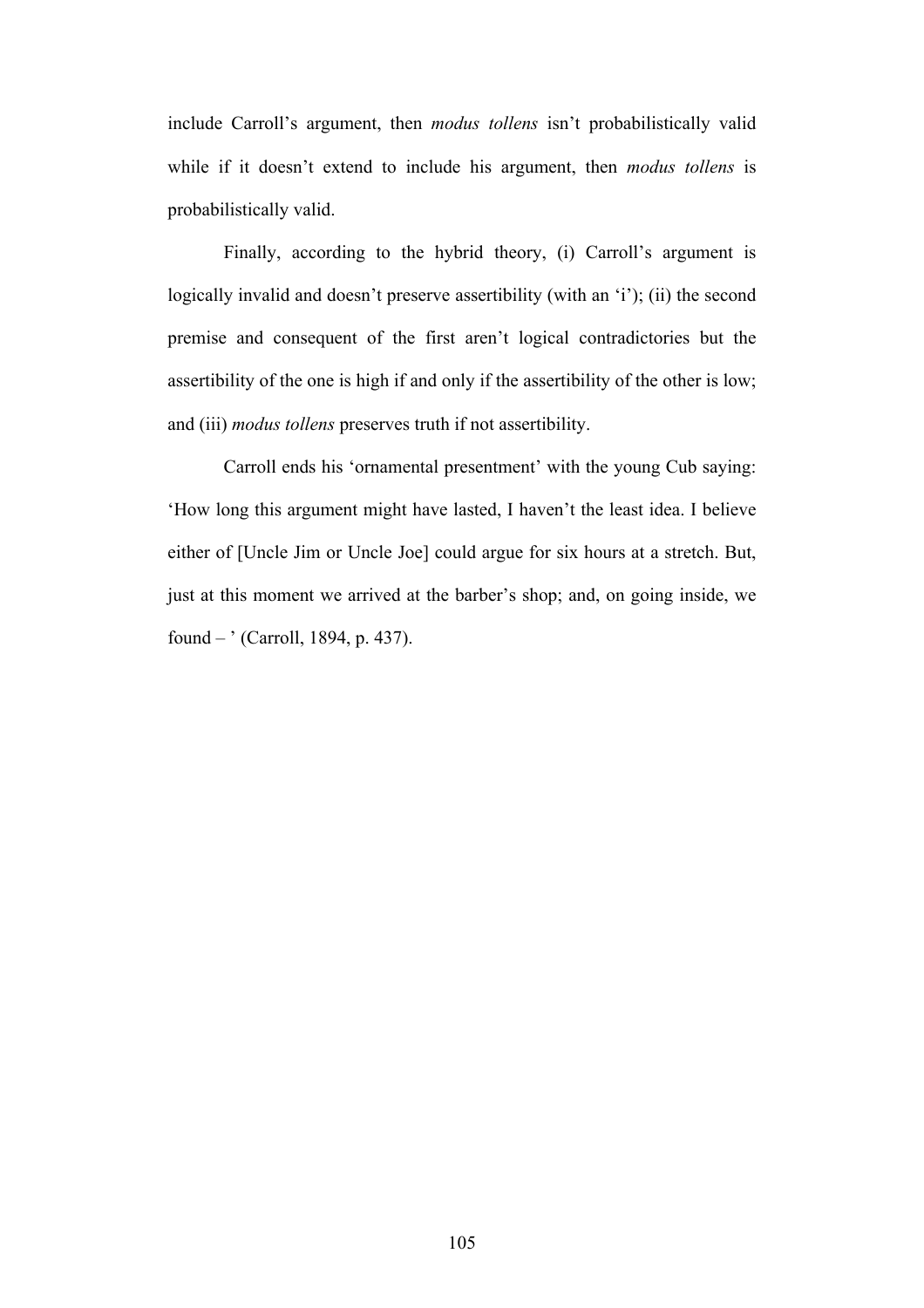include Carroll's argument, then *modus tollens* isn't probabilistically valid while if it doesn't extend to include his argument, then *modus tollens* is probabilistically valid.

Finally, according to the hybrid theory, (i) Carroll's argument is logically invalid and doesn't preserve assertibility (with an 'i'); (ii) the second premise and consequent of the first aren't logical contradictories but the assertibility of the one is high if and only if the assertibility of the other is low; and (iii) *modus tollens* preserves truth if not assertibility.

Carroll ends his 'ornamental presentment' with the young Cub saying: 'How long this argument might have lasted, I haven't the least idea. I believe either of [Uncle Jim or Uncle Joe] could argue for six hours at a stretch. But, just at this moment we arrived at the barber's shop; and, on going inside, we found – ' (Carroll, 1894, p. 437).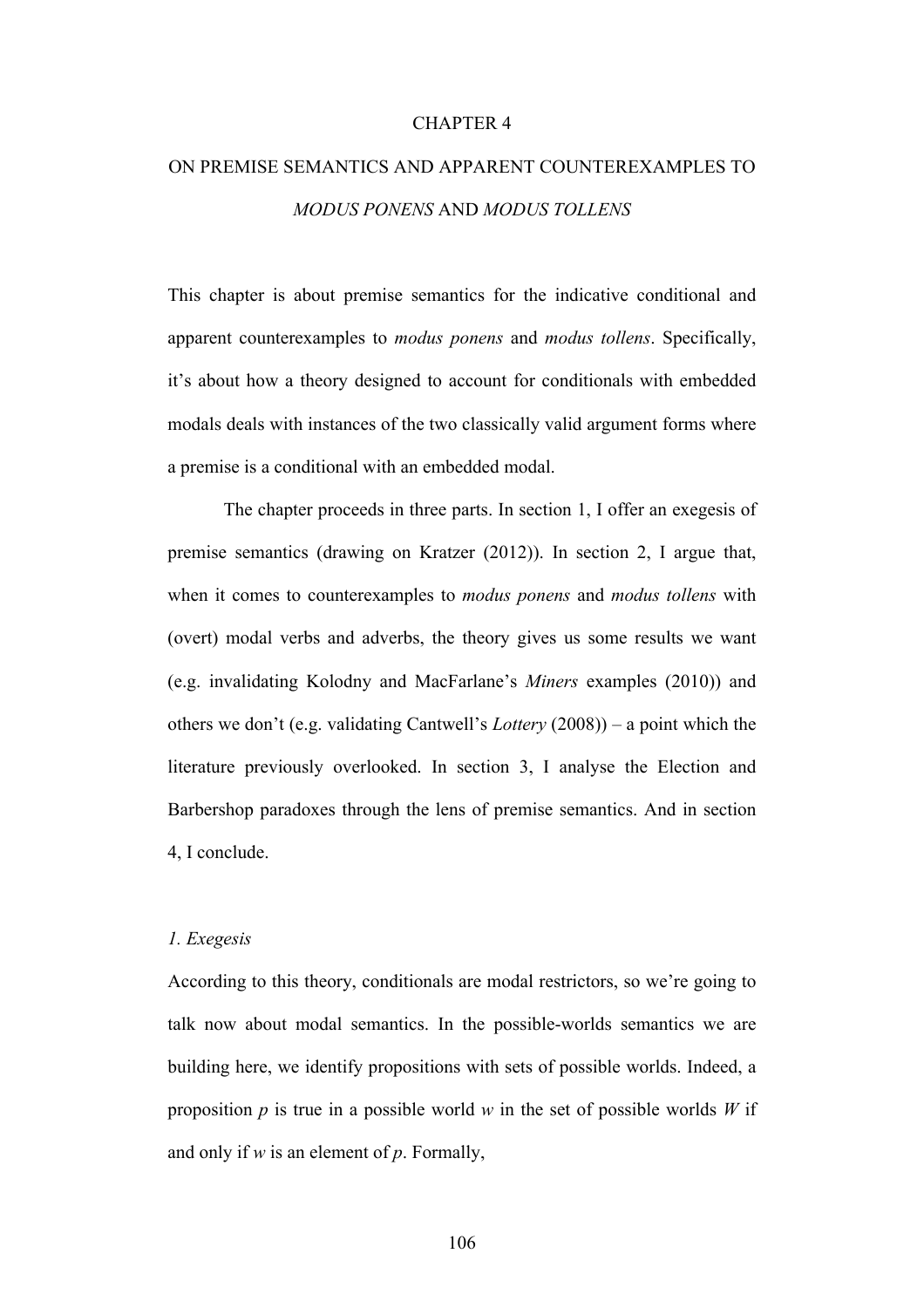# CHAPTER 4

# ON PREMISE SEMANTICS AND APPARENT COUNTEREXAMPLES TO *MODUS PONENS* AND *MODUS TOLLENS*

This chapter is about premise semantics for the indicative conditional and apparent counterexamples to *modus ponens* and *modus tollens*. Specifically, it's about how a theory designed to account for conditionals with embedded modals deals with instances of the two classically valid argument forms where a premise is a conditional with an embedded modal.

The chapter proceeds in three parts. In section 1, I offer an exegesis of premise semantics (drawing on Kratzer (2012)). In section 2, I argue that, when it comes to counterexamples to *modus ponens* and *modus tollens* with (overt) modal verbs and adverbs, the theory gives us some results we want (e.g. invalidating Kolodny and MacFarlane's *Miners* examples (2010)) and others we don't (e.g. validating Cantwell's *Lottery* (2008)) – a point which the literature previously overlooked. In section 3, I analyse the Election and Barbershop paradoxes through the lens of premise semantics. And in section 4, I conclude.

## *1. Exegesis*

According to this theory, conditionals are modal restrictors, so we're going to talk now about modal semantics. In the possible-worlds semantics we are building here, we identify propositions with sets of possible worlds. Indeed, a proposition $p$ is true in a possible world $w$ in the set of possible worlds $W$ if and only if $w$ is an element of $p$. Formally,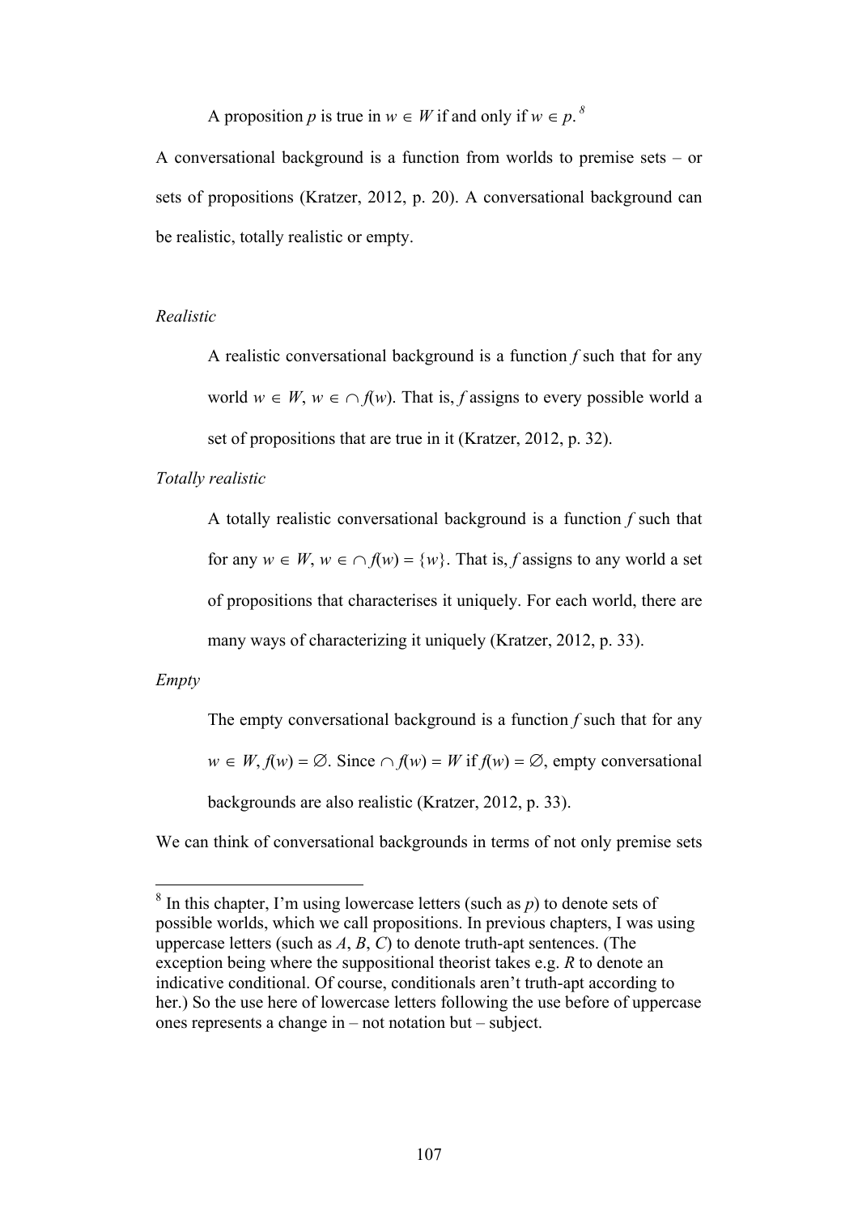A proposition $p$ is true in $w \in W$ if and only if $w \in p$.[8]

A conversational background is a function from worlds to premise sets – or sets of propositions (Kratzer, 2012, p. 20). A conversational background can be realistic, totally realistic or empty.

*Realistic*

A realistic conversational background is a function $f$ such that for any world $w \in W$, $w \in \cap f(w)$. That is, $f$ assigns to every possible world a set of propositions that are true in it (Kratzer, 2012, p. 32).

*Totally realistic*

A totally realistic conversational background is a function $f$ such that for any $w \in W$, $w \in \cap f(w) = \{w\}$. That is, $f$ assigns to any world a set of propositions that characterises it uniquely. For each world, there are many ways of characterizing it uniquely (Kratzer, 2012, p. 33).

*Empty*

The empty conversational background is a function $f$ such that for any $w \in W$, $f(w) = \varnothing$. Since $\cap f(w) = W$ if $f(w) = \varnothing$, empty conversational backgrounds are also realistic (Kratzer, 2012, p. 33).

We can think of conversational backgrounds in terms of not only premise sets

---

[8] In this chapter, I'm using lowercase letters (such as $p$) to denote sets of possible worlds, which we call propositions. In previous chapters, I was using uppercase letters (such as $A$, $B$, $C$) to denote truth-apt sentences. (The exception being where the suppositional theorist takes e.g. $R$ to denote an indicative conditional. Of course, conditionals aren't truth-apt according to her.) So the use here of lowercase letters following the use before of uppercase ones represents a change in – not notation but – subject.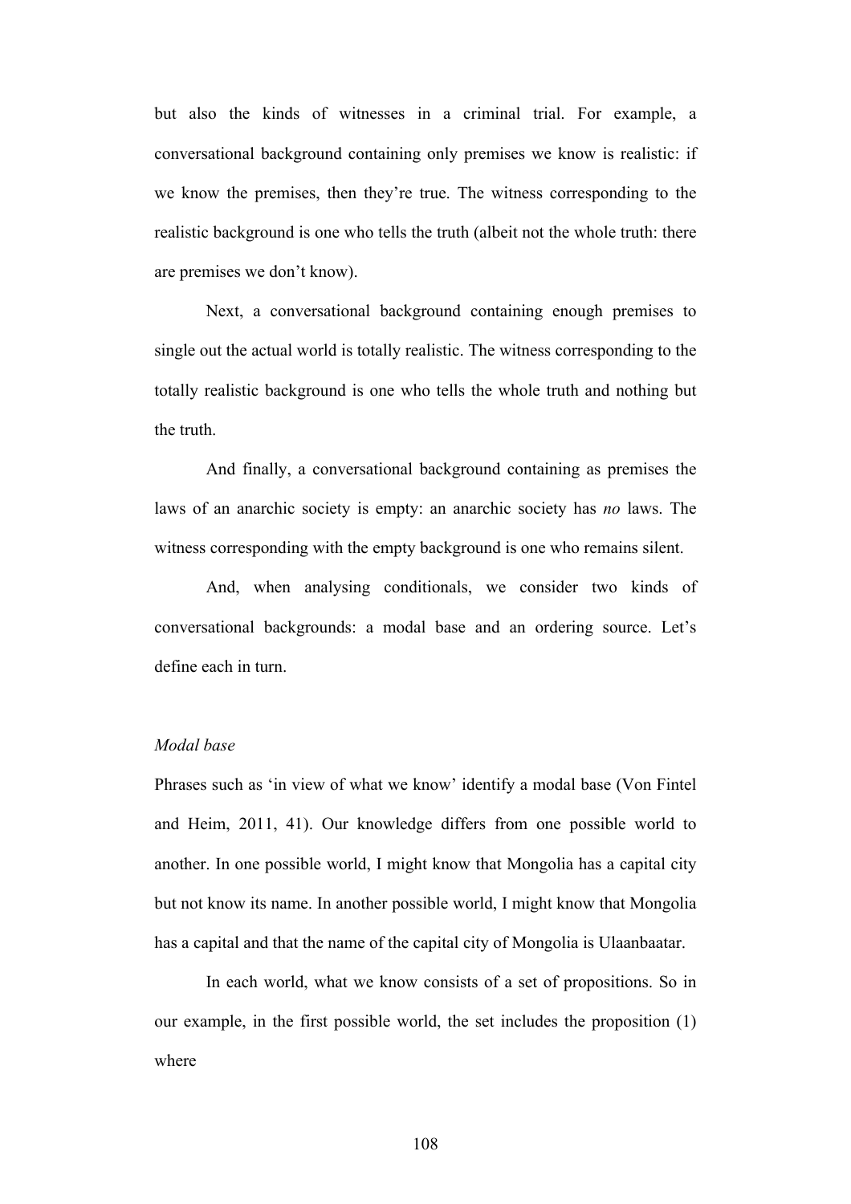but also the kinds of witnesses in a criminal trial. For example, a conversational background containing only premises we know is realistic: if we know the premises, then they're true. The witness corresponding to the realistic background is one who tells the truth (albeit not the whole truth: there are premises we don't know).

Next, a conversational background containing enough premises to single out the actual world is totally realistic. The witness corresponding to the totally realistic background is one who tells the whole truth and nothing but the truth.

And finally, a conversational background containing as premises the laws of an anarchic society is empty: an anarchic society has *no* laws. The witness corresponding with the empty background is one who remains silent.

And, when analysing conditionals, we consider two kinds of conversational backgrounds: a modal base and an ordering source. Let's define each in turn.

*Modal base*

Phrases such as 'in view of what we know' identify a modal base (Von Fintel and Heim, 2011, 41). Our knowledge differs from one possible world to another. In one possible world, I might know that Mongolia has a capital city but not know its name. In another possible world, I might know that Mongolia has a capital and that the name of the capital city of Mongolia is Ulaanbaatar.

In each world, what we know consists of a set of propositions. So in our example, in the first possible world, the set includes the proposition (1) where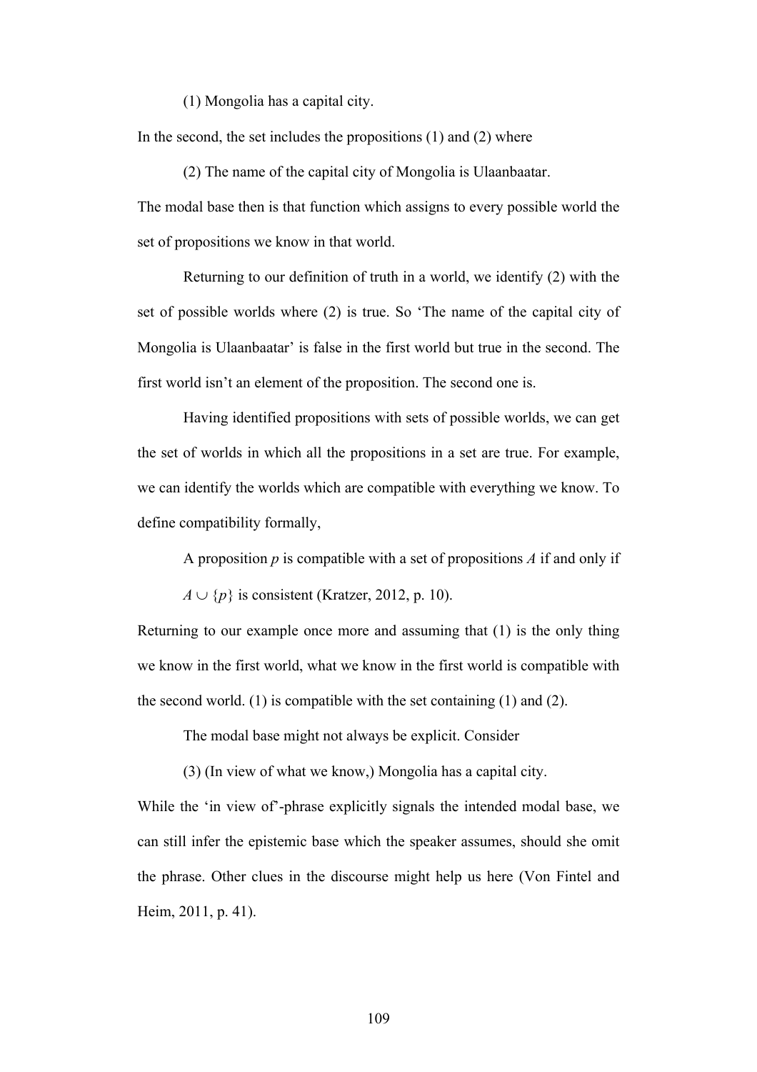(1) Mongolia has a capital city.

In the second, the set includes the propositions (1) and (2) where

(2) The name of the capital city of Mongolia is Ulaanbaatar.

The modal base then is that function which assigns to every possible world the set of propositions we know in that world.

Returning to our definition of truth in a world, we identify (2) with the set of possible worlds where (2) is true. So 'The name of the capital city of Mongolia is Ulaanbaatar' is false in the first world but true in the second. The first world isn't an element of the proposition. The second one is.

Having identified propositions with sets of possible worlds, we can get the set of worlds in which all the propositions in a set are true. For example, we can identify the worlds which are compatible with everything we know. To define compatibility formally,

A proposition $p$ is compatible with a set of propositions $A$ if and only if $A \cup \{p\}$ is consistent (Kratzer, 2012, p. 10).

Returning to our example once more and assuming that (1) is the only thing we know in the first world, what we know in the first world is compatible with the second world. (1) is compatible with the set containing (1) and (2).

The modal base might not always be explicit. Consider

(3) (In view of what we know,) Mongolia has a capital city.

While the 'in view of'-phrase explicitly signals the intended modal base, we can still infer the epistemic base which the speaker assumes, should she omit the phrase. Other clues in the discourse might help us here (Von Fintel and Heim, 2011, p. 41).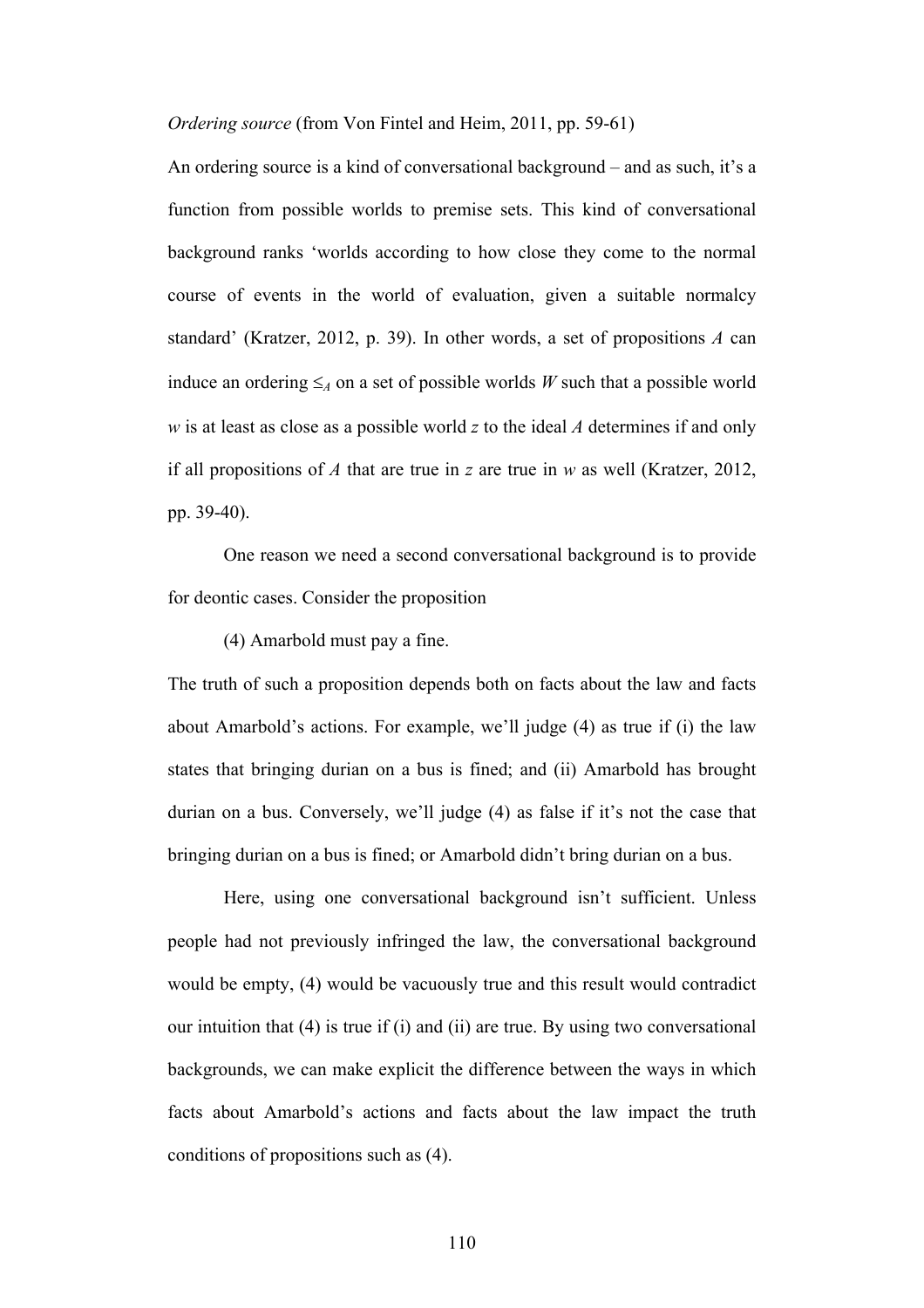*Ordering source* (from Von Fintel and Heim, 2011, pp. 59-61)

An ordering source is a kind of conversational background – and as such, it's a function from possible worlds to premise sets. This kind of conversational background ranks 'worlds according to how close they come to the normal course of events in the world of evaluation, given a suitable normalcy standard' (Kratzer, 2012, p. 39). In other words, a set of propositions $A$ can induce an ordering $\leq_A$ on a set of possible worlds $W$ such that a possible world $w$ is at least as close as a possible world $z$ to the ideal $A$ determines if and only if all propositions of $A$ that are true in $z$ are true in $w$ as well (Kratzer, 2012, pp. 39-40).

One reason we need a second conversational background is to provide for deontic cases. Consider the proposition

(4) Amarbold must pay a fine.

The truth of such a proposition depends both on facts about the law and facts about Amarbold's actions. For example, we'll judge (4) as true if (i) the law states that bringing durian on a bus is fined; and (ii) Amarbold has brought durian on a bus. Conversely, we'll judge (4) as false if it's not the case that bringing durian on a bus is fined; or Amarbold didn't bring durian on a bus.

Here, using one conversational background isn't sufficient. Unless people had not previously infringed the law, the conversational background would be empty, (4) would be vacuously true and this result would contradict our intuition that (4) is true if (i) and (ii) are true. By using two conversational backgrounds, we can make explicit the difference between the ways in which facts about Amarbold's actions and facts about the law impact the truth conditions of propositions such as (4).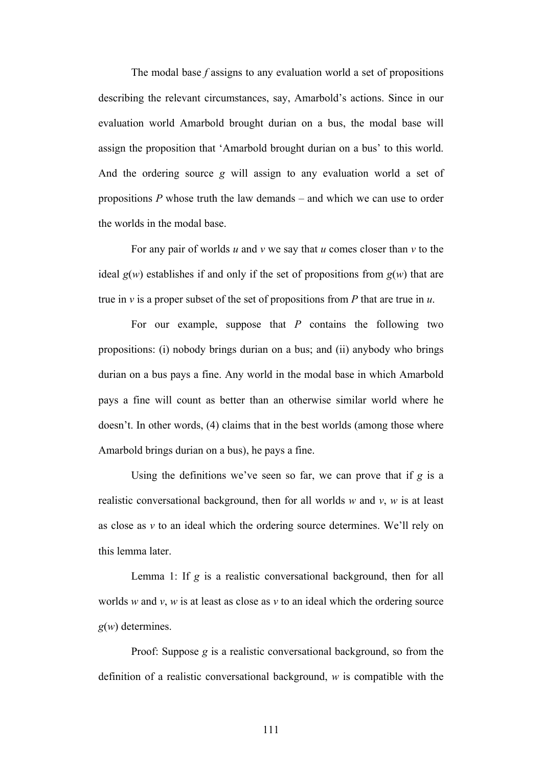The modal base *f* assigns to any evaluation world a set of propositions describing the relevant circumstances, say, Amarbold's actions. Since in our evaluation world Amarbold brought durian on a bus, the modal base will assign the proposition that 'Amarbold brought durian on a bus' to this world. And the ordering source *g* will assign to any evaluation world a set of propositions *P* whose truth the law demands – and which we can use to order the worlds in the modal base.

For any pair of worlds *u* and *v* we say that *u* comes closer than *v* to the ideal *g*(*w*) establishes if and only if the set of propositions from *g*(*w*) that are true in *v* is a proper subset of the set of propositions from *P* that are true in *u*.

For our example, suppose that *P* contains the following two propositions: (i) nobody brings durian on a bus; and (ii) anybody who brings durian on a bus pays a fine. Any world in the modal base in which Amarbold pays a fine will count as better than an otherwise similar world where he doesn't. In other words, (4) claims that in the best worlds (among those where Amarbold brings durian on a bus), he pays a fine.

Using the definitions we've seen so far, we can prove that if *g* is a realistic conversational background, then for all worlds *w* and *v*, *w* is at least as close as *v* to an ideal which the ordering source determines. We'll rely on this lemma later.

Lemma 1: If *g* is a realistic conversational background, then for all worlds *w* and *v*, *w* is at least as close as *v* to an ideal which the ordering source *g*(*w*) determines.

Proof: Suppose *g* is a realistic conversational background, so from the definition of a realistic conversational background, *w* is compatible with the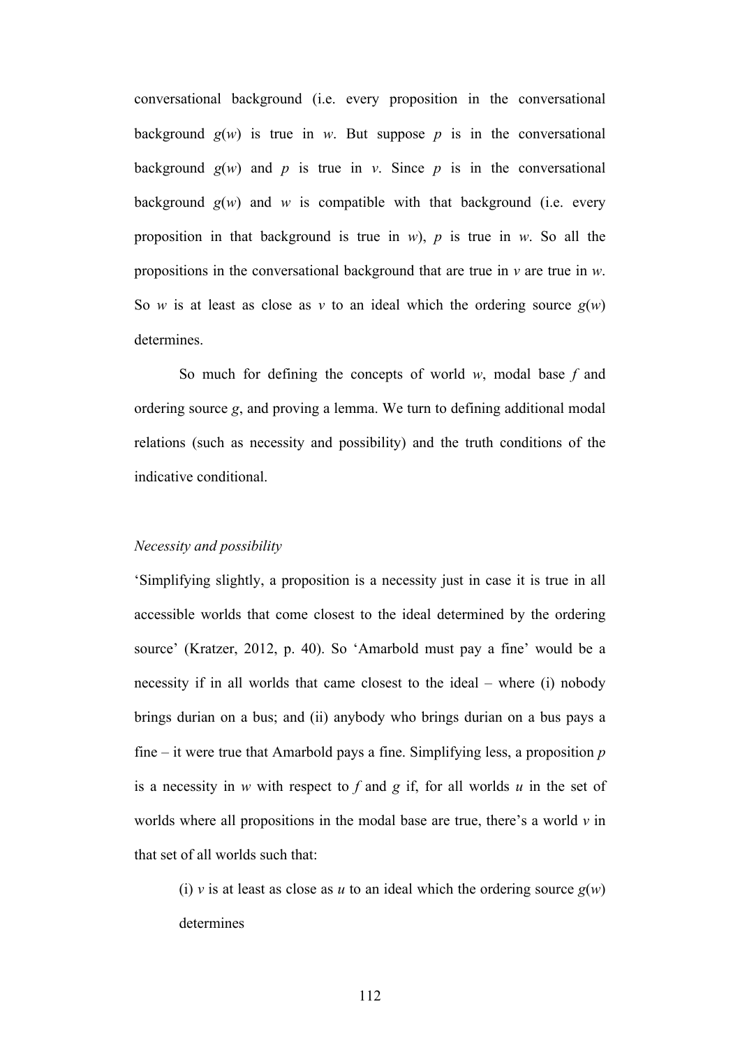conversational background (i.e. every proposition in the conversational background $g(w)$ is true in $w$. But suppose $p$ is in the conversational background $g(w)$ and $p$ is true in $v$. Since $p$ is in the conversational background $g(w)$ and $w$ is compatible with that background (i.e. every proposition in that background is true in $w$), $p$ is true in $w$. So all the propositions in the conversational background that are true in $v$ are true in $w$. So $w$ is at least as close as $v$ to an ideal which the ordering source $g(w)$ determines.

So much for defining the concepts of world $w$, modal base $f$ and ordering source $g$, and proving a lemma. We turn to defining additional modal relations (such as necessity and possibility) and the truth conditions of the indicative conditional.

*Necessity and possibility*

'Simplifying slightly, a proposition is a necessity just in case it is true in all accessible worlds that come closest to the ideal determined by the ordering source' (Kratzer, 2012, p. 40). So 'Amarbold must pay a fine' would be a necessity if in all worlds that came closest to the ideal – where (i) nobody brings durian on a bus; and (ii) anybody who brings durian on a bus pays a fine – it were true that Amarbold pays a fine. Simplifying less, a proposition $p$ is a necessity in $w$ with respect to $f$ and $g$ if, for all worlds $u$ in the set of worlds where all propositions in the modal base are true, there's a world $v$ in that set of all worlds such that:

(i) $v$ is at least as close as $u$ to an ideal which the ordering source $g(w)$ determines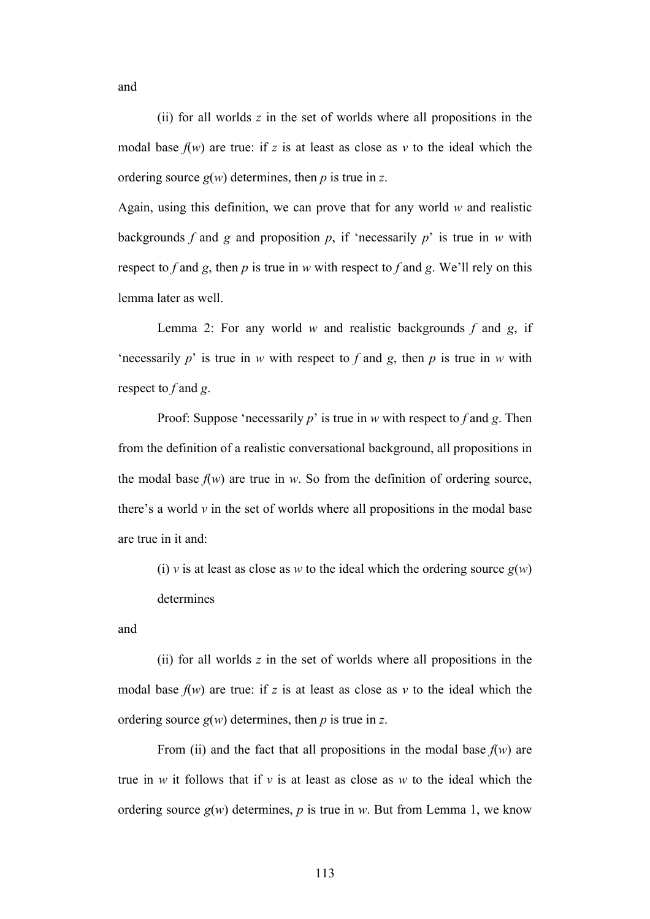and

(ii) for all worlds *z* in the set of worlds where all propositions in the modal base *f*(*w*) are true: if *z* is at least as close as *v* to the ideal which the ordering source *g*(*w*) determines, then *p* is true in *z*.

Again, using this definition, we can prove that for any world *w* and realistic backgrounds *f* and *g* and proposition *p*, if 'necessarily *p*' is true in *w* with respect to *f* and *g*, then *p* is true in *w* with respect to *f* and *g*. We'll rely on this lemma later as well.

Lemma 2: For any world *w* and realistic backgrounds *f* and *g*, if 'necessarily *p*' is true in *w* with respect to *f* and *g*, then *p* is true in *w* with respect to *f* and *g*.

Proof: Suppose 'necessarily *p*' is true in *w* with respect to *f* and *g*. Then from the definition of a realistic conversational background, all propositions in the modal base *f*(*w*) are true in *w*. So from the definition of ordering source, there's a world *v* in the set of worlds where all propositions in the modal base are true in it and:

(i) *v* is at least as close as *w* to the ideal which the ordering source *g*(*w*) determines

and

(ii) for all worlds *z* in the set of worlds where all propositions in the modal base *f*(*w*) are true: if *z* is at least as close as *v* to the ideal which the ordering source *g*(*w*) determines, then *p* is true in *z*.

From (ii) and the fact that all propositions in the modal base *f*(*w*) are true in *w* it follows that if *v* is at least as close as *w* to the ideal which the ordering source *g*(*w*) determines, *p* is true in *w*. But from Lemma 1, we know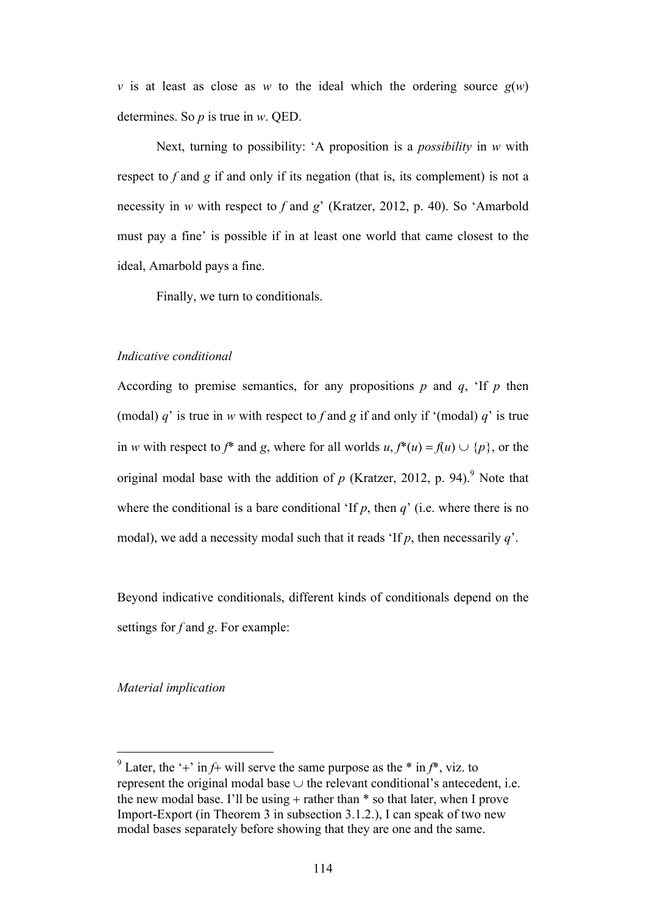$v$ is at least as close as $w$ to the ideal which the ordering source $g(w)$ determines. So $p$ is true in $w$. QED.

Next, turning to possibility: ‘A proposition is a *possibility* in $w$ with respect to $f$ and $g$ if and only if its negation (that is, its complement) is not a necessity in $w$ with respect to $f$ and $g$’ (Kratzer, 2012, p. 40). So ‘Amarbold must pay a fine’ is possible if in at least one world that came closest to the ideal, Amarbold pays a fine.

Finally, we turn to conditionals.

*Indicative conditional*

According to premise semantics, for any propositions $p$ and $q$, ‘If $p$ then (modal) $q$’ is true in $w$ with respect to $f$ and $g$ if and only if ‘(modal) $q$’ is true in $w$ with respect to $f^*$ and $g$, where for all worlds $u$, $f^*(u) = f(u) \cup \{p\}$, or the original modal base with the addition of $p$ (Kratzer, 2012, p. 94).[9] Note that where the conditional is a bare conditional ‘If $p$, then $q$’ (i.e. where there is no modal), we add a necessity modal such that it reads ‘If $p$, then necessarily $q$’.

Beyond indicative conditionals, different kinds of conditionals depend on the settings for $f$ and $g$. For example:

*Material implication*

---

[9] Later, the ‘+’ in $f+$ will serve the same purpose as the * in $f^*$, viz. to represent the original modal base $\cup$ the relevant conditional’s antecedent, i.e. the new modal base. I’ll be using + rather than * so that later, when I prove Import-Export (in Theorem 3 in subsection 3.1.2.), I can speak of two new modal bases separately before showing that they are one and the same.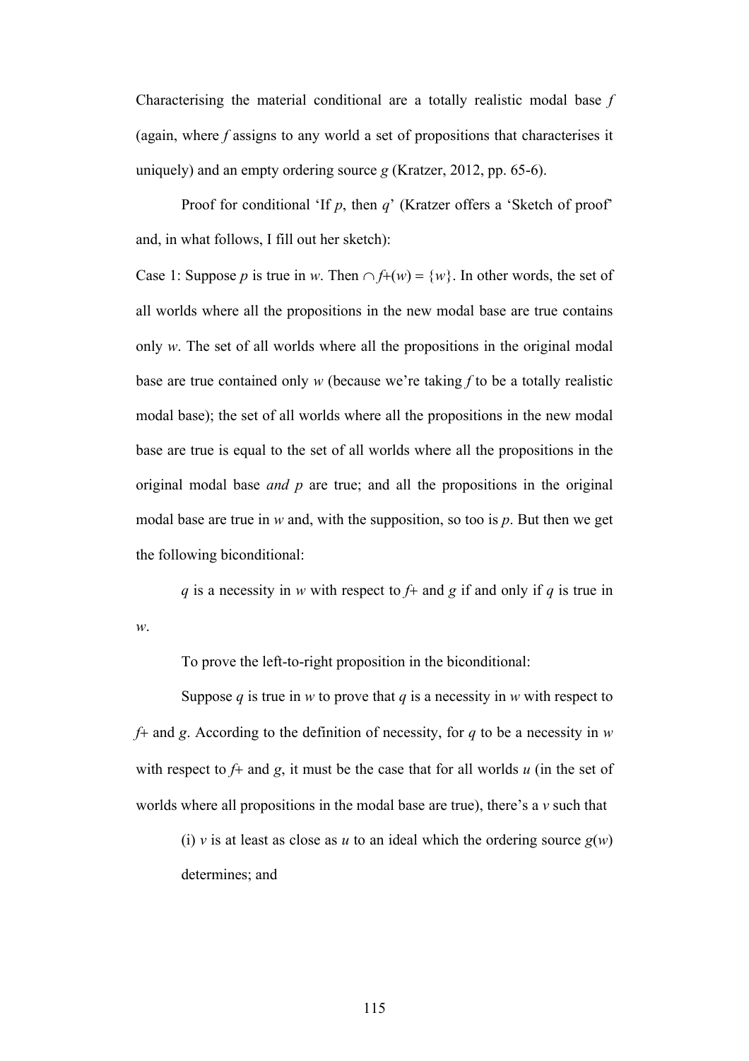Characterising the material conditional are a totally realistic modal base *f* (again, where *f* assigns to any world a set of propositions that characterises it uniquely) and an empty ordering source *g* (Kratzer, 2012, pp. 65-6).

Proof for conditional 'If *p*, then *q*' (Kratzer offers a 'Sketch of proof' and, in what follows, I fill out her sketch):

Case 1: Suppose *p* is true in *w*. Then $\cap f+(w) = \{w\}$. In other words, the set of all worlds where all the propositions in the new modal base are true contains only *w*. The set of all worlds where all the propositions in the original modal base are true contained only *w* (because we're taking *f* to be a totally realistic modal base); the set of all worlds where all the propositions in the new modal base are true is equal to the set of all worlds where all the propositions in the original modal base *and p* are true; and all the propositions in the original modal base are true in *w* and, with the supposition, so too is *p*. But then we get the following biconditional:

*q* is a necessity in *w* with respect to *f+* and *g* if and only if *q* is true in *w*.

To prove the left-to-right proposition in the biconditional:

Suppose *q* is true in *w* to prove that *q* is a necessity in *w* with respect to *f+* and *g*. According to the definition of necessity, for *q* to be a necessity in *w* with respect to *f+* and *g*, it must be the case that for all worlds *u* (in the set of worlds where all propositions in the modal base are true), there's a *v* such that

(i) *v* is at least as close as *u* to an ideal which the ordering source *g*(*w*) determines; and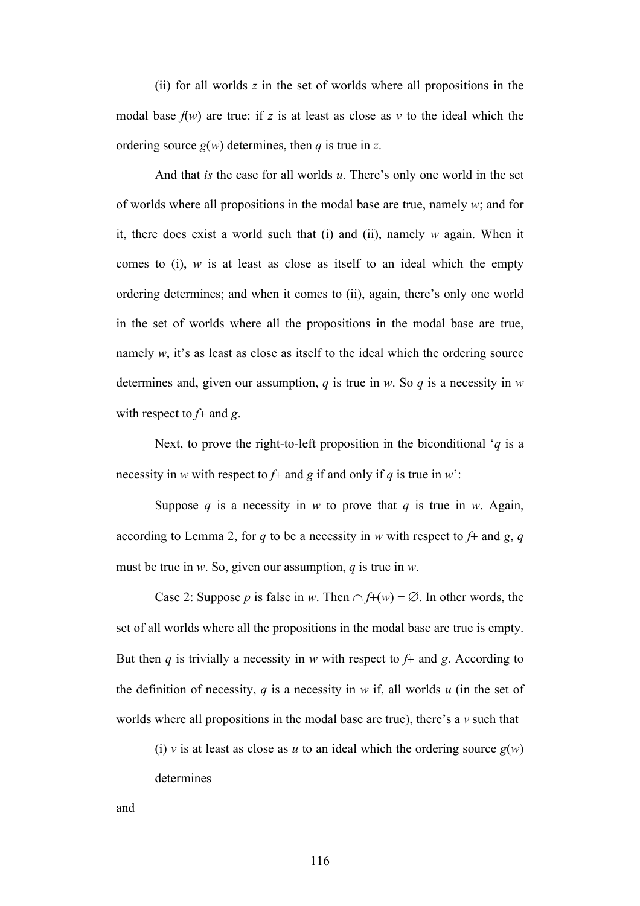(ii) for all worlds $z$ in the set of worlds where all propositions in the modal base $f(w)$ are true: if $z$ is at least as close as $v$ to the ideal which the ordering source $g(w)$ determines, then $q$ is true in $z$.

And that *is* the case for all worlds $u$. There's only one world in the set of worlds where all propositions in the modal base are true, namely $w$; and for it, there does exist a world such that (i) and (ii), namely $w$ again. When it comes to (i), $w$ is at least as close as itself to an ideal which the empty ordering determines; and when it comes to (ii), again, there's only one world in the set of worlds where all the propositions in the modal base are true, namely $w$, it's as least as close as itself to the ideal which the ordering source determines and, given our assumption, $q$ is true in $w$. So $q$ is a necessity in $w$ with respect to $f+$ and $g$.

Next, to prove the right-to-left proposition in the biconditional '$q$ is a necessity in $w$ with respect to $f+$ and $g$ if and only if $q$ is true in $w$':

Suppose $q$ is a necessity in $w$ to prove that $q$ is true in $w$. Again, according to Lemma 2, for $q$ to be a necessity in $w$ with respect to $f+$ and $g$, $q$ must be true in $w$. So, given our assumption, $q$ is true in $w$.

Case 2: Suppose $p$ is false in $w$. Then $\cap f+(w) = \varnothing$. In other words, the set of all worlds where all the propositions in the modal base are true is empty. But then $q$ is trivially a necessity in $w$ with respect to $f+$ and $g$. According to the definition of necessity, $q$ is a necessity in $w$ if, all worlds $u$ (in the set of worlds where all propositions in the modal base are true), there's a $v$ such that

(i) $v$ is at least as close as $u$ to an ideal which the ordering source $g(w)$ determines

and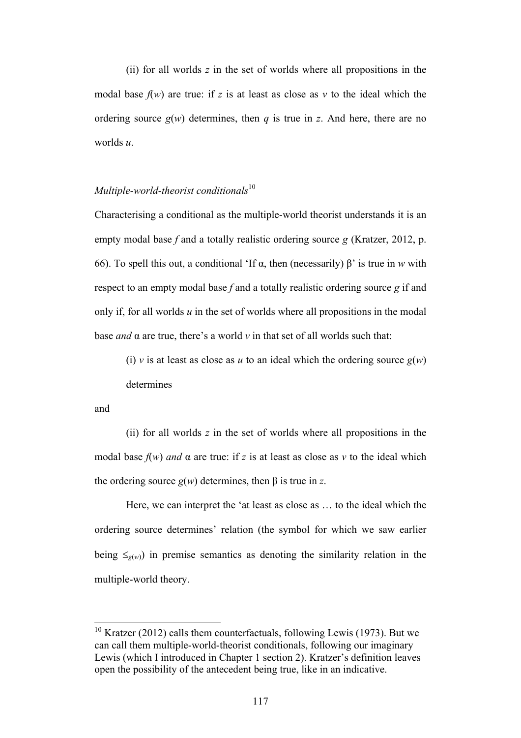(ii) for all worlds *z* in the set of worlds where all propositions in the modal base $f(w)$ are true: if *z* is at least as close as *v* to the ideal which the ordering source $g(w)$ determines, then *q* is true in *z*. And here, there are no worlds *u*.

*Multiple-world-theorist conditionals*[10]

Characterising a conditional as the multiple-world theorist understands it is an empty modal base *f* and a totally realistic ordering source *g* (Kratzer, 2012, p. 66). To spell this out, a conditional 'If α, then (necessarily) β' is true in *w* with respect to an empty modal base *f* and a totally realistic ordering source *g* if and only if, for all worlds *u* in the set of worlds where all propositions in the modal base *and* α are true, there's a world *v* in that set of all worlds such that:

(i) *v* is at least as close as *u* to an ideal which the ordering source $g(w)$ determines

and

(ii) for all worlds *z* in the set of worlds where all propositions in the modal base $f(w)$ *and* α are true: if *z* is at least as close as *v* to the ideal which the ordering source $g(w)$ determines, then β is true in *z*.

Here, we can interpret the 'at least as close as … to the ideal which the ordering source determines' relation (the symbol for which we saw earlier being $\leq_{g(w)}$) in premise semantics as denoting the similarity relation in the multiple-world theory.

[10] Kratzer (2012) calls them counterfactuals, following Lewis (1973). But we can call them multiple-world-theorist conditionals, following our imaginary Lewis (which I introduced in Chapter 1 section 2). Kratzer's definition leaves open the possibility of the antecedent being true, like in an indicative.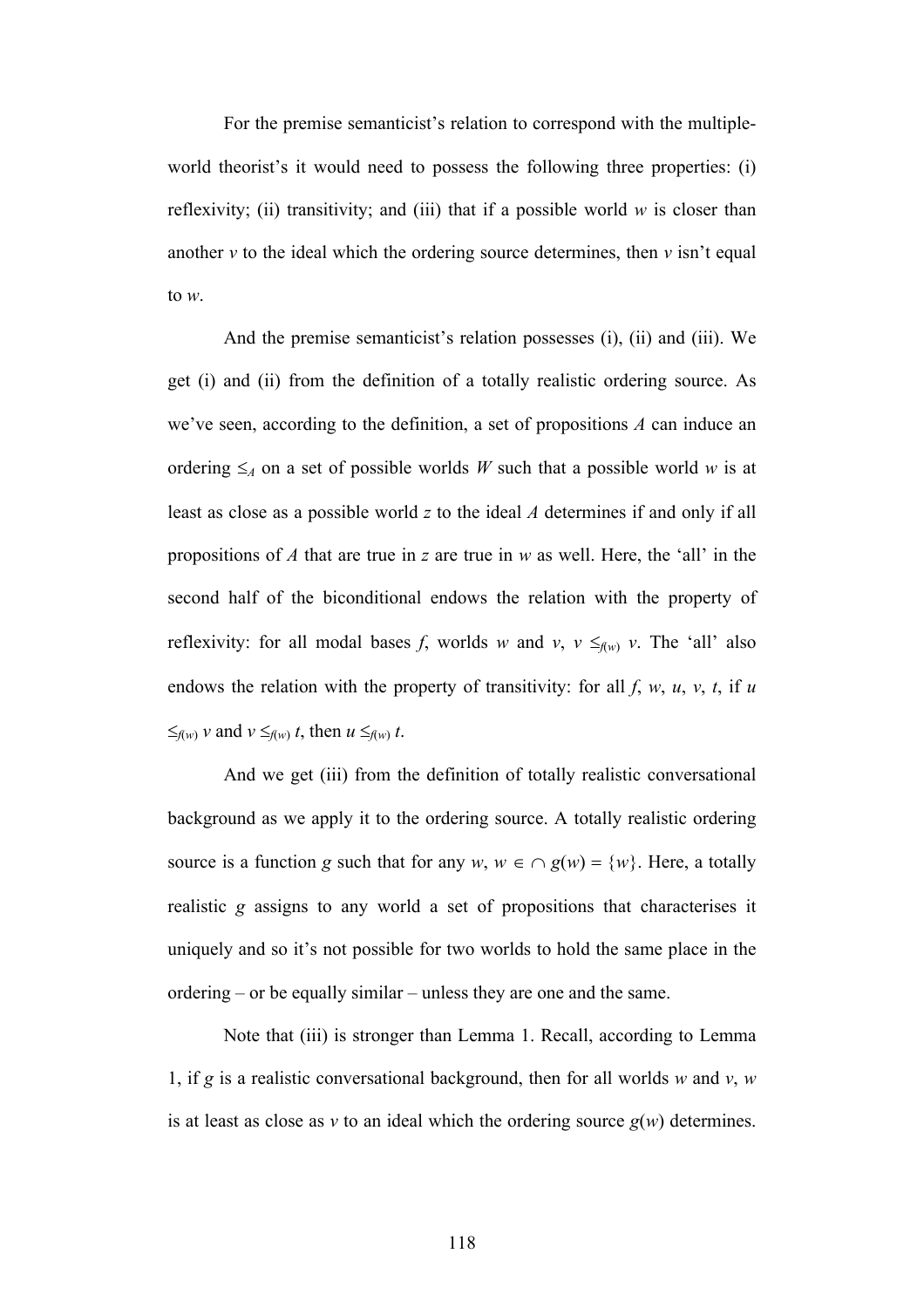For the premise semanticist's relation to correspond with the multiple-world theorist's it would need to possess the following three properties: (i) reflexivity; (ii) transitivity; and (iii) that if a possible world *w* is closer than another *v* to the ideal which the ordering source determines, then *v* isn't equal to *w*.

And the premise semanticist's relation possesses (i), (ii) and (iii). We get (i) and (ii) from the definition of a totally realistic ordering source. As we've seen, according to the definition, a set of propositions *A* can induce an ordering $\leq_A$ on a set of possible worlds *W* such that a possible world *w* is at least as close as a possible world *z* to the ideal *A* determines if and only if all propositions of *A* that are true in *z* are true in *w* as well. Here, the 'all' in the second half of the biconditional endows the relation with the property of reflexivity: for all modal bases *f*, worlds *w* and *v*, $v \leq_{f(w)} v$. The 'all' also endows the relation with the property of transitivity: for all *f*, *w*, *u*, *v*, *t*, if $u \leq_{f(w)} v$ and $v \leq_{f(w)} t$, then $u \leq_{f(w)} t$.

And we get (iii) from the definition of totally realistic conversational background as we apply it to the ordering source. A totally realistic ordering source is a function *g* such that for any *w*, $w \in \cap\, g(w) = \{w\}$. Here, a totally realistic *g* assigns to any world a set of propositions that characterises it uniquely and so it's not possible for two worlds to hold the same place in the ordering – or be equally similar – unless they are one and the same.

Note that (iii) is stronger than Lemma 1. Recall, according to Lemma 1, if *g* is a realistic conversational background, then for all worlds *w* and *v*, *w* is at least as close as *v* to an ideal which the ordering source $g(w)$ determines.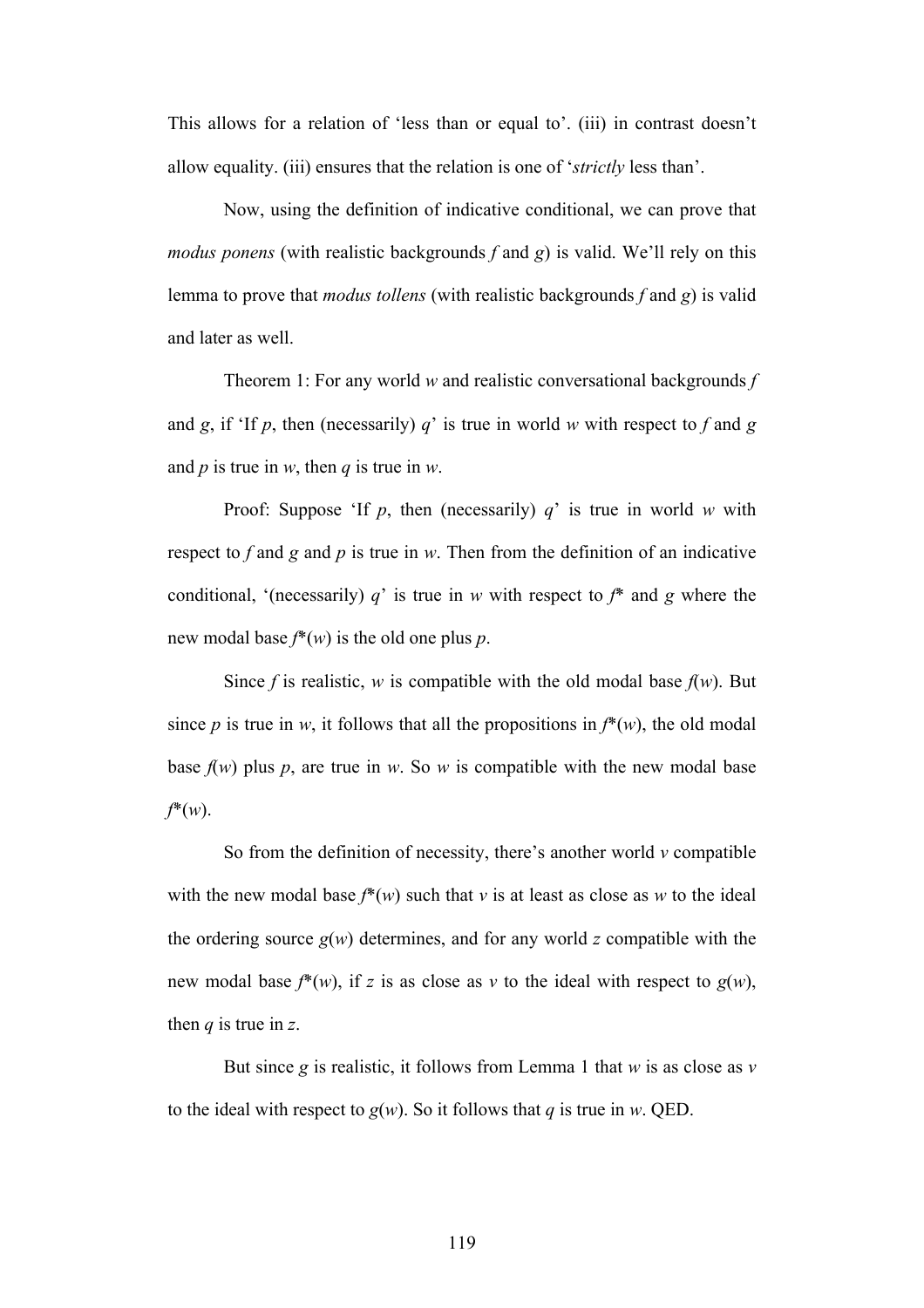This allows for a relation of 'less than or equal to'. (iii) in contrast doesn't allow equality. (iii) ensures that the relation is one of '*strictly* less than'.

Now, using the definition of indicative conditional, we can prove that *modus ponens* (with realistic backgrounds $f$ and $g$) is valid. We'll rely on this lemma to prove that *modus tollens* (with realistic backgrounds $f$ and $g$) is valid and later as well.

Theorem 1: For any world $w$ and realistic conversational backgrounds $f$ and $g$, if 'If $p$, then (necessarily) $q$' is true in world $w$ with respect to $f$ and $g$ and $p$ is true in $w$, then $q$ is true in $w$.

Proof: Suppose 'If $p$, then (necessarily) $q$' is true in world $w$ with respect to $f$ and $g$ and $p$ is true in $w$. Then from the definition of an indicative conditional, '(necessarily) $q$' is true in $w$ with respect to $f^*$ and $g$ where the new modal base $f^*(w)$ is the old one plus $p$.

Since $f$ is realistic, $w$ is compatible with the old modal base $f(w)$. But since $p$ is true in $w$, it follows that all the propositions in $f^*(w)$, the old modal base $f(w)$ plus $p$, are true in $w$. So $w$ is compatible with the new modal base $f^*(w)$.

So from the definition of necessity, there's another world $v$ compatible with the new modal base $f^*(w)$ such that $v$ is at least as close as $w$ to the ideal the ordering source $g(w)$ determines, and for any world $z$ compatible with the new modal base $f^*(w)$, if $z$ is as close as $v$ to the ideal with respect to $g(w)$, then $q$ is true in $z$.

But since $g$ is realistic, it follows from Lemma 1 that $w$ is as close as $v$ to the ideal with respect to $g(w)$. So it follows that $q$ is true in $w$. QED.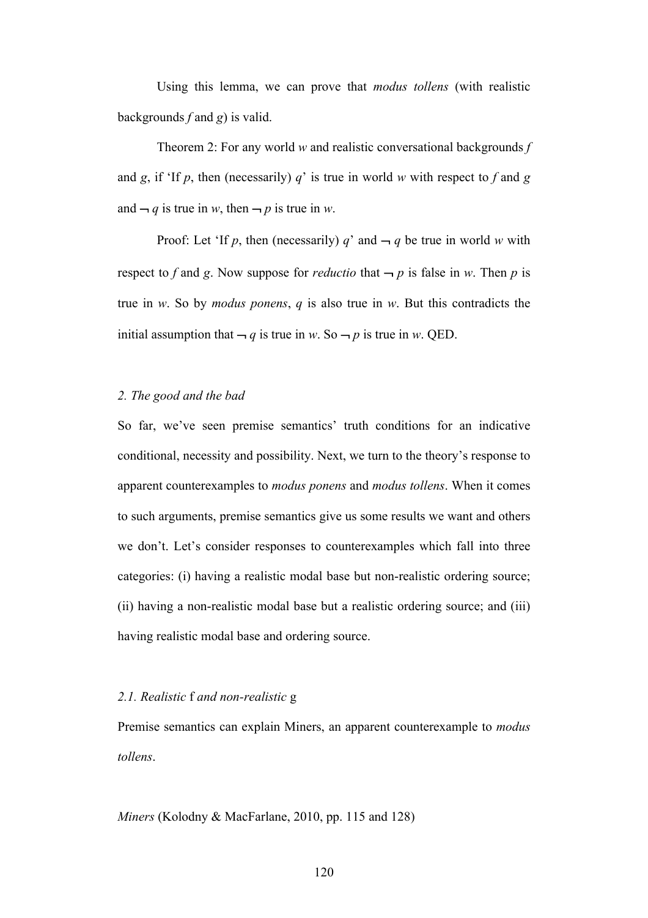Using this lemma, we can prove that *modus tollens* (with realistic backgrounds *f* and *g*) is valid.

Theorem 2: For any world *w* and realistic conversational backgrounds *f* and *g*, if 'If *p*, then (necessarily) *q*' is true in world *w* with respect to *f* and *g* and $\neg q$ is true in *w*, then $\neg p$ is true in *w*.

Proof: Let 'If *p*, then (necessarily) *q*' and $\neg q$ be true in world *w* with respect to *f* and *g*. Now suppose for *reductio* that $\neg p$ is false in *w*. Then *p* is true in *w*. So by *modus ponens*, *q* is also true in *w*. But this contradicts the initial assumption that $\neg q$ is true in *w*. So $\neg p$ is true in *w*. QED.

## *2. The good and the bad*

So far, we've seen premise semantics' truth conditions for an indicative conditional, necessity and possibility. Next, we turn to the theory's response to apparent counterexamples to *modus ponens* and *modus tollens*. When it comes to such arguments, premise semantics give us some results we want and others we don't. Let's consider responses to counterexamples which fall into three categories: (i) having a realistic modal base but non-realistic ordering source; (ii) having a non-realistic modal base but a realistic ordering source; and (iii) having realistic modal base and ordering source.

### *2.1. Realistic* f *and non-realistic* g

Premise semantics can explain Miners, an apparent counterexample to *modus tollens*.

*Miners* (Kolodny & MacFarlane, 2010, pp. 115 and 128)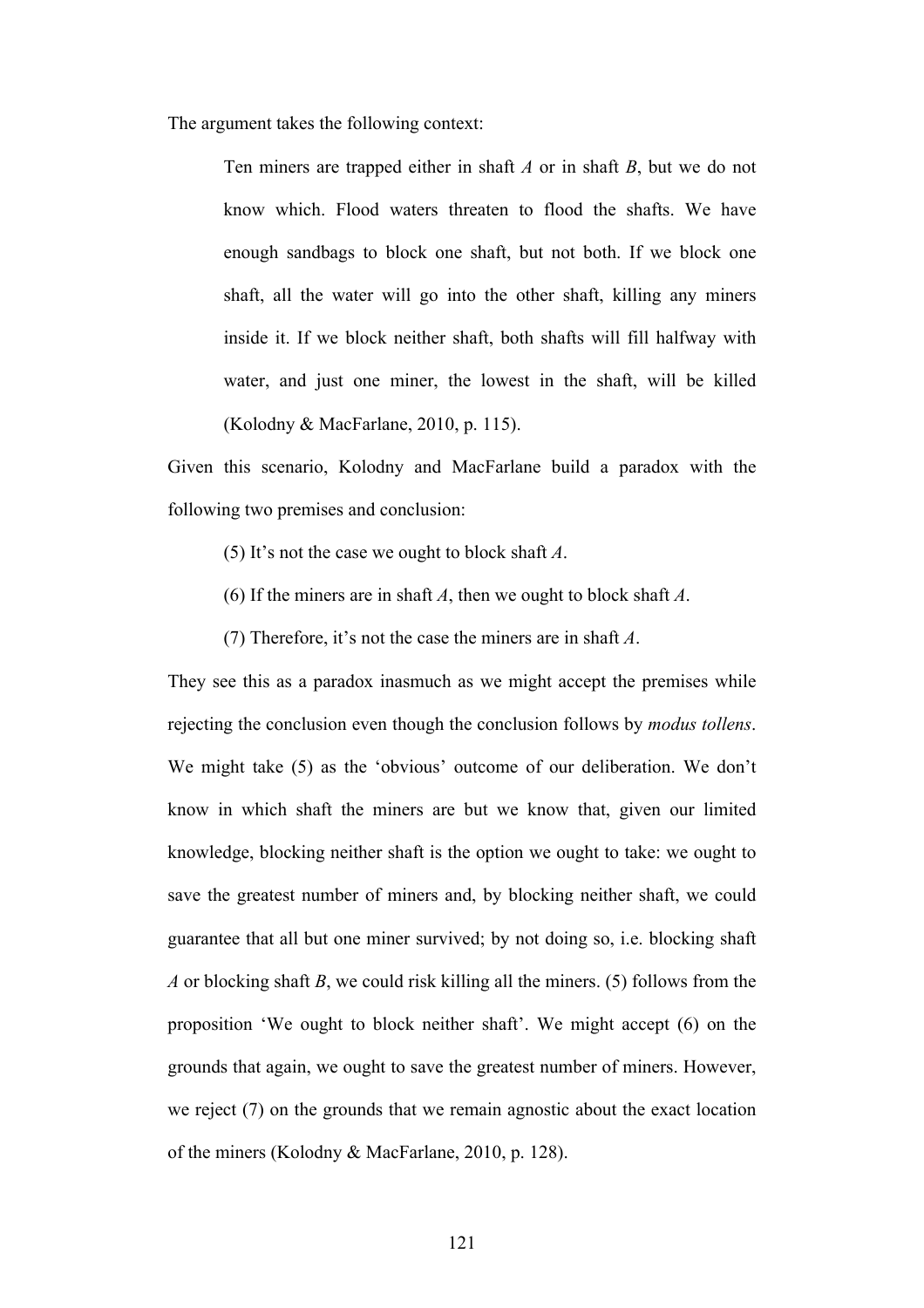The argument takes the following context:

> Ten miners are trapped either in shaft *A* or in shaft *B*, but we do not know which. Flood waters threaten to flood the shafts. We have enough sandbags to block one shaft, but not both. If we block one shaft, all the water will go into the other shaft, killing any miners inside it. If we block neither shaft, both shafts will fill halfway with water, and just one miner, the lowest in the shaft, will be killed (Kolodny & MacFarlane, 2010, p. 115).

Given this scenario, Kolodny and MacFarlane build a paradox with the following two premises and conclusion:

> (5) It's not the case we ought to block shaft *A*.
>
> (6) If the miners are in shaft *A*, then we ought to block shaft *A*.
>
> (7) Therefore, it's not the case the miners are in shaft *A*.

They see this as a paradox inasmuch as we might accept the premises while rejecting the conclusion even though the conclusion follows by *modus tollens*. We might take (5) as the 'obvious' outcome of our deliberation. We don't know in which shaft the miners are but we know that, given our limited knowledge, blocking neither shaft is the option we ought to take: we ought to save the greatest number of miners and, by blocking neither shaft, we could guarantee that all but one miner survived; by not doing so, i.e. blocking shaft *A* or blocking shaft *B*, we could risk killing all the miners. (5) follows from the proposition 'We ought to block neither shaft'. We might accept (6) on the grounds that again, we ought to save the greatest number of miners. However, we reject (7) on the grounds that we remain agnostic about the exact location of the miners (Kolodny & MacFarlane, 2010, p. 128).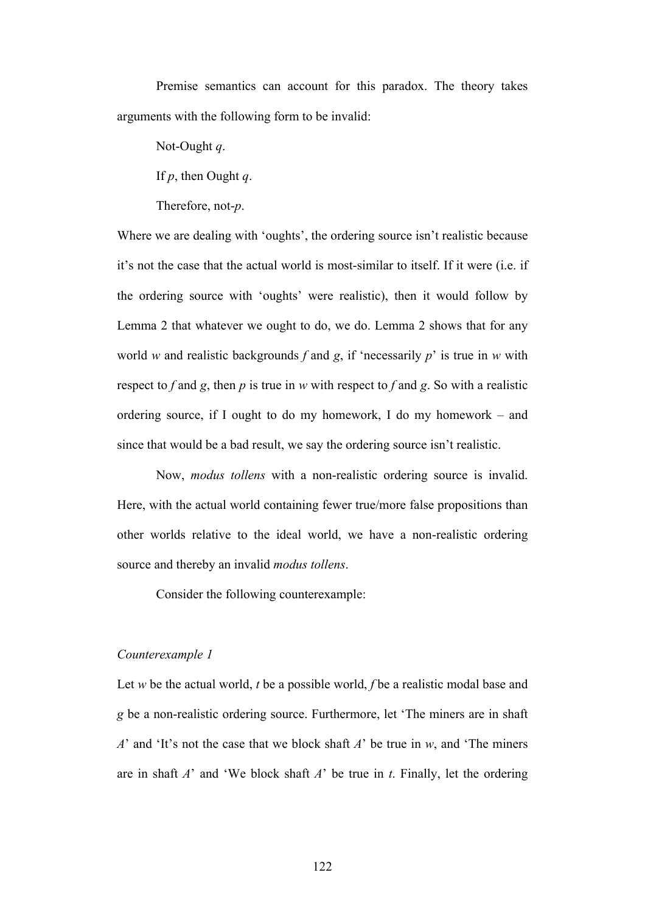Premise semantics can account for this paradox. The theory takes arguments with the following form to be invalid:

Not-Ought *q*.

If *p*, then Ought *q*.

Therefore, not-*p*.

Where we are dealing with 'oughts', the ordering source isn't realistic because it's not the case that the actual world is most-similar to itself. If it were (i.e. if the ordering source with 'oughts' were realistic), then it would follow by Lemma 2 that whatever we ought to do, we do. Lemma 2 shows that for any world *w* and realistic backgrounds *f* and *g*, if 'necessarily *p*' is true in *w* with respect to *f* and *g*, then *p* is true in *w* with respect to *f* and *g*. So with a realistic ordering source, if I ought to do my homework, I do my homework – and since that would be a bad result, we say the ordering source isn't realistic.

Now, *modus tollens* with a non-realistic ordering source is invalid. Here, with the actual world containing fewer true/more false propositions than other worlds relative to the ideal world, we have a non-realistic ordering source and thereby an invalid *modus tollens*.

Consider the following counterexample:

*Counterexample 1*

Let *w* be the actual world, *t* be a possible world, *f* be a realistic modal base and *g* be a non-realistic ordering source. Furthermore, let 'The miners are in shaft *A*' and 'It's not the case that we block shaft *A*' be true in *w*, and 'The miners are in shaft *A*' and 'We block shaft *A*' be true in *t*. Finally, let the ordering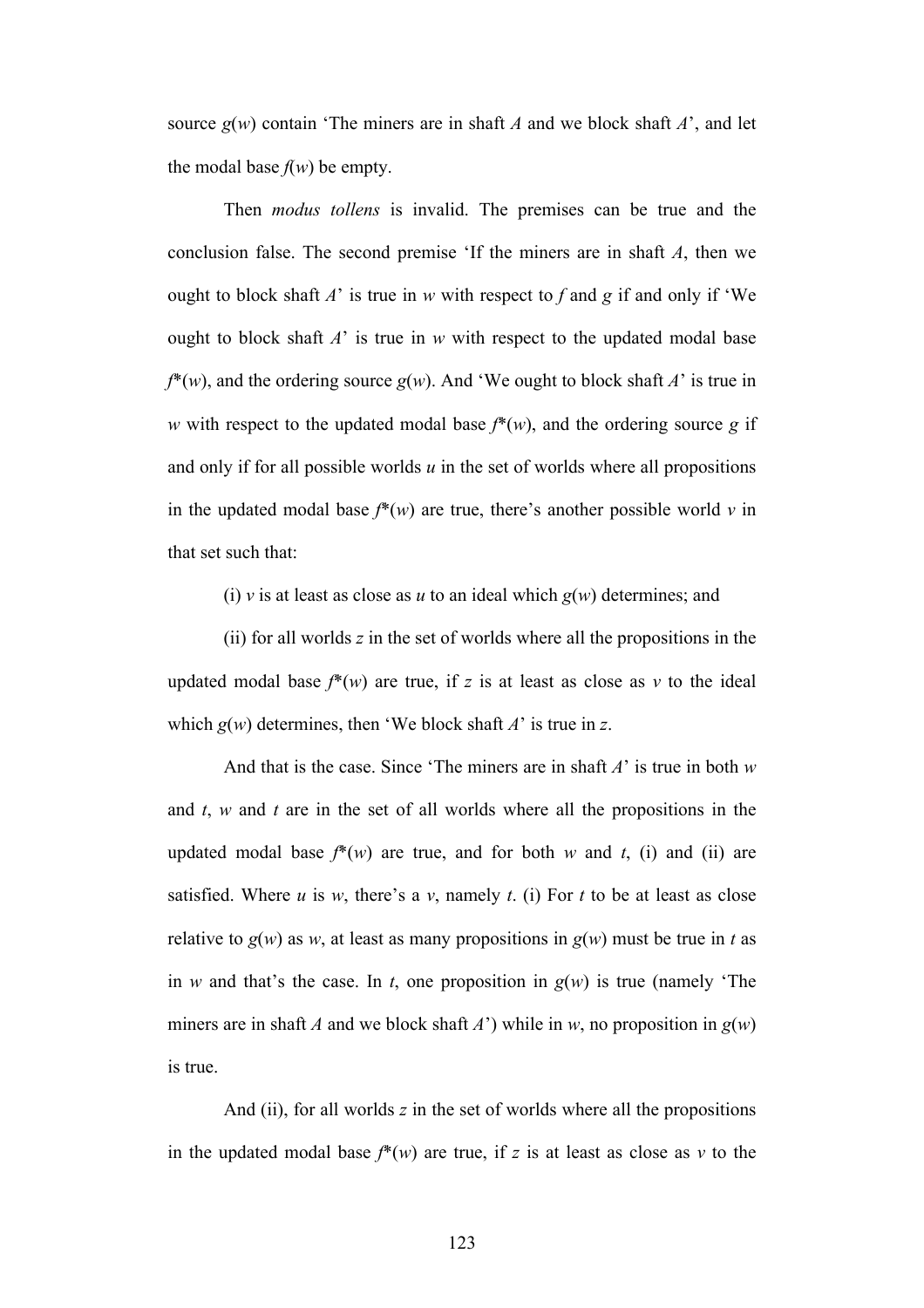source $g(w)$ contain 'The miners are in shaft $A$ and we block shaft $A$', and let the modal base $f(w)$ be empty.

Then *modus tollens* is invalid. The premises can be true and the conclusion false. The second premise 'If the miners are in shaft $A$, then we ought to block shaft $A$' is true in $w$ with respect to $f$ and $g$ if and only if 'We ought to block shaft $A$' is true in $w$ with respect to the updated modal base $f^*(w)$, and the ordering source $g(w)$. And 'We ought to block shaft $A$' is true in $w$ with respect to the updated modal base $f^*(w)$, and the ordering source $g$ if and only if for all possible worlds $u$ in the set of worlds where all propositions in the updated modal base $f^*(w)$ are true, there's another possible world $v$ in that set such that:

(i) $v$ is at least as close as $u$ to an ideal which $g(w)$ determines; and

(ii) for all worlds $z$ in the set of worlds where all the propositions in the updated modal base $f^*(w)$ are true, if $z$ is at least as close as $v$ to the ideal which $g(w)$ determines, then 'We block shaft $A$' is true in $z$.

And that is the case. Since 'The miners are in shaft $A$' is true in both $w$ and $t$, $w$ and $t$ are in the set of all worlds where all the propositions in the updated modal base $f^*(w)$ are true, and for both $w$ and $t$, (i) and (ii) are satisfied. Where $u$ is $w$, there's a $v$, namely $t$. (i) For $t$ to be at least as close relative to $g(w)$ as $w$, at least as many propositions in $g(w)$ must be true in $t$ as in $w$ and that's the case. In $t$, one proposition in $g(w)$ is true (namely 'The miners are in shaft $A$ and we block shaft $A$') while in $w$, no proposition in $g(w)$ is true.

And (ii), for all worlds $z$ in the set of worlds where all the propositions in the updated modal base $f^*(w)$ are true, if $z$ is at least as close as $v$ to the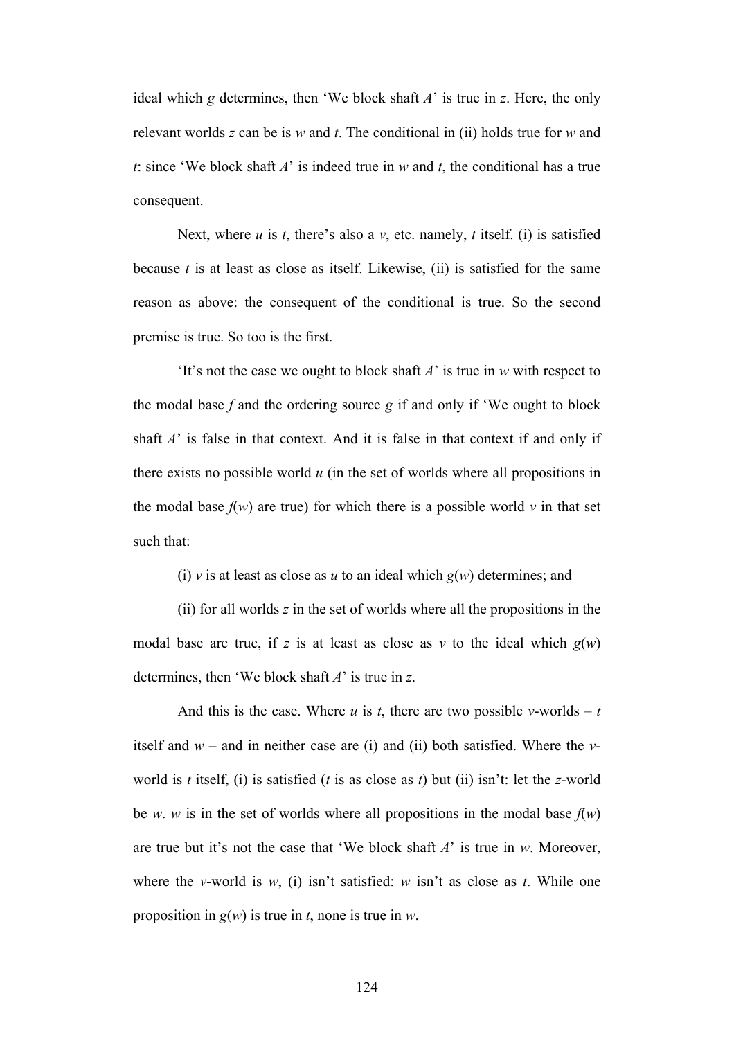ideal which *g* determines, then 'We block shaft *A*' is true in *z*. Here, the only relevant worlds *z* can be is *w* and *t*. The conditional in (ii) holds true for *w* and *t*: since 'We block shaft *A*' is indeed true in *w* and *t*, the conditional has a true consequent.

Next, where *u* is *t*, there's also a *v*, etc. namely, *t* itself. (i) is satisfied because *t* is at least as close as itself. Likewise, (ii) is satisfied for the same reason as above: the consequent of the conditional is true. So the second premise is true. So too is the first.

'It's not the case we ought to block shaft *A*' is true in *w* with respect to the modal base *f* and the ordering source *g* if and only if 'We ought to block shaft *A*' is false in that context. And it is false in that context if and only if there exists no possible world *u* (in the set of worlds where all propositions in the modal base *f*(*w*) are true) for which there is a possible world *v* in that set such that:

(i) *v* is at least as close as *u* to an ideal which *g*(*w*) determines; and

(ii) for all worlds *z* in the set of worlds where all the propositions in the modal base are true, if *z* is at least as close as *v* to the ideal which *g*(*w*) determines, then 'We block shaft *A*' is true in *z*.

And this is the case. Where *u* is *t*, there are two possible *v*-worlds – *t* itself and *w* – and in neither case are (i) and (ii) both satisfied. Where the *v*-world is *t* itself, (i) is satisfied (*t* is as close as *t*) but (ii) isn't: let the *z*-world be *w*. *w* is in the set of worlds where all propositions in the modal base *f*(*w*) are true but it's not the case that 'We block shaft *A*' is true in *w*. Moreover, where the *v*-world is *w*, (i) isn't satisfied: *w* isn't as close as *t*. While one proposition in *g*(*w*) is true in *t*, none is true in *w*.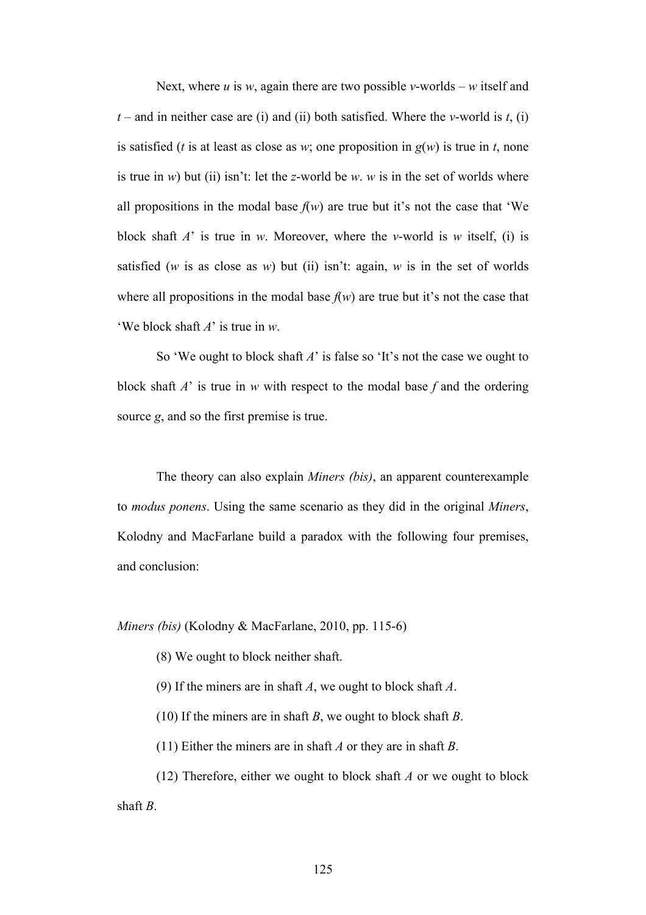Next, where *u* is *w*, again there are two possible *v*-worlds – *w* itself and *t* – and in neither case are (i) and (ii) both satisfied. Where the *v*-world is *t*, (i) is satisfied (*t* is at least as close as *w*; one proposition in *g*(*w*) is true in *t*, none is true in *w*) but (ii) isn't: let the *z*-world be *w*. *w* is in the set of worlds where all propositions in the modal base *f*(*w*) are true but it's not the case that 'We block shaft *A*' is true in *w*. Moreover, where the *v*-world is *w* itself, (i) is satisfied (*w* is as close as *w*) but (ii) isn't: again, *w* is in the set of worlds where all propositions in the modal base *f*(*w*) are true but it's not the case that 'We block shaft *A*' is true in *w*.

So 'We ought to block shaft *A*' is false so 'It's not the case we ought to block shaft *A*' is true in *w* with respect to the modal base *f* and the ordering source *g*, and so the first premise is true.

The theory can also explain *Miners (bis)*, an apparent counterexample to *modus ponens*. Using the same scenario as they did in the original *Miners*, Kolodny and MacFarlane build a paradox with the following four premises, and conclusion:

*Miners (bis)* (Kolodny & MacFarlane, 2010, pp. 115-6)

(8) We ought to block neither shaft.

(9) If the miners are in shaft *A*, we ought to block shaft *A*.

(10) If the miners are in shaft *B*, we ought to block shaft *B*.

(11) Either the miners are in shaft *A* or they are in shaft *B*.

(12) Therefore, either we ought to block shaft *A* or we ought to block shaft *B*.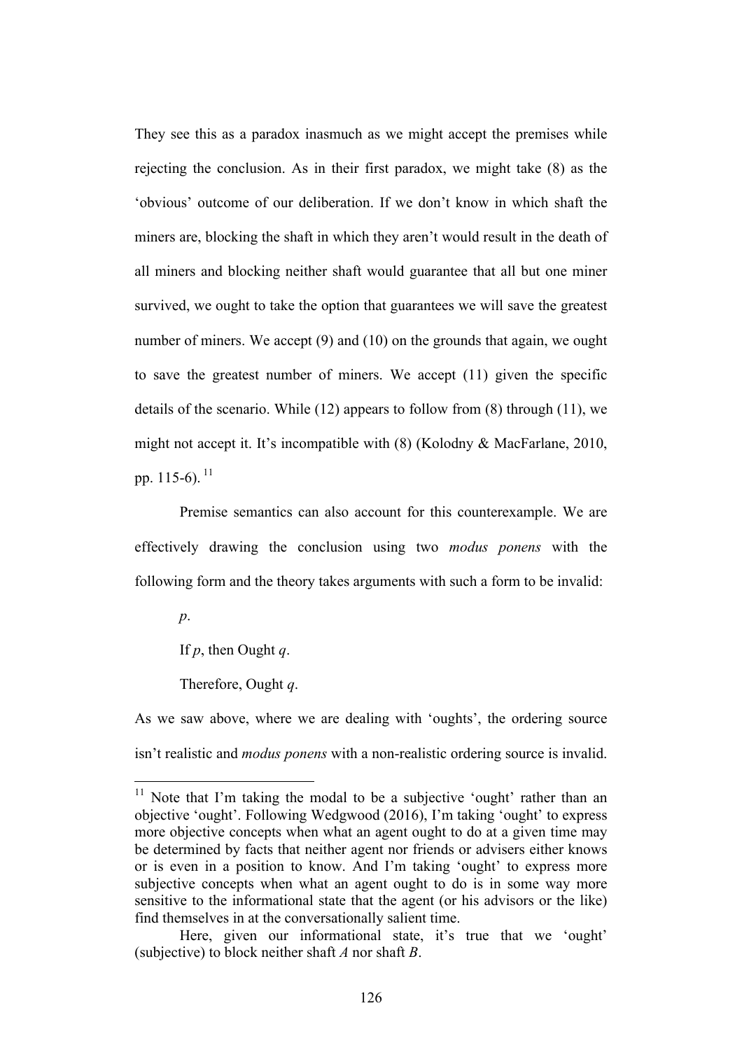They see this as a paradox inasmuch as we might accept the premises while rejecting the conclusion. As in their first paradox, we might take (8) as the 'obvious' outcome of our deliberation. If we don't know in which shaft the miners are, blocking the shaft in which they aren't would result in the death of all miners and blocking neither shaft would guarantee that all but one miner survived, we ought to take the option that guarantees we will save the greatest number of miners. We accept (9) and (10) on the grounds that again, we ought to save the greatest number of miners. We accept (11) given the specific details of the scenario. While (12) appears to follow from (8) through (11), we might not accept it. It's incompatible with (8) (Kolodny & MacFarlane, 2010, pp. 115-6).[11]

Premise semantics can also account for this counterexample. We are effectively drawing the conclusion using two *modus ponens* with the following form and the theory takes arguments with such a form to be invalid:

*p*.

If *p*, then Ought *q*.

Therefore, Ought *q*.

As we saw above, where we are dealing with 'oughts', the ordering source isn't realistic and *modus ponens* with a non-realistic ordering source is invalid.

---

[11] Note that I'm taking the modal to be a subjective 'ought' rather than an objective 'ought'. Following Wedgwood (2016), I'm taking 'ought' to express more objective concepts when what an agent ought to do at a given time may be determined by facts that neither agent nor friends or advisers either knows or is even in a position to know. And I'm taking 'ought' to express more subjective concepts when what an agent ought to do is in some way more sensitive to the informational state that the agent (or his advisors or the like) find themselves in at the conversationally salient time.

Here, given our informational state, it's true that we 'ought' (subjective) to block neither shaft *A* nor shaft *B*.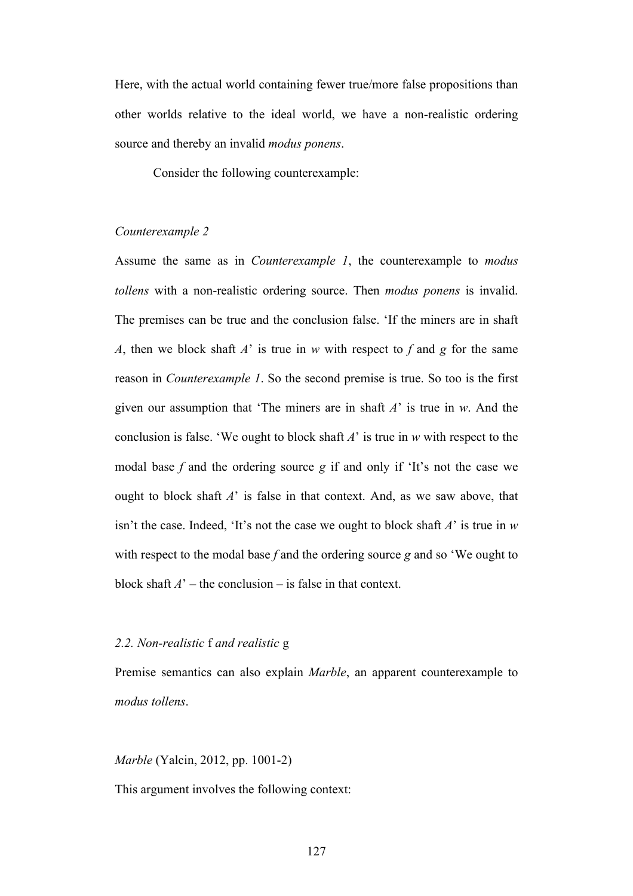Here, with the actual world containing fewer true/more false propositions than other worlds relative to the ideal world, we have a non-realistic ordering source and thereby an invalid *modus ponens*.

Consider the following counterexample:

*Counterexample 2*

Assume the same as in *Counterexample 1*, the counterexample to *modus tollens* with a non-realistic ordering source. Then *modus ponens* is invalid. The premises can be true and the conclusion false. 'If the miners are in shaft *A*, then we block shaft *A*' is true in *w* with respect to *f* and *g* for the same reason in *Counterexample 1*. So the second premise is true. So too is the first given our assumption that 'The miners are in shaft *A*' is true in *w*. And the conclusion is false. 'We ought to block shaft *A*' is true in *w* with respect to the modal base *f* and the ordering source *g* if and only if 'It's not the case we ought to block shaft *A*' is false in that context. And, as we saw above, that isn't the case. Indeed, 'It's not the case we ought to block shaft *A*' is true in *w* with respect to the modal base *f* and the ordering source *g* and so 'We ought to block shaft *A*' – the conclusion – is false in that context.

### *2.2. Non-realistic* f *and realistic* g

Premise semantics can also explain *Marble*, an apparent counterexample to *modus tollens*.

*Marble* (Yalcin, 2012, pp. 1001-2)

This argument involves the following context: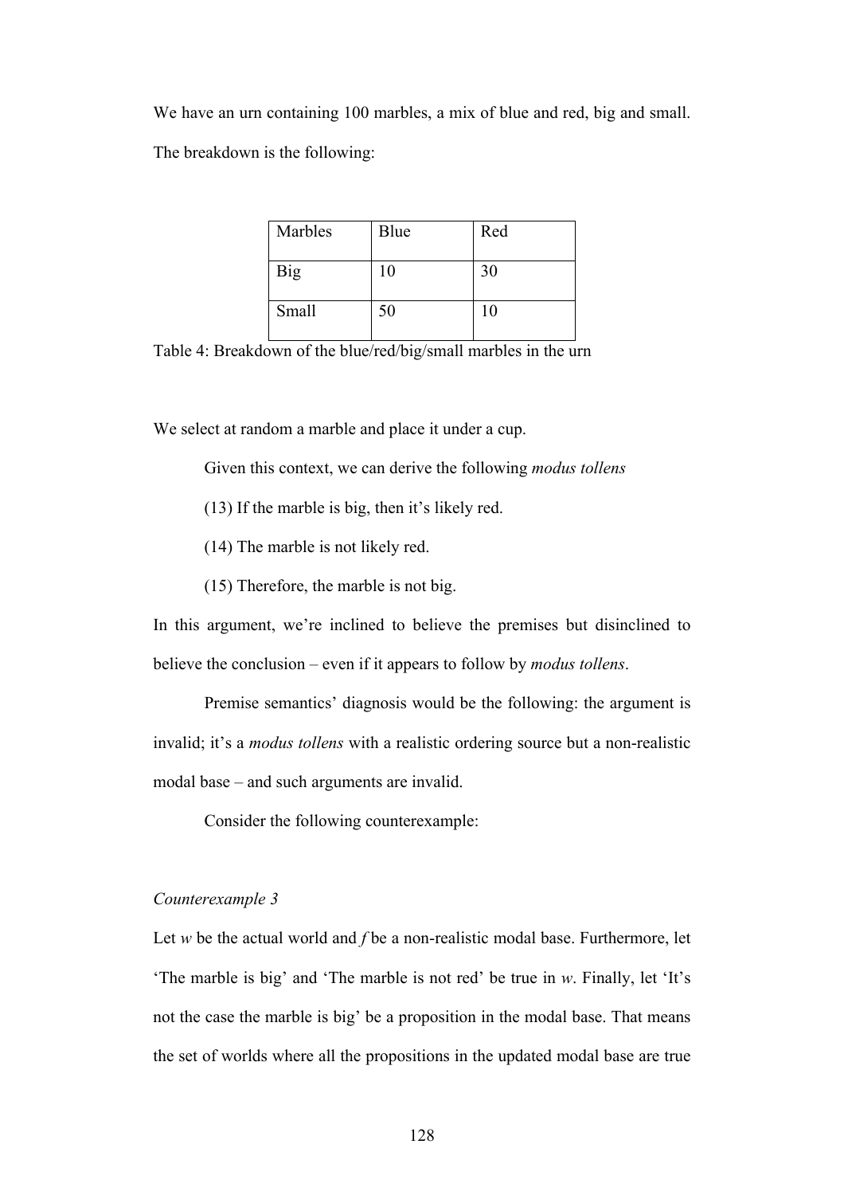We have an urn containing 100 marbles, a mix of blue and red, big and small. The breakdown is the following:

| Marbles | Blue | Red |
| --- | --- | --- |
| Big | 10 | 30 |
| Small | 50 | 10 |

Table 4: Breakdown of the blue/red/big/small marbles in the urn

We select at random a marble and place it under a cup.

Given this context, we can derive the following *modus tollens*

(13) If the marble is big, then it's likely red.

(14) The marble is not likely red.

(15) Therefore, the marble is not big.

In this argument, we're inclined to believe the premises but disinclined to believe the conclusion – even if it appears to follow by *modus tollens*.

Premise semantics' diagnosis would be the following: the argument is invalid; it's a *modus tollens* with a realistic ordering source but a non-realistic modal base – and such arguments are invalid.

Consider the following counterexample:

*Counterexample 3*

Let *w* be the actual world and *f* be a non-realistic modal base. Furthermore, let 'The marble is big' and 'The marble is not red' be true in *w*. Finally, let 'It's not the case the marble is big' be a proposition in the modal base. That means the set of worlds where all the propositions in the updated modal base are true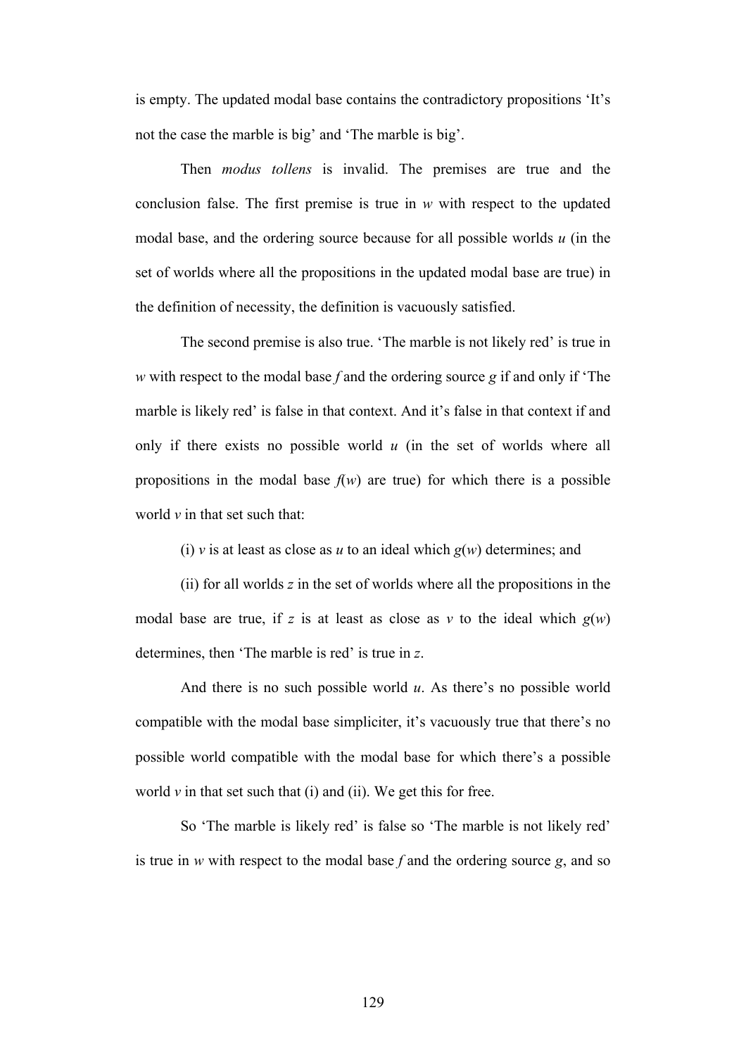is empty. The updated modal base contains the contradictory propositions ‘It’s not the case the marble is big’ and ‘The marble is big’.

Then *modus tollens* is invalid. The premises are true and the conclusion false. The first premise is true in *w* with respect to the updated modal base, and the ordering source because for all possible worlds *u* (in the set of worlds where all the propositions in the updated modal base are true) in the definition of necessity, the definition is vacuously satisfied.

The second premise is also true. ‘The marble is not likely red’ is true in *w* with respect to the modal base *f* and the ordering source *g* if and only if ‘The marble is likely red’ is false in that context. And it’s false in that context if and only if there exists no possible world *u* (in the set of worlds where all propositions in the modal base *f*(*w*) are true) for which there is a possible world *v* in that set such that:

(i) *v* is at least as close as *u* to an ideal which *g*(*w*) determines; and

(ii) for all worlds *z* in the set of worlds where all the propositions in the modal base are true, if *z* is at least as close as *v* to the ideal which *g*(*w*) determines, then ‘The marble is red’ is true in *z*.

And there is no such possible world *u*. As there’s no possible world compatible with the modal base simpliciter, it’s vacuously true that there’s no possible world compatible with the modal base for which there’s a possible world *v* in that set such that (i) and (ii). We get this for free.

So ‘The marble is likely red’ is false so ‘The marble is not likely red’ is true in *w* with respect to the modal base *f* and the ordering source *g*, and so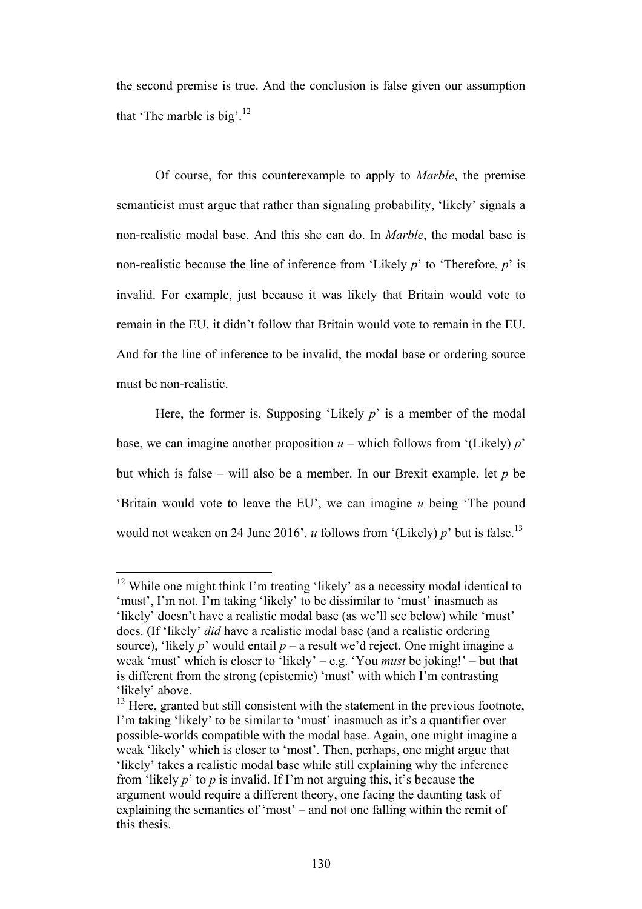the second premise is true. And the conclusion is false given our assumption that 'The marble is big'.[12]

Of course, for this counterexample to apply to *Marble*, the premise semanticist must argue that rather than signaling probability, 'likely' signals a non-realistic modal base. And this she can do. In *Marble*, the modal base is non-realistic because the line of inference from 'Likely *p*' to 'Therefore, *p*' is invalid. For example, just because it was likely that Britain would vote to remain in the EU, it didn't follow that Britain would vote to remain in the EU. And for the line of inference to be invalid, the modal base or ordering source must be non-realistic.

Here, the former is. Supposing 'Likely *p*' is a member of the modal base, we can imagine another proposition *u* – which follows from '(Likely) *p*' but which is false – will also be a member. In our Brexit example, let *p* be 'Britain would vote to leave the EU', we can imagine *u* being 'The pound would not weaken on 24 June 2016'. *u* follows from '(Likely) *p*' but is false.[13]

---

[12] While one might think I'm treating 'likely' as a necessity modal identical to 'must', I'm not. I'm taking 'likely' to be dissimilar to 'must' inasmuch as 'likely' doesn't have a realistic modal base (as we'll see below) while 'must' does. (If 'likely' *did* have a realistic modal base (and a realistic ordering source), 'likely *p*' would entail *p* – a result we'd reject. One might imagine a weak 'must' which is closer to 'likely' – e.g. 'You *must* be joking!' – but that is different from the strong (epistemic) 'must' with which I'm contrasting 'likely' above.

[13] Here, granted but still consistent with the statement in the previous footnote, I'm taking 'likely' to be similar to 'must' inasmuch as it's a quantifier over possible-worlds compatible with the modal base. Again, one might imagine a weak 'likely' which is closer to 'most'. Then, perhaps, one might argue that 'likely' takes a realistic modal base while still explaining why the inference from 'likely *p*' to *p* is invalid. If I'm not arguing this, it's because the argument would require a different theory, one facing the daunting task of explaining the semantics of 'most' – and not one falling within the remit of this thesis.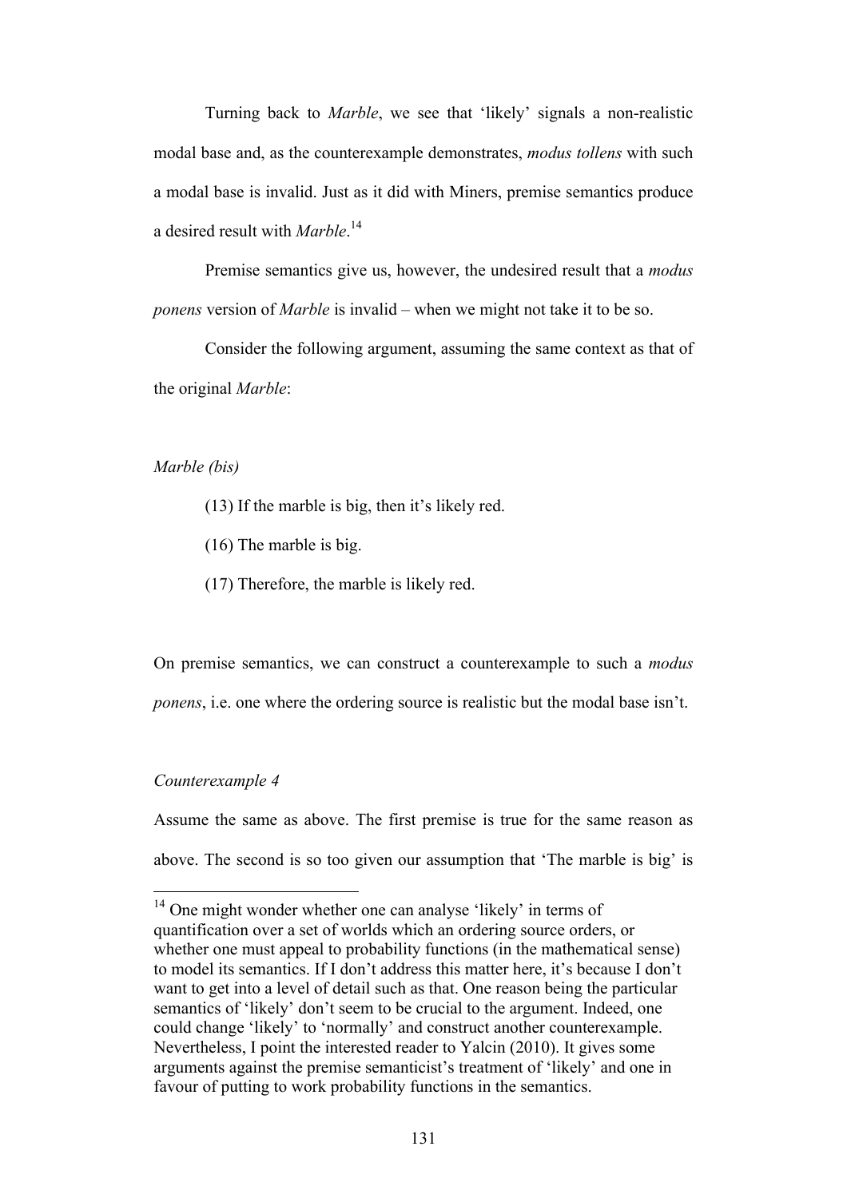Turning back to *Marble*, we see that 'likely' signals a non-realistic modal base and, as the counterexample demonstrates, *modus tollens* with such a modal base is invalid. Just as it did with Miners, premise semantics produce a desired result with *Marble*.[14]

Premise semantics give us, however, the undesired result that a *modus ponens* version of *Marble* is invalid – when we might not take it to be so.

Consider the following argument, assuming the same context as that of the original *Marble*:

*Marble (bis)*

(13) If the marble is big, then it's likely red.

(16) The marble is big.

(17) Therefore, the marble is likely red.

On premise semantics, we can construct a counterexample to such a *modus ponens*, i.e. one where the ordering source is realistic but the modal base isn't.

*Counterexample 4*

Assume the same as above. The first premise is true for the same reason as above. The second is so too given our assumption that 'The marble is big' is

---

[14] One might wonder whether one can analyse 'likely' in terms of quantification over a set of worlds which an ordering source orders, or whether one must appeal to probability functions (in the mathematical sense) to model its semantics. If I don't address this matter here, it's because I don't want to get into a level of detail such as that. One reason being the particular semantics of 'likely' don't seem to be crucial to the argument. Indeed, one could change 'likely' to 'normally' and construct another counterexample. Nevertheless, I point the interested reader to Yalcin (2010). It gives some arguments against the premise semanticist's treatment of 'likely' and one in favour of putting to work probability functions in the semantics.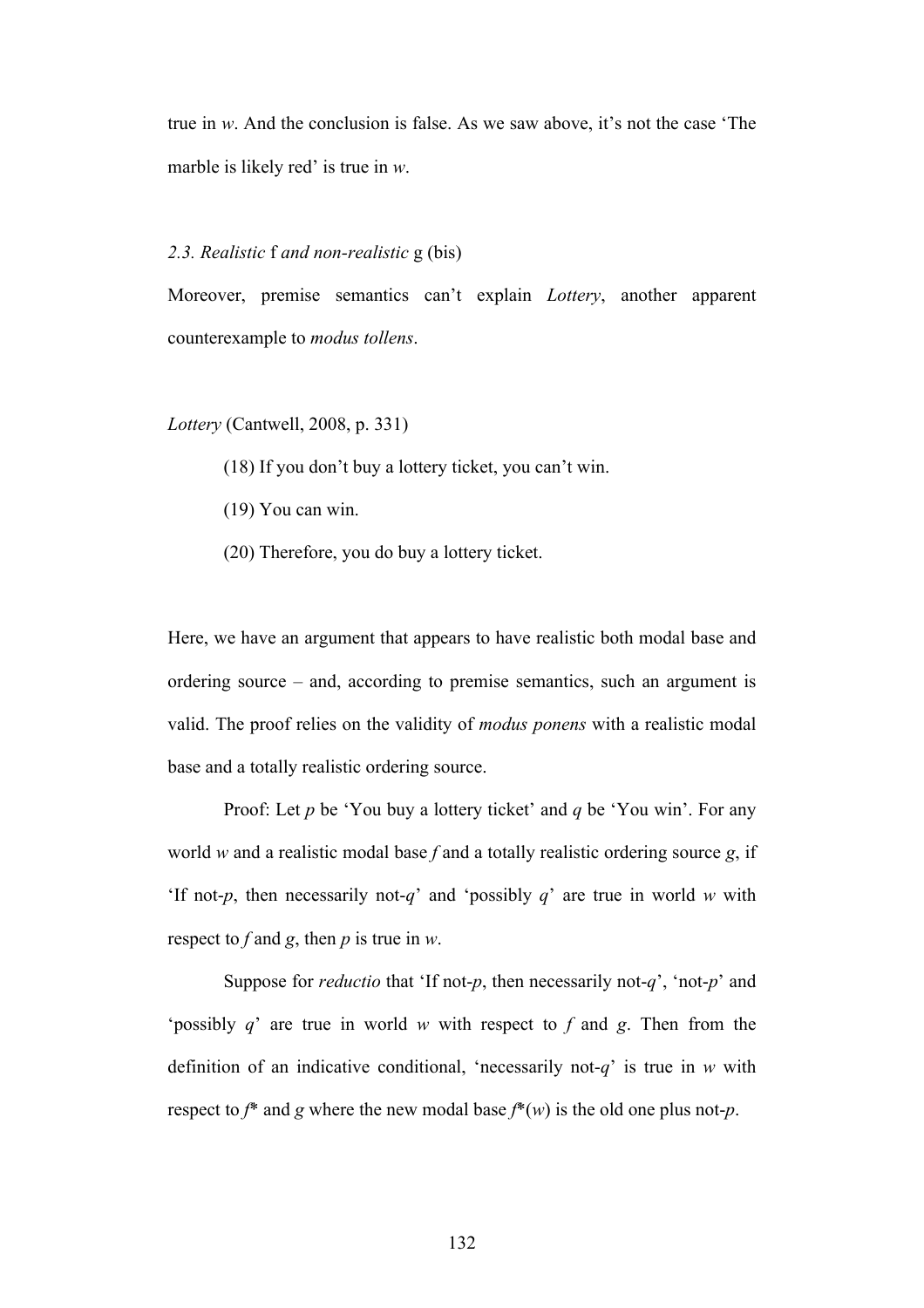true in *w*. And the conclusion is false. As we saw above, it's not the case 'The marble is likely red' is true in *w*.

### *2.3. Realistic* f *and non-realistic* g (bis)

Moreover, premise semantics can't explain *Lottery*, another apparent counterexample to *modus tollens*.

*Lottery* (Cantwell, 2008, p. 331)

> (18) If you don't buy a lottery ticket, you can't win.
>
> (19) You can win.
>
> (20) Therefore, you do buy a lottery ticket.

Here, we have an argument that appears to have realistic both modal base and ordering source – and, according to premise semantics, such an argument is valid. The proof relies on the validity of *modus ponens* with a realistic modal base and a totally realistic ordering source.

Proof: Let *p* be 'You buy a lottery ticket' and *q* be 'You win'. For any world *w* and a realistic modal base *f* and a totally realistic ordering source *g*, if 'If not-*p*, then necessarily not-*q*' and 'possibly *q*' are true in world *w* with respect to *f* and *g*, then *p* is true in *w*.

Suppose for *reductio* that 'If not-*p*, then necessarily not-*q*', 'not-*p*' and 'possibly *q*' are true in world *w* with respect to *f* and *g*. Then from the definition of an indicative conditional, 'necessarily not-*q*' is true in *w* with respect to *f*\* and *g* where the new modal base *f*\*(*w*) is the old one plus not-*p*.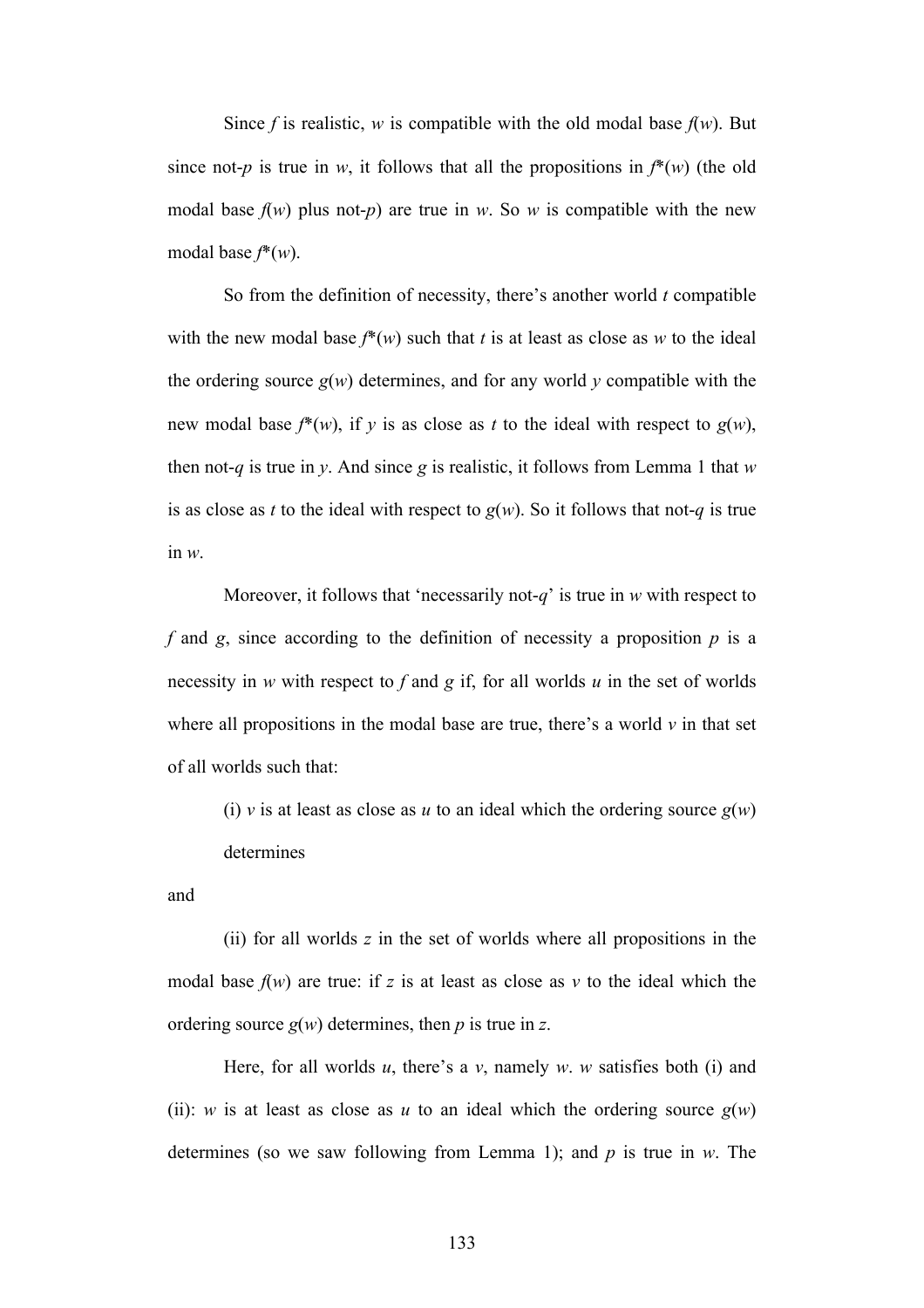Since $f$ is realistic, $w$ is compatible with the old modal base $f(w)$. But since not-$p$ is true in $w$, it follows that all the propositions in $f^*(w)$ (the old modal base $f(w)$ plus not-$p$) are true in $w$. So $w$ is compatible with the new modal base $f^*(w)$.

So from the definition of necessity, there's another world $t$ compatible with the new modal base $f^*(w)$ such that $t$ is at least as close as $w$ to the ideal the ordering source $g(w)$ determines, and for any world $y$ compatible with the new modal base $f^*(w)$, if $y$ is as close as $t$ to the ideal with respect to $g(w)$, then not-$q$ is true in $y$. And since $g$ is realistic, it follows from Lemma 1 that $w$ is as close as $t$ to the ideal with respect to $g(w)$. So it follows that not-$q$ is true in $w$.

Moreover, it follows that 'necessarily not-$q$' is true in $w$ with respect to $f$ and $g$, since according to the definition of necessity a proposition $p$ is a necessity in $w$ with respect to $f$ and $g$ if, for all worlds $u$ in the set of worlds where all propositions in the modal base are true, there's a world $v$ in that set of all worlds such that:

(i) $v$ is at least as close as $u$ to an ideal which the ordering source $g(w)$ determines

and

(ii) for all worlds $z$ in the set of worlds where all propositions in the modal base $f(w)$ are true: if $z$ is at least as close as $v$ to the ideal which the ordering source $g(w)$ determines, then $p$ is true in $z$.

Here, for all worlds $u$, there's a $v$, namely $w$. $w$ satisfies both (i) and (ii): $w$ is at least as close as $u$ to an ideal which the ordering source $g(w)$ determines (so we saw following from Lemma 1); and $p$ is true in $w$. The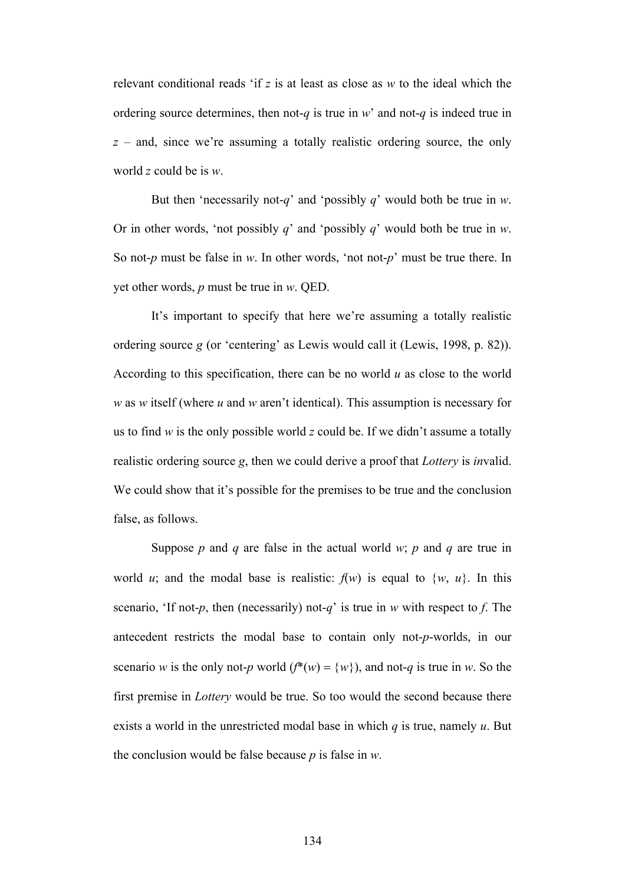relevant conditional reads 'if $z$ is at least as close as $w$ to the ideal which the ordering source determines, then not-$q$ is true in $w$' and not-$q$ is indeed true in $z$ – and, since we're assuming a totally realistic ordering source, the only world $z$ could be is $w$.

But then 'necessarily not-$q$' and 'possibly $q$' would both be true in $w$. Or in other words, 'not possibly $q$' and 'possibly $q$' would both be true in $w$. So not-$p$ must be false in $w$. In other words, 'not not-$p$' must be true there. In yet other words, $p$ must be true in $w$. QED.

It's important to specify that here we're assuming a totally realistic ordering source $g$ (or 'centering' as Lewis would call it (Lewis, 1998, p. 82)). According to this specification, there can be no world $u$ as close to the world $w$ as $w$ itself (where $u$ and $w$ aren't identical). This assumption is necessary for us to find $w$ is the only possible world $z$ could be. If we didn't assume a totally realistic ordering source $g$, then we could derive a proof that *Lottery* is *in*valid. We could show that it's possible for the premises to be true and the conclusion false, as follows.

Suppose $p$ and $q$ are false in the actual world $w$; $p$ and $q$ are true in world $u$; and the modal base is realistic: $f(w)$ is equal to $\{w, u\}$. In this scenario, 'If not-$p$, then (necessarily) not-$q$' is true in $w$ with respect to $f$. The antecedent restricts the modal base to contain only not-$p$-worlds, in our scenario $w$ is the only not-$p$ world ($f^*(w) = \{w\}$), and not-$q$ is true in $w$. So the first premise in *Lottery* would be true. So too would the second because there exists a world in the unrestricted modal base in which $q$ is true, namely $u$. But the conclusion would be false because $p$ is false in $w$.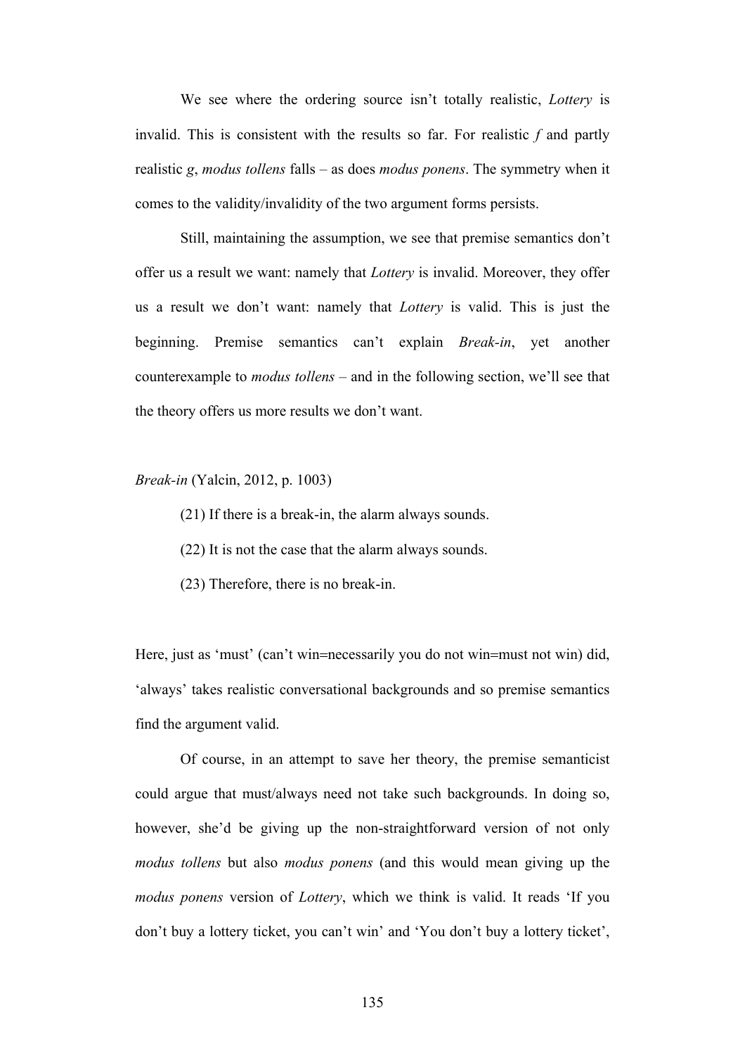We see where the ordering source isn't totally realistic, *Lottery* is invalid. This is consistent with the results so far. For realistic *f* and partly realistic *g*, *modus tollens* falls – as does *modus ponens*. The symmetry when it comes to the validity/invalidity of the two argument forms persists.

Still, maintaining the assumption, we see that premise semantics don't offer us a result we want: namely that *Lottery* is invalid. Moreover, they offer us a result we don't want: namely that *Lottery* is valid. This is just the beginning. Premise semantics can't explain *Break-in*, yet another counterexample to *modus tollens* – and in the following section, we'll see that the theory offers us more results we don't want.

*Break-in* (Yalcin, 2012, p. 1003)

(21) If there is a break-in, the alarm always sounds.

(22) It is not the case that the alarm always sounds.

(23) Therefore, there is no break-in.

Here, just as 'must' (can't win=necessarily you do not win=must not win) did, 'always' takes realistic conversational backgrounds and so premise semantics find the argument valid.

Of course, in an attempt to save her theory, the premise semanticist could argue that must/always need not take such backgrounds. In doing so, however, she'd be giving up the non-straightforward version of not only *modus tollens* but also *modus ponens* (and this would mean giving up the *modus ponens* version of *Lottery*, which we think is valid. It reads 'If you don't buy a lottery ticket, you can't win' and 'You don't buy a lottery ticket',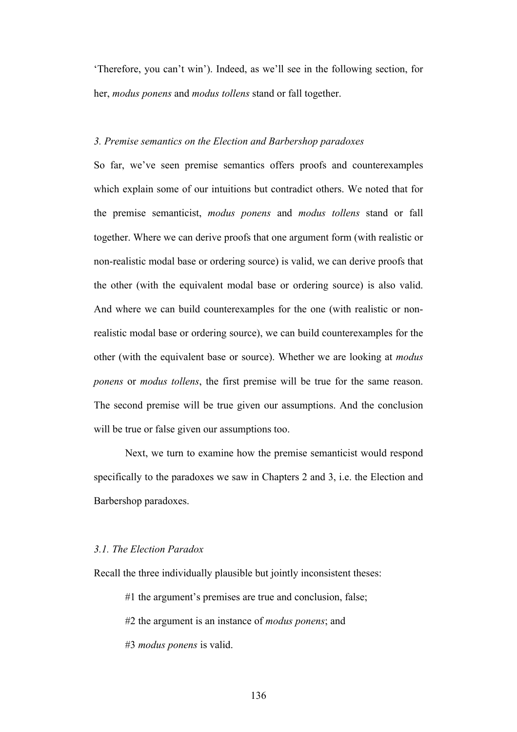'Therefore, you can't win'). Indeed, as we'll see in the following section, for her, *modus ponens* and *modus tollens* stand or fall together.

### *3. Premise semantics on the Election and Barbershop paradoxes*

So far, we've seen premise semantics offers proofs and counterexamples which explain some of our intuitions but contradict others. We noted that for the premise semanticist, *modus ponens* and *modus tollens* stand or fall together. Where we can derive proofs that one argument form (with realistic or non-realistic modal base or ordering source) is valid, we can derive proofs that the other (with the equivalent modal base or ordering source) is also valid. And where we can build counterexamples for the one (with realistic or non-realistic modal base or ordering source), we can build counterexamples for the other (with the equivalent base or source). Whether we are looking at *modus ponens* or *modus tollens*, the first premise will be true for the same reason. The second premise will be true given our assumptions. And the conclusion will be true or false given our assumptions too.

Next, we turn to examine how the premise semanticist would respond specifically to the paradoxes we saw in Chapters 2 and 3, i.e. the Election and Barbershop paradoxes.

#### *3.1. The Election Paradox*

Recall the three individually plausible but jointly inconsistent theses:

#1 the argument's premises are true and conclusion, false;

#2 the argument is an instance of *modus ponens*; and

#3 *modus ponens* is valid.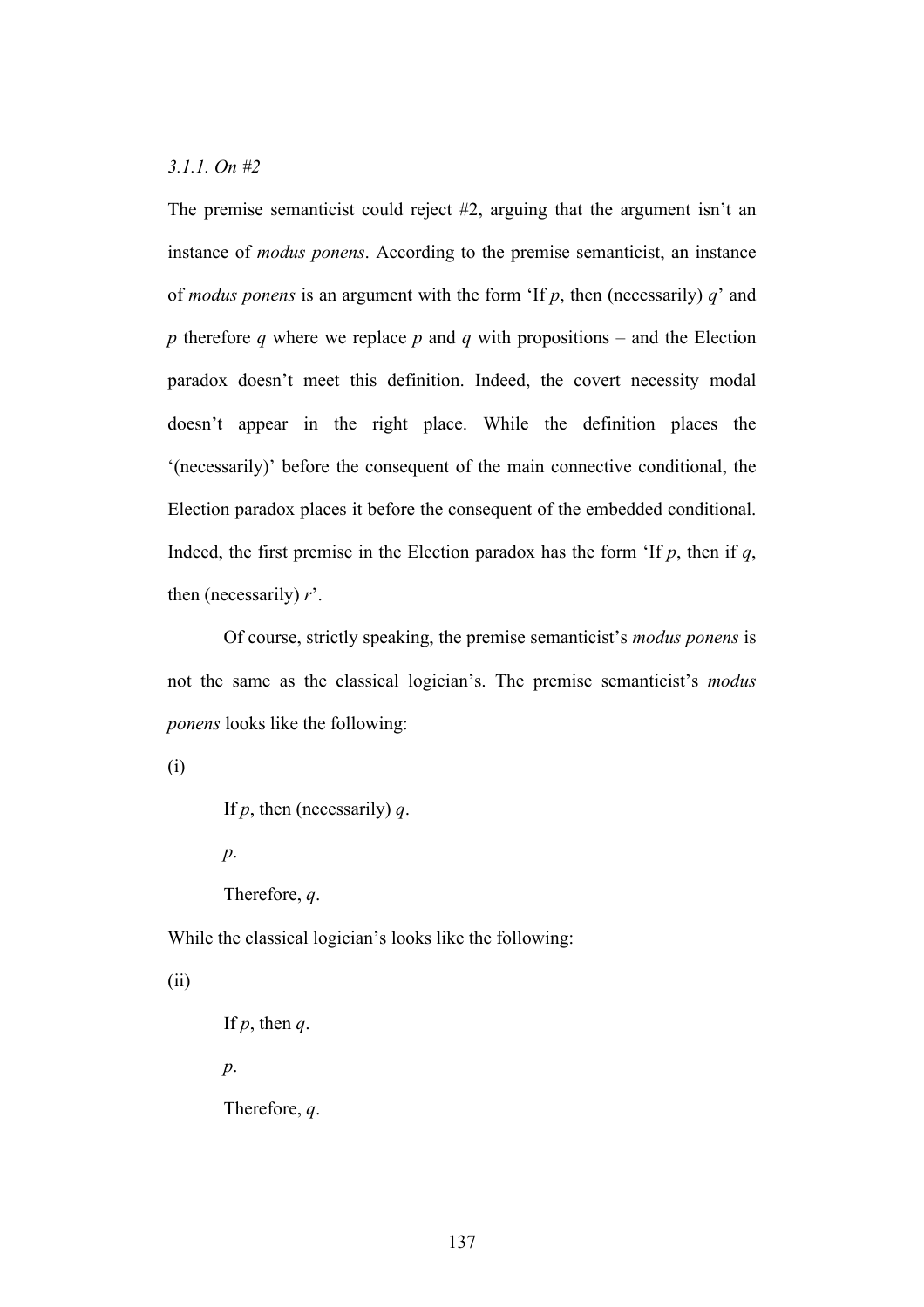*3.1.1. On #2*

The premise semanticist could reject #2, arguing that the argument isn't an instance of *modus ponens*. According to the premise semanticist, an instance of *modus ponens* is an argument with the form 'If *p*, then (necessarily) *q*' and *p* therefore *q* where we replace *p* and *q* with propositions – and the Election paradox doesn't meet this definition. Indeed, the covert necessity modal doesn't appear in the right place. While the definition places the '(necessarily)' before the consequent of the main connective conditional, the Election paradox places it before the consequent of the embedded conditional. Indeed, the first premise in the Election paradox has the form 'If *p*, then if *q*, then (necessarily) *r*'.

Of course, strictly speaking, the premise semanticist's *modus ponens* is not the same as the classical logician's. The premise semanticist's *modus ponens* looks like the following:

(i)

> If *p*, then (necessarily) *q*.
>
> *p*.
>
> Therefore, *q*.

While the classical logician's looks like the following:

(ii)

> If *p*, then *q*.
>
> *p*.
>
> Therefore, *q*.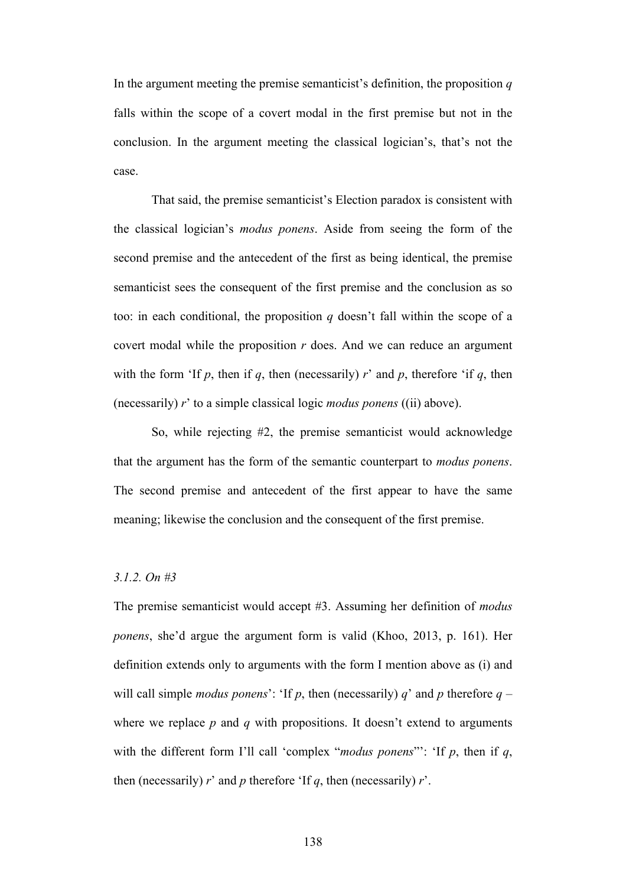In the argument meeting the premise semanticist's definition, the proposition *q* falls within the scope of a covert modal in the first premise but not in the conclusion. In the argument meeting the classical logician's, that's not the case.

That said, the premise semanticist's Election paradox is consistent with the classical logician's *modus ponens*. Aside from seeing the form of the second premise and the antecedent of the first as being identical, the premise semanticist sees the consequent of the first premise and the conclusion as so too: in each conditional, the proposition *q* doesn't fall within the scope of a covert modal while the proposition *r* does. And we can reduce an argument with the form 'If *p*, then if *q*, then (necessarily) *r*' and *p*, therefore 'if *q*, then (necessarily) *r*' to a simple classical logic *modus ponens* ((ii) above).

So, while rejecting #2, the premise semanticist would acknowledge that the argument has the form of the semantic counterpart to *modus ponens*. The second premise and antecedent of the first appear to have the same meaning; likewise the conclusion and the consequent of the first premise.

### *3.1.2. On #3*

The premise semanticist would accept #3. Assuming her definition of *modus ponens*, she'd argue the argument form is valid (Khoo, 2013, p. 161). Her definition extends only to arguments with the form I mention above as (i) and will call simple *modus ponens*': 'If *p*, then (necessarily) *q*' and *p* therefore *q* – where we replace *p* and *q* with propositions. It doesn't extend to arguments with the different form I'll call 'complex "*modus ponens*"': 'If *p*, then if *q*, then (necessarily) *r*' and *p* therefore 'If *q*, then (necessarily) *r*'.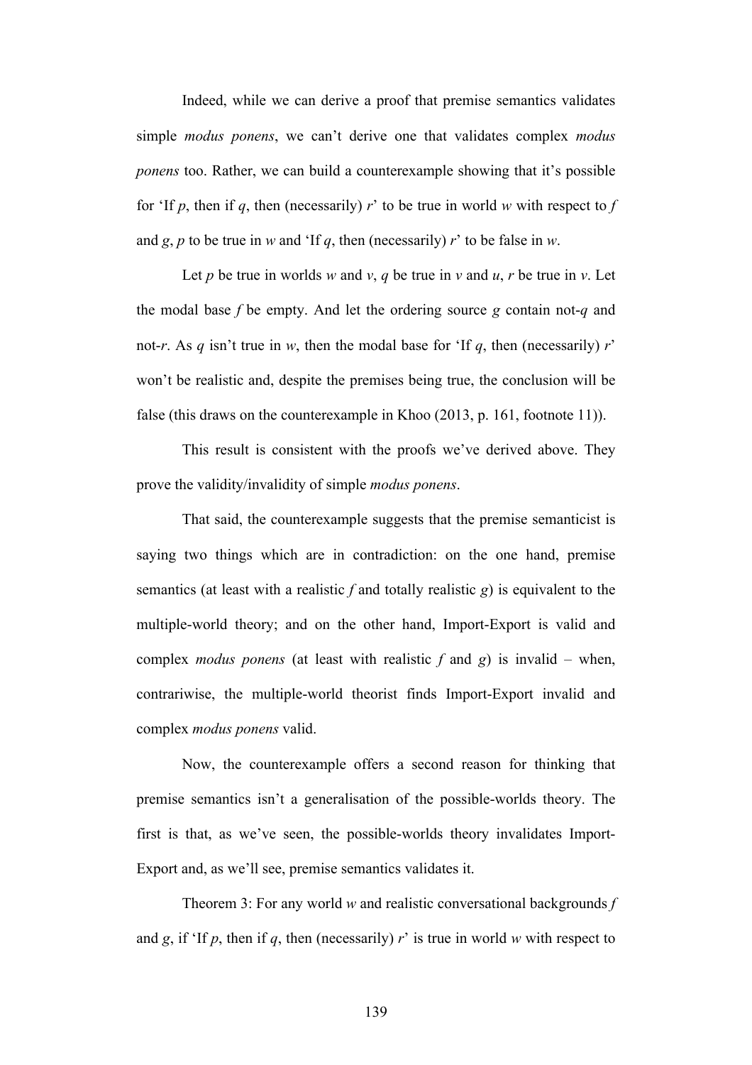Indeed, while we can derive a proof that premise semantics validates simple *modus ponens*, we can't derive one that validates complex *modus ponens* too. Rather, we can build a counterexample showing that it's possible for 'If $p$, then if $q$, then (necessarily) $r$' to be true in world $w$ with respect to $f$ and $g$, $p$ to be true in $w$ and 'If $q$, then (necessarily) $r$' to be false in $w$.

Let $p$ be true in worlds $w$ and $v$, $q$ be true in $v$ and $u$, $r$ be true in $v$. Let the modal base $f$ be empty. And let the ordering source $g$ contain not-$q$ and not-$r$. As $q$ isn't true in $w$, then the modal base for 'If $q$, then (necessarily) $r$' won't be realistic and, despite the premises being true, the conclusion will be false (this draws on the counterexample in Khoo (2013, p. 161, footnote 11)).

This result is consistent with the proofs we've derived above. They prove the validity/invalidity of simple *modus ponens*.

That said, the counterexample suggests that the premise semanticist is saying two things which are in contradiction: on the one hand, premise semantics (at least with a realistic $f$ and totally realistic $g$) is equivalent to the multiple-world theory; and on the other hand, Import-Export is valid and complex *modus ponens* (at least with realistic $f$ and $g$) is invalid – when, contrariwise, the multiple-world theorist finds Import-Export invalid and complex *modus ponens* valid.

Now, the counterexample offers a second reason for thinking that premise semantics isn't a generalisation of the possible-worlds theory. The first is that, as we've seen, the possible-worlds theory invalidates Import-Export and, as we'll see, premise semantics validates it.

Theorem 3: For any world $w$ and realistic conversational backgrounds $f$ and $g$, if 'If $p$, then if $q$, then (necessarily) $r$' is true in world $w$ with respect to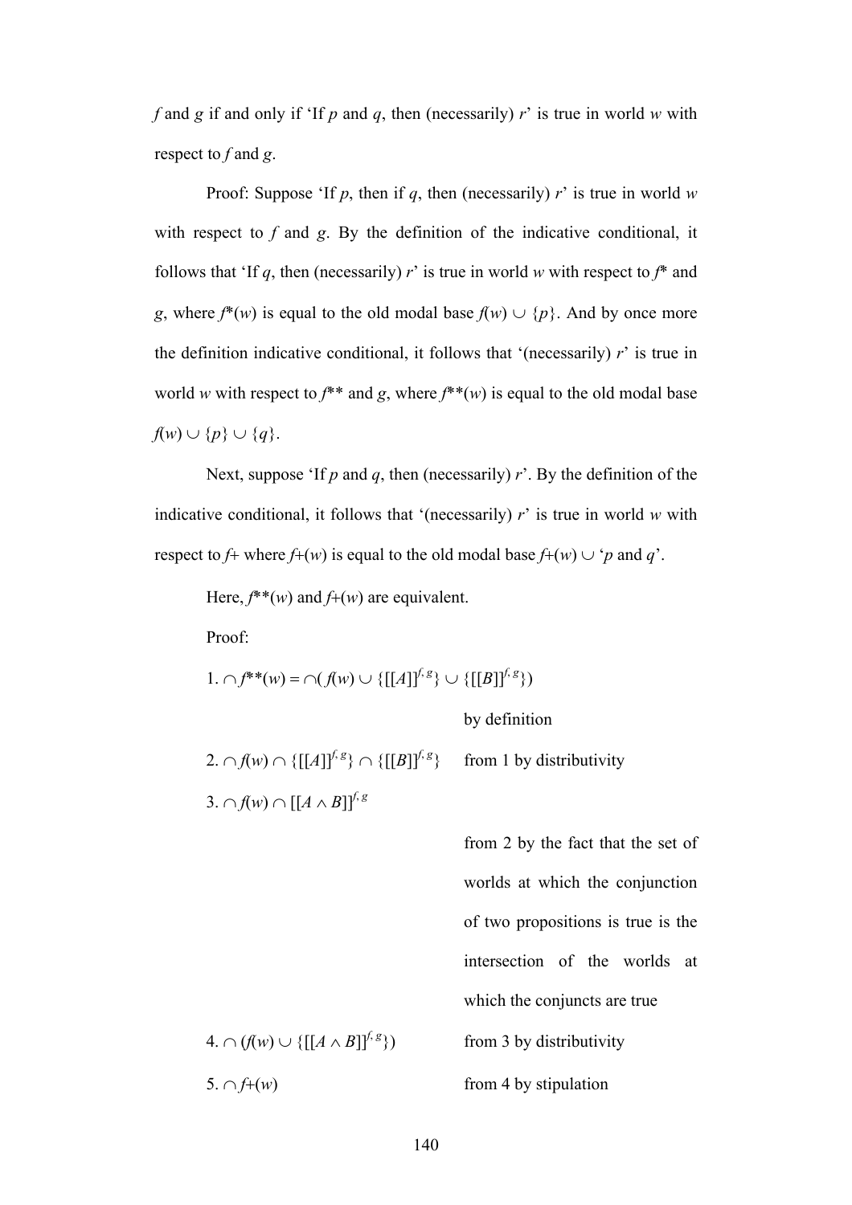*f* and *g* if and only if 'If *p* and *q*, then (necessarily) *r*' is true in world *w* with respect to *f* and *g*.

Proof: Suppose 'If *p*, then if *q*, then (necessarily) *r*' is true in world *w* with respect to *f* and *g*. By the definition of the indicative conditional, it follows that 'If *q*, then (necessarily) *r*' is true in world *w* with respect to $f^*$ and *g*, where $f^*(w)$ is equal to the old modal base $f(w) \cup \{p\}$. And by once more the definition indicative conditional, it follows that '(necessarily) *r*' is true in world *w* with respect to $f^{**}$ and *g*, where $f^{**}(w)$ is equal to the old modal base $f(w) \cup \{p\} \cup \{q\}$.

Next, suppose 'If *p* and *q*, then (necessarily) *r*'. By the definition of the indicative conditional, it follows that '(necessarily) *r*' is true in world *w* with respect to $f+$ where $f+(w)$ is equal to the old modal base $f+(w) \cup$ '*p* and *q*'.

Here, $f^{**}(w)$ and $f+(w)$ are equivalent.

Proof:

1. $\cap f^{**}(w) = \cap( f(w) \cup \{[[A]]^{f,g}\} \cup \{[[B]]^{f,g}\})$ — by definition
2. $\cap f(w) \cap \{[[A]]^{f,g}\} \cap \{[[B]]^{f,g}\}$ — from 1 by distributivity
3. $\cap f(w) \cap [[A \wedge B]]^{f,g}$ — from 2 by the fact that the set of worlds at which the conjunction of two propositions is true is the intersection of the worlds at which the conjuncts are true
4. $\cap (f(w) \cup \{[[A \wedge B]]^{f,g}\})$ — from 3 by distributivity
5. $\cap f+(w)$ — from 4 by stipulation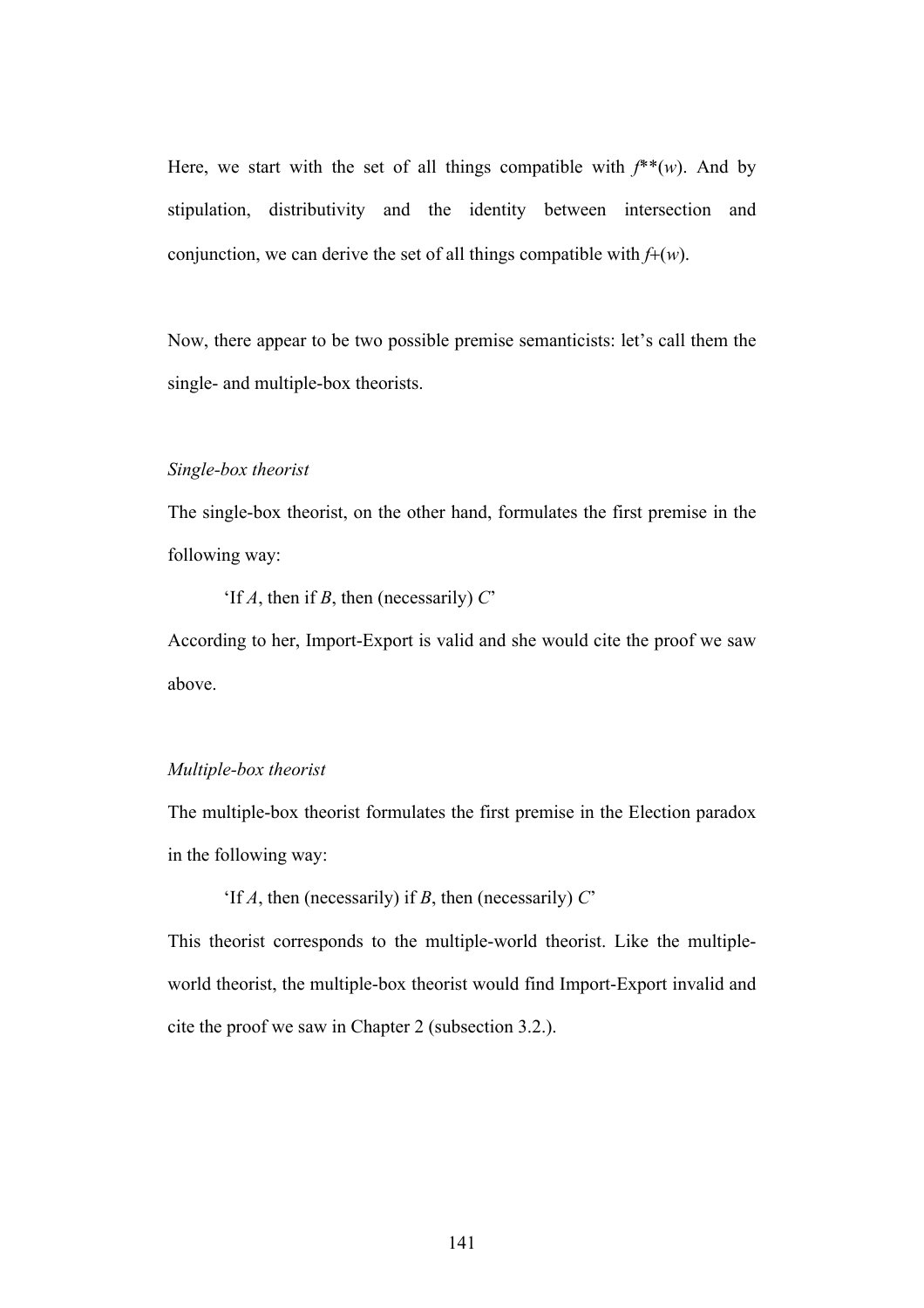Here, we start with the set of all things compatible with $f^{**}(w)$. And by stipulation, distributivity and the identity between intersection and conjunction, we can derive the set of all things compatible with $f+(w)$.

Now, there appear to be two possible premise semanticists: let's call them the single- and multiple-box theorists.

*Single-box theorist*

The single-box theorist, on the other hand, formulates the first premise in the following way:

'If *A*, then if *B*, then (necessarily) *C*'

According to her, Import-Export is valid and she would cite the proof we saw above.

*Multiple-box theorist*

The multiple-box theorist formulates the first premise in the Election paradox in the following way:

'If *A*, then (necessarily) if *B*, then (necessarily) *C*'

This theorist corresponds to the multiple-world theorist. Like the multiple-world theorist, the multiple-box theorist would find Import-Export invalid and cite the proof we saw in Chapter 2 (subsection 3.2.).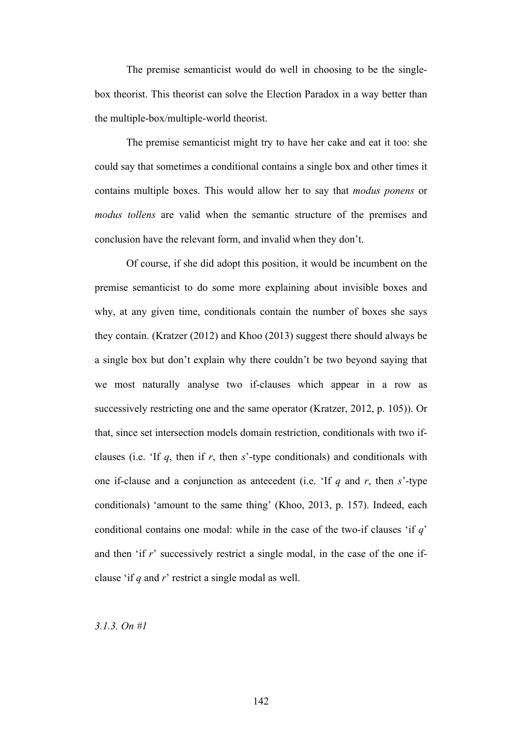The premise semanticist would do well in choosing to be the single-box theorist. This theorist can solve the Election Paradox in a way better than the multiple-box/multiple-world theorist.

The premise semanticist might try to have her cake and eat it too: she could say that sometimes a conditional contains a single box and other times it contains multiple boxes. This would allow her to say that *modus ponens* or *modus tollens* are valid when the semantic structure of the premises and conclusion have the relevant form, and invalid when they don't.

Of course, if she did adopt this position, it would be incumbent on the premise semanticist to do some more explaining about invisible boxes and why, at any given time, conditionals contain the number of boxes she says they contain. (Kratzer (2012) and Khoo (2013) suggest there should always be a single box but don't explain why there couldn't be two beyond saying that we most naturally analyse two if-clauses which appear in a row as successively restricting one and the same operator (Kratzer, 2012, p. 105)). Or that, since set intersection models domain restriction, conditionals with two if-clauses (i.e. 'If *q*, then if *r*, then *s*'-type conditionals) and conditionals with one if-clause and a conjunction as antecedent (i.e. 'If *q* and *r*, then *s*'-type conditionals) 'amount to the same thing' (Khoo, 2013, p. 157). Indeed, each conditional contains one modal: while in the case of the two-if clauses 'if *q*' and then 'if *r*' successively restrict a single modal, in the case of the one if-clause 'if *q* and *r*' restrict a single modal as well.

*3.1.3. On #1*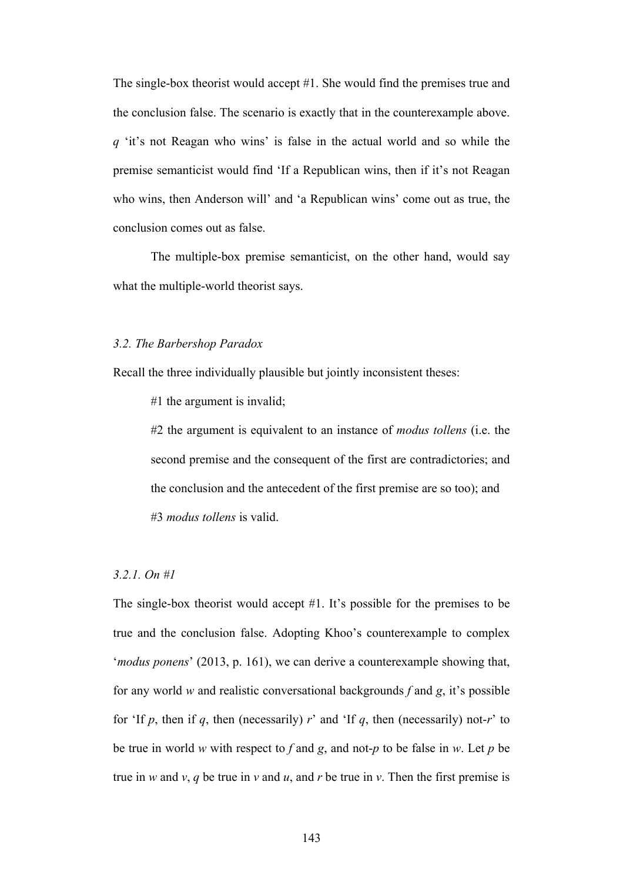The single-box theorist would accept #1. She would find the premises true and the conclusion false. The scenario is exactly that in the counterexample above. $q$ 'it's not Reagan who wins' is false in the actual world and so while the premise semanticist would find 'If a Republican wins, then if it's not Reagan who wins, then Anderson will' and 'a Republican wins' come out as true, the conclusion comes out as false.

The multiple-box premise semanticist, on the other hand, would say what the multiple-world theorist says.

### *3.2. The Barbershop Paradox*

Recall the three individually plausible but jointly inconsistent theses:

#1 the argument is invalid;

#2 the argument is equivalent to an instance of *modus tollens* (i.e. the second premise and the consequent of the first are contradictories; and the conclusion and the antecedent of the first premise are so too); and

#3 *modus tollens* is valid.

#### *3.2.1. On #1*

The single-box theorist would accept #1. It's possible for the premises to be true and the conclusion false. Adopting Khoo's counterexample to complex '*modus ponens*' (2013, p. 161), we can derive a counterexample showing that, for any world $w$ and realistic conversational backgrounds $f$ and $g$, it's possible for 'If $p$, then if $q$, then (necessarily) $r$' and 'If $q$, then (necessarily) not-$r$' to be true in world $w$ with respect to $f$ and $g$, and not-$p$ to be false in $w$. Let $p$ be true in $w$ and $v$, $q$ be true in $v$ and $u$, and $r$ be true in $v$. Then the first premise is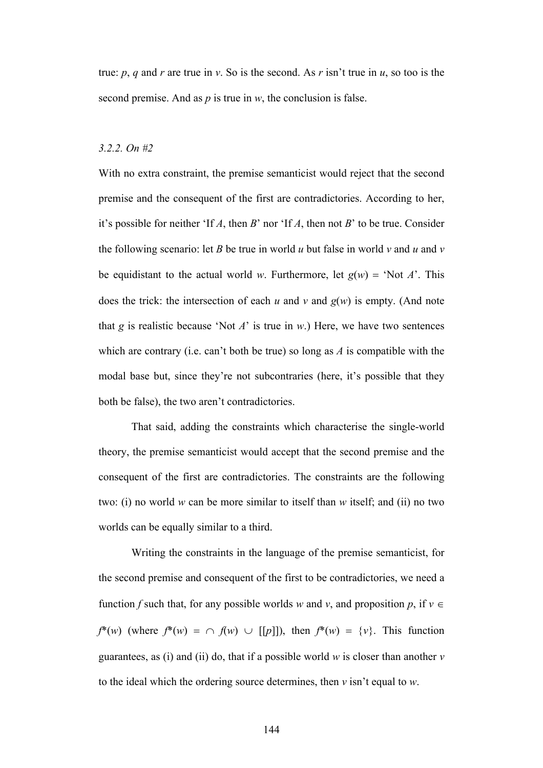true: $p$, $q$ and $r$ are true in $v$. So is the second. As $r$ isn't true in $u$, so too is the second premise. And as $p$ is true in $w$, the conclusion is false.

### *3.2.2. On #2*

With no extra constraint, the premise semanticist would reject that the second premise and the consequent of the first are contradictories. According to her, it's possible for neither 'If $A$, then $B$' nor 'If $A$, then not $B$' to be true. Consider the following scenario: let $B$ be true in world $u$ but false in world $v$ and $u$ and $v$ be equidistant to the actual world $w$. Furthermore, let $g(w)$ = 'Not $A$'. This does the trick: the intersection of each $u$ and $v$ and $g(w)$ is empty. (And note that $g$ is realistic because 'Not $A$' is true in $w$.) Here, we have two sentences which are contrary (i.e. can't both be true) so long as $A$ is compatible with the modal base but, since they're not subcontraries (here, it's possible that they both be false), the two aren't contradictories.

That said, adding the constraints which characterise the single-world theory, the premise semanticist would accept that the second premise and the consequent of the first are contradictories. The constraints are the following two: (i) no world $w$ can be more similar to itself than $w$ itself; and (ii) no two worlds can be equally similar to a third.

Writing the constraints in the language of the premise semanticist, for the second premise and consequent of the first to be contradictories, we need a function $f$ such that, for any possible worlds $w$ and $v$, and proposition $p$, if $v \in f^*(w)$ (where $f^*(w) = \cap f(w) \cup [[p]]$), then $f^*(w) = \{v\}$. This function guarantees, as (i) and (ii) do, that if a possible world $w$ is closer than another $v$ to the ideal which the ordering source determines, then $v$ isn't equal to $w$.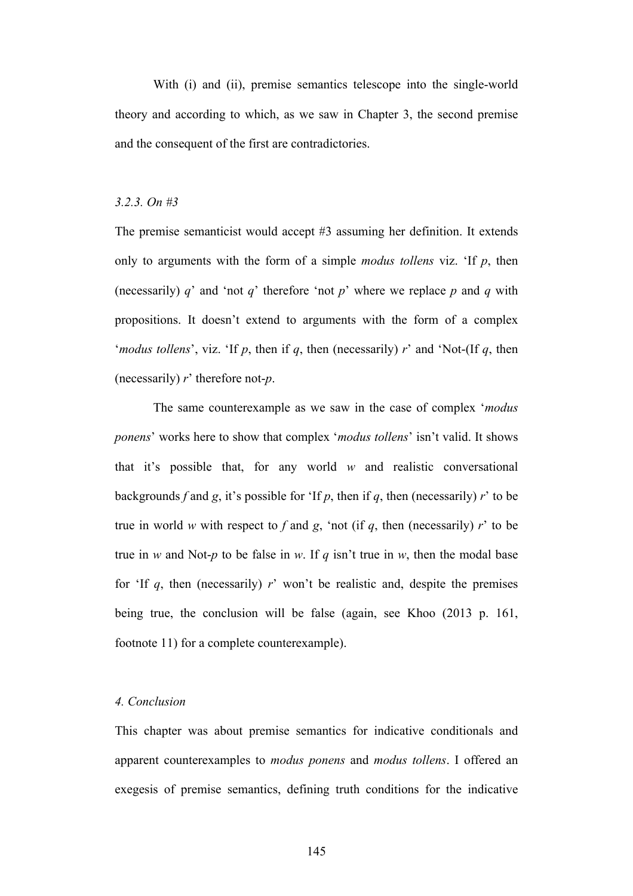With (i) and (ii), premise semantics telescope into the single-world theory and according to which, as we saw in Chapter 3, the second premise and the consequent of the first are contradictories.

### *3.2.3. On #3*

The premise semanticist would accept #3 assuming her definition. It extends only to arguments with the form of a simple *modus tollens* viz. 'If *p*, then (necessarily) *q*' and 'not *q*' therefore 'not *p*' where we replace *p* and *q* with propositions. It doesn't extend to arguments with the form of a complex '*modus tollens*', viz. 'If *p*, then if *q*, then (necessarily) *r*' and 'Not-(If *q*, then (necessarily) *r*' therefore not-*p*.

The same counterexample as we saw in the case of complex '*modus ponens*' works here to show that complex '*modus tollens*' isn't valid. It shows that it's possible that, for any world *w* and realistic conversational backgrounds *f* and *g*, it's possible for 'If *p*, then if *q*, then (necessarily) *r*' to be true in world *w* with respect to *f* and *g*, 'not (if *q*, then (necessarily) *r*' to be true in *w* and Not-*p* to be false in *w*. If *q* isn't true in *w*, then the modal base for 'If *q*, then (necessarily) *r*' won't be realistic and, despite the premises being true, the conclusion will be false (again, see Khoo (2013 p. 161, footnote 11) for a complete counterexample).

## *4. Conclusion*

This chapter was about premise semantics for indicative conditionals and apparent counterexamples to *modus ponens* and *modus tollens*. I offered an exegesis of premise semantics, defining truth conditions for the indicative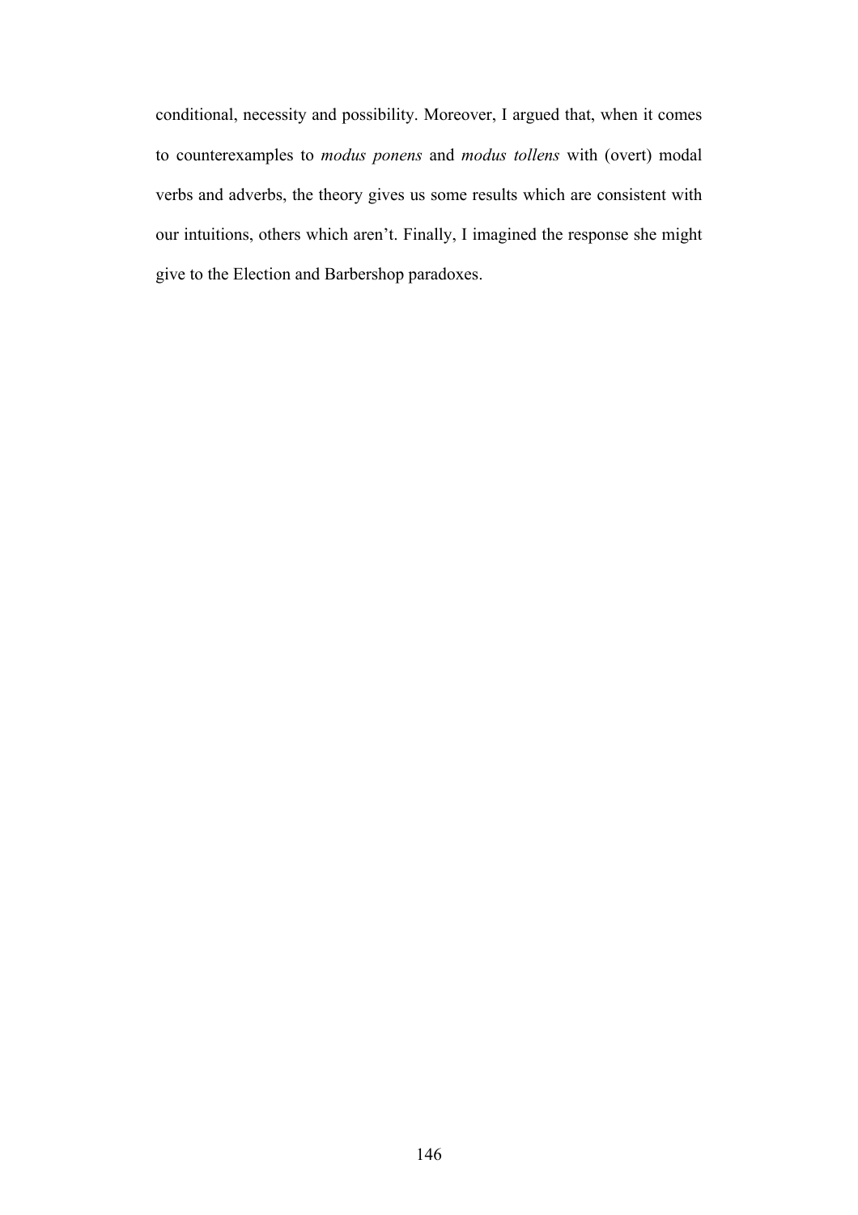conditional, necessity and possibility. Moreover, I argued that, when it comes to counterexamples to *modus ponens* and *modus tollens* with (overt) modal verbs and adverbs, the theory gives us some results which are consistent with our intuitions, others which aren't. Finally, I imagined the response she might give to the Election and Barbershop paradoxes.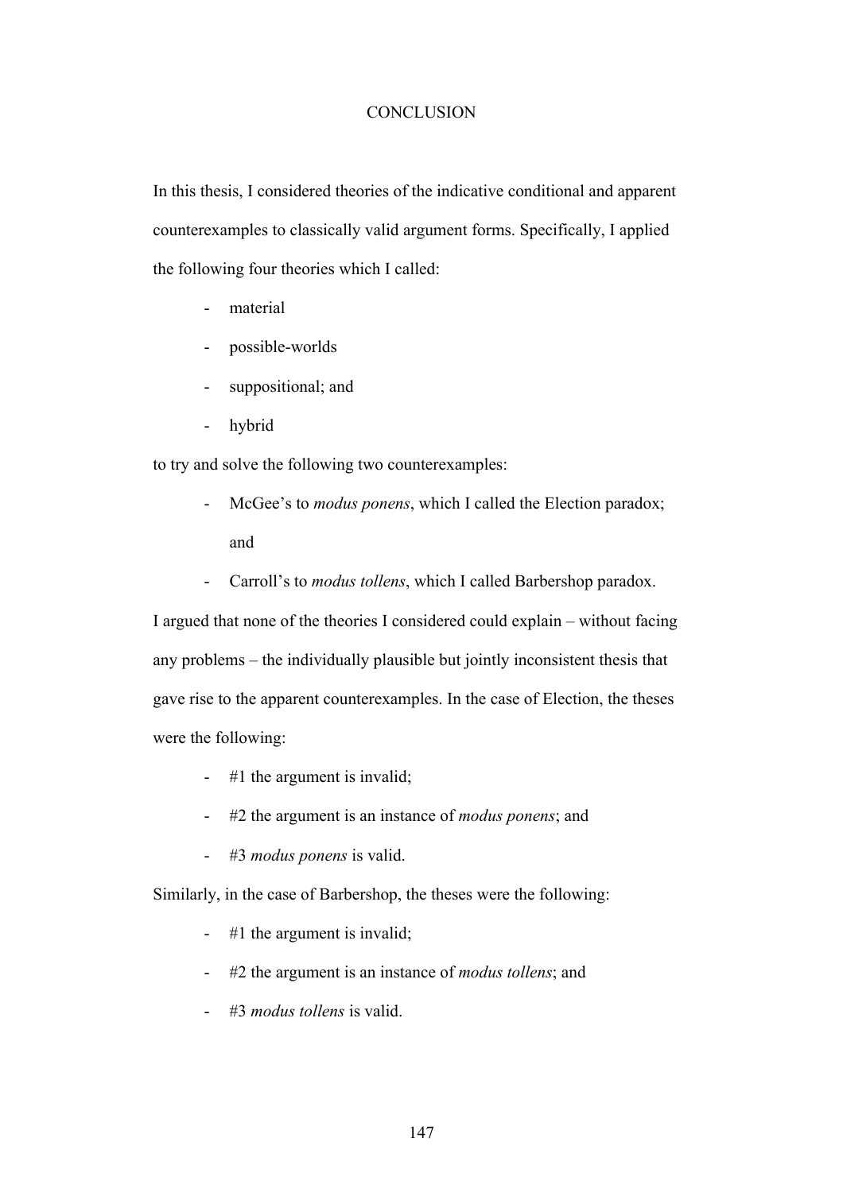# CONCLUSION

In this thesis, I considered theories of the indicative conditional and apparent counterexamples to classically valid argument forms. Specifically, I applied the following four theories which I called:

- material
- possible-worlds
- suppositional; and
- hybrid

to try and solve the following two counterexamples:

- McGee's to *modus ponens*, which I called the Election paradox; and
- Carroll's to *modus tollens*, which I called Barbershop paradox.

I argued that none of the theories I considered could explain – without facing any problems – the individually plausible but jointly inconsistent thesis that gave rise to the apparent counterexamples. In the case of Election, the theses were the following:

- #1 the argument is invalid;
- #2 the argument is an instance of *modus ponens*; and
- #3 *modus ponens* is valid.

Similarly, in the case of Barbershop, the theses were the following:

- #1 the argument is invalid;
- #2 the argument is an instance of *modus tollens*; and
- #3 *modus tollens* is valid.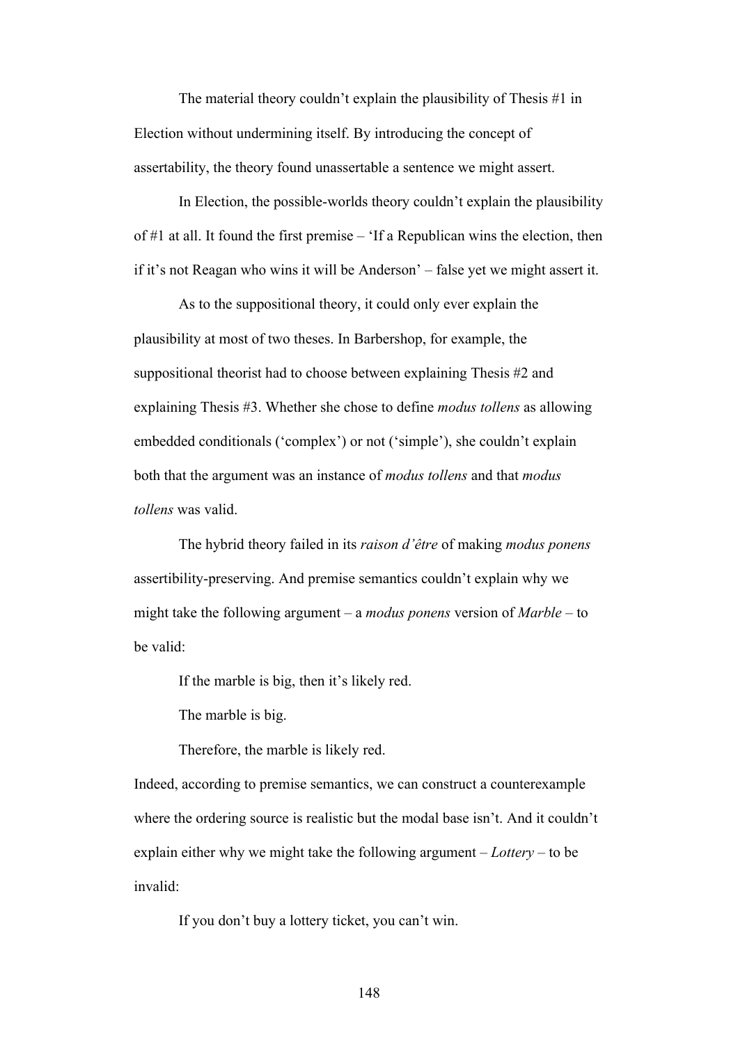The material theory couldn't explain the plausibility of Thesis #1 in Election without undermining itself. By introducing the concept of assertability, the theory found unassertable a sentence we might assert.

In Election, the possible-worlds theory couldn't explain the plausibility of #1 at all. It found the first premise – 'If a Republican wins the election, then if it's not Reagan who wins it will be Anderson' – false yet we might assert it.

As to the suppositional theory, it could only ever explain the plausibility at most of two theses. In Barbershop, for example, the suppositional theorist had to choose between explaining Thesis #2 and explaining Thesis #3. Whether she chose to define *modus tollens* as allowing embedded conditionals ('complex') or not ('simple'), she couldn't explain both that the argument was an instance of *modus tollens* and that *modus tollens* was valid.

The hybrid theory failed in its *raison d'être* of making *modus ponens* assertibility-preserving. And premise semantics couldn't explain why we might take the following argument – a *modus ponens* version of *Marble* – to be valid:

> If the marble is big, then it's likely red.
>
> The marble is big.
>
> Therefore, the marble is likely red.

Indeed, according to premise semantics, we can construct a counterexample where the ordering source is realistic but the modal base isn't. And it couldn't explain either why we might take the following argument – *Lottery* – to be invalid:

> If you don't buy a lottery ticket, you can't win.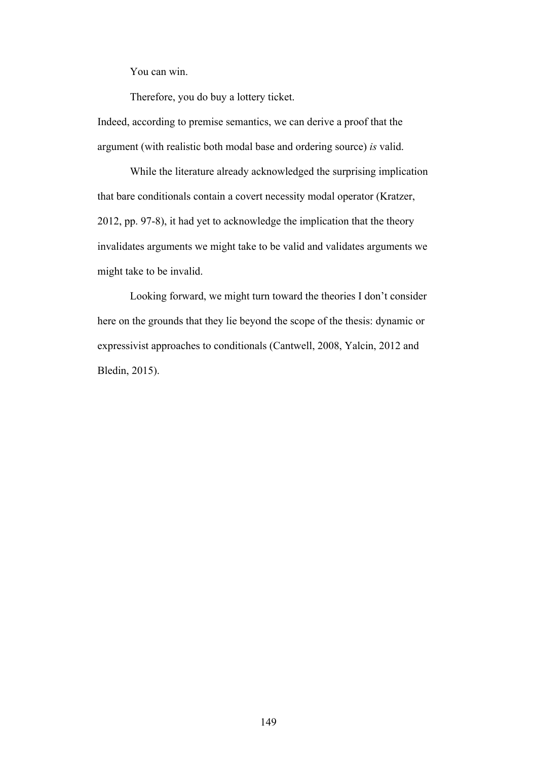You can win.

Therefore, you do buy a lottery ticket.

Indeed, according to premise semantics, we can derive a proof that the argument (with realistic both modal base and ordering source) *is* valid.

While the literature already acknowledged the surprising implication that bare conditionals contain a covert necessity modal operator (Kratzer, 2012, pp. 97-8), it had yet to acknowledge the implication that the theory invalidates arguments we might take to be valid and validates arguments we might take to be invalid.

Looking forward, we might turn toward the theories I don't consider here on the grounds that they lie beyond the scope of the thesis: dynamic or expressivist approaches to conditionals (Cantwell, 2008, Yalcin, 2012 and Bledin, 2015).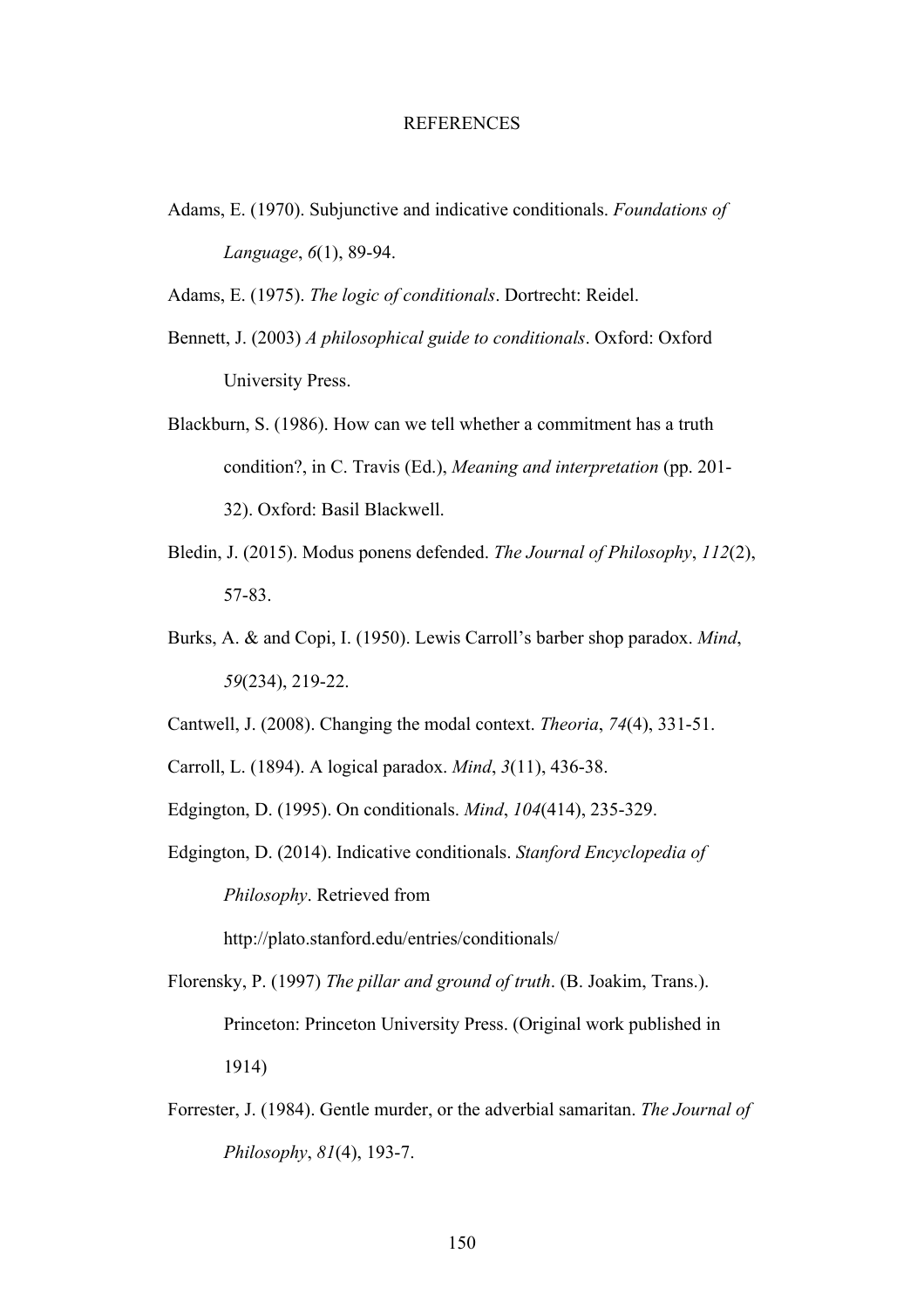# REFERENCES

Adams, E. (1970). Subjunctive and indicative conditionals. *Foundations of Language*, *6*(1), 89-94.

Adams, E. (1975). *The logic of conditionals*. Dortrecht: Reidel.

Bennett, J. (2003) *A philosophical guide to conditionals*. Oxford: Oxford University Press.

Blackburn, S. (1986). How can we tell whether a commitment has a truth condition?, in C. Travis (Ed.), *Meaning and interpretation* (pp. 201-32). Oxford: Basil Blackwell.

Bledin, J. (2015). Modus ponens defended. *The Journal of Philosophy*, *112*(2), 57-83.

Burks, A. & and Copi, I. (1950). Lewis Carroll's barber shop paradox. *Mind*, *59*(234), 219-22.

Cantwell, J. (2008). Changing the modal context. *Theoria*, *74*(4), 331-51.

Carroll, L. (1894). A logical paradox. *Mind*, *3*(11), 436-38.

Edgington, D. (1995). On conditionals. *Mind*, *104*(414), 235-329.

Edgington, D. (2014). Indicative conditionals. *Stanford Encyclopedia of Philosophy*. Retrieved from http://plato.stanford.edu/entries/conditionals/

Florensky, P. (1997) *The pillar and ground of truth*. (B. Joakim, Trans.). Princeton: Princeton University Press. (Original work published in 1914)

Forrester, J. (1984). Gentle murder, or the adverbial samaritan. *The Journal of Philosophy*, *81*(4), 193-7.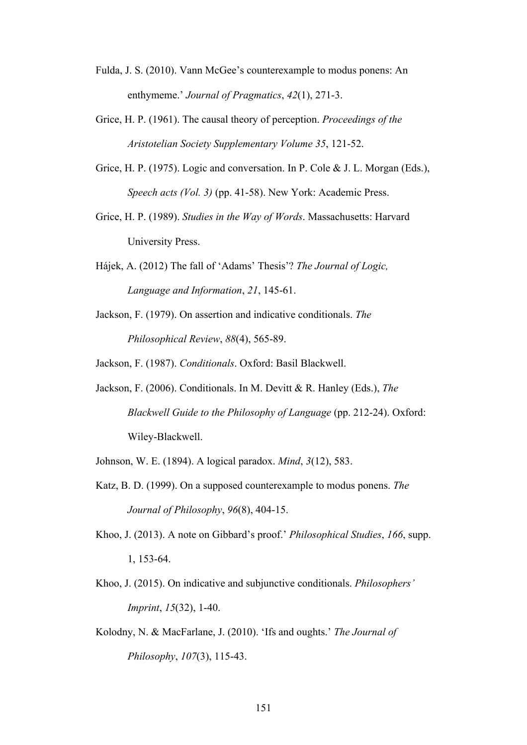Fulda, J. S. (2010). Vann McGee's counterexample to modus ponens: An enthymeme.' *Journal of Pragmatics*, *42*(1), 271-3.

Grice, H. P. (1961). The causal theory of perception. *Proceedings of the Aristotelian Society Supplementary Volume 35*, 121-52.

Grice, H. P. (1975). Logic and conversation. In P. Cole & J. L. Morgan (Eds.), *Speech acts (Vol. 3)* (pp. 41-58). New York: Academic Press.

Grice, H. P. (1989). *Studies in the Way of Words*. Massachusetts: Harvard University Press.

Hájek, A. (2012) The fall of 'Adams' Thesis'? *The Journal of Logic, Language and Information*, *21*, 145-61.

Jackson, F. (1979). On assertion and indicative conditionals. *The Philosophical Review*, *88*(4), 565-89.

Jackson, F. (1987). *Conditionals*. Oxford: Basil Blackwell.

Jackson, F. (2006). Conditionals. In M. Devitt & R. Hanley (Eds.), *The Blackwell Guide to the Philosophy of Language* (pp. 212-24). Oxford: Wiley-Blackwell.

Johnson, W. E. (1894). A logical paradox. *Mind*, *3*(12), 583.

Katz, B. D. (1999). On a supposed counterexample to modus ponens. *The Journal of Philosophy*, *96*(8), 404-15.

Khoo, J. (2013). A note on Gibbard's proof.' *Philosophical Studies*, *166*, supp. 1, 153-64.

Khoo, J. (2015). On indicative and subjunctive conditionals. *Philosophers' Imprint*, *15*(32), 1-40.

Kolodny, N. & MacFarlane, J. (2010). 'Ifs and oughts.' *The Journal of Philosophy*, *107*(3), 115-43.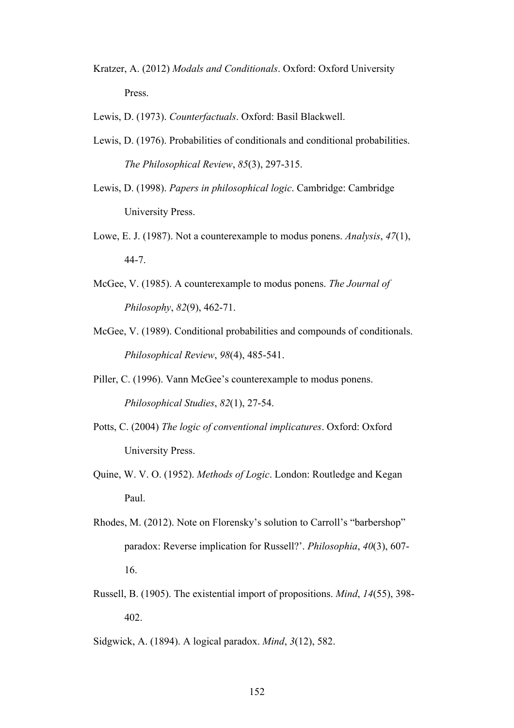Kratzer, A. (2012) *Modals and Conditionals*. Oxford: Oxford University Press.

Lewis, D. (1973). *Counterfactuals*. Oxford: Basil Blackwell.

Lewis, D. (1976). Probabilities of conditionals and conditional probabilities. *The Philosophical Review*, *85*(3), 297-315.

Lewis, D. (1998). *Papers in philosophical logic*. Cambridge: Cambridge University Press.

Lowe, E. J. (1987). Not a counterexample to modus ponens. *Analysis*, *47*(1), 44-7.

McGee, V. (1985). A counterexample to modus ponens. *The Journal of Philosophy*, *82*(9), 462-71.

McGee, V. (1989). Conditional probabilities and compounds of conditionals. *Philosophical Review*, *98*(4), 485-541.

Piller, C. (1996). Vann McGee's counterexample to modus ponens. *Philosophical Studies*, *82*(1), 27-54.

Potts, C. (2004) *The logic of conventional implicatures*. Oxford: Oxford University Press.

Quine, W. V. O. (1952). *Methods of Logic*. London: Routledge and Kegan Paul.

Rhodes, M. (2012). Note on Florensky's solution to Carroll's "barbershop" paradox: Reverse implication for Russell?'. *Philosophia*, *40*(3), 607-16.

Russell, B. (1905). The existential import of propositions. *Mind*, *14*(55), 398-402.

Sidgwick, A. (1894). A logical paradox. *Mind*, *3*(12), 582.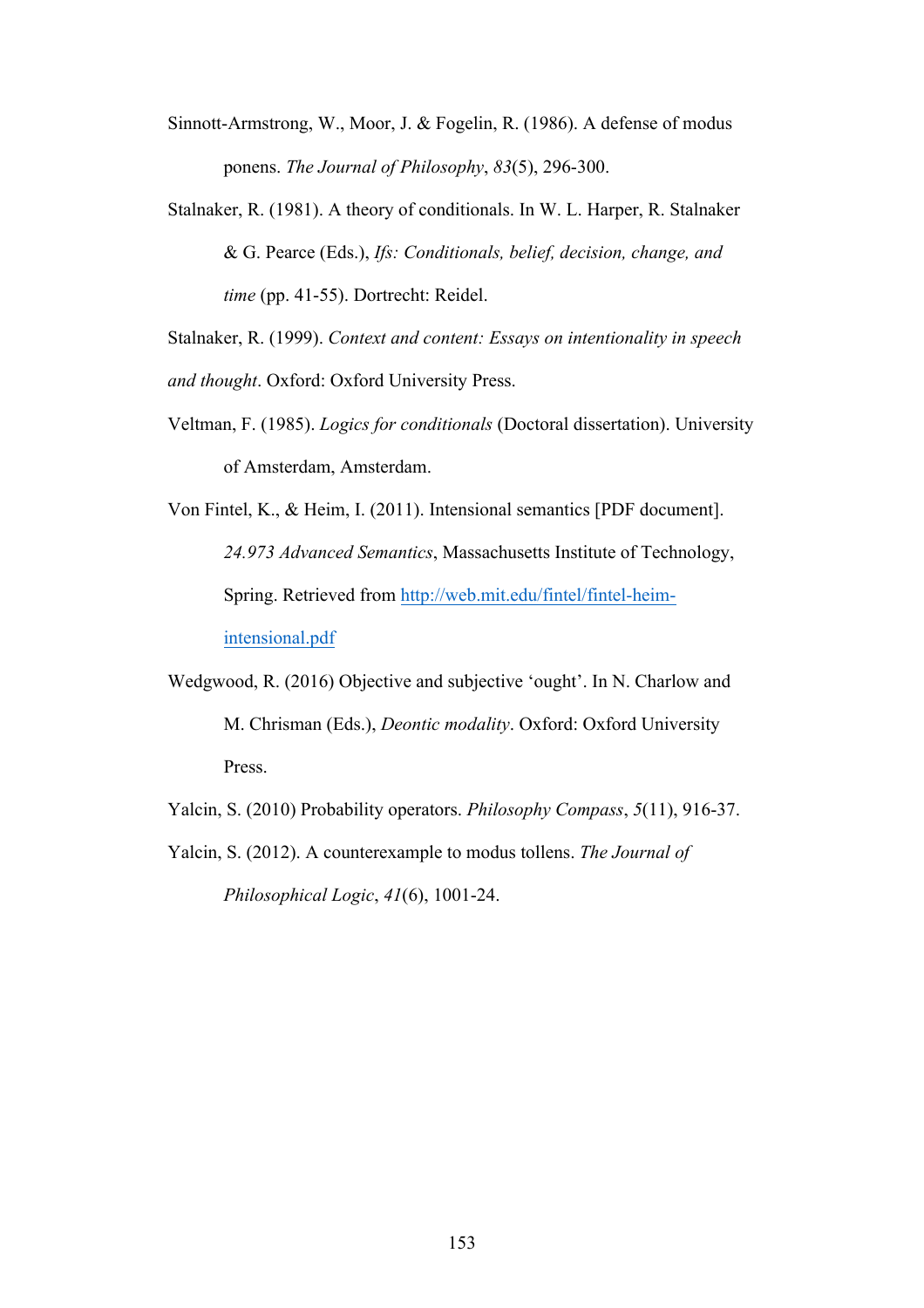Sinnott-Armstrong, W., Moor, J. & Fogelin, R. (1986). A defense of modus ponens. *The Journal of Philosophy*, *83*(5), 296-300.

Stalnaker, R. (1981). A theory of conditionals. In W. L. Harper, R. Stalnaker & G. Pearce (Eds.), *Ifs: Conditionals, belief, decision, change, and time* (pp. 41-55). Dortrecht: Reidel.

Stalnaker, R. (1999). *Context and content: Essays on intentionality in speech and thought*. Oxford: Oxford University Press.

Veltman, F. (1985). *Logics for conditionals* (Doctoral dissertation). University of Amsterdam, Amsterdam.

Von Fintel, K., & Heim, I. (2011). Intensional semantics [PDF document]. *24.973 Advanced Semantics*, Massachusetts Institute of Technology, Spring. Retrieved from http://web.mit.edu/fintel/fintel-heim-intensional.pdf

Wedgwood, R. (2016) Objective and subjective 'ought'. In N. Charlow and M. Chrisman (Eds.), *Deontic modality*. Oxford: Oxford University Press.

Yalcin, S. (2010) Probability operators. *Philosophy Compass*, *5*(11), 916-37.

Yalcin, S. (2012). A counterexample to modus tollens. *The Journal of Philosophical Logic*, *41*(6), 1001-24.